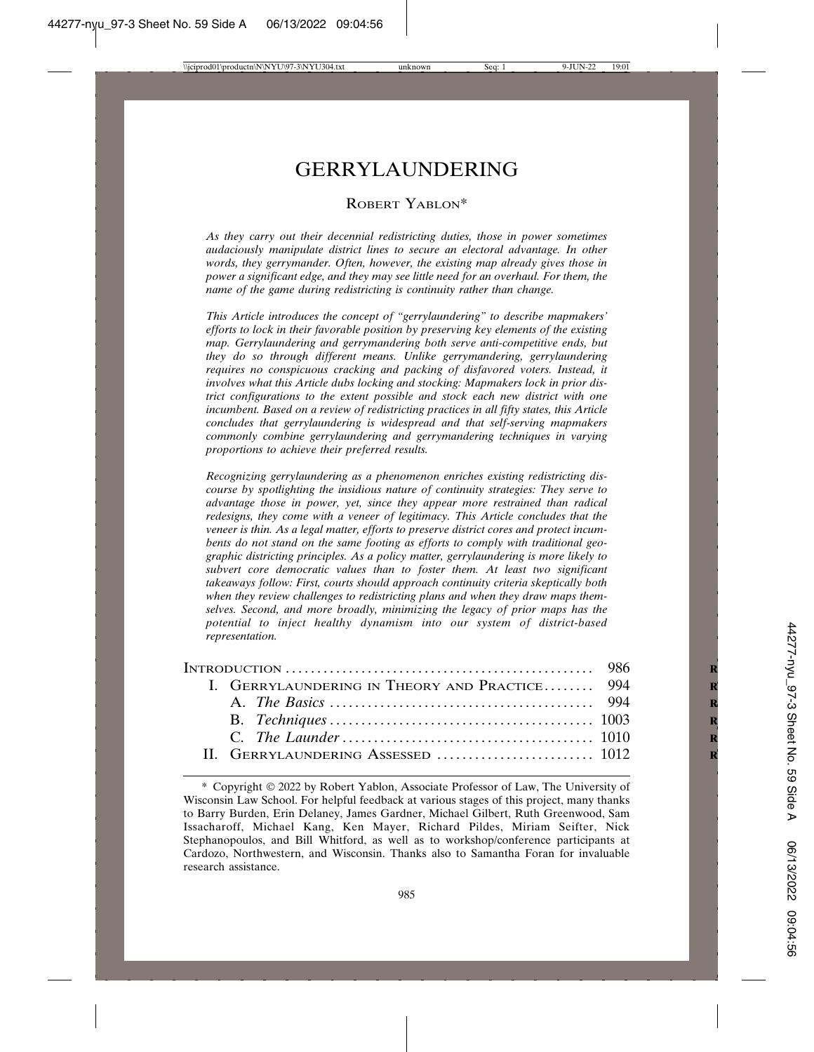# GERRYLAUNDERING

ROBERT YABLON*

*As they carry out their decennial redistricting duties, those in power sometimes audaciously manipulate district lines to secure an electoral advantage. In other words, they gerrymander. Often, however, the existing map already gives those in power a significant edge, and they may see little need for an overhaul. For them, the name of the game during redistricting is continuity rather than change.*

*This Article introduces the concept of "gerrylaundering" to describe mapmakers' efforts to lock in their favorable position by preserving key elements of the existing map. Gerrylaundering and gerrymandering both serve anti-competitive ends, but they do so through different means. Unlike gerrymandering, gerrylaundering requires no conspicuous cracking and packing of disfavored voters. Instead, it involves what this Article dubs locking and stocking: Mapmakers lock in prior district configurations to the extent possible and stock each new district with one incumbent. Based on a review of redistricting practices in all fifty states, this Article concludes that gerrylaundering is widespread and that self-serving mapmakers commonly combine gerrylaundering and gerrymandering techniques in varying proportions to achieve their preferred results.*

*Recognizing gerrylaundering as a phenomenon enriches existing redistricting discourse by spotlighting the insidious nature of continuity strategies: They serve to advantage those in power, yet, since they appear more restrained than radical redesigns, they come with a veneer of legitimacy. This Article concludes that the veneer is thin. As a legal matter, efforts to preserve district cores and protect incumbents do not stand on the same footing as efforts to comply with traditional geographic districting principles. As a policy matter, gerrylaundering is more likely to subvert core democratic values than to foster them. At least two significant takeaways follow: First, courts should approach continuity criteria skeptically both when they review challenges to redistricting plans and when they draw maps themselves. Second, and more broadly, minimizing the legacy of prior maps has the potential to inject healthy dynamism into our system of district-based representation.*

| | |
|---|---|
| INTRODUCTION | 986 |
| I. GERRYLAUNDERING IN THEORY AND PRACTICE | 994 |
| A. *The Basics* | 994 |
| B. *Techniques* | 1003 |
| C. *The Launder* | 1010 |
| II. GERRYLAUNDERING ASSESSED | 1012 |

\* Copyright © 2022 by Robert Yablon, Associate Professor of Law, The University of Wisconsin Law School. For helpful feedback at various stages of this project, many thanks to Barry Burden, Erin Delaney, James Gardner, Michael Gilbert, Ruth Greenwood, Sam Issacharoff, Michael Kang, Ken Mayer, Richard Pildes, Miriam Seifter, Nick Stephanopoulos, and Bill Whitford, as well as to workshop/conference participants at Cardozo, Northwestern, and Wisconsin. Thanks also to Samantha Foran for invaluable research assistance.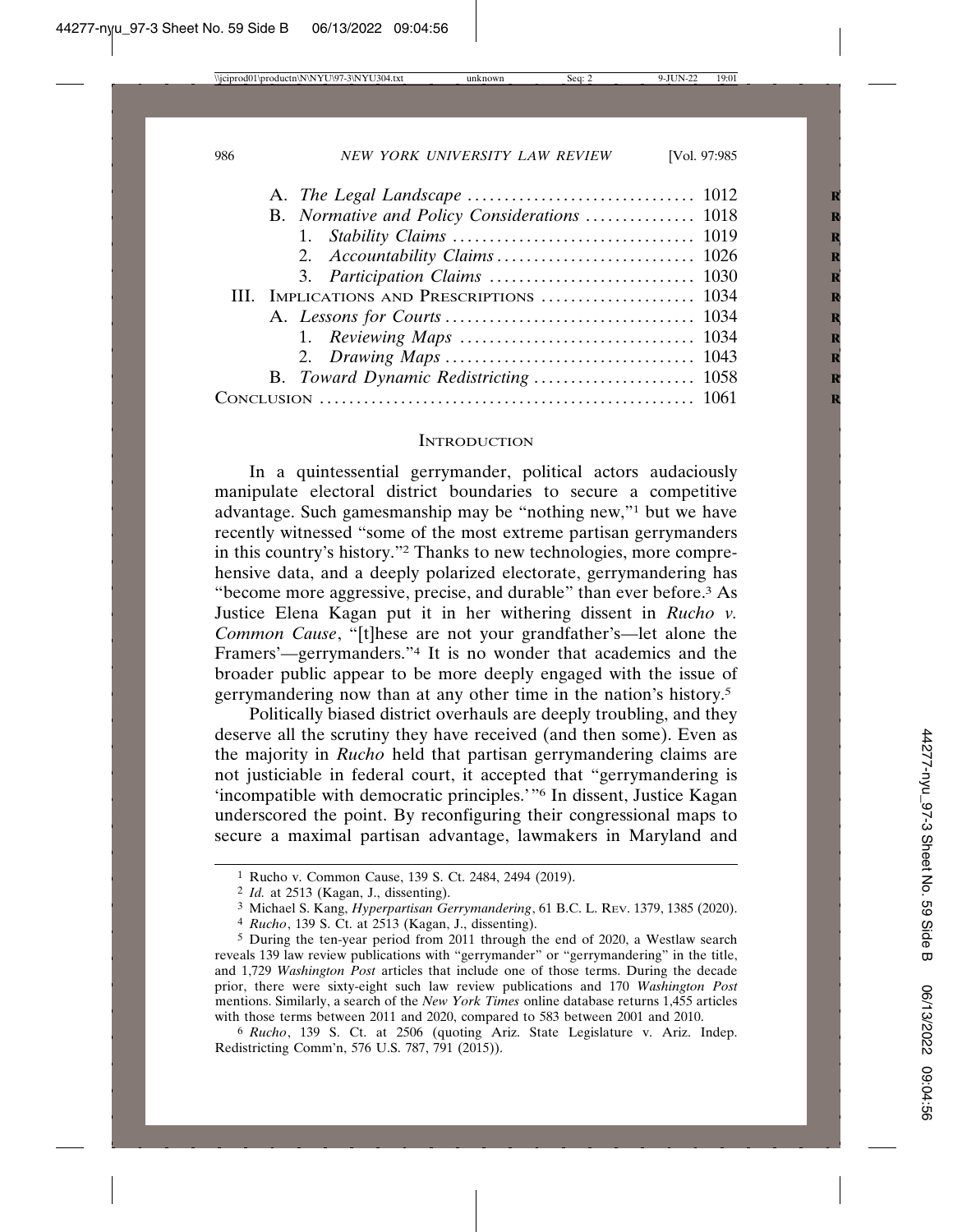A. *The Legal Landscape* .............................. 1012
B. *Normative and Policy Considerations* .............. 1018
1. *Stability Claims* ................................ 1019
2. *Accountability Claims* ........................... 1026
3. *Participation Claims* ............................ 1030

III. Implications and Prescriptions .................... 1034
A. *Lessons for Courts* .............................. 1034
1. *Reviewing Maps* .................................. 1034
2. *Drawing Maps* .................................... 1043
B. *Toward Dynamic Redistricting* .................... 1058

Conclusion ............................................... 1061

## Introduction

In a quintessential gerrymander, political actors audaciously manipulate electoral district boundaries to secure a competitive advantage. Such gamesmanship may be "nothing new,"[1] but we have recently witnessed "some of the most extreme partisan gerrymanders in this country's history."[2] Thanks to new technologies, more comprehensive data, and a deeply polarized electorate, gerrymandering has "become more aggressive, precise, and durable" than ever before.[3] As Justice Elena Kagan put it in her withering dissent in *Rucho v. Common Cause*, "[t]hese are not your grandfather's—let alone the Framers'—gerrymanders."[4] It is no wonder that academics and the broader public appear to be more deeply engaged with the issue of gerrymandering now than at any other time in the nation's history.[5]

Politically biased district overhauls are deeply troubling, and they deserve all the scrutiny they have received (and then some). Even as the majority in *Rucho* held that partisan gerrymandering claims are not justiciable in federal court, it accepted that "gerrymandering is 'incompatible with democratic principles.'"[6] In dissent, Justice Kagan underscored the point. By reconfiguring their congressional maps to secure a maximal partisan advantage, lawmakers in Maryland and

---

[1] Rucho v. Common Cause, 139 S. Ct. 2484, 2494 (2019).

[2] *Id.* at 2513 (Kagan, J., dissenting).

[3] Michael S. Kang, *Hyperpartisan Gerrymandering*, 61 B.C. L. Rev. 1379, 1385 (2020).

[4] *Rucho*, 139 S. Ct. at 2513 (Kagan, J., dissenting).

[5] During the ten-year period from 2011 through the end of 2020, a Westlaw search reveals 139 law review publications with "gerrymander" or "gerrymandering" in the title, and 1,729 *Washington Post* articles that include one of those terms. During the decade prior, there were sixty-eight such law review publications and 170 *Washington Post* mentions. Similarly, a search of the *New York Times* online database returns 1,455 articles with those terms between 2011 and 2020, compared to 583 between 2001 and 2010.

[6] *Rucho*, 139 S. Ct. at 2506 (quoting Ariz. State Legislature v. Ariz. Indep. Redistricting Comm'n, 576 U.S. 787, 791 (2015)).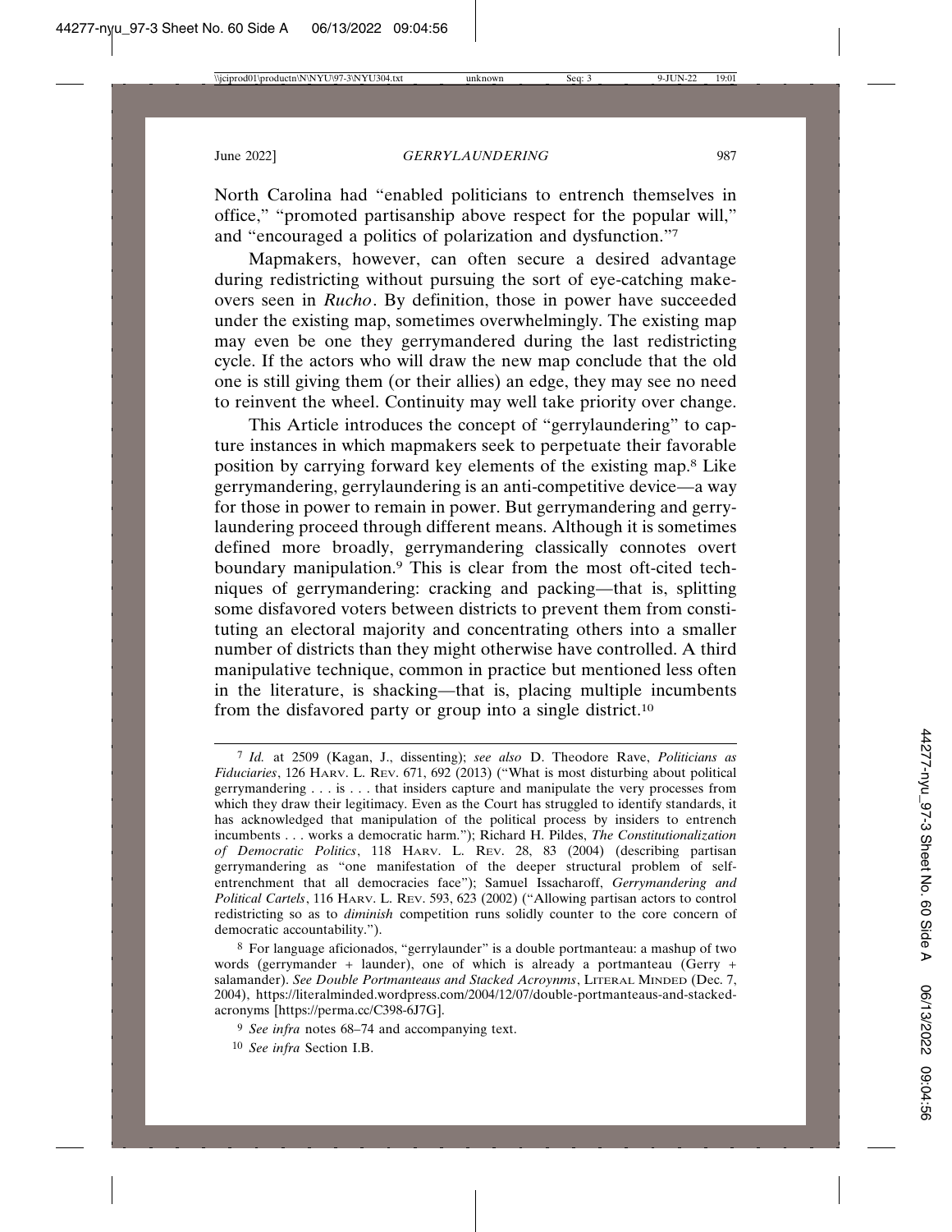North Carolina had "enabled politicians to entrench themselves in office," "promoted partisanship above respect for the popular will," and "encouraged a politics of polarization and dysfunction."[7]

Mapmakers, however, can often secure a desired advantage during redistricting without pursuing the sort of eye-catching makeovers seen in *Rucho*. By definition, those in power have succeeded under the existing map, sometimes overwhelmingly. The existing map may even be one they gerrymandered during the last redistricting cycle. If the actors who will draw the new map conclude that the old one is still giving them (or their allies) an edge, they may see no need to reinvent the wheel. Continuity may well take priority over change.

This Article introduces the concept of "gerrylaundering" to capture instances in which mapmakers seek to perpetuate their favorable position by carrying forward key elements of the existing map.[8] Like gerrymandering, gerrylaundering is an anti-competitive device—a way for those in power to remain in power. But gerrymandering and gerrylaundering proceed through different means. Although it is sometimes defined more broadly, gerrymandering classically connotes overt boundary manipulation.[9] This is clear from the most oft-cited techniques of gerrymandering: cracking and packing—that is, splitting some disfavored voters between districts to prevent them from constituting an electoral majority and concentrating others into a smaller number of districts than they might otherwise have controlled. A third manipulative technique, common in practice but mentioned less often in the literature, is shacking—that is, placing multiple incumbents from the disfavored party or group into a single district.[10]

---

[7] *Id.* at 2509 (Kagan, J., dissenting); *see also* D. Theodore Rave, *Politicians as Fiduciaries*, 126 Harv. L. Rev. 671, 692 (2013) ("What is most disturbing about political gerrymandering . . . is . . . that insiders capture and manipulate the very processes from which they draw their legitimacy. Even as the Court has struggled to identify standards, it has acknowledged that manipulation of the political process by insiders to entrench incumbents . . . works a democratic harm."); Richard H. Pildes, *The Constitutionalization of Democratic Politics*, 118 Harv. L. Rev. 28, 83 (2004) (describing partisan gerrymandering as "one manifestation of the deeper structural problem of self-entrenchment that all democracies face"); Samuel Issacharoff, *Gerrymandering and Political Cartels*, 116 Harv. L. Rev. 593, 623 (2002) ("Allowing partisan actors to control redistricting so as to *diminish* competition runs solidly counter to the core concern of democratic accountability.").

[8] For language aficionados, "gerrylaunder" is a double portmanteau: a mashup of two words (gerrymander + launder), one of which is already a portmanteau (Gerry + salamander). *See Double Portmanteaus and Stacked Acroynms*, Literal Minded (Dec. 7, 2004), https://literalminded.wordpress.com/2004/12/07/double-portmanteaus-and-stacked-acronyms [https://perma.cc/C398-6J7G].

[9] *See infra* notes 68–74 and accompanying text.

[10] *See infra* Section I.B.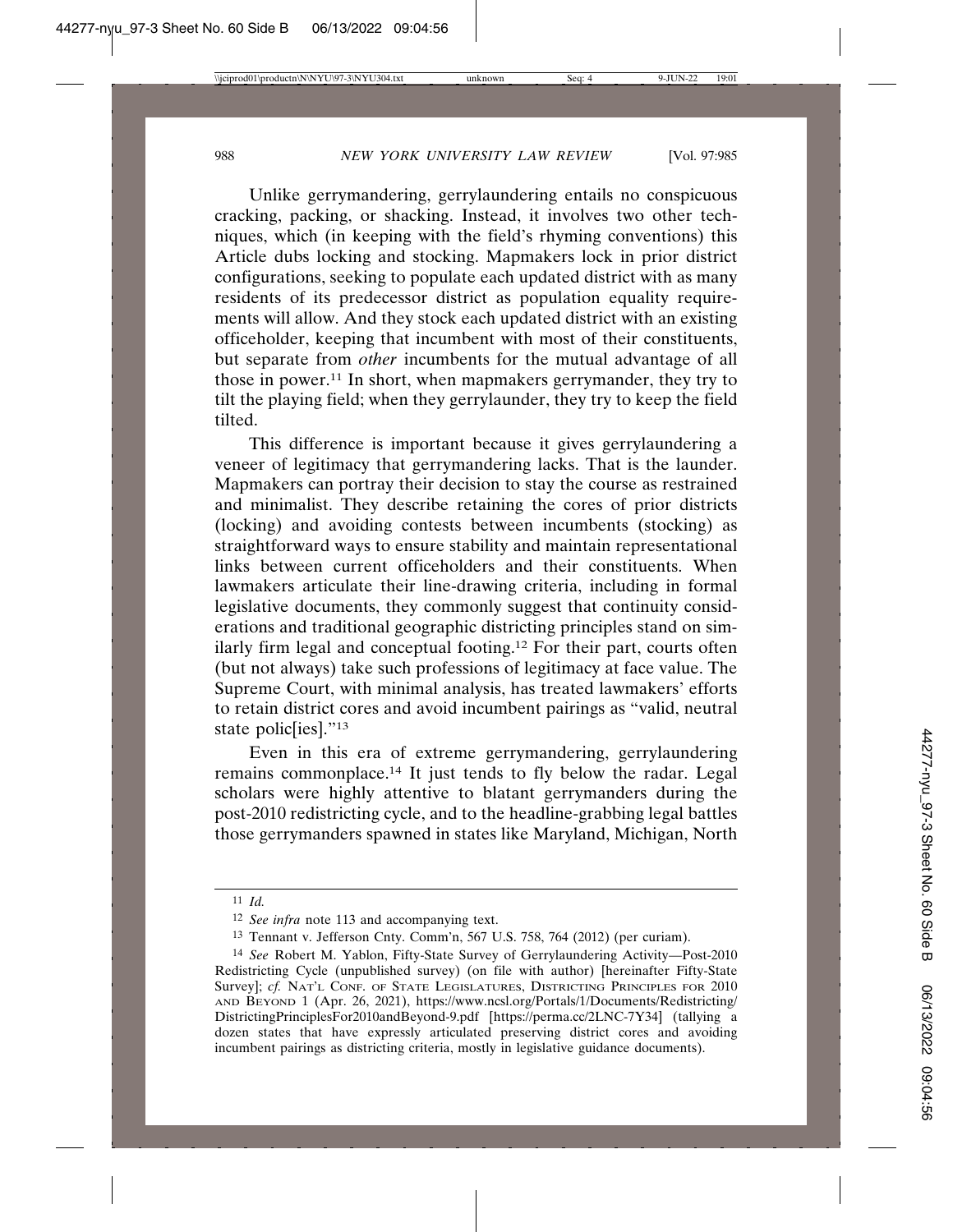Unlike gerrymandering, gerrylaundering entails no conspicuous cracking, packing, or shacking. Instead, it involves two other techniques, which (in keeping with the field's rhyming conventions) this Article dubs locking and stocking. Mapmakers lock in prior district configurations, seeking to populate each updated district with as many residents of its predecessor district as population equality requirements will allow. And they stock each updated district with an existing officeholder, keeping that incumbent with most of their constituents, but separate from *other* incumbents for the mutual advantage of all those in power.[11] In short, when mapmakers gerrymander, they try to tilt the playing field; when they gerrylaunder, they try to keep the field tilted.

This difference is important because it gives gerrylaundering a veneer of legitimacy that gerrymandering lacks. That is the launder. Mapmakers can portray their decision to stay the course as restrained and minimalist. They describe retaining the cores of prior districts (locking) and avoiding contests between incumbents (stocking) as straightforward ways to ensure stability and maintain representational links between current officeholders and their constituents. When lawmakers articulate their line-drawing criteria, including in formal legislative documents, they commonly suggest that continuity considerations and traditional geographic districting principles stand on similarly firm legal and conceptual footing.[12] For their part, courts often (but not always) take such professions of legitimacy at face value. The Supreme Court, with minimal analysis, has treated lawmakers' efforts to retain district cores and avoid incumbent pairings as "valid, neutral state polic[ies]."[13]

Even in this era of extreme gerrymandering, gerrylaundering remains commonplace.[14] It just tends to fly below the radar. Legal scholars were highly attentive to blatant gerrymanders during the post-2010 redistricting cycle, and to the headline-grabbing legal battles those gerrymanders spawned in states like Maryland, Michigan, North

---

[11] *Id.*

[12] *See infra* note 113 and accompanying text.

[13] Tennant v. Jefferson Cnty. Comm'n, 567 U.S. 758, 764 (2012) (per curiam).

[14] *See* Robert M. Yablon, Fifty-State Survey of Gerrylaundering Activity—Post-2010 Redistricting Cycle (unpublished survey) (on file with author) [hereinafter Fifty-State Survey]; *cf.* NAT'L CONF. OF STATE LEGISLATURES, DISTRICTING PRINCIPLES FOR 2010 AND BEYOND 1 (Apr. 26, 2021), https://www.ncsl.org/Portals/1/Documents/Redistricting/DistrictingPrinciplesFor2010andBeyond-9.pdf [https://perma.cc/2LNC-7Y34] (tallying a dozen states that have expressly articulated preserving district cores and avoiding incumbent pairings as districting criteria, mostly in legislative guidance documents).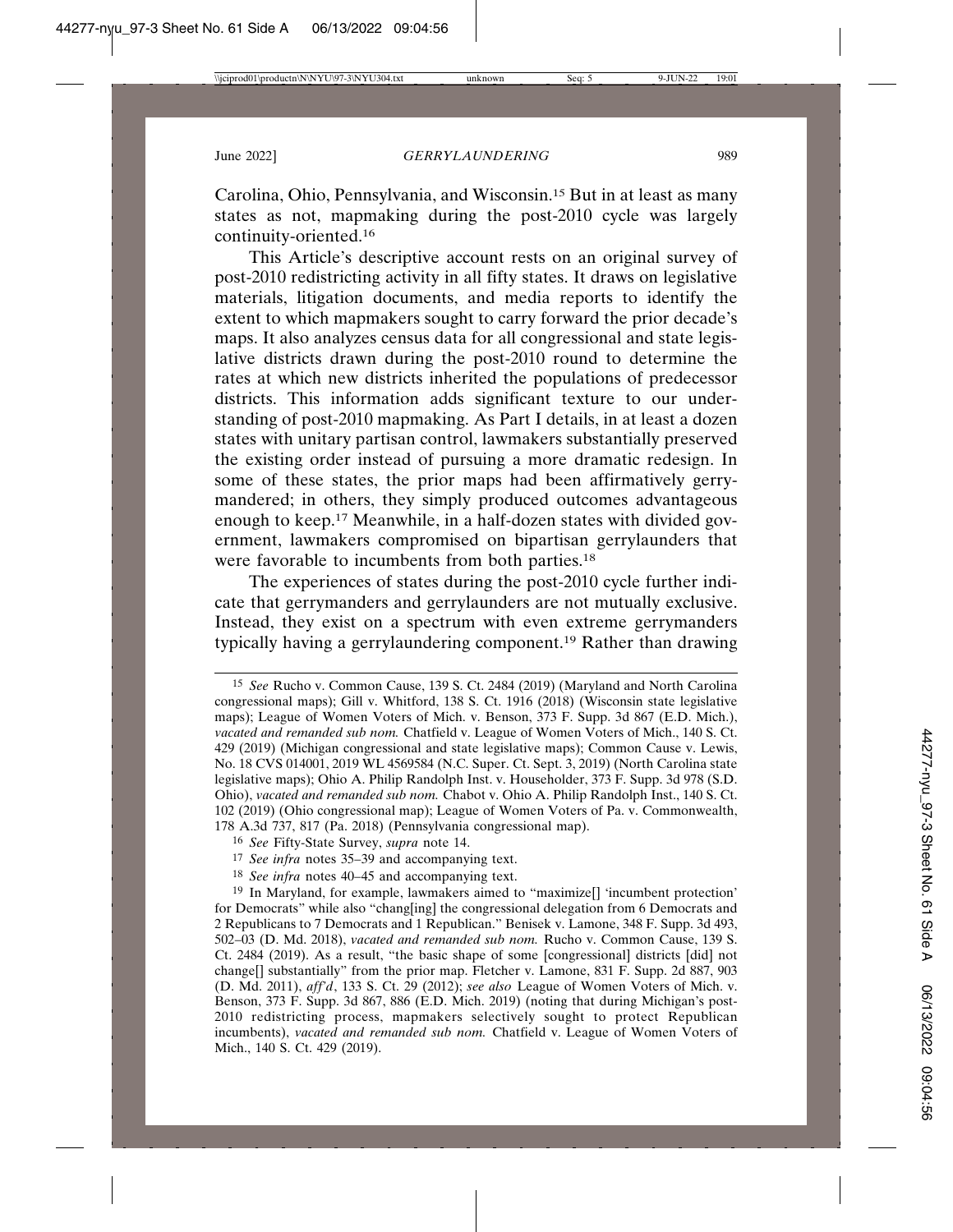Carolina, Ohio, Pennsylvania, and Wisconsin.[15] But in at least as many states as not, mapmaking during the post-2010 cycle was largely continuity-oriented.[16]

This Article's descriptive account rests on an original survey of post-2010 redistricting activity in all fifty states. It draws on legislative materials, litigation documents, and media reports to identify the extent to which mapmakers sought to carry forward the prior decade's maps. It also analyzes census data for all congressional and state legislative districts drawn during the post-2010 round to determine the rates at which new districts inherited the populations of predecessor districts. This information adds significant texture to our understanding of post-2010 mapmaking. As Part I details, in at least a dozen states with unitary partisan control, lawmakers substantially preserved the existing order instead of pursuing a more dramatic redesign. In some of these states, the prior maps had been affirmatively gerrymandered; in others, they simply produced outcomes advantageous enough to keep.[17] Meanwhile, in a half-dozen states with divided government, lawmakers compromised on bipartisan gerrylaunders that were favorable to incumbents from both parties.[18]

The experiences of states during the post-2010 cycle further indicate that gerrymanders and gerrylaunders are not mutually exclusive. Instead, they exist on a spectrum with even extreme gerrymanders typically having a gerrylaundering component.[19] Rather than drawing

---

[15] *See* Rucho v. Common Cause, 139 S. Ct. 2484 (2019) (Maryland and North Carolina congressional maps); Gill v. Whitford, 138 S. Ct. 1916 (2018) (Wisconsin state legislative maps); League of Women Voters of Mich. v. Benson, 373 F. Supp. 3d 867 (E.D. Mich.), *vacated and remanded sub nom.* Chatfield v. League of Women Voters of Mich., 140 S. Ct. 429 (2019) (Michigan congressional and state legislative maps); Common Cause v. Lewis, No. 18 CVS 014001, 2019 WL 4569584 (N.C. Super. Ct. Sept. 3, 2019) (North Carolina state legislative maps); Ohio A. Philip Randolph Inst. v. Householder, 373 F. Supp. 3d 978 (S.D. Ohio), *vacated and remanded sub nom.* Chabot v. Ohio A. Philip Randolph Inst., 140 S. Ct. 102 (2019) (Ohio congressional map); League of Women Voters of Pa. v. Commonwealth, 178 A.3d 737, 817 (Pa. 2018) (Pennsylvania congressional map).

[16] *See* Fifty-State Survey, *supra* note 14.

[17] *See infra* notes 35–39 and accompanying text.

[18] *See infra* notes 40–45 and accompanying text.

[19] In Maryland, for example, lawmakers aimed to "maximize[] 'incumbent protection' for Democrats" while also "chang[ing] the congressional delegation from 6 Democrats and 2 Republicans to 7 Democrats and 1 Republican." Benisek v. Lamone, 348 F. Supp. 3d 493, 502–03 (D. Md. 2018), *vacated and remanded sub nom.* Rucho v. Common Cause, 139 S. Ct. 2484 (2019). As a result, "the basic shape of some [congressional] districts [did] not change[] substantially" from the prior map. Fletcher v. Lamone, 831 F. Supp. 2d 887, 903 (D. Md. 2011), *aff'd*, 133 S. Ct. 29 (2012); *see also* League of Women Voters of Mich. v. Benson, 373 F. Supp. 3d 867, 886 (E.D. Mich. 2019) (noting that during Michigan's post-2010 redistricting process, mapmakers selectively sought to protect Republican incumbents), *vacated and remanded sub nom.* Chatfield v. League of Women Voters of Mich., 140 S. Ct. 429 (2019).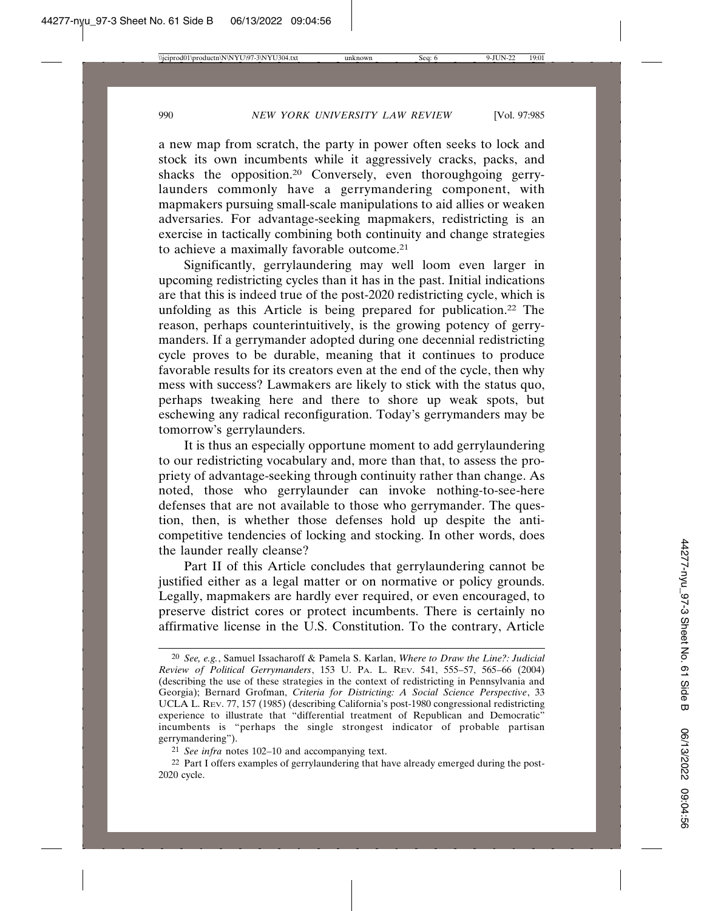a new map from scratch, the party in power often seeks to lock and stock its own incumbents while it aggressively cracks, packs, and shacks the opposition.[20] Conversely, even thoroughgoing gerrylaunders commonly have a gerrymandering component, with mapmakers pursuing small-scale manipulations to aid allies or weaken adversaries. For advantage-seeking mapmakers, redistricting is an exercise in tactically combining both continuity and change strategies to achieve a maximally favorable outcome.[21]

Significantly, gerrylaundering may well loom even larger in upcoming redistricting cycles than it has in the past. Initial indications are that this is indeed true of the post-2020 redistricting cycle, which is unfolding as this Article is being prepared for publication.[22] The reason, perhaps counterintuitively, is the growing potency of gerrymanders. If a gerrymander adopted during one decennial redistricting cycle proves to be durable, meaning that it continues to produce favorable results for its creators even at the end of the cycle, then why mess with success? Lawmakers are likely to stick with the status quo, perhaps tweaking here and there to shore up weak spots, but eschewing any radical reconfiguration. Today's gerrymanders may be tomorrow's gerrylaunders.

It is thus an especially opportune moment to add gerrylaundering to our redistricting vocabulary and, more than that, to assess the propriety of advantage-seeking through continuity rather than change. As noted, those who gerrylaunder can invoke nothing-to-see-here defenses that are not available to those who gerrymander. The question, then, is whether those defenses hold up despite the anti-competitive tendencies of locking and stocking. In other words, does the launder really cleanse?

Part II of this Article concludes that gerrylaundering cannot be justified either as a legal matter or on normative or policy grounds. Legally, mapmakers are hardly ever required, or even encouraged, to preserve district cores or protect incumbents. There is certainly no affirmative license in the U.S. Constitution. To the contrary, Article

---

[20] *See, e.g.*, Samuel Issacharoff & Pamela S. Karlan, *Where to Draw the Line?: Judicial Review of Political Gerrymanders*, 153 U. PA. L. REV. 541, 555–57, 565–66 (2004) (describing the use of these strategies in the context of redistricting in Pennsylvania and Georgia); Bernard Grofman, *Criteria for Districting: A Social Science Perspective*, 33 UCLA L. REV. 77, 157 (1985) (describing California's post-1980 congressional redistricting experience to illustrate that "differential treatment of Republican and Democratic" incumbents is "perhaps the single strongest indicator of probable partisan gerrymandering").

[21] *See infra* notes 102–10 and accompanying text.

[22] Part I offers examples of gerrylaundering that have already emerged during the post-2020 cycle.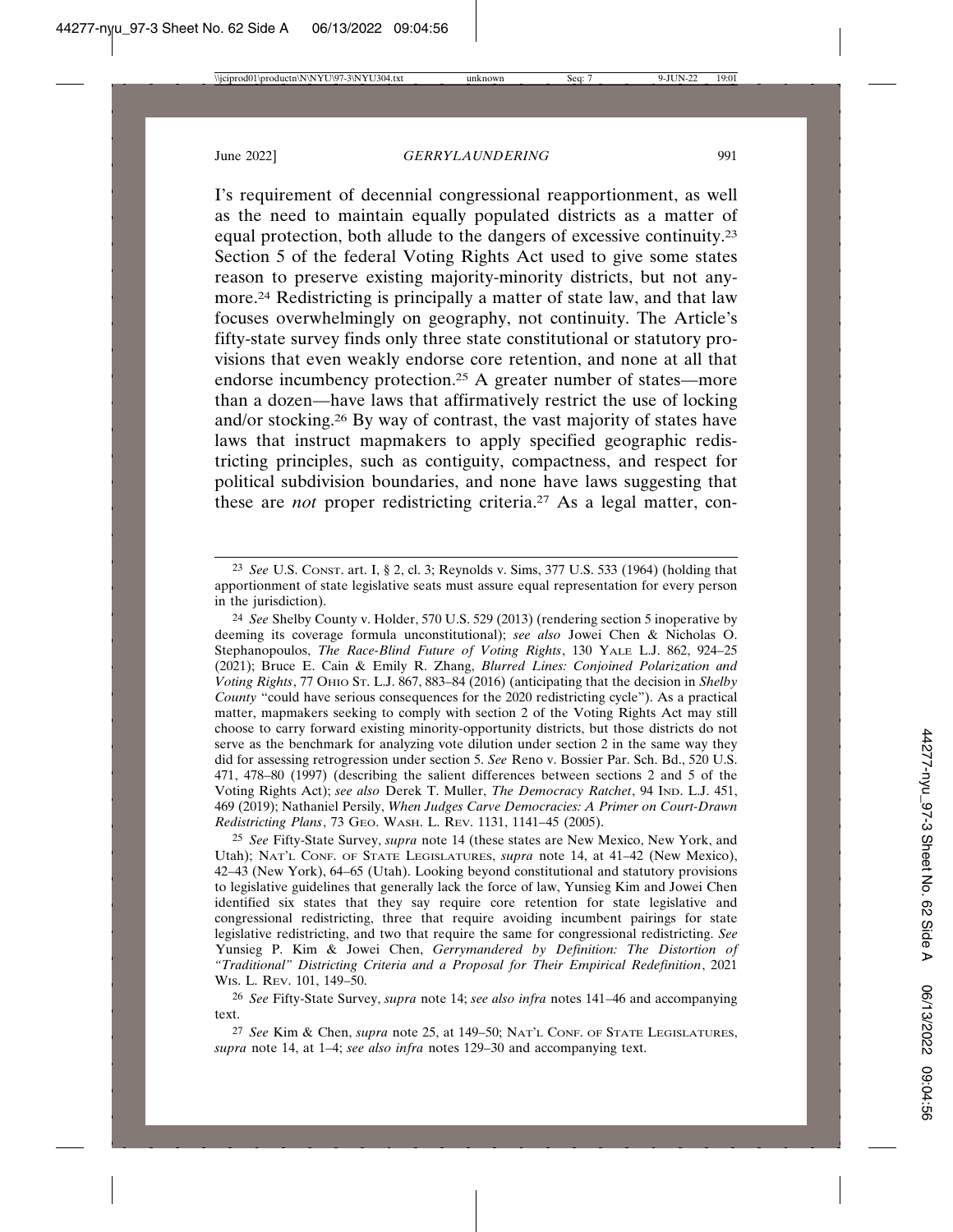I's requirement of decennial congressional reapportionment, as well as the need to maintain equally populated districts as a matter of equal protection, both allude to the dangers of excessive continuity.[23] Section 5 of the federal Voting Rights Act used to give some states reason to preserve existing majority-minority districts, but not anymore.[24] Redistricting is principally a matter of state law, and that law focuses overwhelmingly on geography, not continuity. The Article's fifty-state survey finds only three state constitutional or statutory provisions that even weakly endorse core retention, and none at all that endorse incumbency protection.[25] A greater number of states—more than a dozen—have laws that affirmatively restrict the use of locking and/or stocking.[26] By way of contrast, the vast majority of states have laws that instruct mapmakers to apply specified geographic redistricting principles, such as contiguity, compactness, and respect for political subdivision boundaries, and none have laws suggesting that these are *not* proper redistricting criteria.[27] As a legal matter, con-

---

[23] *See* U.S. CONST. art. I, § 2, cl. 3; Reynolds v. Sims, 377 U.S. 533 (1964) (holding that apportionment of state legislative seats must assure equal representation for every person in the jurisdiction).

[24] *See* Shelby County v. Holder, 570 U.S. 529 (2013) (rendering section 5 inoperative by deeming its coverage formula unconstitutional); *see also* Jowei Chen & Nicholas O. Stephanopoulos, *The Race-Blind Future of Voting Rights*, 130 YALE L.J. 862, 924–25 (2021); Bruce E. Cain & Emily R. Zhang, *Blurred Lines: Conjoined Polarization and Voting Rights*, 77 OHIO ST. L.J. 867, 883–84 (2016) (anticipating that the decision in *Shelby County* "could have serious consequences for the 2020 redistricting cycle"). As a practical matter, mapmakers seeking to comply with section 2 of the Voting Rights Act may still choose to carry forward existing minority-opportunity districts, but those districts do not serve as the benchmark for analyzing vote dilution under section 2 in the same way they did for assessing retrogression under section 5. *See* Reno v. Bossier Par. Sch. Bd., 520 U.S. 471, 478–80 (1997) (describing the salient differences between sections 2 and 5 of the Voting Rights Act); *see also* Derek T. Muller, *The Democracy Ratchet*, 94 IND. L.J. 451, 469 (2019); Nathaniel Persily, *When Judges Carve Democracies: A Primer on Court-Drawn Redistricting Plans*, 73 GEO. WASH. L. REV. 1131, 1141–45 (2005).

[25] *See* Fifty-State Survey, *supra* note 14 (these states are New Mexico, New York, and Utah); NAT'L CONF. OF STATE LEGISLATURES, *supra* note 14, at 41–42 (New Mexico), 42–43 (New York), 64–65 (Utah). Looking beyond constitutional and statutory provisions to legislative guidelines that generally lack the force of law, Yunsieg Kim and Jowei Chen identified six states that they say require core retention for state legislative and congressional redistricting, three that require avoiding incumbent pairings for state legislative redistricting, and two that require the same for congressional redistricting. *See* Yunsieg P. Kim & Jowei Chen, *Gerrymandered by Definition: The Distortion of "Traditional" Districting Criteria and a Proposal for Their Empirical Redefinition*, 2021 WIS. L. REV. 101, 149–50.

[26] *See* Fifty-State Survey, *supra* note 14; *see also infra* notes 141–46 and accompanying text.

[27] *See* Kim & Chen, *supra* note 25, at 149–50; NAT'L CONF. OF STATE LEGISLATURES, *supra* note 14, at 1–4; *see also infra* notes 129–30 and accompanying text.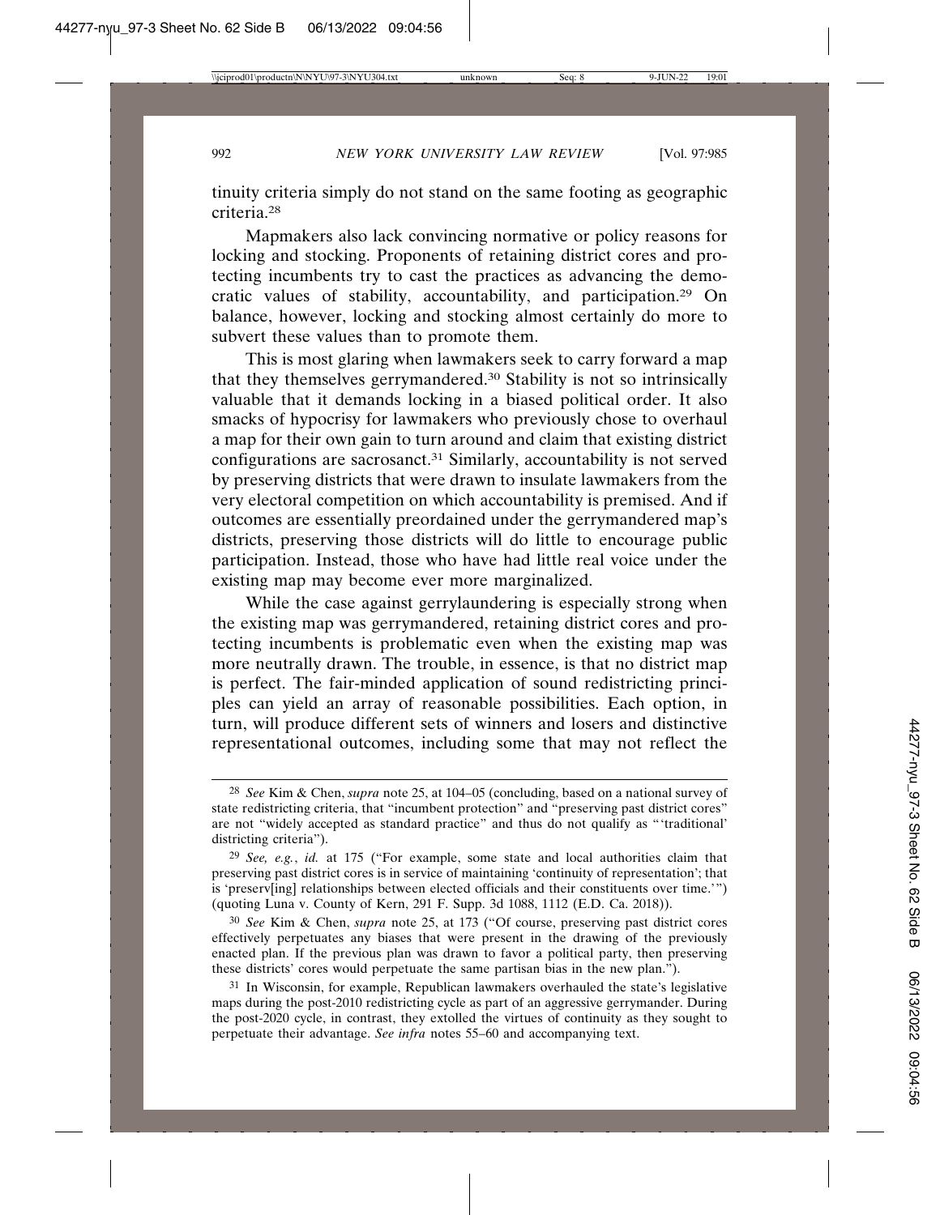tinuity criteria simply do not stand on the same footing as geographic criteria.[28]

Mapmakers also lack convincing normative or policy reasons for locking and stocking. Proponents of retaining district cores and protecting incumbents try to cast the practices as advancing the democratic values of stability, accountability, and participation.[29] On balance, however, locking and stocking almost certainly do more to subvert these values than to promote them.

This is most glaring when lawmakers seek to carry forward a map that they themselves gerrymandered.[30] Stability is not so intrinsically valuable that it demands locking in a biased political order. It also smacks of hypocrisy for lawmakers who previously chose to overhaul a map for their own gain to turn around and claim that existing district configurations are sacrosanct.[31] Similarly, accountability is not served by preserving districts that were drawn to insulate lawmakers from the very electoral competition on which accountability is premised. And if outcomes are essentially preordained under the gerrymandered map's districts, preserving those districts will do little to encourage public participation. Instead, those who have had little real voice under the existing map may become ever more marginalized.

While the case against gerrylaundering is especially strong when the existing map was gerrymandered, retaining district cores and protecting incumbents is problematic even when the existing map was more neutrally drawn. The trouble, in essence, is that no district map is perfect. The fair-minded application of sound redistricting principles can yield an array of reasonable possibilities. Each option, in turn, will produce different sets of winners and losers and distinctive representational outcomes, including some that may not reflect the

---

[28] *See* Kim & Chen, *supra* note 25, at 104–05 (concluding, based on a national survey of state redistricting criteria, that "incumbent protection" and "preserving past district cores" are not "widely accepted as standard practice" and thus do not qualify as "'traditional' districting criteria").

[29] *See, e.g.*, *id.* at 175 ("For example, some state and local authorities claim that preserving past district cores is in service of maintaining 'continuity of representation'; that is 'preserv[ing] relationships between elected officials and their constituents over time.'") (quoting Luna v. County of Kern, 291 F. Supp. 3d 1088, 1112 (E.D. Ca. 2018)).

[30] *See* Kim & Chen, *supra* note 25, at 173 ("Of course, preserving past district cores effectively perpetuates any biases that were present in the drawing of the previously enacted plan. If the previous plan was drawn to favor a political party, then preserving these districts' cores would perpetuate the same partisan bias in the new plan.").

[31] In Wisconsin, for example, Republican lawmakers overhauled the state's legislative maps during the post-2010 redistricting cycle as part of an aggressive gerrymander. During the post-2020 cycle, in contrast, they extolled the virtues of continuity as they sought to perpetuate their advantage. *See infra* notes 55–60 and accompanying text.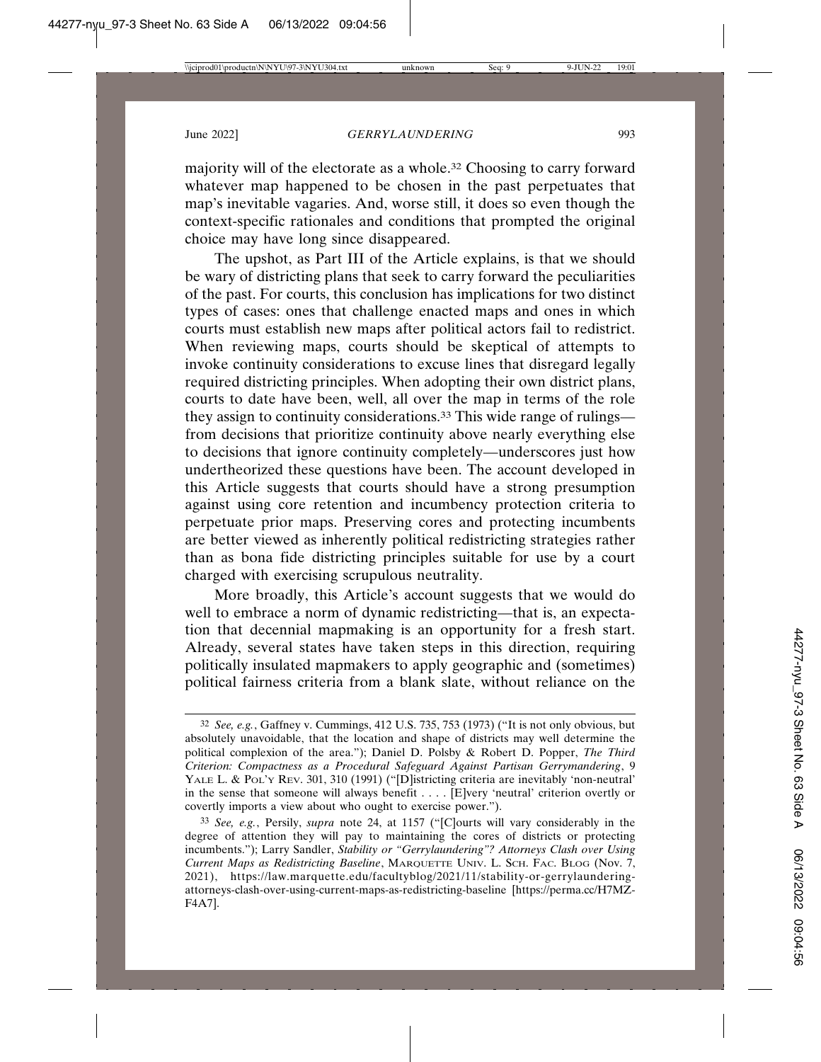majority will of the electorate as a whole.[32] Choosing to carry forward whatever map happened to be chosen in the past perpetuates that map's inevitable vagaries. And, worse still, it does so even though the context-specific rationales and conditions that prompted the original choice may have long since disappeared.

The upshot, as Part III of the Article explains, is that we should be wary of districting plans that seek to carry forward the peculiarities of the past. For courts, this conclusion has implications for two distinct types of cases: ones that challenge enacted maps and ones in which courts must establish new maps after political actors fail to redistrict. When reviewing maps, courts should be skeptical of attempts to invoke continuity considerations to excuse lines that disregard legally required districting principles. When adopting their own district plans, courts to date have been, well, all over the map in terms of the role they assign to continuity considerations.[33] This wide range of rulings—from decisions that prioritize continuity above nearly everything else to decisions that ignore continuity completely—underscores just how undertheorized these questions have been. The account developed in this Article suggests that courts should have a strong presumption against using core retention and incumbency protection criteria to perpetuate prior maps. Preserving cores and protecting incumbents are better viewed as inherently political redistricting strategies rather than as bona fide districting principles suitable for use by a court charged with exercising scrupulous neutrality.

More broadly, this Article's account suggests that we would do well to embrace a norm of dynamic redistricting—that is, an expectation that decennial mapmaking is an opportunity for a fresh start. Already, several states have taken steps in this direction, requiring politically insulated mapmakers to apply geographic and (sometimes) political fairness criteria from a blank slate, without reliance on the

---

[32] *See, e.g.*, Gaffney v. Cummings, 412 U.S. 735, 753 (1973) ("It is not only obvious, but absolutely unavoidable, that the location and shape of districts may well determine the political complexion of the area."); Daniel D. Polsby & Robert D. Popper, *The Third Criterion: Compactness as a Procedural Safeguard Against Partisan Gerrymandering*, 9 YALE L. & POL'Y REV. 301, 310 (1991) ("[D]istricting criteria are inevitably 'non-neutral' in the sense that someone will always benefit . . . . [E]very 'neutral' criterion overtly or covertly imports a view about who ought to exercise power.").

[33] *See, e.g.*, Persily, *supra* note 24, at 1157 ("[C]ourts will vary considerably in the degree of attention they will pay to maintaining the cores of districts or protecting incumbents."); Larry Sandler, *Stability or "Gerrylaundering"? Attorneys Clash over Using Current Maps as Redistricting Baseline*, MARQUETTE UNIV. L. SCH. FAC. BLOG (Nov. 7, 2021), https://law.marquette.edu/facultyblog/2021/11/stability-or-gerrylaundering-attorneys-clash-over-using-current-maps-as-redistricting-baseline [https://perma.cc/H7MZ-F4A7].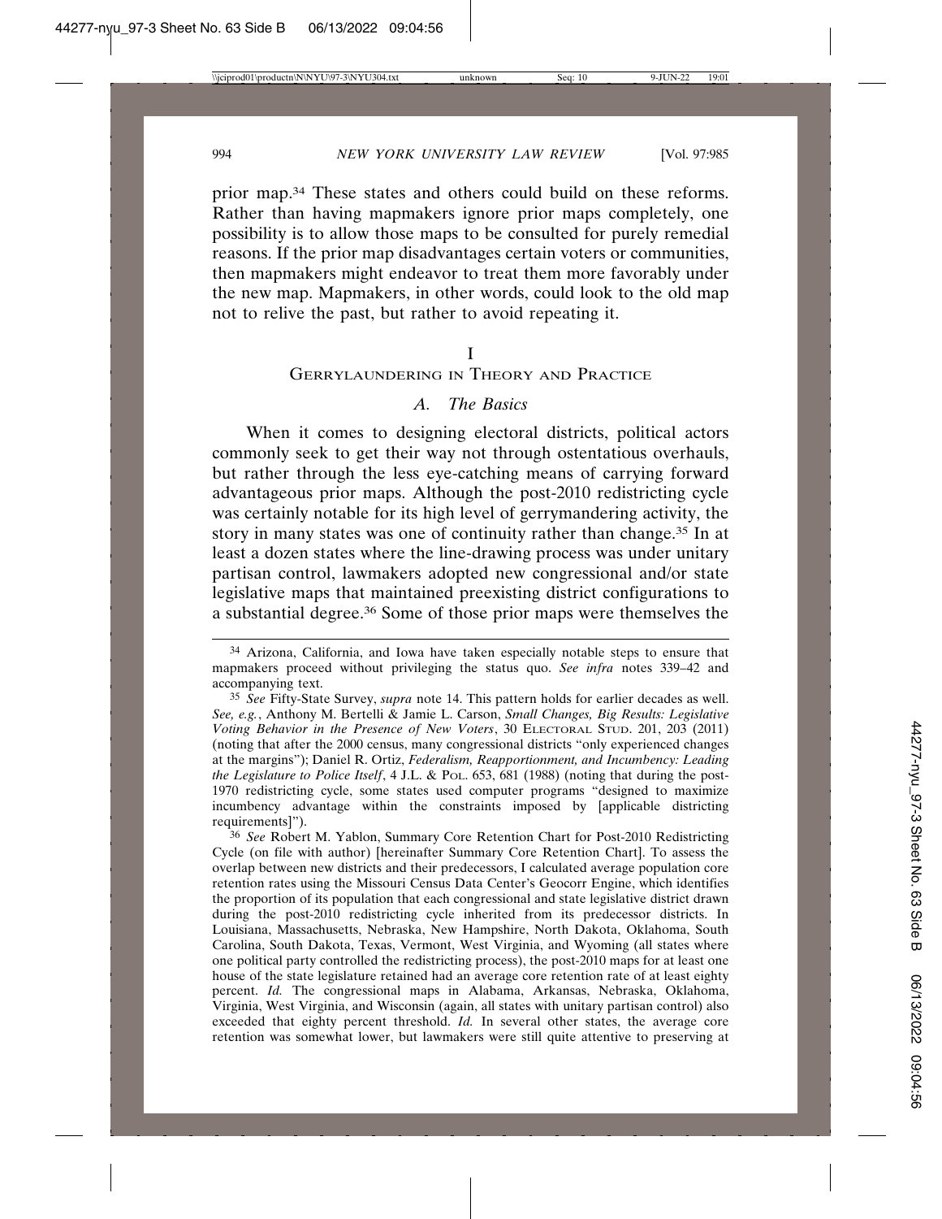prior map.[34] These states and others could build on these reforms. Rather than having mapmakers ignore prior maps completely, one possibility is to allow those maps to be consulted for purely remedial reasons. If the prior map disadvantages certain voters or communities, then mapmakers might endeavor to treat them more favorably under the new map. Mapmakers, in other words, could look to the old map not to relive the past, but rather to avoid repeating it.

# I
# Gerrylaundering in Theory and Practice

## *A. The Basics*

When it comes to designing electoral districts, political actors commonly seek to get their way not through ostentatious overhauls, but rather through the less eye-catching means of carrying forward advantageous prior maps. Although the post-2010 redistricting cycle was certainly notable for its high level of gerrymandering activity, the story in many states was one of continuity rather than change.[35] In at least a dozen states where the line-drawing process was under unitary partisan control, lawmakers adopted new congressional and/or state legislative maps that maintained preexisting district configurations to a substantial degree.[36] Some of those prior maps were themselves the

---

[34] Arizona, California, and Iowa have taken especially notable steps to ensure that mapmakers proceed without privileging the status quo. *See infra* notes 339–42 and accompanying text.

[35] *See* Fifty-State Survey, *supra* note 14. This pattern holds for earlier decades as well. *See, e.g.*, Anthony M. Bertelli & Jamie L. Carson, *Small Changes, Big Results: Legislative Voting Behavior in the Presence of New Voters*, 30 Electoral Stud. 201, 203 (2011) (noting that after the 2000 census, many congressional districts "only experienced changes at the margins"); Daniel R. Ortiz, *Federalism, Reapportionment, and Incumbency: Leading the Legislature to Police Itself*, 4 J.L. & Pol. 653, 681 (1988) (noting that during the post-1970 redistricting cycle, some states used computer programs "designed to maximize incumbency advantage within the constraints imposed by [applicable districting requirements]").

[36] *See* Robert M. Yablon, Summary Core Retention Chart for Post-2010 Redistricting Cycle (on file with author) [hereinafter Summary Core Retention Chart]. To assess the overlap between new districts and their predecessors, I calculated average population core retention rates using the Missouri Census Data Center's Geocorr Engine, which identifies the proportion of its population that each congressional and state legislative district drawn during the post-2010 redistricting cycle inherited from its predecessor districts. In Louisiana, Massachusetts, Nebraska, New Hampshire, North Dakota, Oklahoma, South Carolina, South Dakota, Texas, Vermont, West Virginia, and Wyoming (all states where one political party controlled the redistricting process), the post-2010 maps for at least one house of the state legislature retained had an average core retention rate of at least eighty percent. *Id.* The congressional maps in Alabama, Arkansas, Nebraska, Oklahoma, Virginia, West Virginia, and Wisconsin (again, all states with unitary partisan control) also exceeded that eighty percent threshold. *Id.* In several other states, the average core retention was somewhat lower, but lawmakers were still quite attentive to preserving at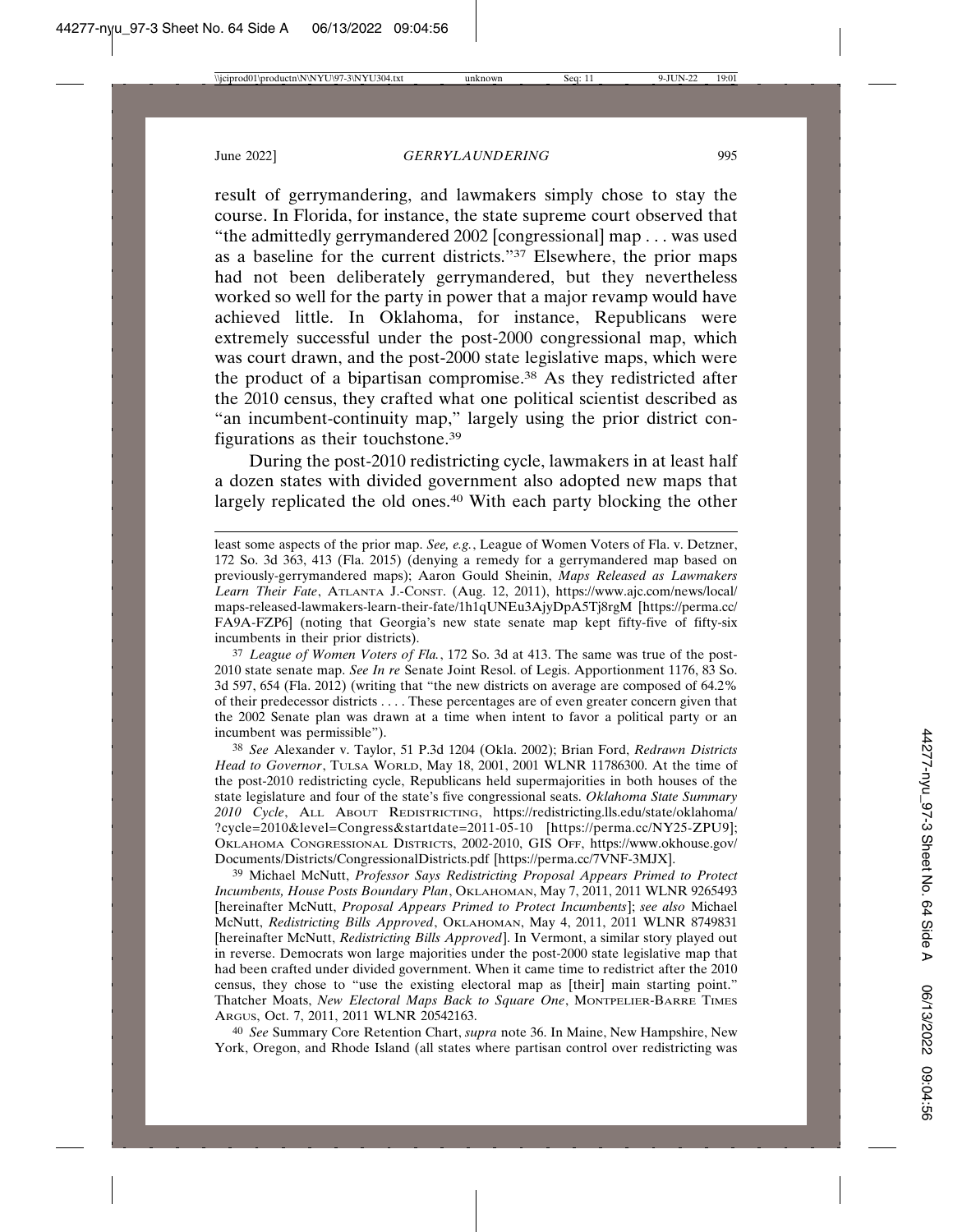result of gerrymandering, and lawmakers simply chose to stay the course. In Florida, for instance, the state supreme court observed that "the admittedly gerrymandered 2002 [congressional] map . . . was used as a baseline for the current districts."[37] Elsewhere, the prior maps had not been deliberately gerrymandered, but they nevertheless worked so well for the party in power that a major revamp would have achieved little. In Oklahoma, for instance, Republicans were extremely successful under the post-2000 congressional map, which was court drawn, and the post-2000 state legislative maps, which were the product of a bipartisan compromise.[38] As they redistricted after the 2010 census, they crafted what one political scientist described as "an incumbent-continuity map," largely using the prior district configurations as their touchstone.[39]

During the post-2010 redistricting cycle, lawmakers in at least half a dozen states with divided government also adopted new maps that largely replicated the old ones.[40] With each party blocking the other

---

least some aspects of the prior map. *See, e.g.*, League of Women Voters of Fla. v. Detzner, 172 So. 3d 363, 413 (Fla. 2015) (denying a remedy for a gerrymandered map based on previously-gerrymandered maps); Aaron Gould Sheinin, *Maps Released as Lawmakers Learn Their Fate*, ATLANTA J.-CONST. (Aug. 12, 2011), https://www.ajc.com/news/local/maps-released-lawmakers-learn-their-fate/1h1qUNEu3AjyDpA5Tj8rgM [https://perma.cc/FA9A-FZP6] (noting that Georgia's new state senate map kept fifty-five of fifty-six incumbents in their prior districts).

[37] *League of Women Voters of Fla.*, 172 So. 3d at 413. The same was true of the post-2010 state senate map. *See In re* Senate Joint Resol. of Legis. Apportionment 1176, 83 So. 3d 597, 654 (Fla. 2012) (writing that "the new districts on average are composed of 64.2% of their predecessor districts . . . . These percentages are of even greater concern given that the 2002 Senate plan was drawn at a time when intent to favor a political party or an incumbent was permissible").

[38] *See* Alexander v. Taylor, 51 P.3d 1204 (Okla. 2002); Brian Ford, *Redrawn Districts Head to Governor*, TULSA WORLD, May 18, 2001, 2001 WLNR 11786300. At the time of the post-2010 redistricting cycle, Republicans held supermajorities in both houses of the state legislature and four of the state's five congressional seats. *Oklahoma State Summary 2010 Cycle*, ALL ABOUT REDISTRICTING, https://redistricting.lls.edu/state/oklahoma/?cycle=2010&level=Congress&startdate=2011-05-10 [https://perma.cc/NY25-ZPU9]; OKLAHOMA CONGRESSIONAL DISTRICTS, 2002-2010, GIS OFF, https://www.okhouse.gov/Documents/Districts/CongressionalDistricts.pdf [https://perma.cc/7VNF-3MJX].

[39] Michael McNutt, *Professor Says Redistricting Proposal Appears Primed to Protect Incumbents, House Posts Boundary Plan*, OKLAHOMAN, May 7, 2011, 2011 WLNR 9265493 [hereinafter McNutt, *Proposal Appears Primed to Protect Incumbents*]; *see also* Michael McNutt, *Redistricting Bills Approved*, OKLAHOMAN, May 4, 2011, 2011 WLNR 8749831 [hereinafter McNutt, *Redistricting Bills Approved*]. In Vermont, a similar story played out in reverse. Democrats won large majorities under the post-2000 state legislative map that had been crafted under divided government. When it came time to redistrict after the 2010 census, they chose to "use the existing electoral map as [their] main starting point." Thatcher Moats, *New Electoral Maps Back to Square One*, MONTPELIER-BARRE TIMES ARGUS, Oct. 7, 2011, 2011 WLNR 20542163.

[40] *See* Summary Core Retention Chart, *supra* note 36. In Maine, New Hampshire, New York, Oregon, and Rhode Island (all states where partisan control over redistricting was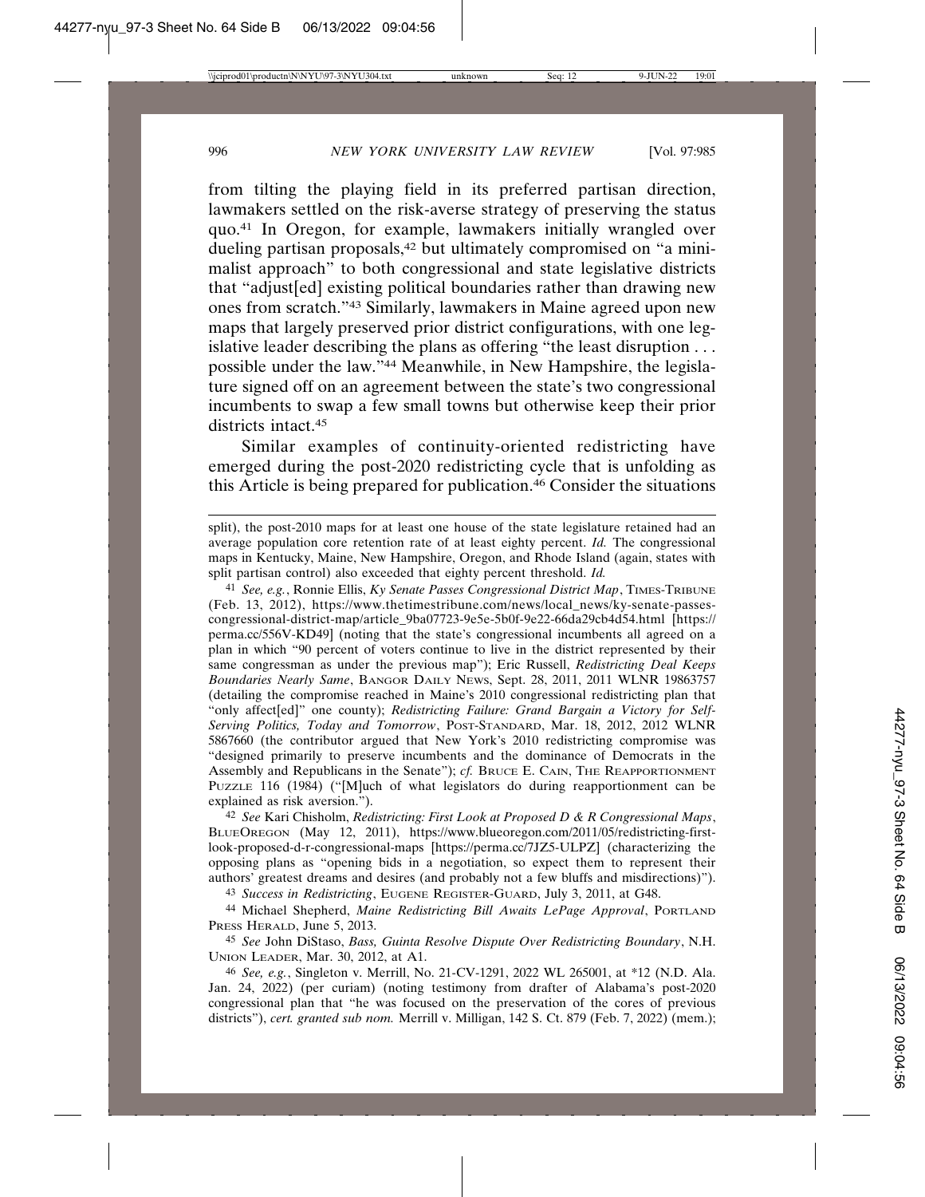from tilting the playing field in its preferred partisan direction, lawmakers settled on the risk-averse strategy of preserving the status quo.[41] In Oregon, for example, lawmakers initially wrangled over dueling partisan proposals,[42] but ultimately compromised on "a minimalist approach" to both congressional and state legislative districts that "adjust[ed] existing political boundaries rather than drawing new ones from scratch."[43] Similarly, lawmakers in Maine agreed upon new maps that largely preserved prior district configurations, with one legislative leader describing the plans as offering "the least disruption . . . possible under the law."[44] Meanwhile, in New Hampshire, the legislature signed off on an agreement between the state's two congressional incumbents to swap a few small towns but otherwise keep their prior districts intact.[45]

Similar examples of continuity-oriented redistricting have emerged during the post-2020 redistricting cycle that is unfolding as this Article is being prepared for publication.[46] Consider the situations

---

split), the post-2010 maps for at least one house of the state legislature retained had an average population core retention rate of at least eighty percent. *Id.* The congressional maps in Kentucky, Maine, New Hampshire, Oregon, and Rhode Island (again, states with split partisan control) also exceeded that eighty percent threshold. *Id.*

[41] *See, e.g.*, Ronnie Ellis, *Ky Senate Passes Congressional District Map*, TIMES-TRIBUNE (Feb. 13, 2012), https://www.thetimestribune.com/news/local_news/ky-senate-passes-congressional-district-map/article_9ba07723-9e5e-5b0f-9e22-66da29cb4d54.html [https://perma.cc/556V-KD49] (noting that the state's congressional incumbents all agreed on a plan in which "90 percent of voters continue to live in the district represented by their same congressman as under the previous map"); Eric Russell, *Redistricting Deal Keeps Boundaries Nearly Same*, BANGOR DAILY NEWS, Sept. 28, 2011, 2011 WLNR 19863757 (detailing the compromise reached in Maine's 2010 congressional redistricting plan that "only affect[ed]" one county); *Redistricting Failure: Grand Bargain a Victory for Self-Serving Politics, Today and Tomorrow*, POST-STANDARD, Mar. 18, 2012, 2012 WLNR 5867660 (the contributor argued that New York's 2010 redistricting compromise was "designed primarily to preserve incumbents and the dominance of Democrats in the Assembly and Republicans in the Senate"); *cf.* BRUCE E. CAIN, THE REAPPORTIONMENT PUZZLE 116 (1984) ("[M]uch of what legislators do during reapportionment can be explained as risk aversion.").

[42] *See* Kari Chisholm, *Redistricting: First Look at Proposed D & R Congressional Maps*, BLUEOREGON (May 12, 2011), https://www.blueoregon.com/2011/05/redistricting-first-look-proposed-d-r-congressional-maps [https://perma.cc/7JZ5-ULPZ] (characterizing the opposing plans as "opening bids in a negotiation, so expect them to represent their authors' greatest dreams and desires (and probably not a few bluffs and misdirections)").

[43] *Success in Redistricting*, EUGENE REGISTER-GUARD, July 3, 2011, at G48.

[44] Michael Shepherd, *Maine Redistricting Bill Awaits LePage Approval*, PORTLAND PRESS HERALD, June 5, 2013.

[45] *See* John DiStaso, *Bass, Guinta Resolve Dispute Over Redistricting Boundary*, N.H. UNION LEADER, Mar. 30, 2012, at A1.

[46] *See, e.g.*, Singleton v. Merrill, No. 21-CV-1291, 2022 WL 265001, at *12 (N.D. Ala. Jan. 24, 2022) (per curiam) (noting testimony from drafter of Alabama's post-2020 congressional plan that "he was focused on the preservation of the cores of previous districts"), *cert. granted sub nom.* Merrill v. Milligan, 142 S. Ct. 879 (Feb. 7, 2022) (mem.);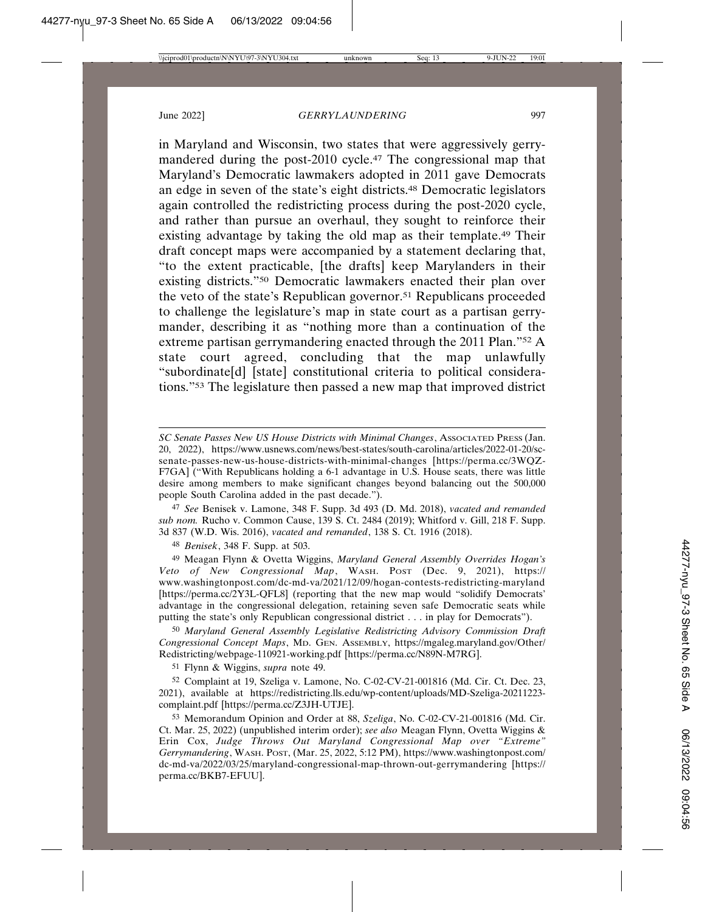in Maryland and Wisconsin, two states that were aggressively gerrymandered during the post-2010 cycle.[47] The congressional map that Maryland's Democratic lawmakers adopted in 2011 gave Democrats an edge in seven of the state's eight districts.[48] Democratic legislators again controlled the redistricting process during the post-2020 cycle, and rather than pursue an overhaul, they sought to reinforce their existing advantage by taking the old map as their template.[49] Their draft concept maps were accompanied by a statement declaring that, "to the extent practicable, [the drafts] keep Marylanders in their existing districts."[50] Democratic lawmakers enacted their plan over the veto of the state's Republican governor.[51] Republicans proceeded to challenge the legislature's map in state court as a partisan gerrymander, describing it as "nothing more than a continuation of the extreme partisan gerrymandering enacted through the 2011 Plan."[52] A state court agreed, concluding that the map unlawfully "subordinate[d] [state] constitutional criteria to political considerations."[53] The legislature then passed a new map that improved district

---

*SC Senate Passes New US House Districts with Minimal Changes*, ASSOCIATED PRESS (Jan. 20, 2022), https://www.usnews.com/news/best-states/south-carolina/articles/2022-01-20/sc-senate-passes-new-us-house-districts-with-minimal-changes [https://perma.cc/3WQZ-F7GA] ("With Republicans holding a 6-1 advantage in U.S. House seats, there was little desire among members to make significant changes beyond balancing out the 500,000 people South Carolina added in the past decade.").

[47] *See* Benisek v. Lamone, 348 F. Supp. 3d 493 (D. Md. 2018), *vacated and remanded sub nom.* Rucho v. Common Cause, 139 S. Ct. 2484 (2019); Whitford v. Gill, 218 F. Supp. 3d 837 (W.D. Wis. 2016), *vacated and remanded*, 138 S. Ct. 1916 (2018).

[48] *Benisek*, 348 F. Supp. at 503.

[49] Meagan Flynn & Ovetta Wiggins, *Maryland General Assembly Overrides Hogan's Veto of New Congressional Map*, WASH. POST (Dec. 9, 2021), https://www.washingtonpost.com/dc-md-va/2021/12/09/hogan-contests-redistricting-maryland [https://perma.cc/2Y3L-QFL8] (reporting that the new map would "solidify Democrats' advantage in the congressional delegation, retaining seven safe Democratic seats while putting the state's only Republican congressional district . . . in play for Democrats").

[50] *Maryland General Assembly Legislative Redistricting Advisory Commission Draft Congressional Concept Maps*, MD. GEN. ASSEMBLY, https://mgaleg.maryland.gov/Other/Redistricting/webpage-110921-working.pdf [https://perma.cc/N89N-M7RG].

[51] Flynn & Wiggins, *supra* note 49.

[52] Complaint at 19, Szeliga v. Lamone, No. C-02-CV-21-001816 (Md. Cir. Ct. Dec. 23, 2021), available at https://redistricting.lls.edu/wp-content/uploads/MD-Szeliga-20211223-complaint.pdf [https://perma.cc/Z3JH-UTJE].

[53] Memorandum Opinion and Order at 88, *Szeliga*, No. C-02-CV-21-001816 (Md. Cir. Ct. Mar. 25, 2022) (unpublished interim order); *see also* Meagan Flynn, Ovetta Wiggins & Erin Cox, *Judge Throws Out Maryland Congressional Map over "Extreme" Gerrymandering*, WASH. POST, (Mar. 25, 2022, 5:12 PM), https://www.washingtonpost.com/dc-md-va/2022/03/25/maryland-congressional-map-thrown-out-gerrymandering [https://perma.cc/BKB7-EFUU].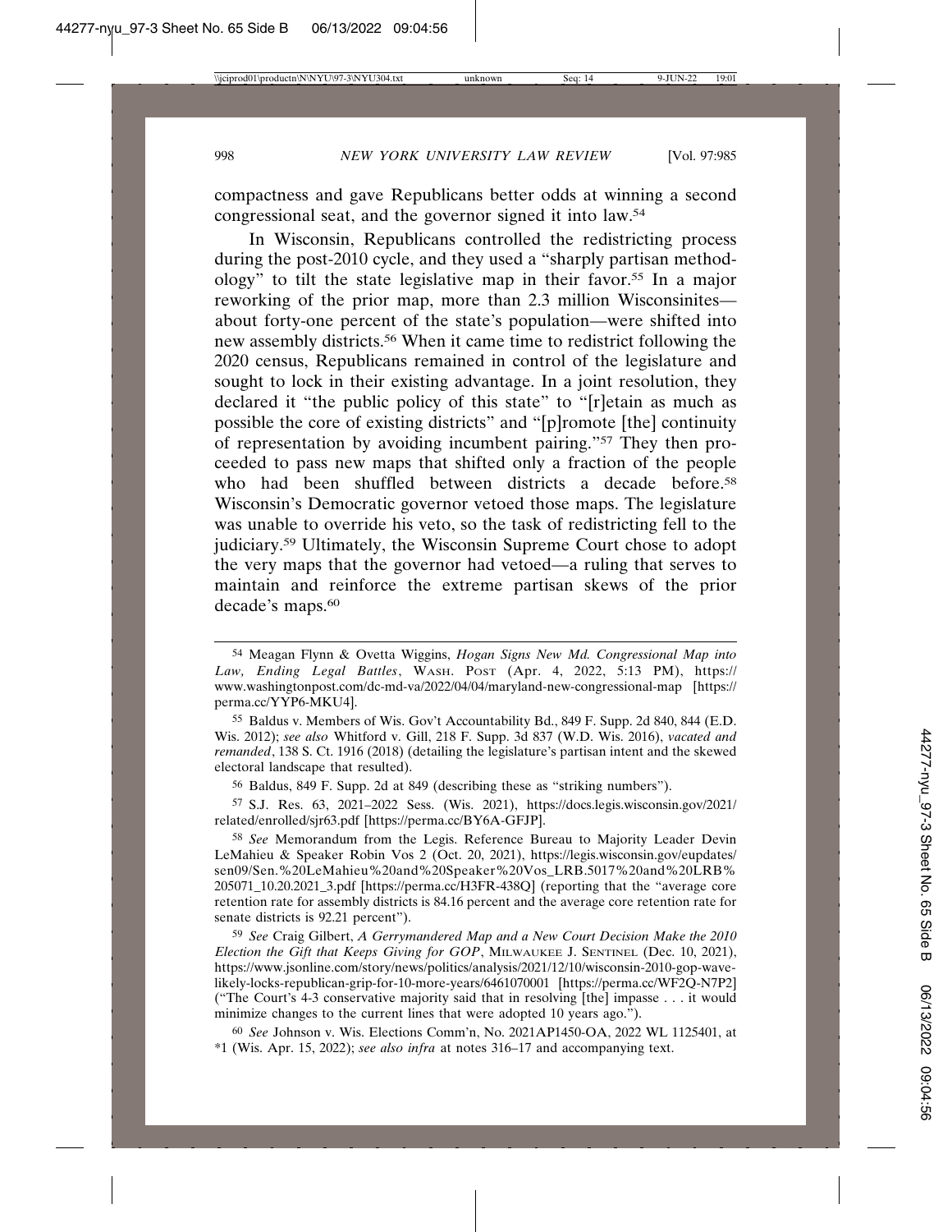compactness and gave Republicans better odds at winning a second congressional seat, and the governor signed it into law.[54]

In Wisconsin, Republicans controlled the redistricting process during the post-2010 cycle, and they used a "sharply partisan methodology" to tilt the state legislative map in their favor.[55] In a major reworking of the prior map, more than 2.3 million Wisconsinites—about forty-one percent of the state's population—were shifted into new assembly districts.[56] When it came time to redistrict following the 2020 census, Republicans remained in control of the legislature and sought to lock in their existing advantage. In a joint resolution, they declared it "the public policy of this state" to "[r]etain as much as possible the core of existing districts" and "[p]romote [the] continuity of representation by avoiding incumbent pairing."[57] They then proceeded to pass new maps that shifted only a fraction of the people who had been shuffled between districts a decade before.[58] Wisconsin's Democratic governor vetoed those maps. The legislature was unable to override his veto, so the task of redistricting fell to the judiciary.[59] Ultimately, the Wisconsin Supreme Court chose to adopt the very maps that the governor had vetoed—a ruling that serves to maintain and reinforce the extreme partisan skews of the prior decade's maps.[60]

---

[54] Meagan Flynn & Ovetta Wiggins, *Hogan Signs New Md. Congressional Map into Law, Ending Legal Battles*, WASH. POST (Apr. 4, 2022, 5:13 PM), https://www.washingtonpost.com/dc-md-va/2022/04/04/maryland-new-congressional-map [https://perma.cc/YYP6-MKU4].

[55] Baldus v. Members of Wis. Gov't Accountability Bd., 849 F. Supp. 2d 840, 844 (E.D. Wis. 2012); *see also* Whitford v. Gill, 218 F. Supp. 3d 837 (W.D. Wis. 2016), *vacated and remanded*, 138 S. Ct. 1916 (2018) (detailing the legislature's partisan intent and the skewed electoral landscape that resulted).

[56] Baldus, 849 F. Supp. 2d at 849 (describing these as "striking numbers").

[57] S.J. Res. 63, 2021–2022 Sess. (Wis. 2021), https://docs.legis.wisconsin.gov/2021/related/enrolled/sjr63.pdf [https://perma.cc/BY6A-GFJP].

[58] *See* Memorandum from the Legis. Reference Bureau to Majority Leader Devin LeMahieu & Speaker Robin Vos 2 (Oct. 20, 2021), https://legis.wisconsin.gov/eupdates/sen09/Sen.%20LeMahieu%20and%20Speaker%20Vos_LRB.5017%20and%20LRB%205071_10.20.2021_3.pdf [https://perma.cc/H3FR-438Q] (reporting that the "average core retention rate for assembly districts is 84.16 percent and the average core retention rate for senate districts is 92.21 percent").

[59] *See* Craig Gilbert, *A Gerrymandered Map and a New Court Decision Make the 2010 Election the Gift that Keeps Giving for GOP*, MILWAUKEE J. SENTINEL (Dec. 10, 2021), https://www.jsonline.com/story/news/politics/analysis/2021/12/10/wisconsin-2010-gop-wave-likely-locks-republican-grip-for-10-more-years/6461070001 [https://perma.cc/WF2Q-N7P2] ("The Court's 4-3 conservative majority said that in resolving [the] impasse . . . it would minimize changes to the current lines that were adopted 10 years ago.").

[60] *See* Johnson v. Wis. Elections Comm'n, No. 2021AP1450-OA, 2022 WL 1125401, at *1 (Wis. Apr. 15, 2022); *see also infra* at notes 316–17 and accompanying text.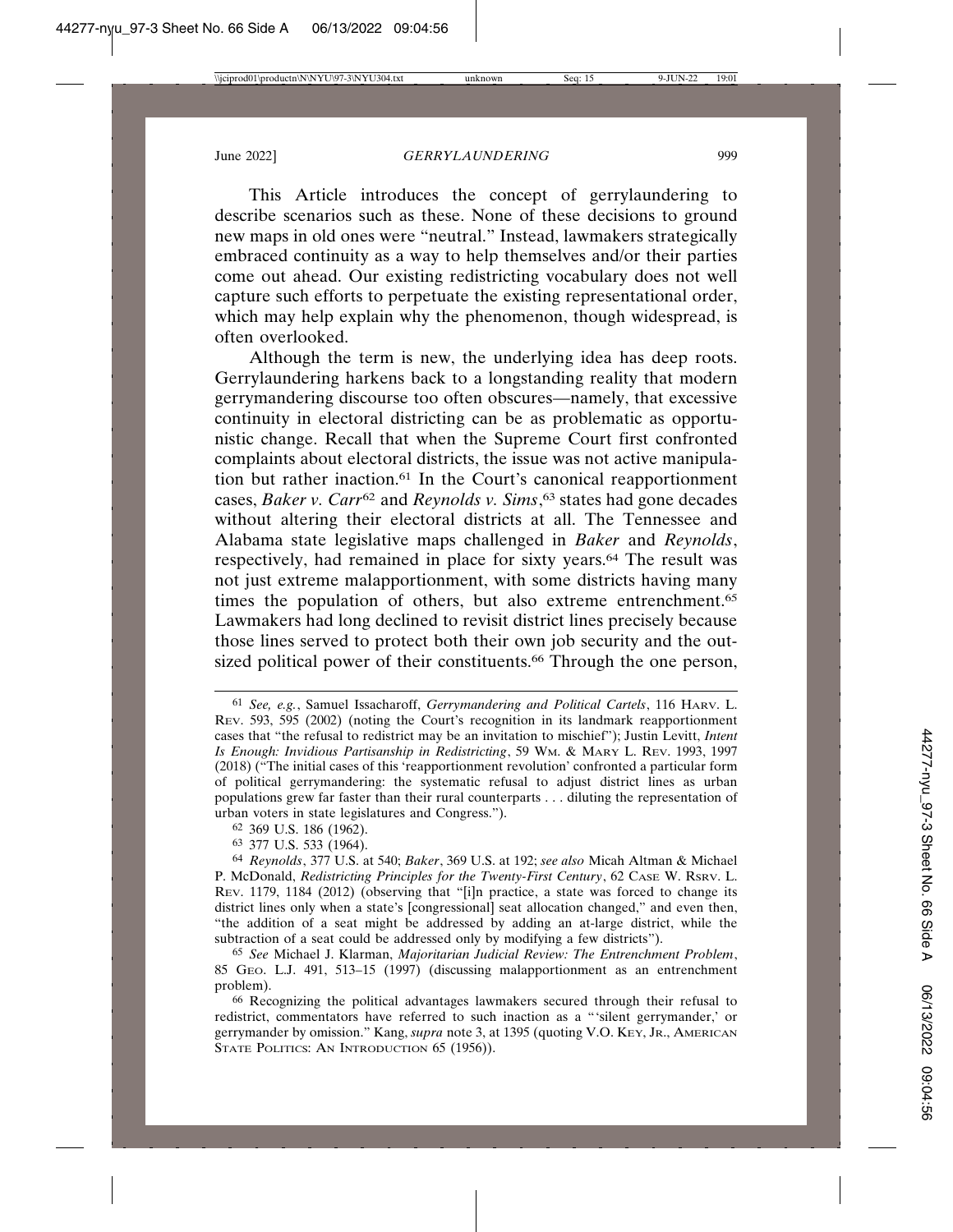This Article introduces the concept of gerrylaundering to describe scenarios such as these. None of these decisions to ground new maps in old ones were "neutral." Instead, lawmakers strategically embraced continuity as a way to help themselves and/or their parties come out ahead. Our existing redistricting vocabulary does not well capture such efforts to perpetuate the existing representational order, which may help explain why the phenomenon, though widespread, is often overlooked.

Although the term is new, the underlying idea has deep roots. Gerrylaundering harkens back to a longstanding reality that modern gerrymandering discourse too often obscures—namely, that excessive continuity in electoral districting can be as problematic as opportunistic change. Recall that when the Supreme Court first confronted complaints about electoral districts, the issue was not active manipulation but rather inaction.[61] In the Court's canonical reapportionment cases, *Baker v. Carr*[62] and *Reynolds v. Sims*,[63] states had gone decades without altering their electoral districts at all. The Tennessee and Alabama state legislative maps challenged in *Baker* and *Reynolds*, respectively, had remained in place for sixty years.[64] The result was not just extreme malapportionment, with some districts having many times the population of others, but also extreme entrenchment.[65] Lawmakers had long declined to revisit district lines precisely because those lines served to protect both their own job security and the outsized political power of their constituents.[66] Through the one person,

---

[61] *See, e.g.*, Samuel Issacharoff, *Gerrymandering and Political Cartels*, 116 HARV. L. REV. 593, 595 (2002) (noting the Court's recognition in its landmark reapportionment cases that "the refusal to redistrict may be an invitation to mischief"); Justin Levitt, *Intent Is Enough: Invidious Partisanship in Redistricting*, 59 WM. & MARY L. REV. 1993, 1997 (2018) ("The initial cases of this 'reapportionment revolution' confronted a particular form of political gerrymandering: the systematic refusal to adjust district lines as urban populations grew far faster than their rural counterparts . . . diluting the representation of urban voters in state legislatures and Congress.").

[62] 369 U.S. 186 (1962).

[63] 377 U.S. 533 (1964).

[64] *Reynolds*, 377 U.S. at 540; *Baker*, 369 U.S. at 192; *see also* Micah Altman & Michael P. McDonald, *Redistricting Principles for the Twenty-First Century*, 62 CASE W. RSRV. L. REV. 1179, 1184 (2012) (observing that "[i]n practice, a state was forced to change its district lines only when a state's [congressional] seat allocation changed," and even then, "the addition of a seat might be addressed by adding an at-large district, while the subtraction of a seat could be addressed only by modifying a few districts").

[65] *See* Michael J. Klarman, *Majoritarian Judicial Review: The Entrenchment Problem*, 85 GEO. L.J. 491, 513–15 (1997) (discussing malapportionment as an entrenchment problem).

[66] Recognizing the political advantages lawmakers secured through their refusal to redistrict, commentators have referred to such inaction as a "'silent gerrymander,' or gerrymander by omission." Kang, *supra* note 3, at 1395 (quoting V.O. KEY, JR., AMERICAN STATE POLITICS: AN INTRODUCTION 65 (1956)).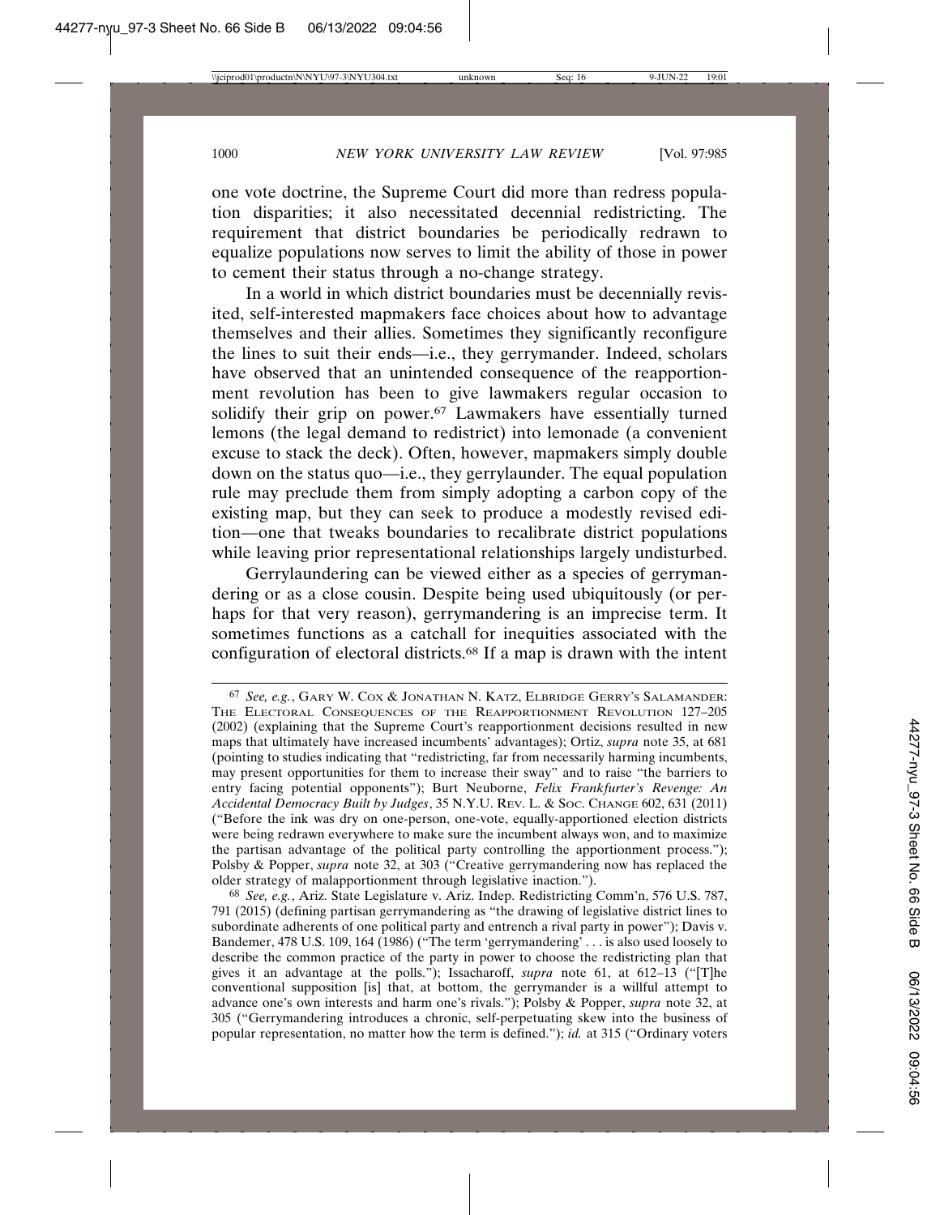one vote doctrine, the Supreme Court did more than redress population disparities; it also necessitated decennial redistricting. The requirement that district boundaries be periodically redrawn to equalize populations now serves to limit the ability of those in power to cement their status through a no-change strategy.

In a world in which district boundaries must be decennially revisited, self-interested mapmakers face choices about how to advantage themselves and their allies. Sometimes they significantly reconfigure the lines to suit their ends—i.e., they gerrymander. Indeed, scholars have observed that an unintended consequence of the reapportionment revolution has been to give lawmakers regular occasion to solidify their grip on power.[67] Lawmakers have essentially turned lemons (the legal demand to redistrict) into lemonade (a convenient excuse to stack the deck). Often, however, mapmakers simply double down on the status quo—i.e., they gerrylaunder. The equal population rule may preclude them from simply adopting a carbon copy of the existing map, but they can seek to produce a modestly revised edition—one that tweaks boundaries to recalibrate district populations while leaving prior representational relationships largely undisturbed.

Gerrylaundering can be viewed either as a species of gerrymandering or as a close cousin. Despite being used ubiquitously (or perhaps for that very reason), gerrymandering is an imprecise term. It sometimes functions as a catchall for inequities associated with the configuration of electoral districts.[68] If a map is drawn with the intent

---

[67] *See, e.g.*, Gary W. Cox & Jonathan N. Katz, Elbridge Gerry's Salamander: The Electoral Consequences of the Reapportionment Revolution 127–205 (2002) (explaining that the Supreme Court's reapportionment decisions resulted in new maps that ultimately have increased incumbents' advantages); Ortiz, *supra* note 35, at 681 (pointing to studies indicating that "redistricting, far from necessarily harming incumbents, may present opportunities for them to increase their sway" and to raise "the barriers to entry facing potential opponents"); Burt Neuborne, *Felix Frankfurter's Revenge: An Accidental Democracy Built by Judges*, 35 N.Y.U. Rev. L. & Soc. Change 602, 631 (2011) ("Before the ink was dry on one-person, one-vote, equally-apportioned election districts were being redrawn everywhere to make sure the incumbent always won, and to maximize the partisan advantage of the political party controlling the apportionment process."); Polsby & Popper, *supra* note 32, at 303 ("Creative gerrymandering now has replaced the older strategy of malapportionment through legislative inaction.").

[68] *See, e.g.*, Ariz. State Legislature v. Ariz. Indep. Redistricting Comm'n, 576 U.S. 787, 791 (2015) (defining partisan gerrymandering as "the drawing of legislative district lines to subordinate adherents of one political party and entrench a rival party in power"); Davis v. Bandemer, 478 U.S. 109, 164 (1986) ("The term 'gerrymandering' . . . is also used loosely to describe the common practice of the party in power to choose the redistricting plan that gives it an advantage at the polls."); Issacharoff, *supra* note 61, at 612–13 ("[T]he conventional supposition [is] that, at bottom, the gerrymander is a willful attempt to advance one's own interests and harm one's rivals."); Polsby & Popper, *supra* note 32, at 305 ("Gerrymandering introduces a chronic, self-perpetuating skew into the business of popular representation, no matter how the term is defined."); *id.* at 315 ("Ordinary voters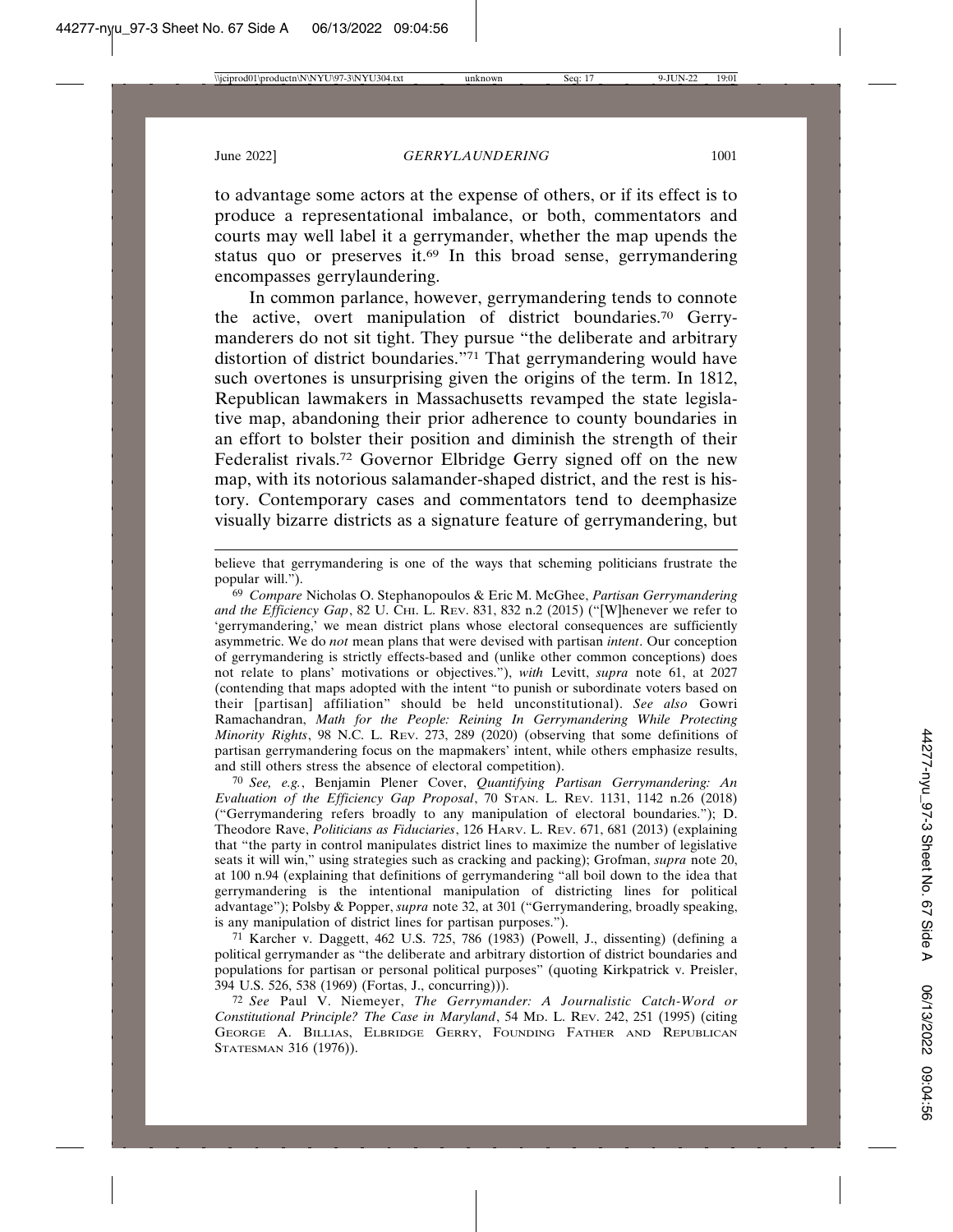to advantage some actors at the expense of others, or if its effect is to produce a representational imbalance, or both, commentators and courts may well label it a gerrymander, whether the map upends the status quo or preserves it.[69] In this broad sense, gerrymandering encompasses gerrylaundering.

In common parlance, however, gerrymandering tends to connote the active, overt manipulation of district boundaries.[70] Gerrymanderers do not sit tight. They pursue "the deliberate and arbitrary distortion of district boundaries."[71] That gerrymandering would have such overtones is unsurprising given the origins of the term. In 1812, Republican lawmakers in Massachusetts revamped the state legislative map, abandoning their prior adherence to county boundaries in an effort to bolster their position and diminish the strength of their Federalist rivals.[72] Governor Elbridge Gerry signed off on the new map, with its notorious salamander-shaped district, and the rest is history. Contemporary cases and commentators tend to deemphasize visually bizarre districts as a signature feature of gerrymandering, but

---

believe that gerrymandering is one of the ways that scheming politicians frustrate the popular will.").

[69] *Compare* Nicholas O. Stephanopoulos & Eric M. McGhee, *Partisan Gerrymandering and the Efficiency Gap*, 82 U. CHI. L. REV. 831, 832 n.2 (2015) ("[W]henever we refer to 'gerrymandering,' we mean district plans whose electoral consequences are sufficiently asymmetric. We do *not* mean plans that were devised with partisan *intent*. Our conception of gerrymandering is strictly effects-based and (unlike other common conceptions) does not relate to plans' motivations or objectives."), *with* Levitt, *supra* note 61, at 2027 (contending that maps adopted with the intent "to punish or subordinate voters based on their [partisan] affiliation" should be held unconstitutional). *See also* Gowri Ramachandran, *Math for the People: Reining In Gerrymandering While Protecting Minority Rights*, 98 N.C. L. REV. 273, 289 (2020) (observing that some definitions of partisan gerrymandering focus on the mapmakers' intent, while others emphasize results, and still others stress the absence of electoral competition).

[70] *See, e.g.*, Benjamin Plener Cover, *Quantifying Partisan Gerrymandering: An Evaluation of the Efficiency Gap Proposal*, 70 STAN. L. REV. 1131, 1142 n.26 (2018) ("Gerrymandering refers broadly to any manipulation of electoral boundaries."); D. Theodore Rave, *Politicians as Fiduciaries*, 126 HARV. L. REV. 671, 681 (2013) (explaining that "the party in control manipulates district lines to maximize the number of legislative seats it will win," using strategies such as cracking and packing); Grofman, *supra* note 20, at 100 n.94 (explaining that definitions of gerrymandering "all boil down to the idea that gerrymandering is the intentional manipulation of districting lines for political advantage"); Polsby & Popper, *supra* note 32, at 301 ("Gerrymandering, broadly speaking, is any manipulation of district lines for partisan purposes.").

[71] Karcher v. Daggett, 462 U.S. 725, 786 (1983) (Powell, J., dissenting) (defining a political gerrymander as "the deliberate and arbitrary distortion of district boundaries and populations for partisan or personal political purposes" (quoting Kirkpatrick v. Preisler, 394 U.S. 526, 538 (1969) (Fortas, J., concurring))).

[72] *See* Paul V. Niemeyer, *The Gerrymander: A Journalistic Catch-Word or Constitutional Principle? The Case in Maryland*, 54 MD. L. REV. 242, 251 (1995) (citing GEORGE A. BILLIAS, ELBRIDGE GERRY, FOUNDING FATHER AND REPUBLICAN STATESMAN 316 (1976)).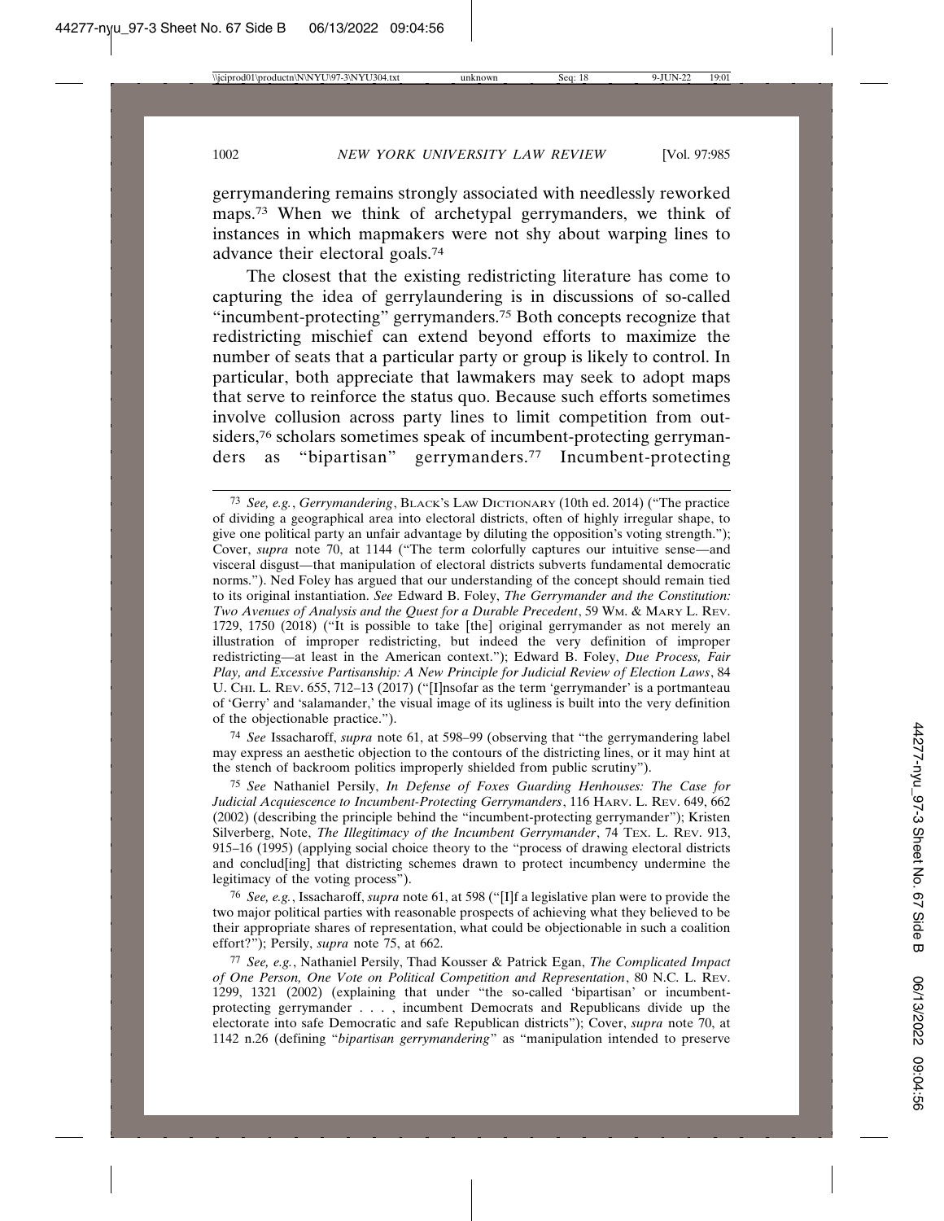gerrymandering remains strongly associated with needlessly reworked maps.[73] When we think of archetypal gerrymanders, we think of instances in which mapmakers were not shy about warping lines to advance their electoral goals.[74]

The closest that the existing redistricting literature has come to capturing the idea of gerrylaundering is in discussions of so-called "incumbent-protecting" gerrymanders.[75] Both concepts recognize that redistricting mischief can extend beyond efforts to maximize the number of seats that a particular party or group is likely to control. In particular, both appreciate that lawmakers may seek to adopt maps that serve to reinforce the status quo. Because such efforts sometimes involve collusion across party lines to limit competition from outsiders,[76] scholars sometimes speak of incumbent-protecting gerrymanders as "bipartisan" gerrymanders.[77] Incumbent-protecting

---

[73] *See, e.g.*, *Gerrymandering*, BLACK'S LAW DICTIONARY (10th ed. 2014) ("The practice of dividing a geographical area into electoral districts, often of highly irregular shape, to give one political party an unfair advantage by diluting the opposition's voting strength."); Cover, *supra* note 70, at 1144 ("The term colorfully captures our intuitive sense—and visceral disgust—that manipulation of electoral districts subverts fundamental democratic norms."). Ned Foley has argued that our understanding of the concept should remain tied to its original instantiation. *See* Edward B. Foley, *The Gerrymander and the Constitution: Two Avenues of Analysis and the Quest for a Durable Precedent*, 59 WM. & MARY L. REV. 1729, 1750 (2018) ("It is possible to take [the] original gerrymander as not merely an illustration of improper redistricting, but indeed the very definition of improper redistricting—at least in the American context."); Edward B. Foley, *Due Process, Fair Play, and Excessive Partisanship: A New Principle for Judicial Review of Election Laws*, 84 U. CHI. L. REV. 655, 712–13 (2017) ("[I]nsofar as the term 'gerrymander' is a portmanteau of 'Gerry' and 'salamander,' the visual image of its ugliness is built into the very definition of the objectionable practice.").

[74] *See* Issacharoff, *supra* note 61, at 598–99 (observing that "the gerrymandering label may express an aesthetic objection to the contours of the districting lines, or it may hint at the stench of backroom politics improperly shielded from public scrutiny").

[75] *See* Nathaniel Persily, *In Defense of Foxes Guarding Henhouses: The Case for Judicial Acquiescence to Incumbent-Protecting Gerrymanders*, 116 HARV. L. REV. 649, 662 (2002) (describing the principle behind the "incumbent-protecting gerrymander"); Kristen Silverberg, Note, *The Illegitimacy of the Incumbent Gerrymander*, 74 TEX. L. REV. 913, 915–16 (1995) (applying social choice theory to the "process of drawing electoral districts and conclud[ing] that districting schemes drawn to protect incumbency undermine the legitimacy of the voting process").

[76] *See, e.g.*, Issacharoff, *supra* note 61, at 598 ("[I]f a legislative plan were to provide the two major political parties with reasonable prospects of achieving what they believed to be their appropriate shares of representation, what could be objectionable in such a coalition effort?"); Persily, *supra* note 75, at 662.

[77] *See, e.g.*, Nathaniel Persily, Thad Kousser & Patrick Egan, *The Complicated Impact of One Person, One Vote on Political Competition and Representation*, 80 N.C. L. REV. 1299, 1321 (2002) (explaining that under "the so-called 'bipartisan' or incumbent-protecting gerrymander . . . , incumbent Democrats and Republicans divide up the electorate into safe Democratic and safe Republican districts"); Cover, *supra* note 70, at 1142 n.26 (defining "*bipartisan gerrymandering*" as "manipulation intended to preserve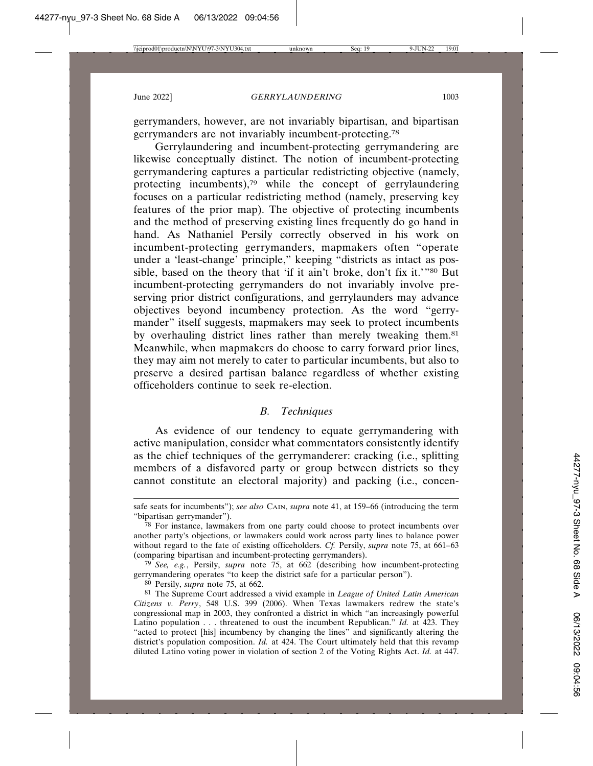gerrymanders, however, are not invariably bipartisan, and bipartisan gerrymanders are not invariably incumbent-protecting.[78]

Gerrylaundering and incumbent-protecting gerrymandering are likewise conceptually distinct. The notion of incumbent-protecting gerrymandering captures a particular redistricting objective (namely, protecting incumbents),[79] while the concept of gerrylaundering focuses on a particular redistricting method (namely, preserving key features of the prior map). The objective of protecting incumbents and the method of preserving existing lines frequently do go hand in hand. As Nathaniel Persily correctly observed in his work on incumbent-protecting gerrymanders, mapmakers often "operate under a 'least-change' principle," keeping "districts as intact as possible, based on the theory that 'if it ain't broke, don't fix it.'"[80] But incumbent-protecting gerrymanders do not invariably involve preserving prior district configurations, and gerrylaunders may advance objectives beyond incumbency protection. As the word "gerrymander" itself suggests, mapmakers may seek to protect incumbents by overhauling district lines rather than merely tweaking them.[81] Meanwhile, when mapmakers do choose to carry forward prior lines, they may aim not merely to cater to particular incumbents, but also to preserve a desired partisan balance regardless of whether existing officeholders continue to seek re-election.

### *B. Techniques*

As evidence of our tendency to equate gerrymandering with active manipulation, consider what commentators consistently identify as the chief techniques of the gerrymanderer: cracking (i.e., splitting members of a disfavored party or group between districts so they cannot constitute an electoral majority) and packing (i.e., concen-

---

safe seats for incumbents"); *see also* CAIN, *supra* note 41, at 159–66 (introducing the term "bipartisan gerrymander").

[78] For instance, lawmakers from one party could choose to protect incumbents over another party's objections, or lawmakers could work across party lines to balance power without regard to the fate of existing officeholders. *Cf.* Persily, *supra* note 75, at 661–63 (comparing bipartisan and incumbent-protecting gerrymanders).

[79] *See, e.g.*, Persily, *supra* note 75, at 662 (describing how incumbent-protecting gerrymandering operates "to keep the district safe for a particular person").

[80] Persily, *supra* note 75, at 662.

[81] The Supreme Court addressed a vivid example in *League of United Latin American Citizens v. Perry*, 548 U.S. 399 (2006). When Texas lawmakers redrew the state's congressional map in 2003, they confronted a district in which "an increasingly powerful Latino population . . . threatened to oust the incumbent Republican." *Id.* at 423. They "acted to protect [his] incumbency by changing the lines" and significantly altering the district's population composition. *Id.* at 424. The Court ultimately held that this revamp diluted Latino voting power in violation of section 2 of the Voting Rights Act. *Id.* at 447.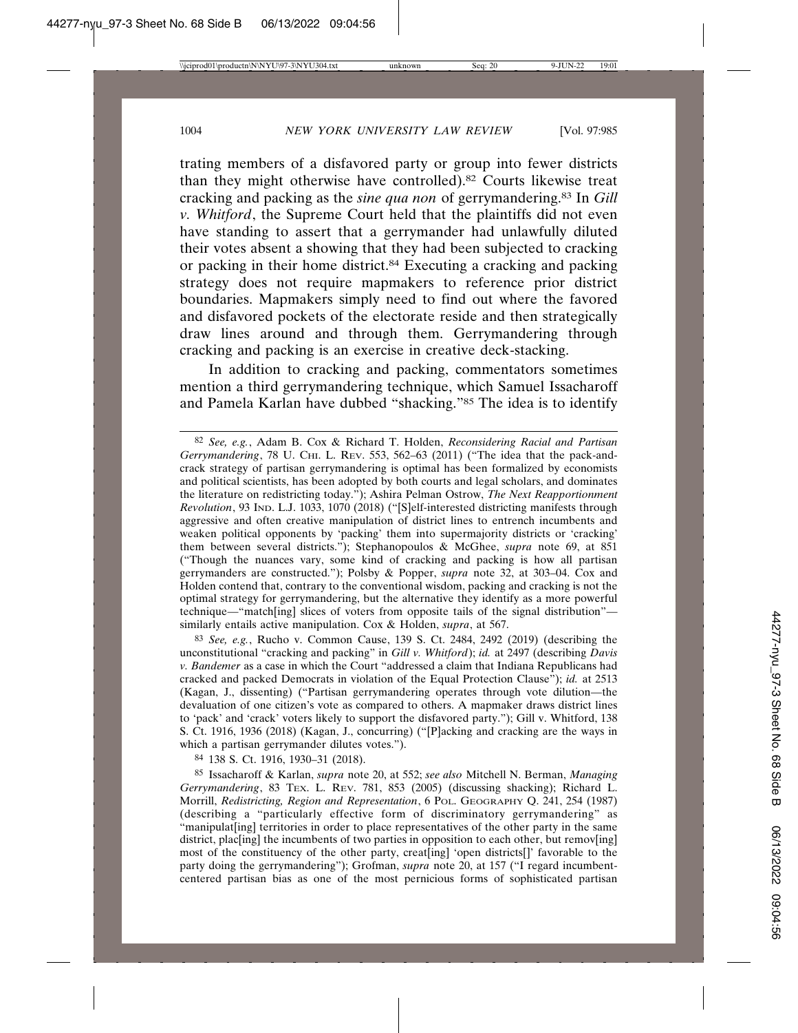trating members of a disfavored party or group into fewer districts than they might otherwise have controlled).[82] Courts likewise treat cracking and packing as the *sine qua non* of gerrymandering.[83] In *Gill v. Whitford*, the Supreme Court held that the plaintiffs did not even have standing to assert that a gerrymander had unlawfully diluted their votes absent a showing that they had been subjected to cracking or packing in their home district.[84] Executing a cracking and packing strategy does not require mapmakers to reference prior district boundaries. Mapmakers simply need to find out where the favored and disfavored pockets of the electorate reside and then strategically draw lines around and through them. Gerrymandering through cracking and packing is an exercise in creative deck-stacking.

In addition to cracking and packing, commentators sometimes mention a third gerrymandering technique, which Samuel Issacharoff and Pamela Karlan have dubbed "shacking."[85] The idea is to identify

---

[82] *See, e.g.*, Adam B. Cox & Richard T. Holden, *Reconsidering Racial and Partisan Gerrymandering*, 78 U. CHI. L. REV. 553, 562–63 (2011) ("The idea that the pack-and-crack strategy of partisan gerrymandering is optimal has been formalized by economists and political scientists, has been adopted by both courts and legal scholars, and dominates the literature on redistricting today."); Ashira Pelman Ostrow, *The Next Reapportionment Revolution*, 93 IND. L.J. 1033, 1070 (2018) ("[S]elf-interested districting manifests through aggressive and often creative manipulation of district lines to entrench incumbents and weaken political opponents by 'packing' them into supermajority districts or 'cracking' them between several districts."); Stephanopoulos & McGhee, *supra* note 69, at 851 ("Though the nuances vary, some kind of cracking and packing is how all partisan gerrymanders are constructed."); Polsby & Popper, *supra* note 32, at 303–04. Cox and Holden contend that, contrary to the conventional wisdom, packing and cracking is not the optimal strategy for gerrymandering, but the alternative they identify as a more powerful technique—"match[ing] slices of voters from opposite tails of the signal distribution"—similarly entails active manipulation. Cox & Holden, *supra*, at 567.

[83] *See, e.g.*, Rucho v. Common Cause, 139 S. Ct. 2484, 2492 (2019) (describing the unconstitutional "cracking and packing" in *Gill v. Whitford*); *id.* at 2497 (describing *Davis v. Bandemer* as a case in which the Court "addressed a claim that Indiana Republicans had cracked and packed Democrats in violation of the Equal Protection Clause"); *id.* at 2513 (Kagan, J., dissenting) ("Partisan gerrymandering operates through vote dilution—the devaluation of one citizen's vote as compared to others. A mapmaker draws district lines to 'pack' and 'crack' voters likely to support the disfavored party."); Gill v. Whitford, 138 S. Ct. 1916, 1936 (2018) (Kagan, J., concurring) ("[P]acking and cracking are the ways in which a partisan gerrymander dilutes votes.").

[84] 138 S. Ct. 1916, 1930–31 (2018).

[85] Issacharoff & Karlan, *supra* note 20, at 552; *see also* Mitchell N. Berman, *Managing Gerrymandering*, 83 TEX. L. REV. 781, 853 (2005) (discussing shacking); Richard L. Morrill, *Redistricting, Region and Representation*, 6 POL. GEOGRAPHY Q. 241, 254 (1987) (describing a "particularly effective form of discriminatory gerrymandering" as "manipulat[ing] territories in order to place representatives of the other party in the same district, plac[ing] the incumbents of two parties in opposition to each other, but remov[ing] most of the constituency of the other party, creat[ing] 'open districts[]' favorable to the party doing the gerrymandering"); Grofman, *supra* note 20, at 157 ("I regard incumbent-centered partisan bias as one of the most pernicious forms of sophisticated partisan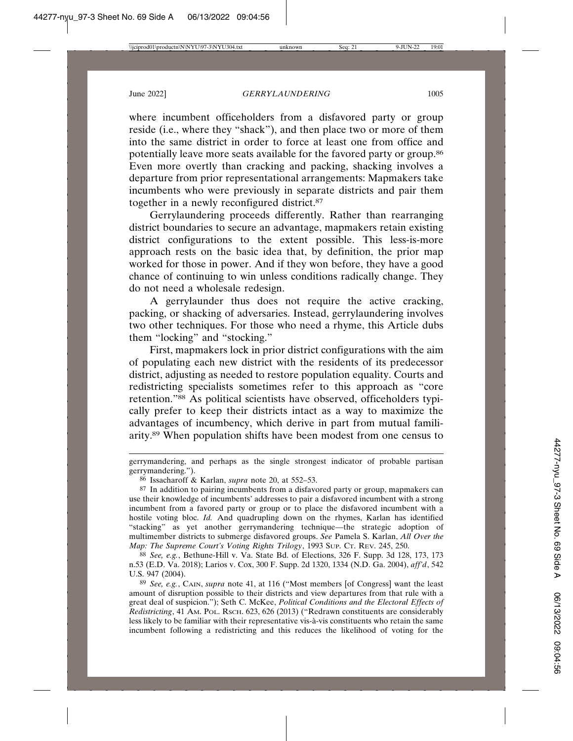where incumbent officeholders from a disfavored party or group reside (i.e., where they "shack"), and then place two or more of them into the same district in order to force at least one from office and potentially leave more seats available for the favored party or group.[86] Even more overtly than cracking and packing, shacking involves a departure from prior representational arrangements: Mapmakers take incumbents who were previously in separate districts and pair them together in a newly reconfigured district.[87]

Gerrylaundering proceeds differently. Rather than rearranging district boundaries to secure an advantage, mapmakers retain existing district configurations to the extent possible. This less-is-more approach rests on the basic idea that, by definition, the prior map worked for those in power. And if they won before, they have a good chance of continuing to win unless conditions radically change. They do not need a wholesale redesign.

A gerrylaunder thus does not require the active cracking, packing, or shacking of adversaries. Instead, gerrylaundering involves two other techniques. For those who need a rhyme, this Article dubs them "locking" and "stocking."

First, mapmakers lock in prior district configurations with the aim of populating each new district with the residents of its predecessor district, adjusting as needed to restore population equality. Courts and redistricting specialists sometimes refer to this approach as "core retention."[88] As political scientists have observed, officeholders typically prefer to keep their districts intact as a way to maximize the advantages of incumbency, which derive in part from mutual familiarity.[89] When population shifts have been modest from one census to

---

gerrymandering, and perhaps as the single strongest indicator of probable partisan gerrymandering.").

[86] Issacharoff & Karlan, *supra* note 20, at 552–53.

[87] In addition to pairing incumbents from a disfavored party or group, mapmakers can use their knowledge of incumbents' addresses to pair a disfavored incumbent with a strong incumbent from a favored party or group or to place the disfavored incumbent with a hostile voting bloc. *Id.* And quadrupling down on the rhymes, Karlan has identified "stacking" as yet another gerrymandering technique—the strategic adoption of multimember districts to submerge disfavored groups. *See* Pamela S. Karlan, *All Over the Map: The Supreme Court's Voting Rights Trilogy*, 1993 SUP. CT. REV. 245, 250.

[88] *See, e.g.*, Bethune-Hill v. Va. State Bd. of Elections, 326 F. Supp. 3d 128, 173, 173 n.53 (E.D. Va. 2018); Larios v. Cox, 300 F. Supp. 2d 1320, 1334 (N.D. Ga. 2004), *aff'd*, 542 U.S. 947 (2004).

[89] *See, e.g.*, CAIN, *supra* note 41, at 116 ("Most members [of Congress] want the least amount of disruption possible to their districts and view departures from that rule with a great deal of suspicion."); Seth C. McKee, *Political Conditions and the Electoral Effects of Redistricting*, 41 AM. POL. RSCH. 623, 626 (2013) ("Redrawn constituents are considerably less likely to be familiar with their representative vis-à-vis constituents who retain the same incumbent following a redistricting and this reduces the likelihood of voting for the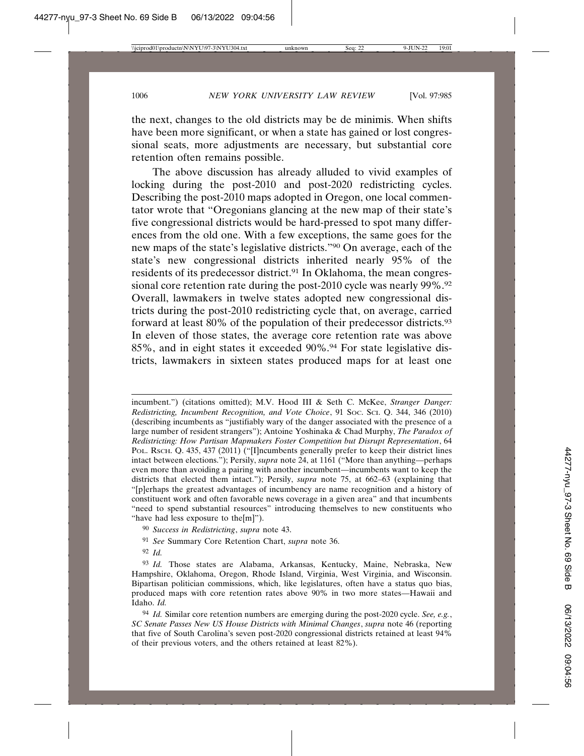the next, changes to the old districts may be de minimis. When shifts have been more significant, or when a state has gained or lost congressional seats, more adjustments are necessary, but substantial core retention often remains possible.

The above discussion has already alluded to vivid examples of locking during the post-2010 and post-2020 redistricting cycles. Describing the post-2010 maps adopted in Oregon, one local commentator wrote that "Oregonians glancing at the new map of their state's five congressional districts would be hard-pressed to spot many differences from the old one. With a few exceptions, the same goes for the new maps of the state's legislative districts."[90] On average, each of the state's new congressional districts inherited nearly 95% of the residents of its predecessor district.[91] In Oklahoma, the mean congressional core retention rate during the post-2010 cycle was nearly 99%.[92] Overall, lawmakers in twelve states adopted new congressional districts during the post-2010 redistricting cycle that, on average, carried forward at least 80% of the population of their predecessor districts.[93] In eleven of those states, the average core retention rate was above 85%, and in eight states it exceeded 90%.[94] For state legislative districts, lawmakers in sixteen states produced maps for at least one

---

incumbent.") (citations omitted); M.V. Hood III & Seth C. McKee, *Stranger Danger: Redistricting, Incumbent Recognition, and Vote Choice*, 91 Soc. Sci. Q. 344, 346 (2010) (describing incumbents as "justifiably wary of the danger associated with the presence of a large number of resident strangers"); Antoine Yoshinaka & Chad Murphy, *The Paradox of Redistricting: How Partisan Mapmakers Foster Competition but Disrupt Representation*, 64 Pol. Rsch. Q. 435, 437 (2011) ("[I]ncumbents generally prefer to keep their district lines intact between elections."); Persily, *supra* note 24, at 1161 ("More than anything—perhaps even more than avoiding a pairing with another incumbent—incumbents want to keep the districts that elected them intact."); Persily, *supra* note 75, at 662–63 (explaining that "[p]erhaps the greatest advantages of incumbency are name recognition and a history of constituent work and often favorable news coverage in a given area" and that incumbents "need to spend substantial resources" introducing themselves to new constituents who "have had less exposure to the[m]").

[90] *Success in Redistricting*, *supra* note 43.

[91] *See* Summary Core Retention Chart, *supra* note 36.

[92] *Id.*

[93] *Id.* Those states are Alabama, Arkansas, Kentucky, Maine, Nebraska, New Hampshire, Oklahoma, Oregon, Rhode Island, Virginia, West Virginia, and Wisconsin. Bipartisan politician commissions, which, like legislatures, often have a status quo bias, produced maps with core retention rates above 90% in two more states—Hawaii and Idaho. *Id.*

[94] *Id.* Similar core retention numbers are emerging during the post-2020 cycle. *See, e.g.*, *SC Senate Passes New US House Districts with Minimal Changes*, *supra* note 46 (reporting that five of South Carolina's seven post-2020 congressional districts retained at least 94% of their previous voters, and the others retained at least 82%).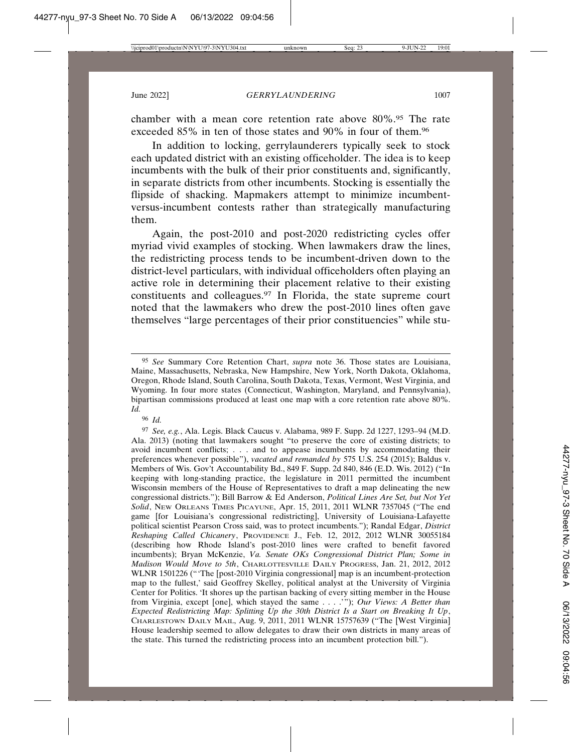chamber with a mean core retention rate above 80%.[95] The rate exceeded 85% in ten of those states and 90% in four of them.[96]

In addition to locking, gerrylaunderers typically seek to stock each updated district with an existing officeholder. The idea is to keep incumbents with the bulk of their prior constituents and, significantly, in separate districts from other incumbents. Stocking is essentially the flipside of shacking. Mapmakers attempt to minimize incumbent-versus-incumbent contests rather than strategically manufacturing them.

Again, the post-2010 and post-2020 redistricting cycles offer myriad vivid examples of stocking. When lawmakers draw the lines, the redistricting process tends to be incumbent-driven down to the district-level particulars, with individual officeholders often playing an active role in determining their placement relative to their existing constituents and colleagues.[97] In Florida, the state supreme court noted that the lawmakers who drew the post-2010 lines often gave themselves "large percentages of their prior constituencies" while stu-

---

[95] *See* Summary Core Retention Chart, *supra* note 36. Those states are Louisiana, Maine, Massachusetts, Nebraska, New Hampshire, New York, North Dakota, Oklahoma, Oregon, Rhode Island, South Carolina, South Dakota, Texas, Vermont, West Virginia, and Wyoming. In four more states (Connecticut, Washington, Maryland, and Pennsylvania), bipartisan commissions produced at least one map with a core retention rate above 80%. *Id.*

[96] *Id.*

[97] *See, e.g.*, Ala. Legis. Black Caucus v. Alabama, 989 F. Supp. 2d 1227, 1293–94 (M.D. Ala. 2013) (noting that lawmakers sought "to preserve the core of existing districts; to avoid incumbent conflicts; . . . and to appease incumbents by accommodating their preferences whenever possible"), *vacated and remanded by* 575 U.S. 254 (2015); Baldus v. Members of Wis. Gov't Accountability Bd., 849 F. Supp. 2d 840, 846 (E.D. Wis. 2012) ("In keeping with long-standing practice, the legislature in 2011 permitted the incumbent Wisconsin members of the House of Representatives to draft a map delineating the new congressional districts."); Bill Barrow & Ed Anderson, *Political Lines Are Set, but Not Yet Solid*, NEW ORLEANS TIMES PICAYUNE, Apr. 15, 2011, 2011 WLNR 7357045 ("The end game [for Louisiana's congressional redistricting], University of Louisiana-Lafayette political scientist Pearson Cross said, was to protect incumbents."); Randal Edgar, *District Reshaping Called Chicanery*, PROVIDENCE J., Feb. 12, 2012, 2012 WLNR 30055184 (describing how Rhode Island's post-2010 lines were crafted to benefit favored incumbents); Bryan McKenzie, *Va. Senate OKs Congressional District Plan; Some in Madison Would Move to 5th*, CHARLOTTESVILLE DAILY PROGRESS, Jan. 21, 2012, 2012 WLNR 1501226 ("'The [post-2010 Virginia congressional] map is an incumbent-protection map to the fullest,' said Geoffrey Skelley, political analyst at the University of Virginia Center for Politics. 'It shores up the partisan backing of every sitting member in the House from Virginia, except [one], which stayed the same . . . .'"); *Our Views: A Better than Expected Redistricting Map: Splitting Up the 30th District Is a Start on Breaking It Up*, CHARLESTOWN DAILY MAIL, Aug. 9, 2011, 2011 WLNR 15757639 ("The [West Virginia] House leadership seemed to allow delegates to draw their own districts in many areas of the state. This turned the redistricting process into an incumbent protection bill.").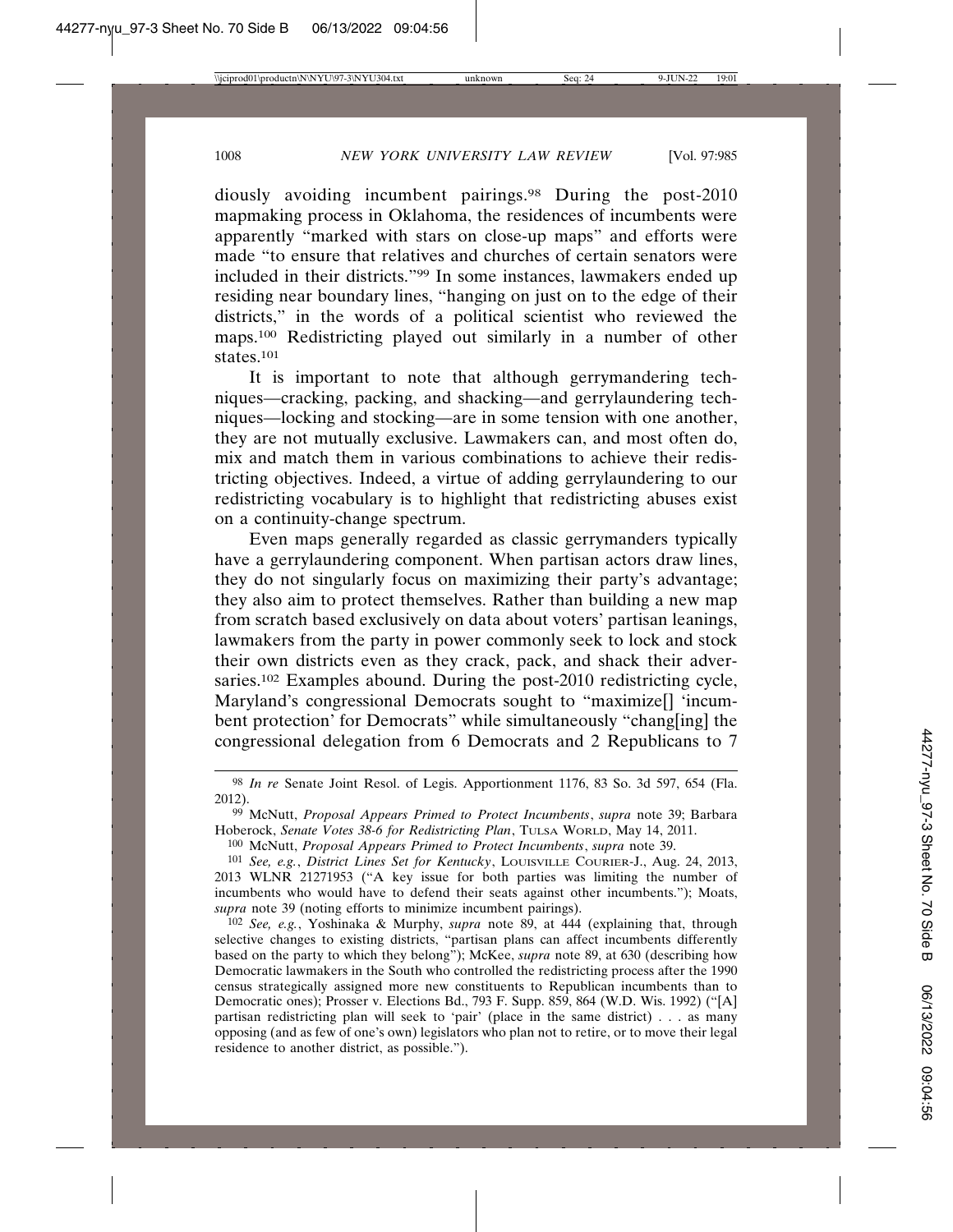diously avoiding incumbent pairings.[98] During the post-2010 mapmaking process in Oklahoma, the residences of incumbents were apparently "marked with stars on close-up maps" and efforts were made "to ensure that relatives and churches of certain senators were included in their districts."[99] In some instances, lawmakers ended up residing near boundary lines, "hanging on just on to the edge of their districts," in the words of a political scientist who reviewed the maps.[100] Redistricting played out similarly in a number of other states.[101]

It is important to note that although gerrymandering techniques—cracking, packing, and shacking—and gerrylaundering techniques—locking and stocking—are in some tension with one another, they are not mutually exclusive. Lawmakers can, and most often do, mix and match them in various combinations to achieve their redistricting objectives. Indeed, a virtue of adding gerrylaundering to our redistricting vocabulary is to highlight that redistricting abuses exist on a continuity-change spectrum.

Even maps generally regarded as classic gerrymanders typically have a gerrylaundering component. When partisan actors draw lines, they do not singularly focus on maximizing their party's advantage; they also aim to protect themselves. Rather than building a new map from scratch based exclusively on data about voters' partisan leanings, lawmakers from the party in power commonly seek to lock and stock their own districts even as they crack, pack, and shack their adversaries.[102] Examples abound. During the post-2010 redistricting cycle, Maryland's congressional Democrats sought to "maximize[] 'incumbent protection' for Democrats" while simultaneously "chang[ing] the congressional delegation from 6 Democrats and 2 Republicans to 7

---

[98] *In re* Senate Joint Resol. of Legis. Apportionment 1176, 83 So. 3d 597, 654 (Fla. 2012).

[99] McNutt, *Proposal Appears Primed to Protect Incumbents*, *supra* note 39; Barbara Hoberock, *Senate Votes 38-6 for Redistricting Plan*, TULSA WORLD, May 14, 2011.

[100] McNutt, *Proposal Appears Primed to Protect Incumbents*, *supra* note 39.

[101] *See, e.g.*, *District Lines Set for Kentucky*, LOUISVILLE COURIER-J., Aug. 24, 2013, 2013 WLNR 21271953 ("A key issue for both parties was limiting the number of incumbents who would have to defend their seats against other incumbents."); Moats, *supra* note 39 (noting efforts to minimize incumbent pairings).

[102] *See, e.g.*, Yoshinaka & Murphy, *supra* note 89, at 444 (explaining that, through selective changes to existing districts, "partisan plans can affect incumbents differently based on the party to which they belong"); McKee, *supra* note 89, at 630 (describing how Democratic lawmakers in the South who controlled the redistricting process after the 1990 census strategically assigned more new constituents to Republican incumbents than to Democratic ones); Prosser v. Elections Bd., 793 F. Supp. 859, 864 (W.D. Wis. 1992) ("[A] partisan redistricting plan will seek to 'pair' (place in the same district) . . . as many opposing (and as few of one's own) legislators who plan not to retire, or to move their legal residence to another district, as possible.").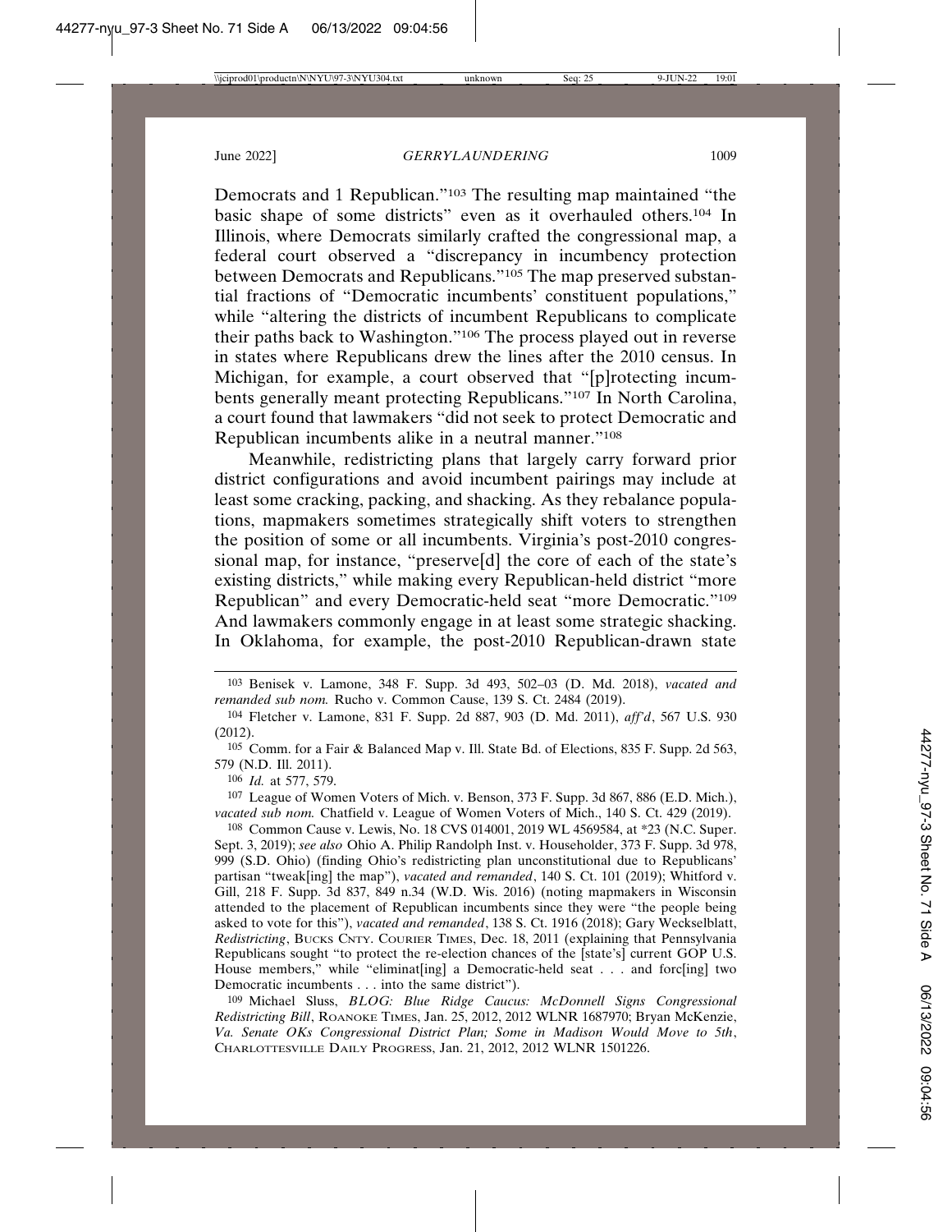Democrats and 1 Republican."[103] The resulting map maintained "the basic shape of some districts" even as it overhauled others.[104] In Illinois, where Democrats similarly crafted the congressional map, a federal court observed a "discrepancy in incumbency protection between Democrats and Republicans."[105] The map preserved substantial fractions of "Democratic incumbents' constituent populations," while "altering the districts of incumbent Republicans to complicate their paths back to Washington."[106] The process played out in reverse in states where Republicans drew the lines after the 2010 census. In Michigan, for example, a court observed that "[p]rotecting incumbents generally meant protecting Republicans."[107] In North Carolina, a court found that lawmakers "did not seek to protect Democratic and Republican incumbents alike in a neutral manner."[108]

Meanwhile, redistricting plans that largely carry forward prior district configurations and avoid incumbent pairings may include at least some cracking, packing, and shacking. As they rebalance populations, mapmakers sometimes strategically shift voters to strengthen the position of some or all incumbents. Virginia's post-2010 congressional map, for instance, "preserve[d] the core of each of the state's existing districts," while making every Republican-held district "more Republican" and every Democratic-held seat "more Democratic."[109] And lawmakers commonly engage in at least some strategic shacking. In Oklahoma, for example, the post-2010 Republican-drawn state

---

103 Benisek v. Lamone, 348 F. Supp. 3d 493, 502–03 (D. Md. 2018), *vacated and remanded sub nom.* Rucho v. Common Cause, 139 S. Ct. 2484 (2019).

104 Fletcher v. Lamone, 831 F. Supp. 2d 887, 903 (D. Md. 2011), *aff'd*, 567 U.S. 930 (2012).

105 Comm. for a Fair & Balanced Map v. Ill. State Bd. of Elections, 835 F. Supp. 2d 563, 579 (N.D. Ill. 2011).

106 *Id.* at 577, 579.

107 League of Women Voters of Mich. v. Benson, 373 F. Supp. 3d 867, 886 (E.D. Mich.), *vacated sub nom.* Chatfield v. League of Women Voters of Mich., 140 S. Ct. 429 (2019).

108 Common Cause v. Lewis, No. 18 CVS 014001, 2019 WL 4569584, at *23 (N.C. Super. Sept. 3, 2019); *see also* Ohio A. Philip Randolph Inst. v. Householder, 373 F. Supp. 3d 978, 999 (S.D. Ohio) (finding Ohio's redistricting plan unconstitutional due to Republicans' partisan "tweak[ing] the map"), *vacated and remanded*, 140 S. Ct. 101 (2019); Whitford v. Gill, 218 F. Supp. 3d 837, 849 n.34 (W.D. Wis. 2016) (noting mapmakers in Wisconsin attended to the placement of Republican incumbents since they were "the people being asked to vote for this"), *vacated and remanded*, 138 S. Ct. 1916 (2018); Gary Weckselblatt, *Redistricting*, BUCKS CNTY. COURIER TIMES, Dec. 18, 2011 (explaining that Pennsylvania Republicans sought "to protect the re-election chances of the [state's] current GOP U.S. House members," while "eliminat[ing] a Democratic-held seat . . . and forc[ing] two Democratic incumbents . . . into the same district").

109 Michael Sluss, *BLOG: Blue Ridge Caucus: McDonnell Signs Congressional Redistricting Bill*, ROANOKE TIMES, Jan. 25, 2012, 2012 WLNR 1687970; Bryan McKenzie, *Va. Senate OKs Congressional District Plan; Some in Madison Would Move to 5th*, CHARLOTTESVILLE DAILY PROGRESS, Jan. 21, 2012, 2012 WLNR 1501226.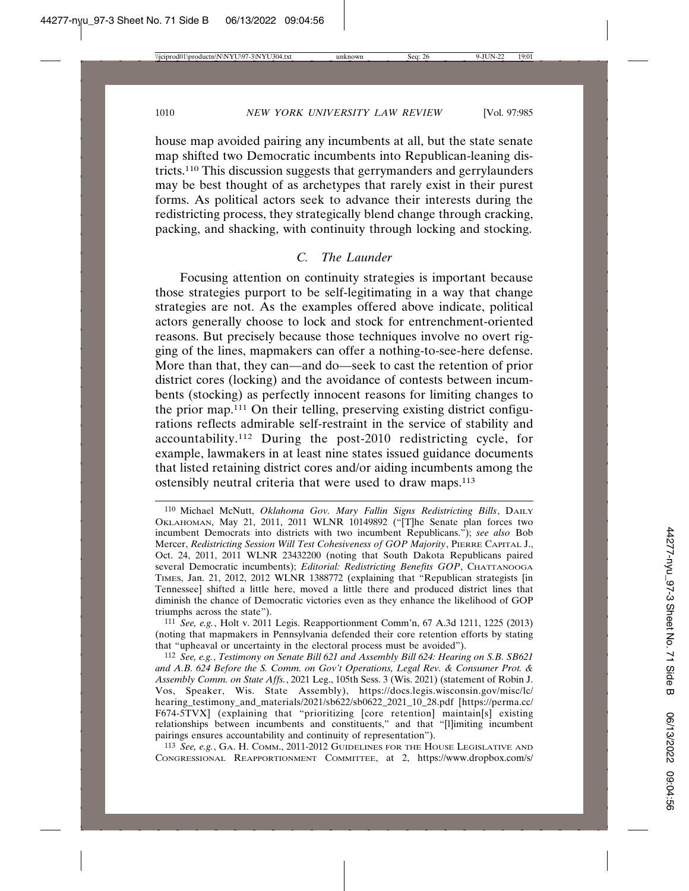house map avoided pairing any incumbents at all, but the state senate map shifted two Democratic incumbents into Republican-leaning districts.[110] This discussion suggests that gerrymanders and gerrylaunders may be best thought of as archetypes that rarely exist in their purest forms. As political actors seek to advance their interests during the redistricting process, they strategically blend change through cracking, packing, and shacking, with continuity through locking and stocking.

### C. The Launder

Focusing attention on continuity strategies is important because those strategies purport to be self-legitimating in a way that change strategies are not. As the examples offered above indicate, political actors generally choose to lock and stock for entrenchment-oriented reasons. But precisely because those techniques involve no overt rigging of the lines, mapmakers can offer a nothing-to-see-here defense. More than that, they can—and do—seek to cast the retention of prior district cores (locking) and the avoidance of contests between incumbents (stocking) as perfectly innocent reasons for limiting changes to the prior map.[111] On their telling, preserving existing district configurations reflects admirable self-restraint in the service of stability and accountability.[112] During the post-2010 redistricting cycle, for example, lawmakers in at least nine states issued guidance documents that listed retaining district cores and/or aiding incumbents among the ostensibly neutral criteria that were used to draw maps.[113]

---

[110] Michael McNutt, *Oklahoma Gov. Mary Fallin Signs Redistricting Bills*, DAILY OKLAHOMAN, May 21, 2011, 2011 WLNR 10149892 ("[T]he Senate plan forces two incumbent Democrats into districts with two incumbent Republicans."); *see also* Bob Mercer, *Redistricting Session Will Test Cohesiveness of GOP Majority*, PIERRE CAPITAL J., Oct. 24, 2011, 2011 WLNR 23432200 (noting that South Dakota Republicans paired several Democratic incumbents); *Editorial: Redistricting Benefits GOP*, CHATTANOOGA TIMES, Jan. 21, 2012, 2012 WLNR 1388772 (explaining that "Republican strategists [in Tennessee] shifted a little here, moved a little there and produced district lines that diminish the chance of Democratic victories even as they enhance the likelihood of GOP triumphs across the state").

[111] *See, e.g.*, Holt v. 2011 Legis. Reapportionment Comm'n, 67 A.3d 1211, 1225 (2013) (noting that mapmakers in Pennsylvania defended their core retention efforts by stating that "upheaval or uncertainty in the electoral process must be avoided").

[112] *See, e.g.*, *Testimony on Senate Bill 621 and Assembly Bill 624: Hearing on S.B. SB621 and A.B. 624 Before the S. Comm. on Gov't Operations, Legal Rev. & Consumer Prot. & Assembly Comm. on State Affs.*, 2021 Leg., 105th Sess. 3 (Wis. 2021) (statement of Robin J. Vos, Speaker, Wis. State Assembly), https://docs.legis.wisconsin.gov/misc/lc/hearing_testimony_and_materials/2021/sb622/sb0622_2021_10_28.pdf [https://perma.cc/F674-5TVX] (explaining that "prioritizing [core retention] maintain[s] existing relationships between incumbents and constituents," and that "[l]imiting incumbent pairings ensures accountability and continuity of representation").

[113] *See, e.g.*, GA. H. COMM., 2011-2012 GUIDELINES FOR THE HOUSE LEGISLATIVE AND CONGRESSIONAL REAPPORTIONMENT COMMITTEE, at 2, https://www.dropbox.com/s/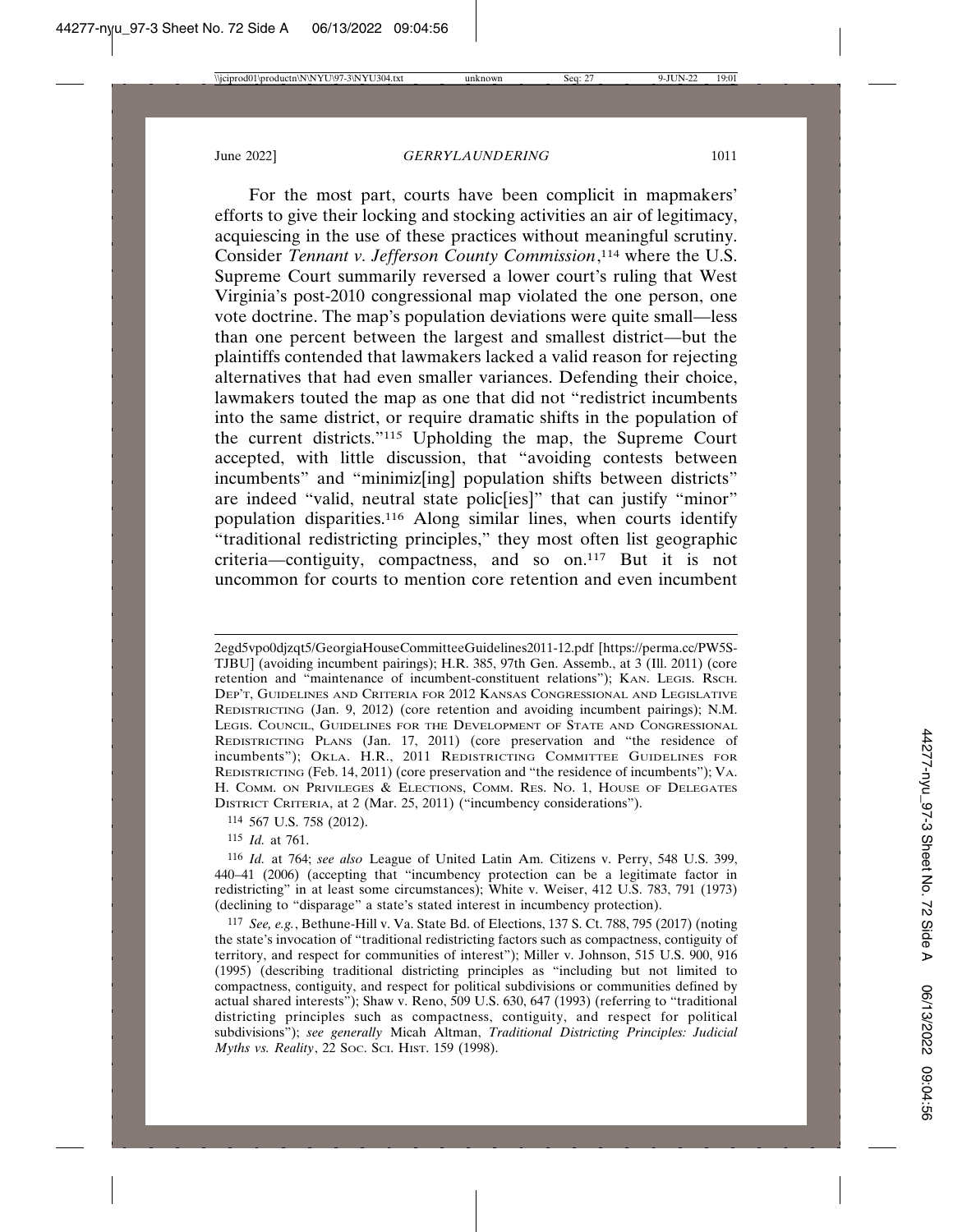For the most part, courts have been complicit in mapmakers' efforts to give their locking and stocking activities an air of legitimacy, acquiescing in the use of these practices without meaningful scrutiny. Consider *Tennant v. Jefferson County Commission*,[114] where the U.S. Supreme Court summarily reversed a lower court's ruling that West Virginia's post-2010 congressional map violated the one person, one vote doctrine. The map's population deviations were quite small—less than one percent between the largest and smallest district—but the plaintiffs contended that lawmakers lacked a valid reason for rejecting alternatives that had even smaller variances. Defending their choice, lawmakers touted the map as one that did not "redistrict incumbents into the same district, or require dramatic shifts in the population of the current districts."[115] Upholding the map, the Supreme Court accepted, with little discussion, that "avoiding contests between incumbents" and "minimiz[ing] population shifts between districts" are indeed "valid, neutral state polic[ies]" that can justify "minor" population disparities.[116] Along similar lines, when courts identify "traditional redistricting principles," they most often list geographic criteria—contiguity, compactness, and so on.[117] But it is not uncommon for courts to mention core retention and even incumbent

---

2egd5vpo0djzqt5/GeorgiaHouseCommitteeGuidelines2011-12.pdf [https://perma.cc/PW5S-TJBU] (avoiding incumbent pairings); H.R. 385, 97th Gen. Assemb., at 3 (Ill. 2011) (core retention and "maintenance of incumbent-constituent relations"); KAN. LEGIS. RSCH. DEP'T, GUIDELINES AND CRITERIA FOR 2012 KANSAS CONGRESSIONAL AND LEGISLATIVE REDISTRICTING (Jan. 9, 2012) (core retention and avoiding incumbent pairings); N.M. LEGIS. COUNCIL, GUIDELINES FOR THE DEVELOPMENT OF STATE AND CONGRESSIONAL REDISTRICTING PLANS (Jan. 17, 2011) (core preservation and "the residence of incumbents"); OKLA. H.R., 2011 REDISTRICTING COMMITTEE GUIDELINES FOR REDISTRICTING (Feb. 14, 2011) (core preservation and "the residence of incumbents"); VA. H. COMM. ON PRIVILEGES & ELECTIONS, COMM. RES. NO. 1, HOUSE OF DELEGATES DISTRICT CRITERIA, at 2 (Mar. 25, 2011) ("incumbency considerations").

[114] 567 U.S. 758 (2012).

[115] *Id.* at 761.

[116] *Id.* at 764; *see also* League of United Latin Am. Citizens v. Perry, 548 U.S. 399, 440–41 (2006) (accepting that "incumbency protection can be a legitimate factor in redistricting" in at least some circumstances); White v. Weiser, 412 U.S. 783, 791 (1973) (declining to "disparage" a state's stated interest in incumbency protection).

[117] *See, e.g.*, Bethune-Hill v. Va. State Bd. of Elections, 137 S. Ct. 788, 795 (2017) (noting the state's invocation of "traditional redistricting factors such as compactness, contiguity of territory, and respect for communities of interest"); Miller v. Johnson, 515 U.S. 900, 916 (1995) (describing traditional districting principles as "including but not limited to compactness, contiguity, and respect for political subdivisions or communities defined by actual shared interests"); Shaw v. Reno, 509 U.S. 630, 647 (1993) (referring to "traditional districting principles such as compactness, contiguity, and respect for political subdivisions"); *see generally* Micah Altman, *Traditional Districting Principles: Judicial Myths vs. Reality*, 22 SOC. SCI. HIST. 159 (1998).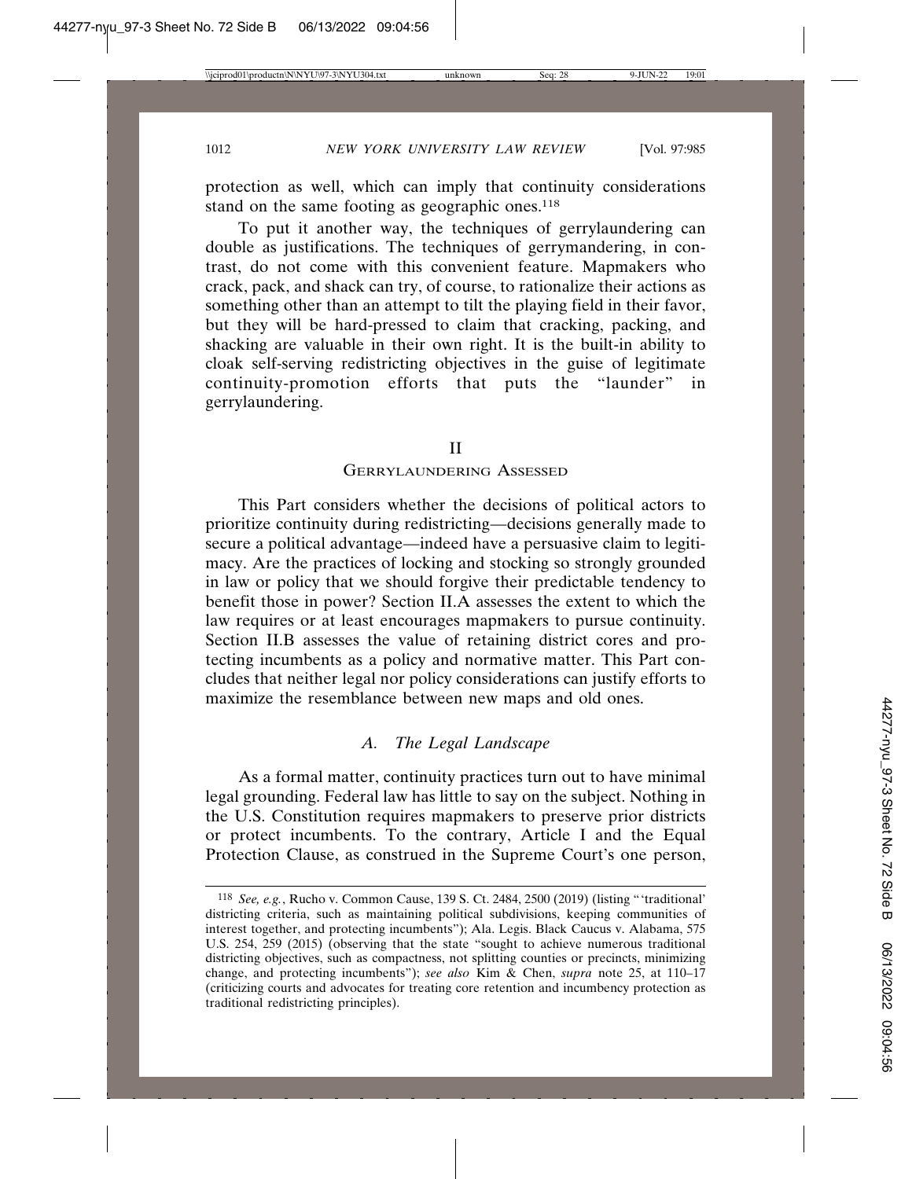protection as well, which can imply that continuity considerations stand on the same footing as geographic ones.[118]

To put it another way, the techniques of gerrylaundering can double as justifications. The techniques of gerrymandering, in contrast, do not come with this convenient feature. Mapmakers who crack, pack, and shack can try, of course, to rationalize their actions as something other than an attempt to tilt the playing field in their favor, but they will be hard-pressed to claim that cracking, packing, and shacking are valuable in their own right. It is the built-in ability to cloak self-serving redistricting objectives in the guise of legitimate continuity-promotion efforts that puts the "launder" in gerrylaundering.

## II
## Gerrylaundering Assessed

This Part considers whether the decisions of political actors to prioritize continuity during redistricting—decisions generally made to secure a political advantage—indeed have a persuasive claim to legitimacy. Are the practices of locking and stocking so strongly grounded in law or policy that we should forgive their predictable tendency to benefit those in power? Section II.A assesses the extent to which the law requires or at least encourages mapmakers to pursue continuity. Section II.B assesses the value of retaining district cores and protecting incumbents as a policy and normative matter. This Part concludes that neither legal nor policy considerations can justify efforts to maximize the resemblance between new maps and old ones.

### *A. The Legal Landscape*

As a formal matter, continuity practices turn out to have minimal legal grounding. Federal law has little to say on the subject. Nothing in the U.S. Constitution requires mapmakers to preserve prior districts or protect incumbents. To the contrary, Article I and the Equal Protection Clause, as construed in the Supreme Court's one person,

---

118 *See, e.g.*, Rucho v. Common Cause, 139 S. Ct. 2484, 2500 (2019) (listing "'traditional' districting criteria, such as maintaining political subdivisions, keeping communities of interest together, and protecting incumbents"); Ala. Legis. Black Caucus v. Alabama, 575 U.S. 254, 259 (2015) (observing that the state "sought to achieve numerous traditional districting objectives, such as compactness, not splitting counties or precincts, minimizing change, and protecting incumbents"); *see also* Kim & Chen, *supra* note 25, at 110–17 (criticizing courts and advocates for treating core retention and incumbency protection as traditional redistricting principles).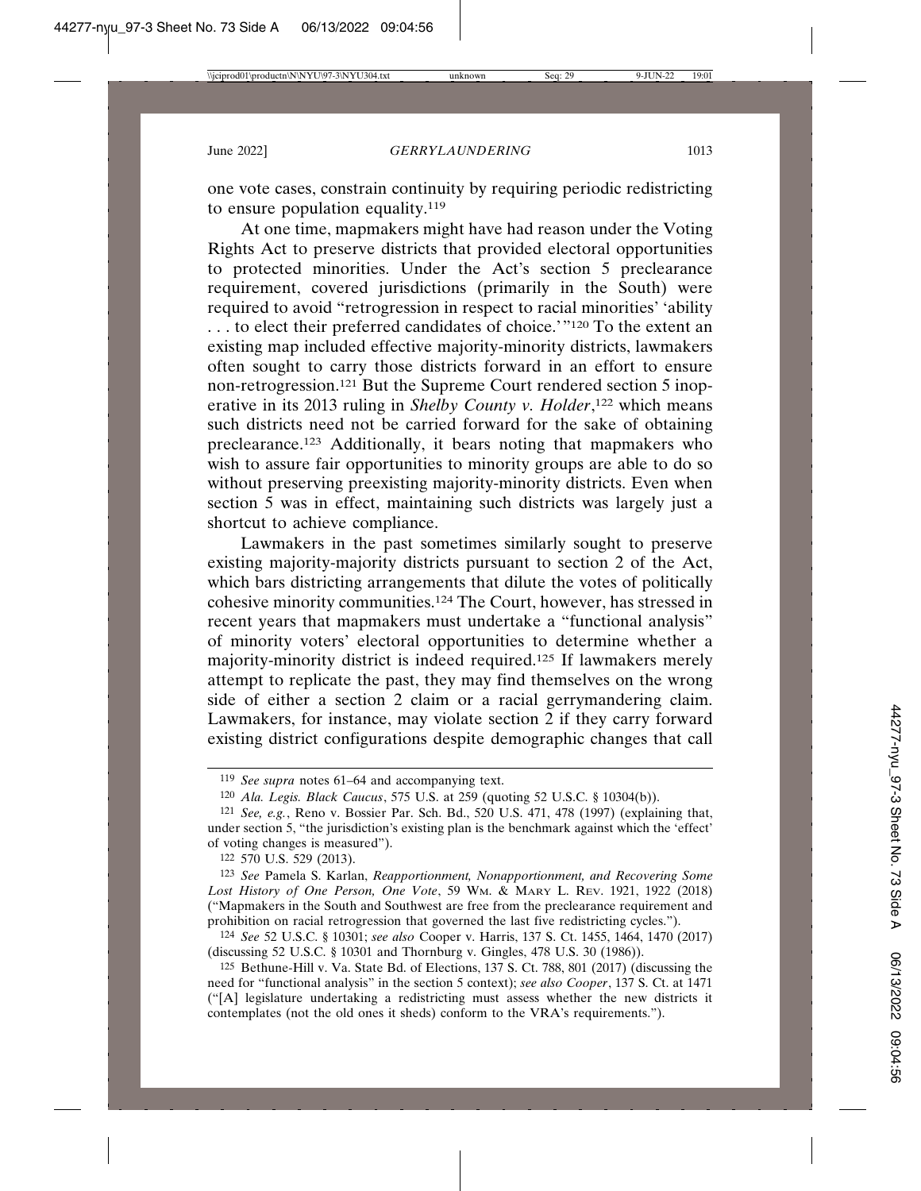one vote cases, constrain continuity by requiring periodic redistricting to ensure population equality.[119]

At one time, mapmakers might have had reason under the Voting Rights Act to preserve districts that provided electoral opportunities to protected minorities. Under the Act's section 5 preclearance requirement, covered jurisdictions (primarily in the South) were required to avoid "retrogression in respect to racial minorities' 'ability . . . to elect their preferred candidates of choice.'"[120] To the extent an existing map included effective majority-minority districts, lawmakers often sought to carry those districts forward in an effort to ensure non-retrogression.[121] But the Supreme Court rendered section 5 inoperative in its 2013 ruling in *Shelby County v. Holder*,[122] which means such districts need not be carried forward for the sake of obtaining preclearance.[123] Additionally, it bears noting that mapmakers who wish to assure fair opportunities to minority groups are able to do so without preserving preexisting majority-minority districts. Even when section 5 was in effect, maintaining such districts was largely just a shortcut to achieve compliance.

Lawmakers in the past sometimes similarly sought to preserve existing majority-majority districts pursuant to section 2 of the Act, which bars districting arrangements that dilute the votes of politically cohesive minority communities.[124] The Court, however, has stressed in recent years that mapmakers must undertake a "functional analysis" of minority voters' electoral opportunities to determine whether a majority-minority district is indeed required.[125] If lawmakers merely attempt to replicate the past, they may find themselves on the wrong side of either a section 2 claim or a racial gerrymandering claim. Lawmakers, for instance, may violate section 2 if they carry forward existing district configurations despite demographic changes that call

---

119 *See supra* notes 61–64 and accompanying text.

120 *Ala. Legis. Black Caucus*, 575 U.S. at 259 (quoting 52 U.S.C. § 10304(b)).

121 *See, e.g.*, Reno v. Bossier Par. Sch. Bd., 520 U.S. 471, 478 (1997) (explaining that, under section 5, "the jurisdiction's existing plan is the benchmark against which the 'effect' of voting changes is measured").

122 570 U.S. 529 (2013).

123 *See* Pamela S. Karlan, *Reapportionment, Nonapportionment, and Recovering Some Lost History of One Person, One Vote*, 59 WM. & MARY L. REV. 1921, 1922 (2018) ("Mapmakers in the South and Southwest are free from the preclearance requirement and prohibition on racial retrogression that governed the last five redistricting cycles.").

124 *See* 52 U.S.C. § 10301; *see also* Cooper v. Harris, 137 S. Ct. 1455, 1464, 1470 (2017) (discussing 52 U.S.C. § 10301 and Thornburg v. Gingles, 478 U.S. 30 (1986)).

125 Bethune-Hill v. Va. State Bd. of Elections, 137 S. Ct. 788, 801 (2017) (discussing the need for "functional analysis" in the section 5 context); *see also Cooper*, 137 S. Ct. at 1471 ("[A] legislature undertaking a redistricting must assess whether the new districts it contemplates (not the old ones it sheds) conform to the VRA's requirements.").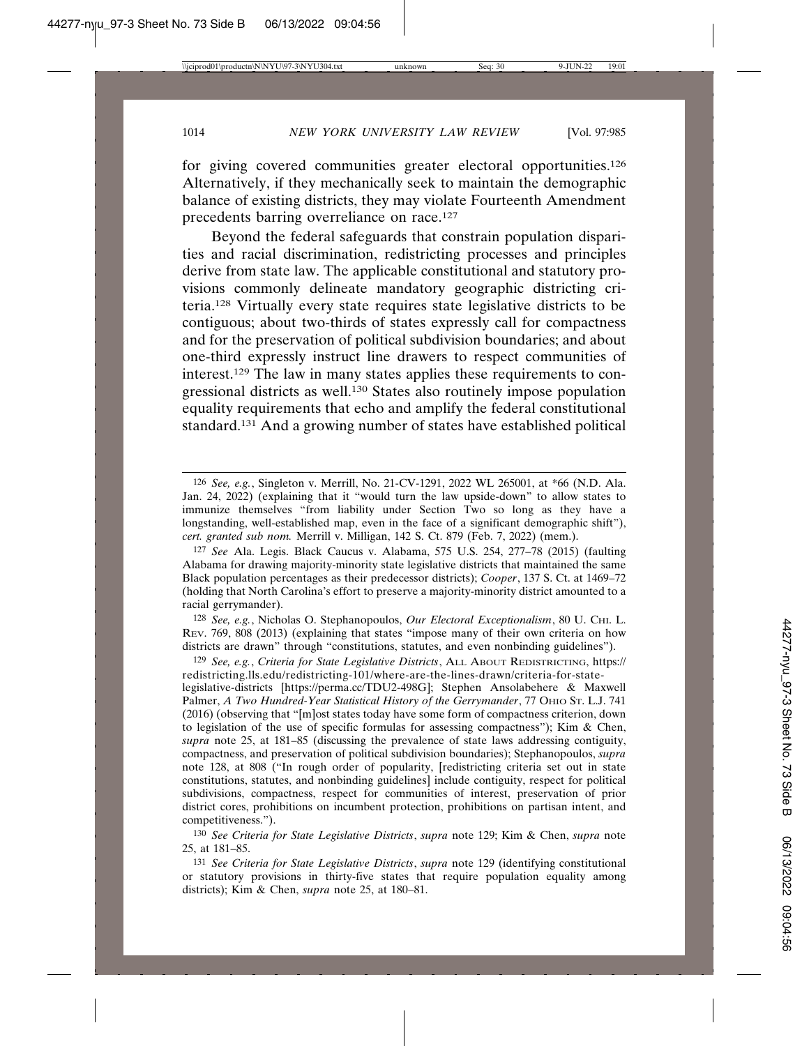for giving covered communities greater electoral opportunities.[126] Alternatively, if they mechanically seek to maintain the demographic balance of existing districts, they may violate Fourteenth Amendment precedents barring overreliance on race.[127]

Beyond the federal safeguards that constrain population disparities and racial discrimination, redistricting processes and principles derive from state law. The applicable constitutional and statutory provisions commonly delineate mandatory geographic districting criteria.[128] Virtually every state requires state legislative districts to be contiguous; about two-thirds of states expressly call for compactness and for the preservation of political subdivision boundaries; and about one-third expressly instruct line drawers to respect communities of interest.[129] The law in many states applies these requirements to congressional districts as well.[130] States also routinely impose population equality requirements that echo and amplify the federal constitutional standard.[131] And a growing number of states have established political

---

126 *See, e.g.*, Singleton v. Merrill, No. 21-CV-1291, 2022 WL 265001, at *66 (N.D. Ala. Jan. 24, 2022) (explaining that it "would turn the law upside-down" to allow states to immunize themselves "from liability under Section Two so long as they have a longstanding, well-established map, even in the face of a significant demographic shift"), *cert. granted sub nom.* Merrill v. Milligan, 142 S. Ct. 879 (Feb. 7, 2022) (mem.).

127 *See* Ala. Legis. Black Caucus v. Alabama, 575 U.S. 254, 277–78 (2015) (faulting Alabama for drawing majority-minority state legislative districts that maintained the same Black population percentages as their predecessor districts); *Cooper*, 137 S. Ct. at 1469–72 (holding that North Carolina's effort to preserve a majority-minority district amounted to a racial gerrymander).

128 *See, e.g.*, Nicholas O. Stephanopoulos, *Our Electoral Exceptionalism*, 80 U. CHI. L. REV. 769, 808 (2013) (explaining that states "impose many of their own criteria on how districts are drawn" through "constitutions, statutes, and even nonbinding guidelines").

129 *See, e.g.*, *Criteria for State Legislative Districts*, ALL ABOUT REDISTRICTING, https://redistricting.lls.edu/redistricting-101/where-are-the-lines-drawn/criteria-for-state-legislative-districts [https://perma.cc/TDU2-498G]; Stephen Ansolabehere & Maxwell Palmer, *A Two Hundred-Year Statistical History of the Gerrymander*, 77 OHIO ST. L.J. 741 (2016) (observing that "[m]ost states today have some form of compactness criterion, down to legislation of the use of specific formulas for assessing compactness"); Kim & Chen, *supra* note 25, at 181–85 (discussing the prevalence of state laws addressing contiguity, compactness, and preservation of political subdivision boundaries); Stephanopoulos, *supra* note 128, at 808 ("In rough order of popularity, [redistricting criteria set out in state constitutions, statutes, and nonbinding guidelines] include contiguity, respect for political subdivisions, compactness, respect for communities of interest, preservation of prior district cores, prohibitions on incumbent protection, prohibitions on partisan intent, and competitiveness.").

130 *See Criteria for State Legislative Districts*, *supra* note 129; Kim & Chen, *supra* note 25, at 181–85.

131 *See Criteria for State Legislative Districts*, *supra* note 129 (identifying constitutional or statutory provisions in thirty-five states that require population equality among districts); Kim & Chen, *supra* note 25, at 180–81.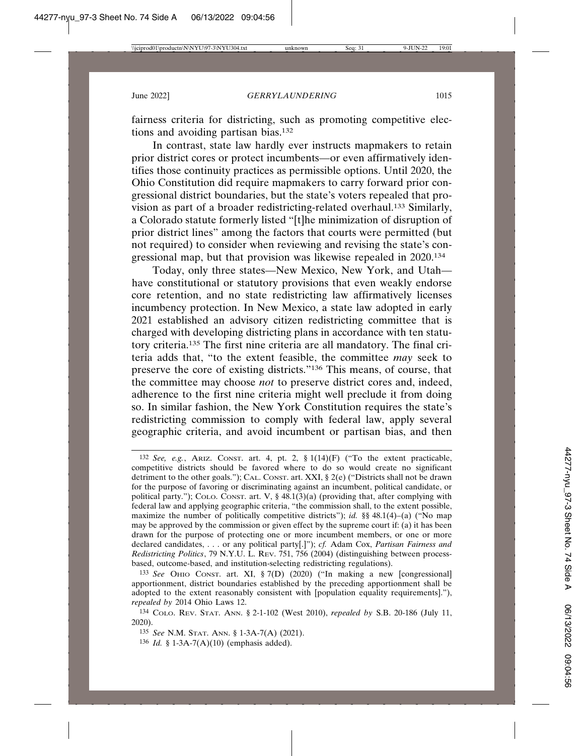fairness criteria for districting, such as promoting competitive elections and avoiding partisan bias.[132]

In contrast, state law hardly ever instructs mapmakers to retain prior district cores or protect incumbents—or even affirmatively identifies those continuity practices as permissible options. Until 2020, the Ohio Constitution did require mapmakers to carry forward prior congressional district boundaries, but the state's voters repealed that provision as part of a broader redistricting-related overhaul.[133] Similarly, a Colorado statute formerly listed "[t]he minimization of disruption of prior district lines" among the factors that courts were permitted (but not required) to consider when reviewing and revising the state's congressional map, but that provision was likewise repealed in 2020.[134]

Today, only three states—New Mexico, New York, and Utah—have constitutional or statutory provisions that even weakly endorse core retention, and no state redistricting law affirmatively licenses incumbency protection. In New Mexico, a state law adopted in early 2021 established an advisory citizen redistricting committee that is charged with developing districting plans in accordance with ten statutory criteria.[135] The first nine criteria are all mandatory. The final criteria adds that, "to the extent feasible, the committee *may* seek to preserve the core of existing districts."[136] This means, of course, that the committee may choose *not* to preserve district cores and, indeed, adherence to the first nine criteria might well preclude it from doing so. In similar fashion, the New York Constitution requires the state's redistricting commission to comply with federal law, apply several geographic criteria, and avoid incumbent or partisan bias, and then

---

132 *See, e.g.*, ARIZ. CONST. art. 4, pt. 2, § 1(14)(F) ("To the extent practicable, competitive districts should be favored where to do so would create no significant detriment to the other goals."); CAL. CONST. art. XXI, § 2(e) ("Districts shall not be drawn for the purpose of favoring or discriminating against an incumbent, political candidate, or political party."); COLO. CONST. art. V, § 48.1(3)(a) (providing that, after complying with federal law and applying geographic criteria, "the commission shall, to the extent possible, maximize the number of politically competitive districts"); *id.* §§ 48.1(4)–(a) ("No map may be approved by the commission or given effect by the supreme court if: (a) it has been drawn for the purpose of protecting one or more incumbent members, or one or more declared candidates, . . . or any political party[.]"); *cf.* Adam Cox, *Partisan Fairness and Redistricting Politics*, 79 N.Y.U. L. REV. 751, 756 (2004) (distinguishing between process-based, outcome-based, and institution-selecting redistricting regulations).

133 *See* OHIO CONST. art. XI, § 7(D) (2020) ("In making a new [congressional] apportionment, district boundaries established by the preceding apportionment shall be adopted to the extent reasonably consistent with [population equality requirements]."), *repealed by* 2014 Ohio Laws 12.

134 COLO. REV. STAT. ANN. § 2-1-102 (West 2010), *repealed by* S.B. 20-186 (July 11, 2020).

135 *See* N.M. STAT. ANN. § 1-3A-7(A) (2021).

136 *Id.* § 1-3A-7(A)(10) (emphasis added).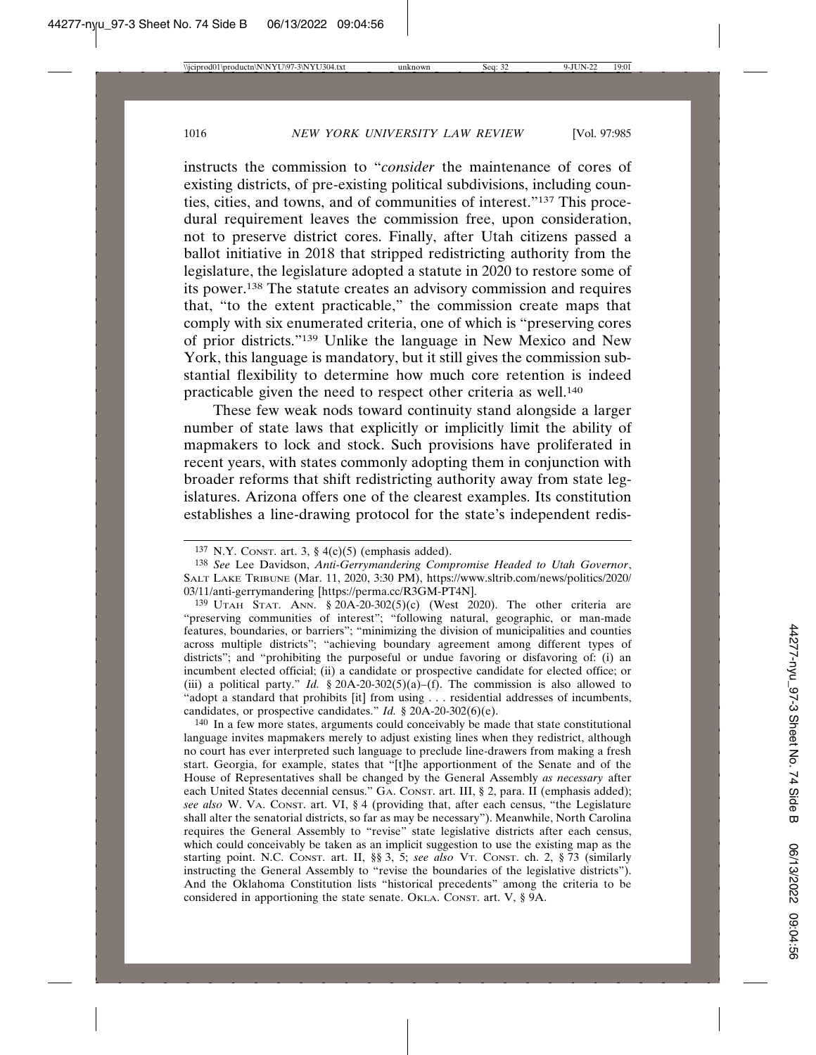instructs the commission to "*consider* the maintenance of cores of existing districts, of pre-existing political subdivisions, including counties, cities, and towns, and of communities of interest."[137] This procedural requirement leaves the commission free, upon consideration, not to preserve district cores. Finally, after Utah citizens passed a ballot initiative in 2018 that stripped redistricting authority from the legislature, the legislature adopted a statute in 2020 to restore some of its power.[138] The statute creates an advisory commission and requires that, "to the extent practicable," the commission create maps that comply with six enumerated criteria, one of which is "preserving cores of prior districts."[139] Unlike the language in New Mexico and New York, this language is mandatory, but it still gives the commission substantial flexibility to determine how much core retention is indeed practicable given the need to respect other criteria as well.[140]

These few weak nods toward continuity stand alongside a larger number of state laws that explicitly or implicitly limit the ability of mapmakers to lock and stock. Such provisions have proliferated in recent years, with states commonly adopting them in conjunction with broader reforms that shift redistricting authority away from state legislatures. Arizona offers one of the clearest examples. Its constitution establishes a line-drawing protocol for the state's independent redis-

---

[137] N.Y. Const. art. 3, § 4(c)(5) (emphasis added).

[138] *See* Lee Davidson, *Anti-Gerrymandering Compromise Headed to Utah Governor*, Salt Lake Tribune (Mar. 11, 2020, 3:30 PM), https://www.sltrib.com/news/politics/2020/03/11/anti-gerrymandering [https://perma.cc/R3GM-PT4N].

[139] Utah Stat. Ann. § 20A-20-302(5)(c) (West 2020). The other criteria are "preserving communities of interest"; "following natural, geographic, or man-made features, boundaries, or barriers"; "minimizing the division of municipalities and counties across multiple districts"; "achieving boundary agreement among different types of districts"; and "prohibiting the purposeful or undue favoring or disfavoring of: (i) an incumbent elected official; (ii) a candidate or prospective candidate for elected office; or (iii) a political party." *Id.* § 20A-20-302(5)(a)–(f). The commission is also allowed to "adopt a standard that prohibits [it] from using . . . residential addresses of incumbents, candidates, or prospective candidates." *Id.* § 20A-20-302(6)(e).

[140] In a few more states, arguments could conceivably be made that state constitutional language invites mapmakers merely to adjust existing lines when they redistrict, although no court has ever interpreted such language to preclude line-drawers from making a fresh start. Georgia, for example, states that "[t]he apportionment of the Senate and of the House of Representatives shall be changed by the General Assembly *as necessary* after each United States decennial census." Ga. Const. art. III, § 2, para. II (emphasis added); *see also* W. Va. Const. art. VI, § 4 (providing that, after each census, "the Legislature shall alter the senatorial districts, so far as may be necessary"). Meanwhile, North Carolina requires the General Assembly to "revise" state legislative districts after each census, which could conceivably be taken as an implicit suggestion to use the existing map as the starting point. N.C. Const. art. II, §§ 3, 5; *see also* Vt. Const. ch. 2, § 73 (similarly instructing the General Assembly to "revise the boundaries of the legislative districts"). And the Oklahoma Constitution lists "historical precedents" among the criteria to be considered in apportioning the state senate. Okla. Const. art. V, § 9A.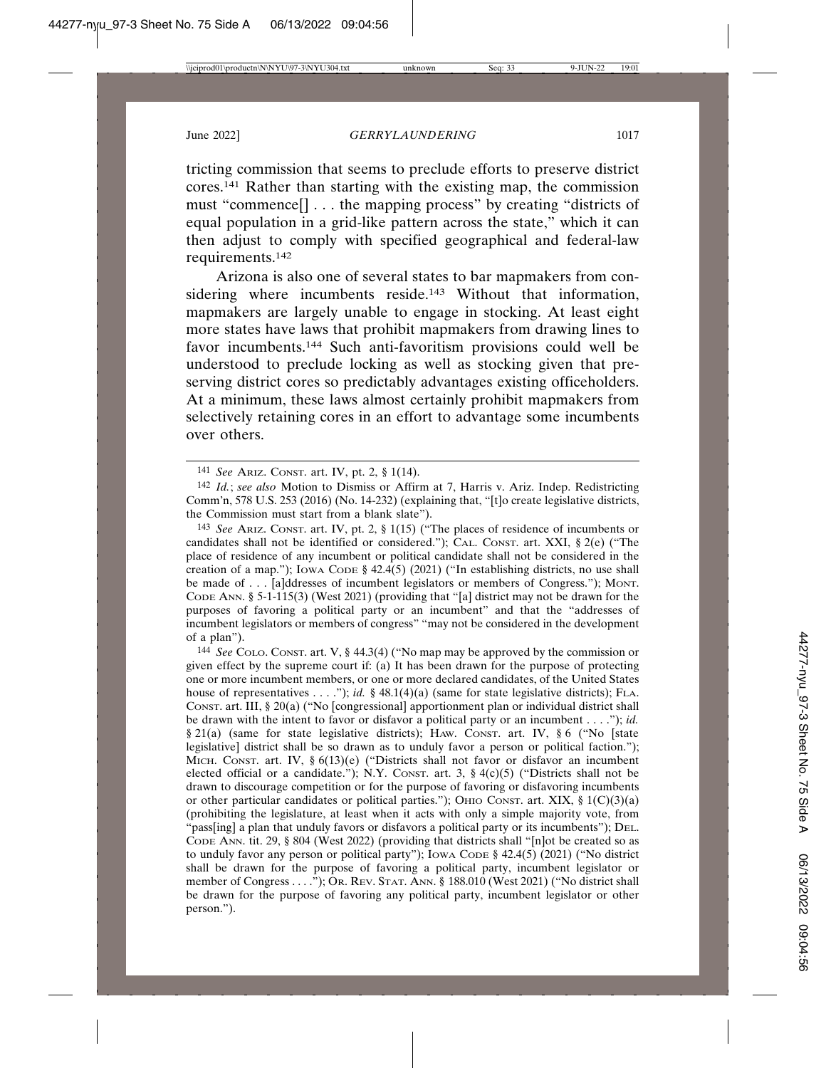tricting commission that seems to preclude efforts to preserve district cores.[141] Rather than starting with the existing map, the commission must "commence[] . . . the mapping process" by creating "districts of equal population in a grid-like pattern across the state," which it can then adjust to comply with specified geographical and federal-law requirements.[142]

Arizona is also one of several states to bar mapmakers from considering where incumbents reside.[143] Without that information, mapmakers are largely unable to engage in stocking. At least eight more states have laws that prohibit mapmakers from drawing lines to favor incumbents.[144] Such anti-favoritism provisions could well be understood to preclude locking as well as stocking given that preserving district cores so predictably advantages existing officeholders. At a minimum, these laws almost certainly prohibit mapmakers from selectively retaining cores in an effort to advantage some incumbents over others.

---

[141] *See* ARIZ. CONST. art. IV, pt. 2, § 1(14).

[142] *Id.*; *see also* Motion to Dismiss or Affirm at 7, Harris v. Ariz. Indep. Redistricting Comm'n, 578 U.S. 253 (2016) (No. 14-232) (explaining that, "[t]o create legislative districts, the Commission must start from a blank slate").

[143] *See* ARIZ. CONST. art. IV, pt. 2, § 1(15) ("The places of residence of incumbents or candidates shall not be identified or considered."); CAL. CONST. art. XXI, § 2(e) ("The place of residence of any incumbent or political candidate shall not be considered in the creation of a map."); IOWA CODE § 42.4(5) (2021) ("In establishing districts, no use shall be made of . . . [a]ddresses of incumbent legislators or members of Congress."); MONT. CODE ANN. § 5-1-115(3) (West 2021) (providing that "[a] district may not be drawn for the purposes of favoring a political party or an incumbent" and that the "addresses of incumbent legislators or members of congress" "may not be considered in the development of a plan").

[144] *See* COLO. CONST. art. V, § 44.3(4) ("No map may be approved by the commission or given effect by the supreme court if: (a) It has been drawn for the purpose of protecting one or more incumbent members, or one or more declared candidates, of the United States house of representatives . . . ."); *id.* § 48.1(4)(a) (same for state legislative districts); FLA. CONST. art. III, § 20(a) ("No [congressional] apportionment plan or individual district shall be drawn with the intent to favor or disfavor a political party or an incumbent . . . ."); *id.* § 21(a) (same for state legislative districts); HAW. CONST. art. IV, § 6 ("No [state legislative] district shall be so drawn as to unduly favor a person or political faction."); MICH. CONST. art. IV, § 6(13)(e) ("Districts shall not favor or disfavor an incumbent elected official or a candidate."); N.Y. CONST. art. 3, § 4(c)(5) ("Districts shall not be drawn to discourage competition or for the purpose of favoring or disfavoring incumbents or other particular candidates or political parties."); OHIO CONST. art. XIX, § 1(C)(3)(a) (prohibiting the legislature, at least when it acts with only a simple majority vote, from "pass[ing] a plan that unduly favors or disfavors a political party or its incumbents"); DEL. CODE ANN. tit. 29, § 804 (West 2022) (providing that districts shall "[n]ot be created so as to unduly favor any person or political party"); IOWA CODE § 42.4(5) (2021) ("No district shall be drawn for the purpose of favoring a political party, incumbent legislator or member of Congress . . . ."); OR. REV. STAT. ANN. § 188.010 (West 2021) ("No district shall be drawn for the purpose of favoring any political party, incumbent legislator or other person.").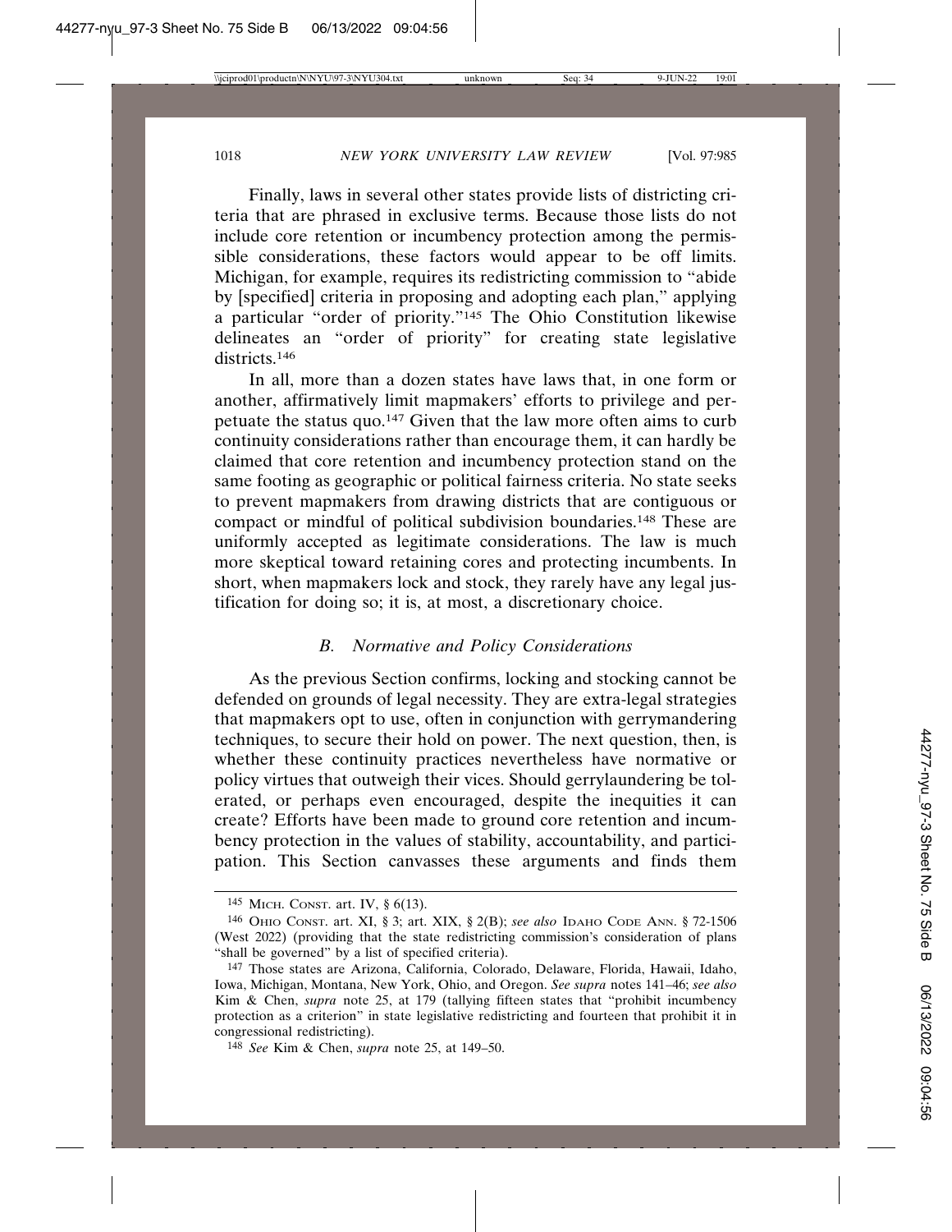Finally, laws in several other states provide lists of districting criteria that are phrased in exclusive terms. Because those lists do not include core retention or incumbency protection among the permissible considerations, these factors would appear to be off limits. Michigan, for example, requires its redistricting commission to "abide by [specified] criteria in proposing and adopting each plan," applying a particular "order of priority."[145] The Ohio Constitution likewise delineates an "order of priority" for creating state legislative districts.[146]

In all, more than a dozen states have laws that, in one form or another, affirmatively limit mapmakers' efforts to privilege and perpetuate the status quo.[147] Given that the law more often aims to curb continuity considerations rather than encourage them, it can hardly be claimed that core retention and incumbency protection stand on the same footing as geographic or political fairness criteria. No state seeks to prevent mapmakers from drawing districts that are contiguous or compact or mindful of political subdivision boundaries.[148] These are uniformly accepted as legitimate considerations. The law is much more skeptical toward retaining cores and protecting incumbents. In short, when mapmakers lock and stock, they rarely have any legal justification for doing so; it is, at most, a discretionary choice.

### *B. Normative and Policy Considerations*

As the previous Section confirms, locking and stocking cannot be defended on grounds of legal necessity. They are extra-legal strategies that mapmakers opt to use, often in conjunction with gerrymandering techniques, to secure their hold on power. The next question, then, is whether these continuity practices nevertheless have normative or policy virtues that outweigh their vices. Should gerrylaundering be tolerated, or perhaps even encouraged, despite the inequities it can create? Efforts have been made to ground core retention and incumbency protection in the values of stability, accountability, and participation. This Section canvasses these arguments and finds them

---

[145] MICH. CONST. art. IV, § 6(13).

[146] OHIO CONST. art. XI, § 3; art. XIX, § 2(B); *see also* IDAHO CODE ANN. § 72-1506 (West 2022) (providing that the state redistricting commission's consideration of plans "shall be governed" by a list of specified criteria).

[147] Those states are Arizona, California, Colorado, Delaware, Florida, Hawaii, Idaho, Iowa, Michigan, Montana, New York, Ohio, and Oregon. *See supra* notes 141–46; *see also* Kim & Chen, *supra* note 25, at 179 (tallying fifteen states that "prohibit incumbency protection as a criterion" in state legislative redistricting and fourteen that prohibit it in congressional redistricting).

[148] *See* Kim & Chen, *supra* note 25, at 149–50.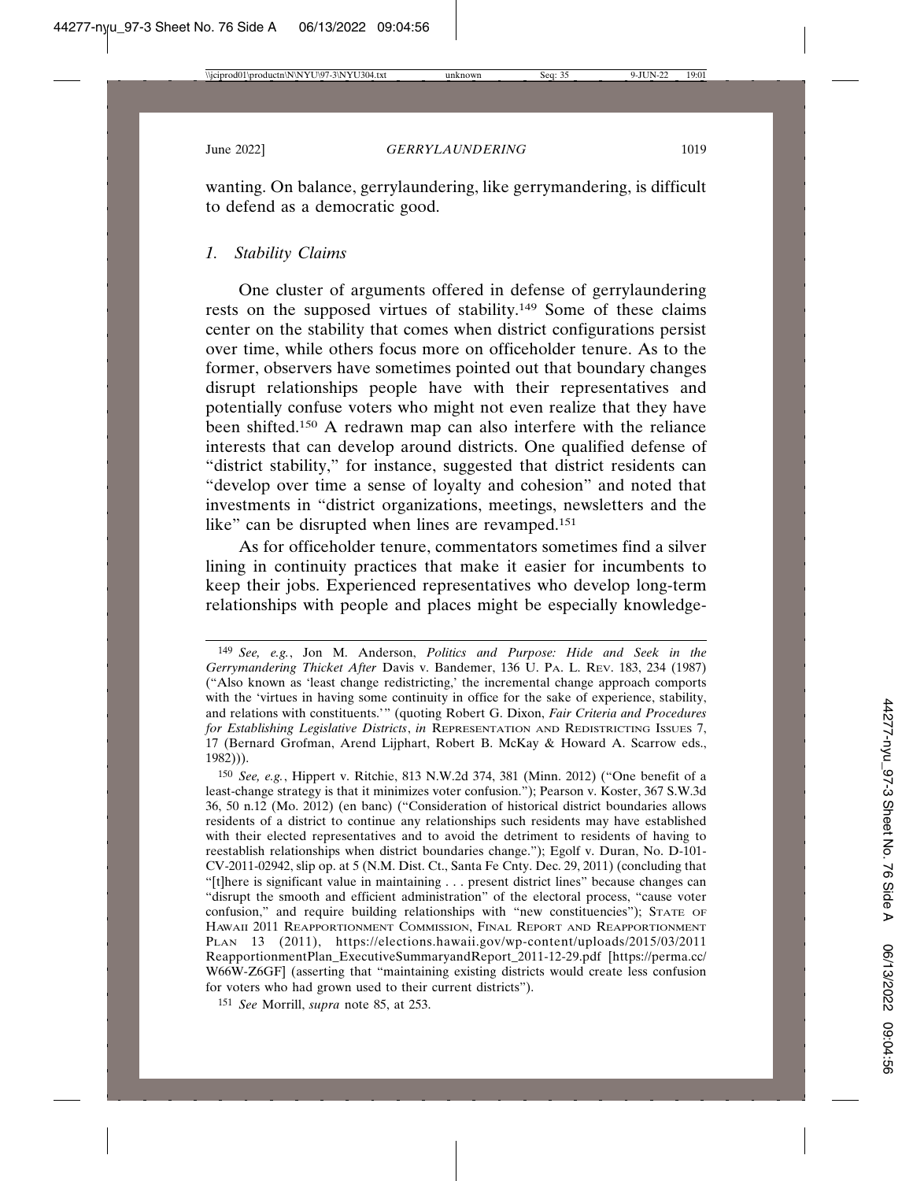wanting. On balance, gerrylaundering, like gerrymandering, is difficult to defend as a democratic good.

### *1. Stability Claims*

One cluster of arguments offered in defense of gerrylaundering rests on the supposed virtues of stability.[149] Some of these claims center on the stability that comes when district configurations persist over time, while others focus more on officeholder tenure. As to the former, observers have sometimes pointed out that boundary changes disrupt relationships people have with their representatives and potentially confuse voters who might not even realize that they have been shifted.[150] A redrawn map can also interfere with the reliance interests that can develop around districts. One qualified defense of "district stability," for instance, suggested that district residents can "develop over time a sense of loyalty and cohesion" and noted that investments in "district organizations, meetings, newsletters and the like" can be disrupted when lines are revamped.[151]

As for officeholder tenure, commentators sometimes find a silver lining in continuity practices that make it easier for incumbents to keep their jobs. Experienced representatives who develop long-term relationships with people and places might be especially knowledge-

---

149 *See, e.g.*, Jon M. Anderson, *Politics and Purpose: Hide and Seek in the Gerrymandering Thicket After* Davis v. Bandemer, 136 U. PA. L. REV. 183, 234 (1987) ("Also known as 'least change redistricting,' the incremental change approach comports with the 'virtues in having some continuity in office for the sake of experience, stability, and relations with constituents.'" (quoting Robert G. Dixon, *Fair Criteria and Procedures for Establishing Legislative Districts*, *in* REPRESENTATION AND REDISTRICTING ISSUES 7, 17 (Bernard Grofman, Arend Lijphart, Robert B. McKay & Howard A. Scarrow eds., 1982))).

150 *See, e.g.*, Hippert v. Ritchie, 813 N.W.2d 374, 381 (Minn. 2012) ("One benefit of a least-change strategy is that it minimizes voter confusion."); Pearson v. Koster, 367 S.W.3d 36, 50 n.12 (Mo. 2012) (en banc) ("Consideration of historical district boundaries allows residents of a district to continue any relationships such residents may have established with their elected representatives and to avoid the detriment to residents of having to reestablish relationships when district boundaries change."); Egolf v. Duran, No. D-101-CV-2011-02942, slip op. at 5 (N.M. Dist. Ct., Santa Fe Cnty. Dec. 29, 2011) (concluding that "[t]here is significant value in maintaining . . . present district lines" because changes can "disrupt the smooth and efficient administration" of the electoral process, "cause voter confusion," and require building relationships with "new constituencies"); STATE OF HAWAII 2011 REAPPORTIONMENT COMMISSION, FINAL REPORT AND REAPPORTIONMENT PLAN 13 (2011), https://elections.hawaii.gov/wp-content/uploads/2015/03/2011ReapportionmentPlan_ExecutiveSummaryandReport_2011-12-29.pdf [https://perma.cc/W66W-Z6GF] (asserting that "maintaining existing districts would create less confusion for voters who had grown used to their current districts").

151 *See* Morrill, *supra* note 85, at 253.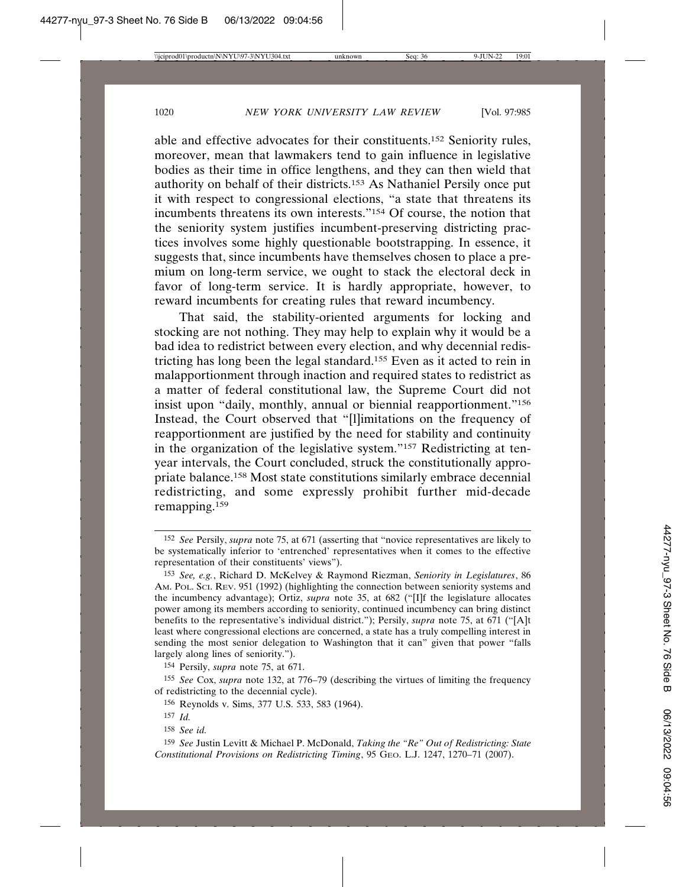able and effective advocates for their constituents.[152] Seniority rules, moreover, mean that lawmakers tend to gain influence in legislative bodies as their time in office lengthens, and they can then wield that authority on behalf of their districts.[153] As Nathaniel Persily once put it with respect to congressional elections, "a state that threatens its incumbents threatens its own interests."[154] Of course, the notion that the seniority system justifies incumbent-preserving districting practices involves some highly questionable bootstrapping. In essence, it suggests that, since incumbents have themselves chosen to place a premium on long-term service, we ought to stack the electoral deck in favor of long-term service. It is hardly appropriate, however, to reward incumbents for creating rules that reward incumbency.

That said, the stability-oriented arguments for locking and stocking are not nothing. They may help to explain why it would be a bad idea to redistrict between every election, and why decennial redistricting has long been the legal standard.[155] Even as it acted to rein in malapportionment through inaction and required states to redistrict as a matter of federal constitutional law, the Supreme Court did not insist upon "daily, monthly, annual or biennial reapportionment."[156] Instead, the Court observed that "[l]imitations on the frequency of reapportionment are justified by the need for stability and continuity in the organization of the legislative system."[157] Redistricting at ten-year intervals, the Court concluded, struck the constitutionally appropriate balance.[158] Most state constitutions similarly embrace decennial redistricting, and some expressly prohibit further mid-decade remapping.[159]

---

152 *See* Persily, *supra* note 75, at 671 (asserting that "novice representatives are likely to be systematically inferior to 'entrenched' representatives when it comes to the effective representation of their constituents' views").

153 *See, e.g.*, Richard D. McKelvey & Raymond Riezman, *Seniority in Legislatures*, 86 AM. POL. SCI. REV. 951 (1992) (highlighting the connection between seniority systems and the incumbency advantage); Ortiz, *supra* note 35, at 682 ("[I]f the legislature allocates power among its members according to seniority, continued incumbency can bring distinct benefits to the representative's individual district."); Persily, *supra* note 75, at 671 ("[A]t least where congressional elections are concerned, a state has a truly compelling interest in sending the most senior delegation to Washington that it can" given that power "falls largely along lines of seniority.").

154 Persily, *supra* note 75, at 671.

155 *See* Cox, *supra* note 132, at 776–79 (describing the virtues of limiting the frequency of redistricting to the decennial cycle).

156 Reynolds v. Sims, 377 U.S. 533, 583 (1964).

157 *Id.*

158 *See id.*

159 *See* Justin Levitt & Michael P. McDonald, *Taking the "Re" Out of Redistricting: State Constitutional Provisions on Redistricting Timing*, 95 GEO. L.J. 1247, 1270–71 (2007).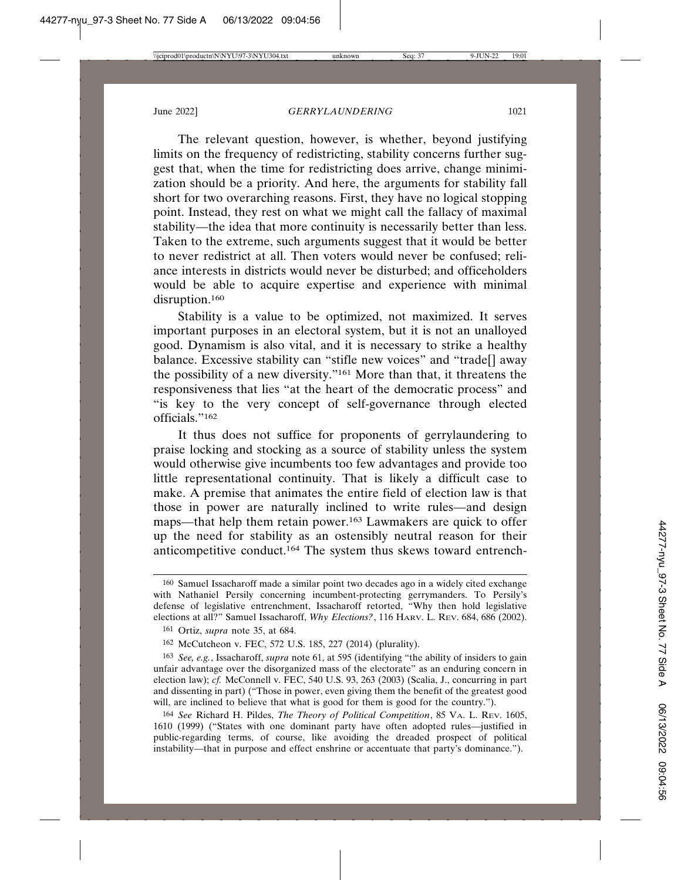The relevant question, however, is whether, beyond justifying limits on the frequency of redistricting, stability concerns further suggest that, when the time for redistricting does arrive, change minimization should be a priority. And here, the arguments for stability fall short for two overarching reasons. First, they have no logical stopping point. Instead, they rest on what we might call the fallacy of maximal stability—the idea that more continuity is necessarily better than less. Taken to the extreme, such arguments suggest that it would be better to never redistrict at all. Then voters would never be confused; reliance interests in districts would never be disturbed; and officeholders would be able to acquire expertise and experience with minimal disruption.[160]

Stability is a value to be optimized, not maximized. It serves important purposes in an electoral system, but it is not an unalloyed good. Dynamism is also vital, and it is necessary to strike a healthy balance. Excessive stability can "stifle new voices" and "trade[] away the possibility of a new diversity."[161] More than that, it threatens the responsiveness that lies "at the heart of the democratic process" and "is key to the very concept of self-governance through elected officials."[162]

It thus does not suffice for proponents of gerrylaundering to praise locking and stocking as a source of stability unless the system would otherwise give incumbents too few advantages and provide too little representational continuity. That is likely a difficult case to make. A premise that animates the entire field of election law is that those in power are naturally inclined to write rules—and design maps—that help them retain power.[163] Lawmakers are quick to offer up the need for stability as an ostensibly neutral reason for their anticompetitive conduct.[164] The system thus skews toward entrench-

---

160 Samuel Issacharoff made a similar point two decades ago in a widely cited exchange with Nathaniel Persily concerning incumbent-protecting gerrymanders. To Persily's defense of legislative entrenchment, Issacharoff retorted, "Why then hold legislative elections at all?" Samuel Issacharoff, *Why Elections?*, 116 HARV. L. REV. 684, 686 (2002).

161 Ortiz, *supra* note 35, at 684.

162 McCutcheon v. FEC, 572 U.S. 185, 227 (2014) (plurality).

163 *See, e.g.*, Issacharoff, *supra* note 61, at 595 (identifying "the ability of insiders to gain unfair advantage over the disorganized mass of the electorate" as an enduring concern in election law); *cf.* McConnell v. FEC, 540 U.S. 93, 263 (2003) (Scalia, J., concurring in part and dissenting in part) ("Those in power, even giving them the benefit of the greatest good will, are inclined to believe that what is good for them is good for the country.").

164 *See* Richard H. Pildes, *The Theory of Political Competition*, 85 VA. L. REV. 1605, 1610 (1999) ("States with one dominant party have often adopted rules—justified in public-regarding terms, of course, like avoiding the dreaded prospect of political instability—that in purpose and effect enshrine or accentuate that party's dominance.").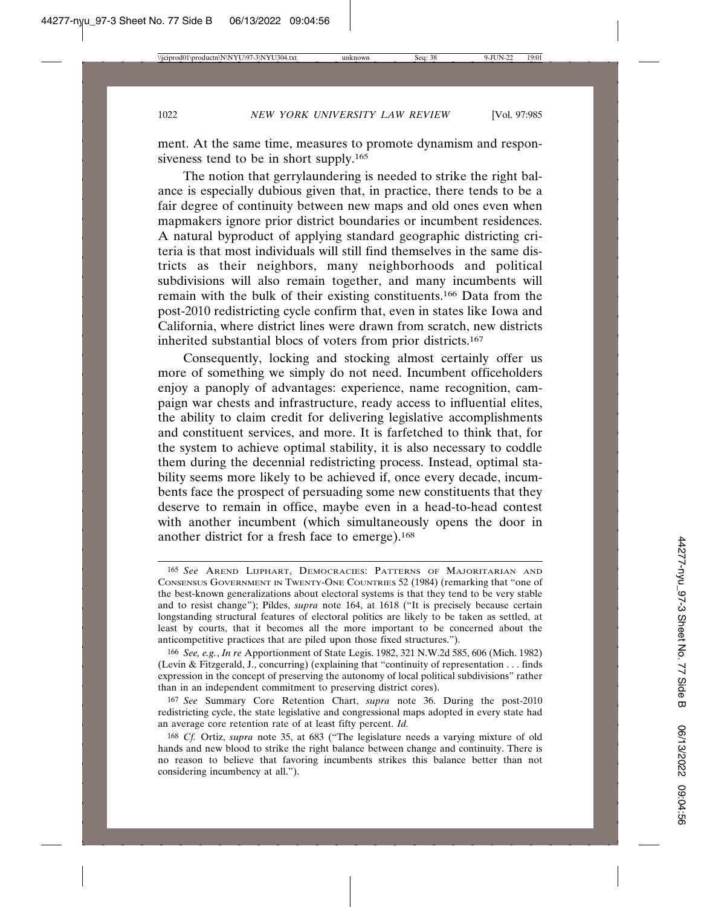ment. At the same time, measures to promote dynamism and responsiveness tend to be in short supply.[165]

The notion that gerrylaundering is needed to strike the right balance is especially dubious given that, in practice, there tends to be a fair degree of continuity between new maps and old ones even when mapmakers ignore prior district boundaries or incumbent residences. A natural byproduct of applying standard geographic districting criteria is that most individuals will still find themselves in the same districts as their neighbors, many neighborhoods and political subdivisions will also remain together, and many incumbents will remain with the bulk of their existing constituents.[166] Data from the post-2010 redistricting cycle confirm that, even in states like Iowa and California, where district lines were drawn from scratch, new districts inherited substantial blocs of voters from prior districts.[167]

Consequently, locking and stocking almost certainly offer us more of something we simply do not need. Incumbent officeholders enjoy a panoply of advantages: experience, name recognition, campaign war chests and infrastructure, ready access to influential elites, the ability to claim credit for delivering legislative accomplishments and constituent services, and more. It is farfetched to think that, for the system to achieve optimal stability, it is also necessary to coddle them during the decennial redistricting process. Instead, optimal stability seems more likely to be achieved if, once every decade, incumbents face the prospect of persuading some new constituents that they deserve to remain in office, maybe even in a head-to-head contest with another incumbent (which simultaneously opens the door in another district for a fresh face to emerge).[168]

---

[165] *See* Arend Lijphart, Democracies: Patterns of Majoritarian and Consensus Government in Twenty-One Countries 52 (1984) (remarking that "one of the best-known generalizations about electoral systems is that they tend to be very stable and to resist change"); Pildes, *supra* note 164, at 1618 ("It is precisely because certain longstanding structural features of electoral politics are likely to be taken as settled, at least by courts, that it becomes all the more important to be concerned about the anticompetitive practices that are piled upon those fixed structures.").

[166] *See, e.g.*, *In re* Apportionment of State Legis. 1982, 321 N.W.2d 585, 606 (Mich. 1982) (Levin & Fitzgerald, J., concurring) (explaining that "continuity of representation . . . finds expression in the concept of preserving the autonomy of local political subdivisions" rather than in an independent commitment to preserving district cores).

[167] *See* Summary Core Retention Chart, *supra* note 36. During the post-2010 redistricting cycle, the state legislative and congressional maps adopted in every state had an average core retention rate of at least fifty percent. *Id.*

[168] *Cf.* Ortiz, *supra* note 35, at 683 ("The legislature needs a varying mixture of old hands and new blood to strike the right balance between change and continuity. There is no reason to believe that favoring incumbents strikes this balance better than not considering incumbency at all.").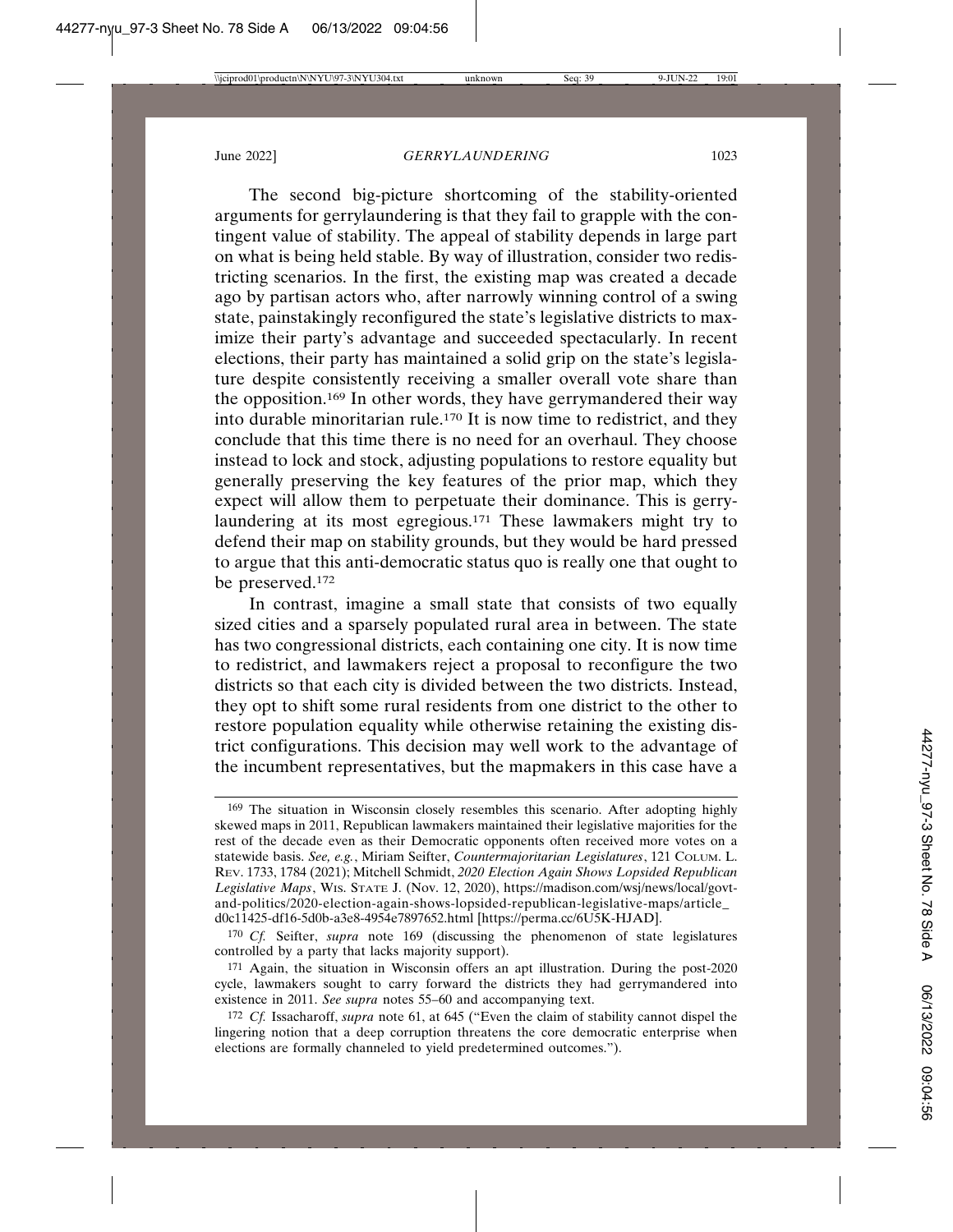The second big-picture shortcoming of the stability-oriented arguments for gerrylaundering is that they fail to grapple with the contingent value of stability. The appeal of stability depends in large part on what is being held stable. By way of illustration, consider two redistricting scenarios. In the first, the existing map was created a decade ago by partisan actors who, after narrowly winning control of a swing state, painstakingly reconfigured the state's legislative districts to maximize their party's advantage and succeeded spectacularly. In recent elections, their party has maintained a solid grip on the state's legislature despite consistently receiving a smaller overall vote share than the opposition.[169] In other words, they have gerrymandered their way into durable minoritarian rule.[170] It is now time to redistrict, and they conclude that this time there is no need for an overhaul. They choose instead to lock and stock, adjusting populations to restore equality but generally preserving the key features of the prior map, which they expect will allow them to perpetuate their dominance. This is gerrylaundering at its most egregious.[171] These lawmakers might try to defend their map on stability grounds, but they would be hard pressed to argue that this anti-democratic status quo is really one that ought to be preserved.[172]

In contrast, imagine a small state that consists of two equally sized cities and a sparsely populated rural area in between. The state has two congressional districts, each containing one city. It is now time to redistrict, and lawmakers reject a proposal to reconfigure the two districts so that each city is divided between the two districts. Instead, they opt to shift some rural residents from one district to the other to restore population equality while otherwise retaining the existing district configurations. This decision may well work to the advantage of the incumbent representatives, but the mapmakers in this case have a

---

[169] The situation in Wisconsin closely resembles this scenario. After adopting highly skewed maps in 2011, Republican lawmakers maintained their legislative majorities for the rest of the decade even as their Democratic opponents often received more votes on a statewide basis. *See, e.g.*, Miriam Seifter, *Countermajoritarian Legislatures*, 121 COLUM. L. REV. 1733, 1784 (2021); Mitchell Schmidt, *2020 Election Again Shows Lopsided Republican Legislative Maps*, WIS. STATE J. (Nov. 12, 2020), https://madison.com/wsj/news/local/govt-and-politics/2020-election-again-shows-lopsided-republican-legislative-maps/article_d0c11425-df16-5d0b-a3e8-4954e7897652.html [https://perma.cc/6U5K-HJAD].

[170] *Cf.* Seifter, *supra* note 169 (discussing the phenomenon of state legislatures controlled by a party that lacks majority support).

[171] Again, the situation in Wisconsin offers an apt illustration. During the post-2020 cycle, lawmakers sought to carry forward the districts they had gerrymandered into existence in 2011. *See supra* notes 55–60 and accompanying text.

[172] *Cf.* Issacharoff, *supra* note 61, at 645 ("Even the claim of stability cannot dispel the lingering notion that a deep corruption threatens the core democratic enterprise when elections are formally channeled to yield predetermined outcomes.").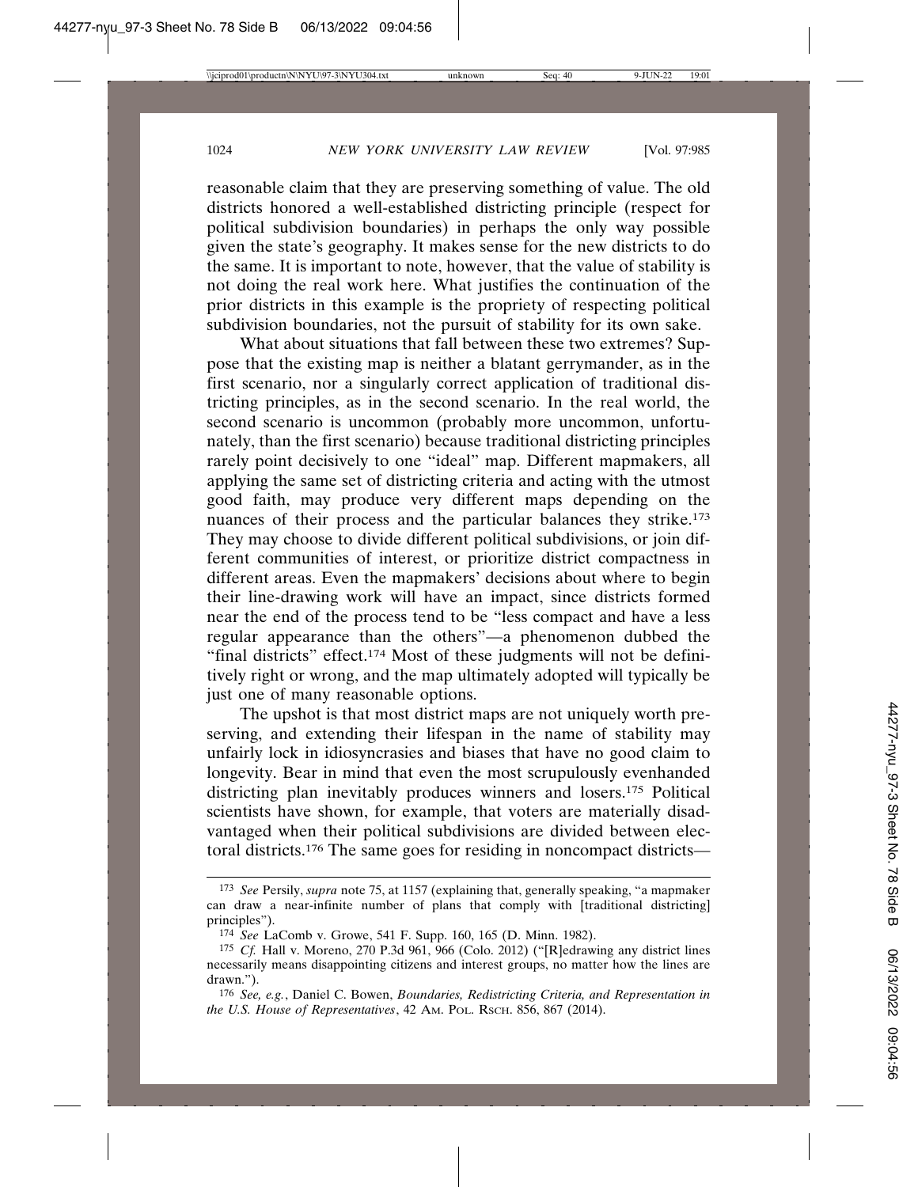reasonable claim that they are preserving something of value. The old districts honored a well-established districting principle (respect for political subdivision boundaries) in perhaps the only way possible given the state's geography. It makes sense for the new districts to do the same. It is important to note, however, that the value of stability is not doing the real work here. What justifies the continuation of the prior districts in this example is the propriety of respecting political subdivision boundaries, not the pursuit of stability for its own sake.

What about situations that fall between these two extremes? Suppose that the existing map is neither a blatant gerrymander, as in the first scenario, nor a singularly correct application of traditional districting principles, as in the second scenario. In the real world, the second scenario is uncommon (probably more uncommon, unfortunately, than the first scenario) because traditional districting principles rarely point decisively to one "ideal" map. Different mapmakers, all applying the same set of districting criteria and acting with the utmost good faith, may produce very different maps depending on the nuances of their process and the particular balances they strike.[173] They may choose to divide different political subdivisions, or join different communities of interest, or prioritize district compactness in different areas. Even the mapmakers' decisions about where to begin their line-drawing work will have an impact, since districts formed near the end of the process tend to be "less compact and have a less regular appearance than the others"—a phenomenon dubbed the "final districts" effect.[174] Most of these judgments will not be definitively right or wrong, and the map ultimately adopted will typically be just one of many reasonable options.

The upshot is that most district maps are not uniquely worth preserving, and extending their lifespan in the name of stability may unfairly lock in idiosyncrasies and biases that have no good claim to longevity. Bear in mind that even the most scrupulously evenhanded districting plan inevitably produces winners and losers.[175] Political scientists have shown, for example, that voters are materially disadvantaged when their political subdivisions are divided between electoral districts.[176] The same goes for residing in noncompact districts—

---

[173] *See* Persily, *supra* note 75, at 1157 (explaining that, generally speaking, "a mapmaker can draw a near-infinite number of plans that comply with [traditional districting] principles").

[174] *See* LaComb v. Growe, 541 F. Supp. 160, 165 (D. Minn. 1982).

[175] *Cf.* Hall v. Moreno, 270 P.3d 961, 966 (Colo. 2012) ("[R]edrawing any district lines necessarily means disappointing citizens and interest groups, no matter how the lines are drawn.").

[176] *See, e.g.*, Daniel C. Bowen, *Boundaries, Redistricting Criteria, and Representation in the U.S. House of Representatives*, 42 AM. POL. RSCH. 856, 867 (2014).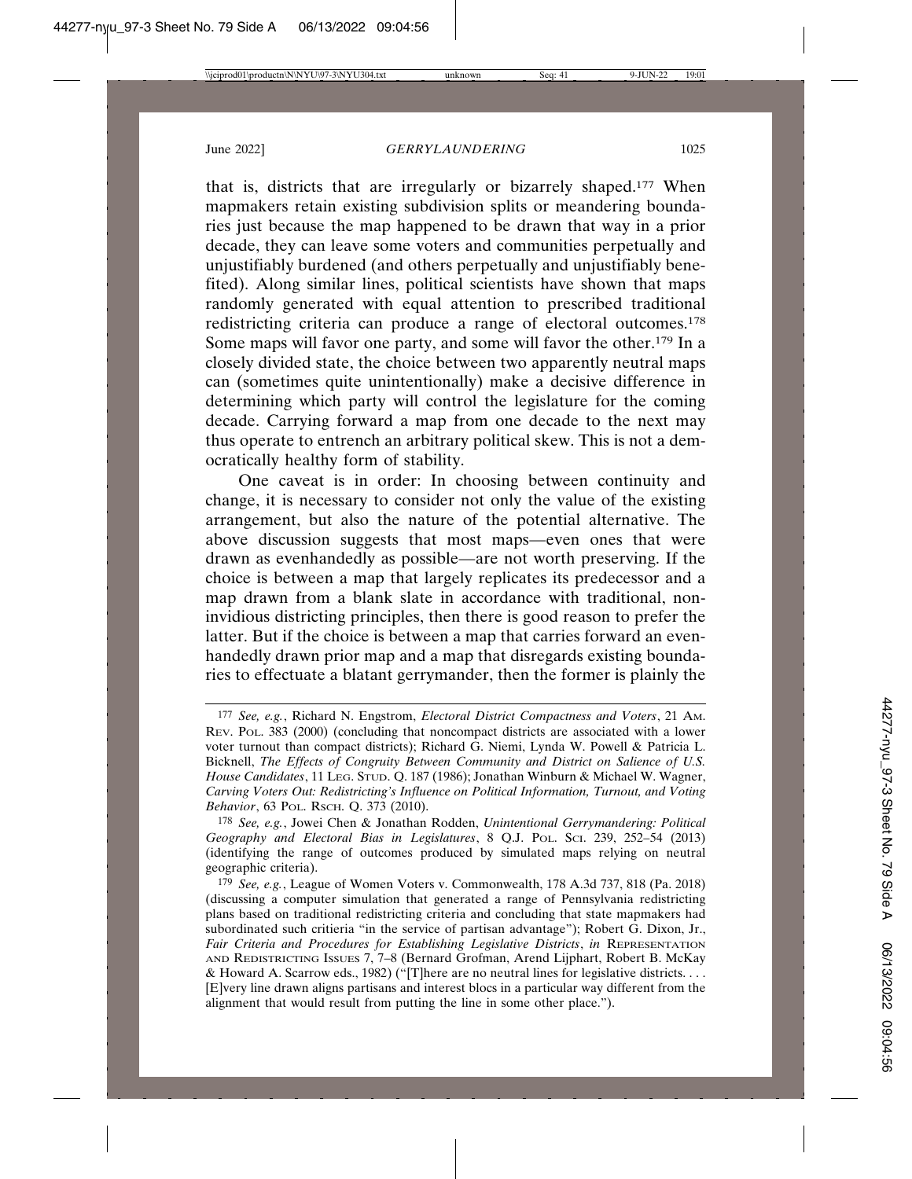that is, districts that are irregularly or bizarrely shaped.[177] When mapmakers retain existing subdivision splits or meandering boundaries just because the map happened to be drawn that way in a prior decade, they can leave some voters and communities perpetually and unjustifiably burdened (and others perpetually and unjustifiably benefited). Along similar lines, political scientists have shown that maps randomly generated with equal attention to prescribed traditional redistricting criteria can produce a range of electoral outcomes.[178] Some maps will favor one party, and some will favor the other.[179] In a closely divided state, the choice between two apparently neutral maps can (sometimes quite unintentionally) make a decisive difference in determining which party will control the legislature for the coming decade. Carrying forward a map from one decade to the next may thus operate to entrench an arbitrary political skew. This is not a democratically healthy form of stability.

One caveat is in order: In choosing between continuity and change, it is necessary to consider not only the value of the existing arrangement, but also the nature of the potential alternative. The above discussion suggests that most maps—even ones that were drawn as evenhandedly as possible—are not worth preserving. If the choice is between a map that largely replicates its predecessor and a map drawn from a blank slate in accordance with traditional, non-invidious districting principles, then there is good reason to prefer the latter. But if the choice is between a map that carries forward an evenhandedly drawn prior map and a map that disregards existing boundaries to effectuate a blatant gerrymander, then the former is plainly the

---

[177] *See, e.g.*, Richard N. Engstrom, *Electoral District Compactness and Voters*, 21 AM. REV. POL. 383 (2000) (concluding that noncompact districts are associated with a lower voter turnout than compact districts); Richard G. Niemi, Lynda W. Powell & Patricia L. Bicknell, *The Effects of Congruity Between Community and District on Salience of U.S. House Candidates*, 11 LEG. STUD. Q. 187 (1986); Jonathan Winburn & Michael W. Wagner, *Carving Voters Out: Redistricting's Influence on Political Information, Turnout, and Voting Behavior*, 63 POL. RSCH. Q. 373 (2010).

[178] *See, e.g.*, Jowei Chen & Jonathan Rodden, *Unintentional Gerrymandering: Political Geography and Electoral Bias in Legislatures*, 8 Q.J. POL. SCI. 239, 252–54 (2013) (identifying the range of outcomes produced by simulated maps relying on neutral geographic criteria).

[179] *See, e.g.*, League of Women Voters v. Commonwealth, 178 A.3d 737, 818 (Pa. 2018) (discussing a computer simulation that generated a range of Pennsylvania redistricting plans based on traditional redistricting criteria and concluding that state mapmakers had subordinated such critiera "in the service of partisan advantage"); Robert G. Dixon, Jr., *Fair Criteria and Procedures for Establishing Legislative Districts*, *in* REPRESENTATION AND REDISTRICTING ISSUES 7, 7–8 (Bernard Grofman, Arend Lijphart, Robert B. McKay & Howard A. Scarrow eds., 1982) ("[T]here are no neutral lines for legislative districts. . . . [E]very line drawn aligns partisans and interest blocs in a particular way different from the alignment that would result from putting the line in some other place.").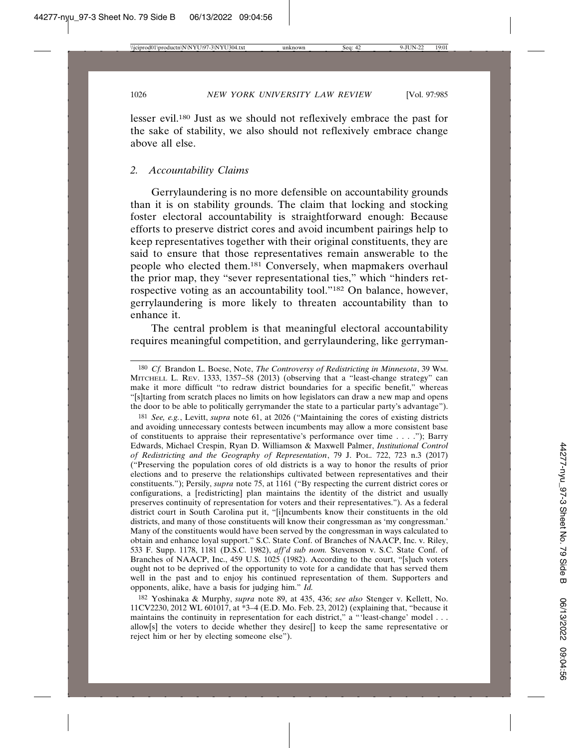lesser evil.[180] Just as we should not reflexively embrace the past for the sake of stability, we also should not reflexively embrace change above all else.

### *2. Accountability Claims*

Gerrylaundering is no more defensible on accountability grounds than it is on stability grounds. The claim that locking and stocking foster electoral accountability is straightforward enough: Because efforts to preserve district cores and avoid incumbent pairings help to keep representatives together with their original constituents, they are said to ensure that those representatives remain answerable to the people who elected them.[181] Conversely, when mapmakers overhaul the prior map, they "sever representational ties," which "hinders retrospective voting as an accountability tool."[182] On balance, however, gerrylaundering is more likely to threaten accountability than to enhance it.

The central problem is that meaningful electoral accountability requires meaningful competition, and gerrylaundering, like gerryman-

---

[180] *Cf.* Brandon L. Boese, Note, *The Controversy of Redistricting in Minnesota*, 39 WM. MITCHELL L. REV. 1333, 1357–58 (2013) (observing that a "least-change strategy" can make it more difficult "to redraw district boundaries for a specific benefit," whereas "[s]tarting from scratch places no limits on how legislators can draw a new map and opens the door to be able to politically gerrymander the state to a particular party's advantage").

[181] *See, e.g.*, Levitt, *supra* note 61, at 2026 ("Maintaining the cores of existing districts and avoiding unnecessary contests between incumbents may allow a more consistent base of constituents to appraise their representative's performance over time . . . ."); Barry Edwards, Michael Crespin, Ryan D. Williamson & Maxwell Palmer, *Institutional Control of Redistricting and the Geography of Representation*, 79 J. POL. 722, 723 n.3 (2017) ("Preserving the population cores of old districts is a way to honor the results of prior elections and to preserve the relationships cultivated between representatives and their constituents."); Persily, *supra* note 75, at 1161 ("By respecting the current district cores or configurations, a [redistricting] plan maintains the identity of the district and usually preserves continuity of representation for voters and their representatives."). As a federal district court in South Carolina put it, "[i]ncumbents know their constituents in the old districts, and many of those constituents will know their congressman as 'my congressman.' Many of the constituents would have been served by the congressman in ways calculated to obtain and enhance loyal support." S.C. State Conf. of Branches of NAACP, Inc. v. Riley, 533 F. Supp. 1178, 1181 (D.S.C. 1982), *aff'd sub nom.* Stevenson v. S.C. State Conf. of Branches of NAACP, Inc., 459 U.S. 1025 (1982). According to the court, "[s]uch voters ought not to be deprived of the opportunity to vote for a candidate that has served them well in the past and to enjoy his continued representation of them. Supporters and opponents, alike, have a basis for judging him." *Id.*

[182] Yoshinaka & Murphy, *supra* note 89, at 435, 436; *see also* Stenger v. Kellett, No. 11CV2230, 2012 WL 601017, at *3–4 (E.D. Mo. Feb. 23, 2012) (explaining that, "because it maintains the continuity in representation for each district," a "'least-change' model . . . allow[s] the voters to decide whether they desire[] to keep the same representative or reject him or her by electing someone else").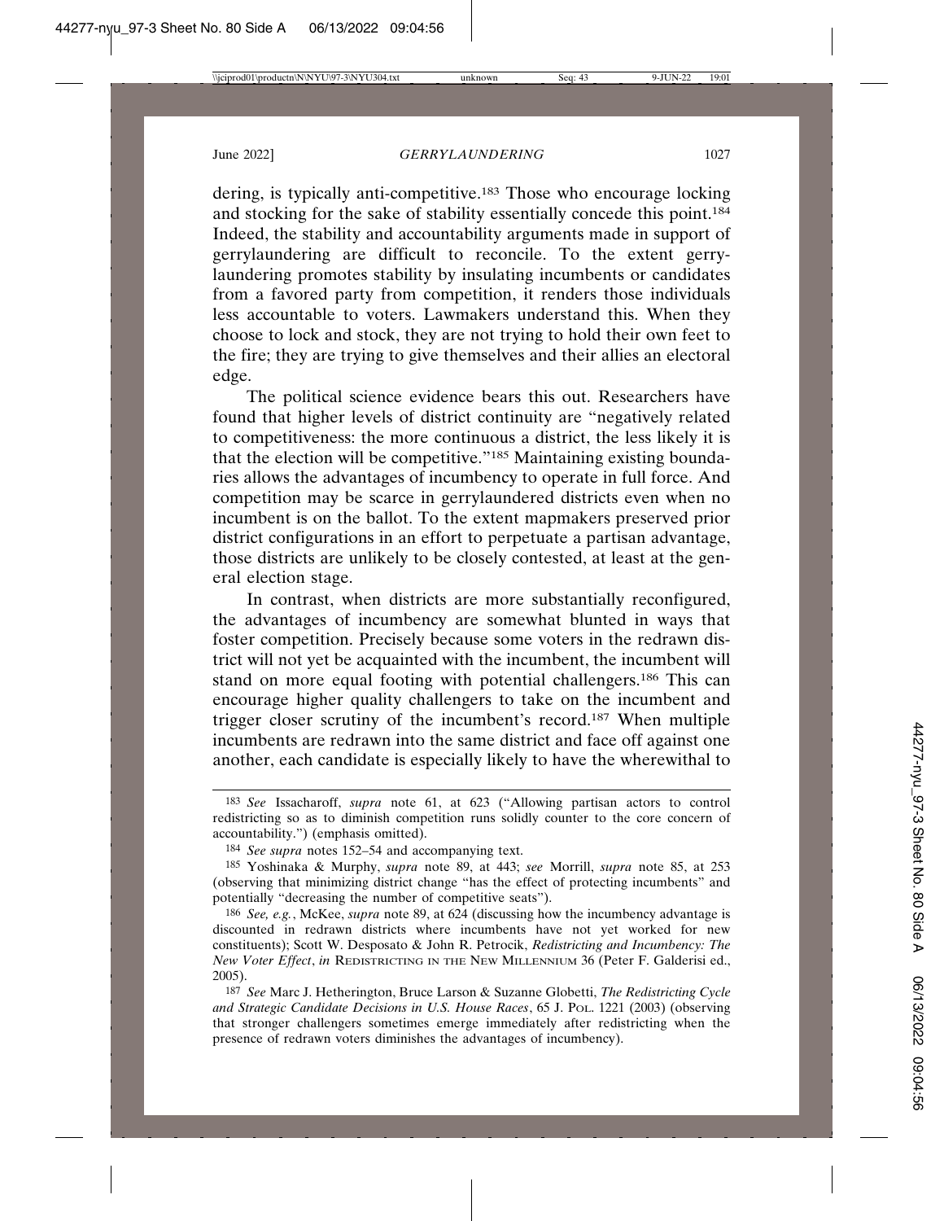dering, is typically anti-competitive.[183] Those who encourage locking and stocking for the sake of stability essentially concede this point.[184] Indeed, the stability and accountability arguments made in support of gerrylaundering are difficult to reconcile. To the extent gerrylaundering promotes stability by insulating incumbents or candidates from a favored party from competition, it renders those individuals less accountable to voters. Lawmakers understand this. When they choose to lock and stock, they are not trying to hold their own feet to the fire; they are trying to give themselves and their allies an electoral edge.

The political science evidence bears this out. Researchers have found that higher levels of district continuity are "negatively related to competitiveness: the more continuous a district, the less likely it is that the election will be competitive."[185] Maintaining existing boundaries allows the advantages of incumbency to operate in full force. And competition may be scarce in gerrylaundered districts even when no incumbent is on the ballot. To the extent mapmakers preserved prior district configurations in an effort to perpetuate a partisan advantage, those districts are unlikely to be closely contested, at least at the general election stage.

In contrast, when districts are more substantially reconfigured, the advantages of incumbency are somewhat blunted in ways that foster competition. Precisely because some voters in the redrawn district will not yet be acquainted with the incumbent, the incumbent will stand on more equal footing with potential challengers.[186] This can encourage higher quality challengers to take on the incumbent and trigger closer scrutiny of the incumbent's record.[187] When multiple incumbents are redrawn into the same district and face off against one another, each candidate is especially likely to have the wherewithal to

---

[183] *See* Issacharoff, *supra* note 61, at 623 ("Allowing partisan actors to control redistricting so as to diminish competition runs solidly counter to the core concern of accountability.") (emphasis omitted).

[184] *See supra* notes 152–54 and accompanying text.

[185] Yoshinaka & Murphy, *supra* note 89, at 443; *see* Morrill, *supra* note 85, at 253 (observing that minimizing district change "has the effect of protecting incumbents" and potentially "decreasing the number of competitive seats").

[186] *See, e.g.*, McKee, *supra* note 89, at 624 (discussing how the incumbency advantage is discounted in redrawn districts where incumbents have not yet worked for new constituents); Scott W. Desposato & John R. Petrocik, *Redistricting and Incumbency: The New Voter Effect*, *in* REDISTRICTING IN THE NEW MILLENNIUM 36 (Peter F. Galderisi ed., 2005).

[187] *See* Marc J. Hetherington, Bruce Larson & Suzanne Globetti, *The Redistricting Cycle and Strategic Candidate Decisions in U.S. House Races*, 65 J. POL. 1221 (2003) (observing that stronger challengers sometimes emerge immediately after redistricting when the presence of redrawn voters diminishes the advantages of incumbency).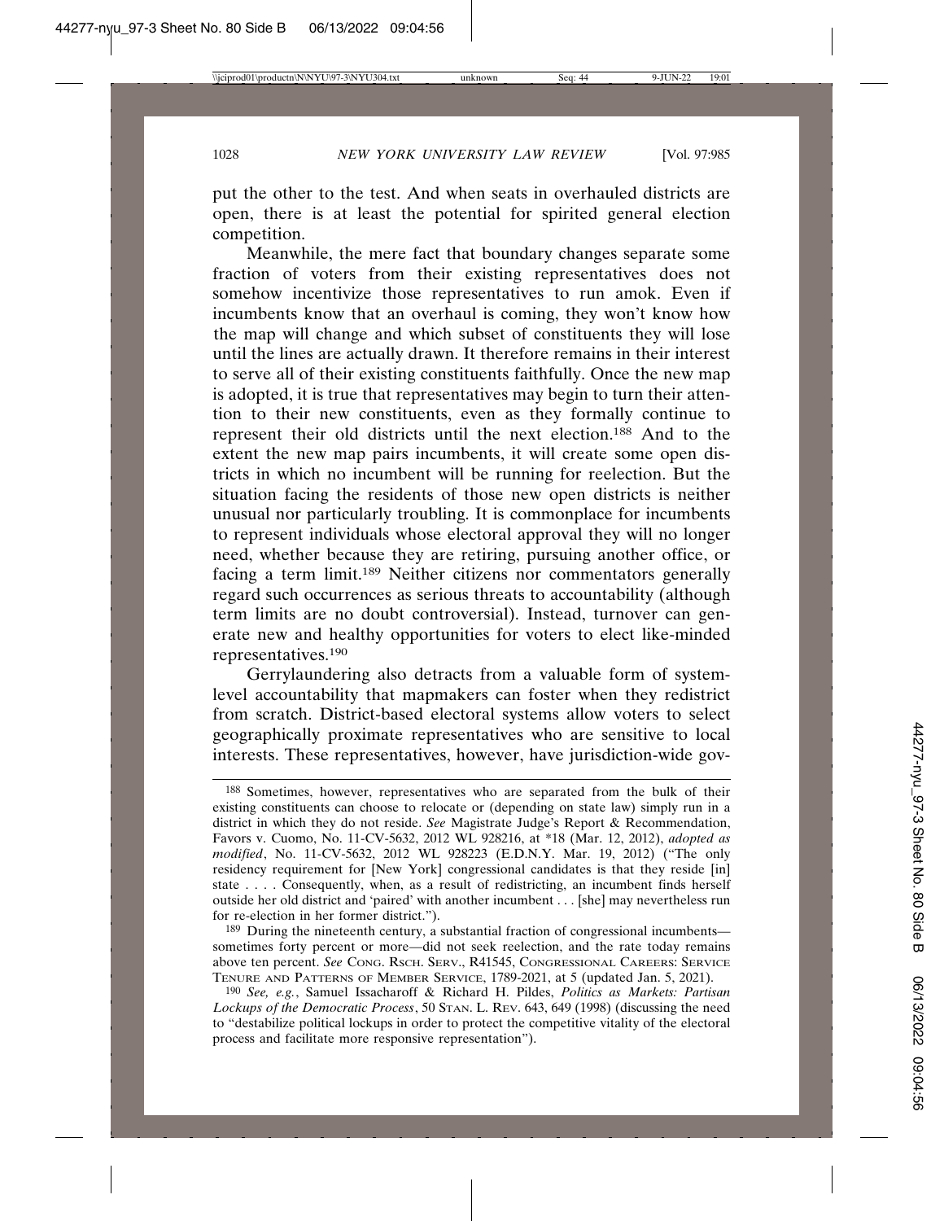put the other to the test. And when seats in overhauled districts are open, there is at least the potential for spirited general election competition.

Meanwhile, the mere fact that boundary changes separate some fraction of voters from their existing representatives does not somehow incentivize those representatives to run amok. Even if incumbents know that an overhaul is coming, they won't know how the map will change and which subset of constituents they will lose until the lines are actually drawn. It therefore remains in their interest to serve all of their existing constituents faithfully. Once the new map is adopted, it is true that representatives may begin to turn their attention to their new constituents, even as they formally continue to represent their old districts until the next election.[188] And to the extent the new map pairs incumbents, it will create some open districts in which no incumbent will be running for reelection. But the situation facing the residents of those new open districts is neither unusual nor particularly troubling. It is commonplace for incumbents to represent individuals whose electoral approval they will no longer need, whether because they are retiring, pursuing another office, or facing a term limit.[189] Neither citizens nor commentators generally regard such occurrences as serious threats to accountability (although term limits are no doubt controversial). Instead, turnover can generate new and healthy opportunities for voters to elect like-minded representatives.[190]

Gerrylaundering also detracts from a valuable form of system-level accountability that mapmakers can foster when they redistrict from scratch. District-based electoral systems allow voters to select geographically proximate representatives who are sensitive to local interests. These representatives, however, have jurisdiction-wide gov-

---

[188] Sometimes, however, representatives who are separated from the bulk of their existing constituents can choose to relocate or (depending on state law) simply run in a district in which they do not reside. *See* Magistrate Judge's Report & Recommendation, Favors v. Cuomo, No. 11-CV-5632, 2012 WL 928216, at *18 (Mar. 12, 2012), *adopted as modified*, No. 11-CV-5632, 2012 WL 928223 (E.D.N.Y. Mar. 19, 2012) ("The only residency requirement for [New York] congressional candidates is that they reside [in] state . . . . Consequently, when, as a result of redistricting, an incumbent finds herself outside her old district and 'paired' with another incumbent . . . [she] may nevertheless run for re-election in her former district.").

[189] During the nineteenth century, a substantial fraction of congressional incumbents—sometimes forty percent or more—did not seek reelection, and the rate today remains above ten percent. *See* CONG. RSCH. SERV., R41545, CONGRESSIONAL CAREERS: SERVICE TENURE AND PATTERNS OF MEMBER SERVICE, 1789-2021, at 5 (updated Jan. 5, 2021).

[190] *See, e.g.*, Samuel Issacharoff & Richard H. Pildes, *Politics as Markets: Partisan Lockups of the Democratic Process*, 50 STAN. L. REV. 643, 649 (1998) (discussing the need to "destabilize political lockups in order to protect the competitive vitality of the electoral process and facilitate more responsive representation").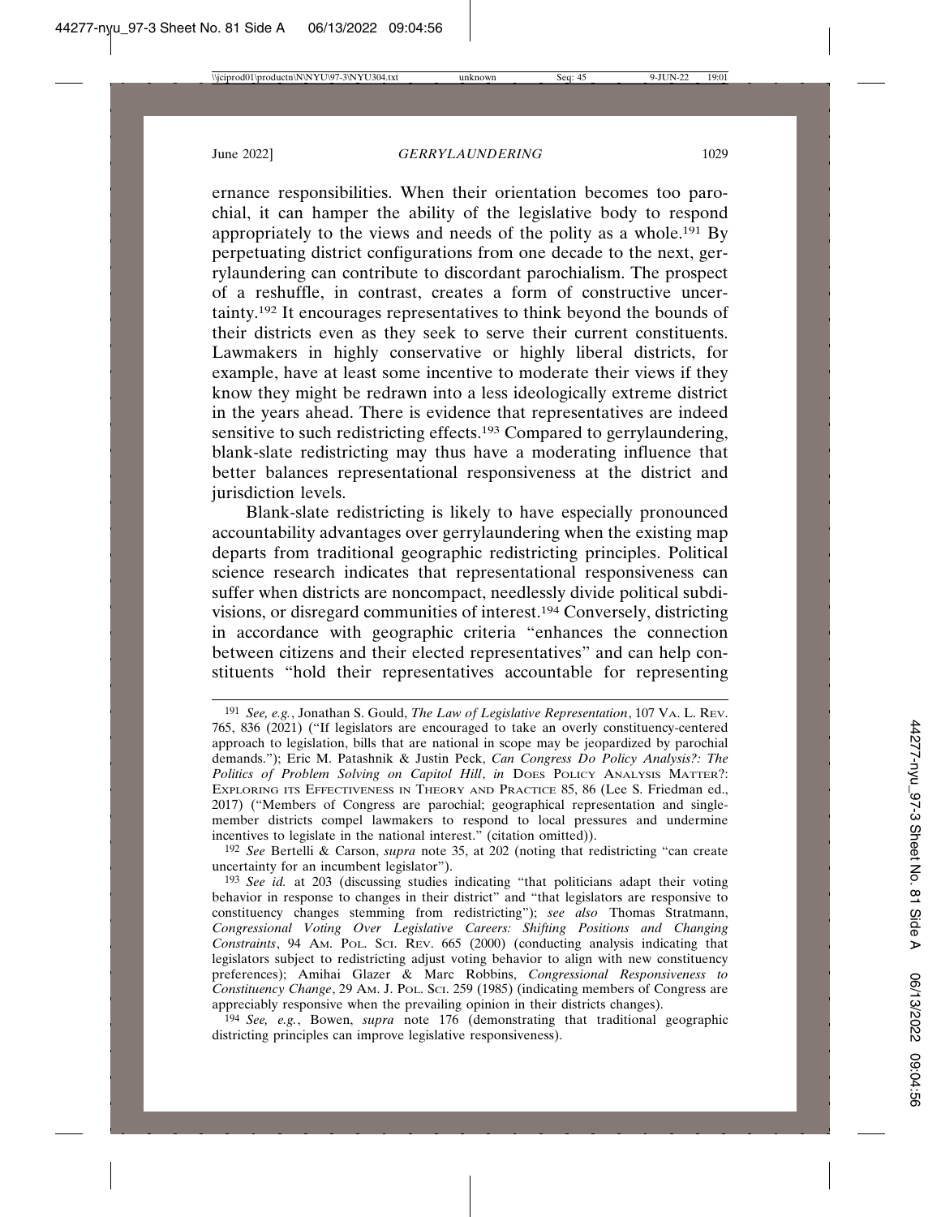ernance responsibilities. When their orientation becomes too parochial, it can hamper the ability of the legislative body to respond appropriately to the views and needs of the polity as a whole.[191] By perpetuating district configurations from one decade to the next, gerrylaundering can contribute to discordant parochialism. The prospect of a reshuffle, in contrast, creates a form of constructive uncertainty.[192] It encourages representatives to think beyond the bounds of their districts even as they seek to serve their current constituents. Lawmakers in highly conservative or highly liberal districts, for example, have at least some incentive to moderate their views if they know they might be redrawn into a less ideologically extreme district in the years ahead. There is evidence that representatives are indeed sensitive to such redistricting effects.[193] Compared to gerrylaundering, blank-slate redistricting may thus have a moderating influence that better balances representational responsiveness at the district and jurisdiction levels.

Blank-slate redistricting is likely to have especially pronounced accountability advantages over gerrylaundering when the existing map departs from traditional geographic redistricting principles. Political science research indicates that representational responsiveness can suffer when districts are noncompact, needlessly divide political subdivisions, or disregard communities of interest.[194] Conversely, districting in accordance with geographic criteria "enhances the connection between citizens and their elected representatives" and can help constituents "hold their representatives accountable for representing

---

[191] *See, e.g.*, Jonathan S. Gould, *The Law of Legislative Representation*, 107 VA. L. REV. 765, 836 (2021) ("If legislators are encouraged to take an overly constituency-centered approach to legislation, bills that are national in scope may be jeopardized by parochial demands."); Eric M. Patashnik & Justin Peck, *Can Congress Do Policy Analysis?: The Politics of Problem Solving on Capitol Hill*, *in* DOES POLICY ANALYSIS MATTER?: EXPLORING ITS EFFECTIVENESS IN THEORY AND PRACTICE 85, 86 (Lee S. Friedman ed., 2017) ("Members of Congress are parochial; geographical representation and single-member districts compel lawmakers to respond to local pressures and undermine incentives to legislate in the national interest." (citation omitted)).

[192] *See* Bertelli & Carson, *supra* note 35, at 202 (noting that redistricting "can create uncertainty for an incumbent legislator").

[193] *See id.* at 203 (discussing studies indicating "that politicians adapt their voting behavior in response to changes in their district" and "that legislators are responsive to constituency changes stemming from redistricting"); *see also* Thomas Stratmann, *Congressional Voting Over Legislative Careers: Shifting Positions and Changing Constraints*, 94 AM. POL. SCI. REV. 665 (2000) (conducting analysis indicating that legislators subject to redistricting adjust voting behavior to align with new constituency preferences); Amihai Glazer & Marc Robbins, *Congressional Responsiveness to Constituency Change*, 29 AM. J. POL. SCI. 259 (1985) (indicating members of Congress are appreciably responsive when the prevailing opinion in their districts changes).

[194] *See, e.g.*, Bowen, *supra* note 176 (demonstrating that traditional geographic districting principles can improve legislative responsiveness).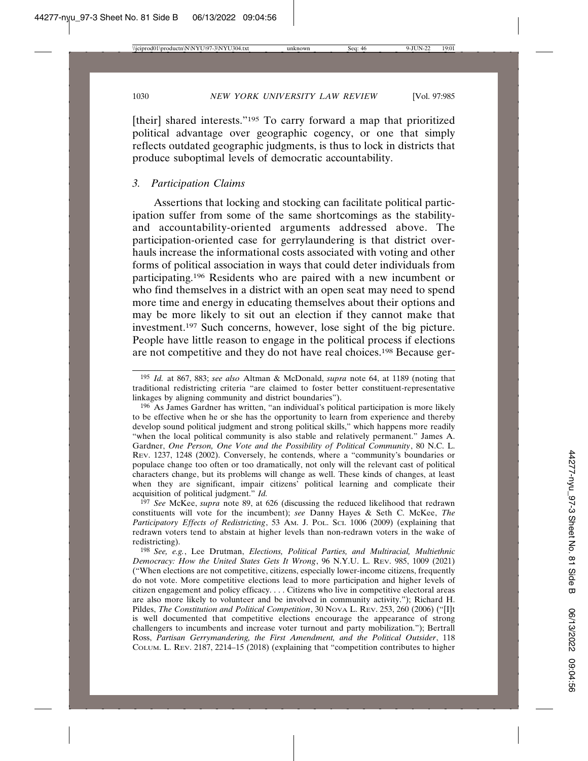[their] shared interests."[195] To carry forward a map that prioritized political advantage over geographic cogency, or one that simply reflects outdated geographic judgments, is thus to lock in districts that produce suboptimal levels of democratic accountability.

### *3. Participation Claims*

Assertions that locking and stocking can facilitate political participation suffer from some of the same shortcomings as the stability- and accountability-oriented arguments addressed above. The participation-oriented case for gerrylaundering is that district overhauls increase the informational costs associated with voting and other forms of political association in ways that could deter individuals from participating.[196] Residents who are paired with a new incumbent or who find themselves in a district with an open seat may need to spend more time and energy in educating themselves about their options and may be more likely to sit out an election if they cannot make that investment.[197] Such concerns, however, lose sight of the big picture. People have little reason to engage in the political process if elections are not competitive and they do not have real choices.[198] Because ger-

---

[195] *Id.* at 867, 883; *see also* Altman & McDonald, *supra* note 64, at 1189 (noting that traditional redistricting criteria "are claimed to foster better constituent-representative linkages by aligning community and district boundaries").

[196] As James Gardner has written, "an individual's political participation is more likely to be effective when he or she has the opportunity to learn from experience and thereby develop sound political judgment and strong political skills," which happens more readily "when the local political community is also stable and relatively permanent." James A. Gardner, *One Person, One Vote and the Possibility of Political Community*, 80 N.C. L. REV. 1237, 1248 (2002). Conversely, he contends, where a "community's boundaries or populace change too often or too dramatically, not only will the relevant cast of political characters change, but its problems will change as well. These kinds of changes, at least when they are significant, impair citizens' political learning and complicate their acquisition of political judgment." *Id.*

[197] *See* McKee, *supra* note 89, at 626 (discussing the reduced likelihood that redrawn constituents will vote for the incumbent); *see* Danny Hayes & Seth C. McKee, *The Participatory Effects of Redistricting*, 53 AM. J. POL. SCI. 1006 (2009) (explaining that redrawn voters tend to abstain at higher levels than non-redrawn voters in the wake of redistricting).

[198] *See, e.g.*, Lee Drutman, *Elections, Political Parties, and Multiracial, Multiethnic Democracy: How the United States Gets It Wrong*, 96 N.Y.U. L. REV. 985, 1009 (2021) ("When elections are not competitive, citizens, especially lower-income citizens, frequently do not vote. More competitive elections lead to more participation and higher levels of citizen engagement and policy efficacy. . . . Citizens who live in competitive electoral areas are also more likely to volunteer and be involved in community activity."); Richard H. Pildes, *The Constitution and Political Competition*, 30 NOVA L. REV. 253, 260 (2006) ("[I]t is well documented that competitive elections encourage the appearance of strong challengers to incumbents and increase voter turnout and party mobilization."); Bertrall Ross, *Partisan Gerrymandering, the First Amendment, and the Political Outsider*, 118 COLUM. L. REV. 2187, 2214–15 (2018) (explaining that "competition contributes to higher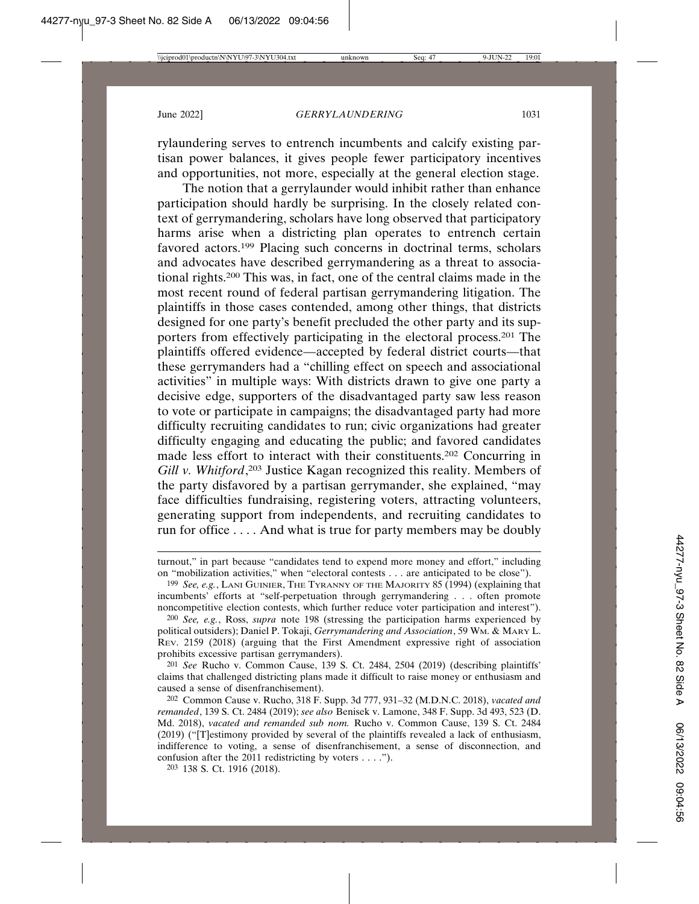rylaundering serves to entrench incumbents and calcify existing partisan power balances, it gives people fewer participatory incentives and opportunities, not more, especially at the general election stage.

The notion that a gerrylaunder would inhibit rather than enhance participation should hardly be surprising. In the closely related context of gerrymandering, scholars have long observed that participatory harms arise when a districting plan operates to entrench certain favored actors.[199] Placing such concerns in doctrinal terms, scholars and advocates have described gerrymandering as a threat to associational rights.[200] This was, in fact, one of the central claims made in the most recent round of federal partisan gerrymandering litigation. The plaintiffs in those cases contended, among other things, that districts designed for one party's benefit precluded the other party and its supporters from effectively participating in the electoral process.[201] The plaintiffs offered evidence—accepted by federal district courts—that these gerrymanders had a "chilling effect on speech and associational activities" in multiple ways: With districts drawn to give one party a decisive edge, supporters of the disadvantaged party saw less reason to vote or participate in campaigns; the disadvantaged party had more difficulty recruiting candidates to run; civic organizations had greater difficulty engaging and educating the public; and favored candidates made less effort to interact with their constituents.[202] Concurring in *Gill v. Whitford*,[203] Justice Kagan recognized this reality. Members of the party disfavored by a partisan gerrymander, she explained, "may face difficulties fundraising, registering voters, attracting volunteers, generating support from independents, and recruiting candidates to run for office . . . . And what is true for party members may be doubly

---

turnout," in part because "candidates tend to expend more money and effort," including on "mobilization activities," when "electoral contests . . . are anticipated to be close").

[199] *See, e.g.*, LANI GUINIER, THE TYRANNY OF THE MAJORITY 85 (1994) (explaining that incumbents' efforts at "self-perpetuation through gerrymandering . . . often promote noncompetitive election contests, which further reduce voter participation and interest").

[200] *See, e.g.*, Ross, *supra* note 198 (stressing the participation harms experienced by political outsiders); Daniel P. Tokaji, *Gerrymandering and Association*, 59 WM. & MARY L. REV. 2159 (2018) (arguing that the First Amendment expressive right of association prohibits excessive partisan gerrymanders).

[201] *See* Rucho v. Common Cause, 139 S. Ct. 2484, 2504 (2019) (describing plaintiffs' claims that challenged districting plans made it difficult to raise money or enthusiasm and caused a sense of disenfranchisement).

[202] Common Cause v. Rucho, 318 F. Supp. 3d 777, 931–32 (M.D.N.C. 2018), *vacated and remanded*, 139 S. Ct. 2484 (2019); *see also* Benisek v. Lamone, 348 F. Supp. 3d 493, 523 (D. Md. 2018), *vacated and remanded sub nom.* Rucho v. Common Cause, 139 S. Ct. 2484 (2019) ("[T]estimony provided by several of the plaintiffs revealed a lack of enthusiasm, indifference to voting, a sense of disenfranchisement, a sense of disconnection, and confusion after the 2011 redistricting by voters . . . .").

[203] 138 S. Ct. 1916 (2018).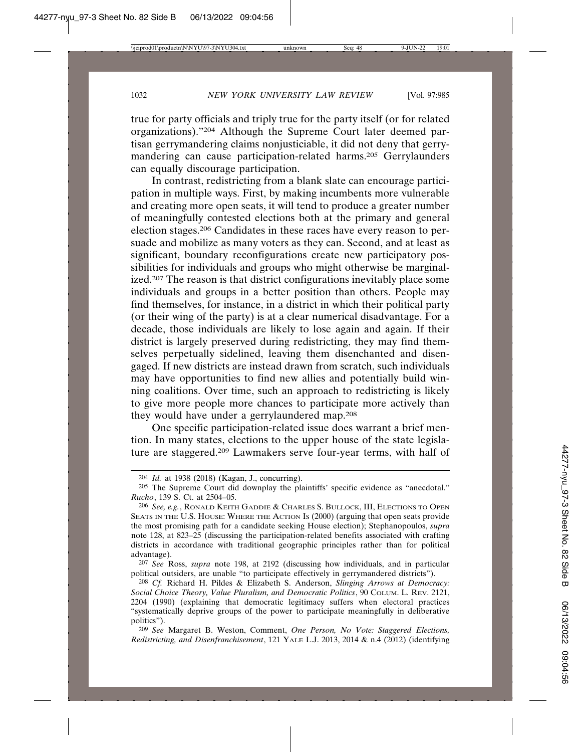true for party officials and triply true for the party itself (or for related organizations)."[204] Although the Supreme Court later deemed partisan gerrymandering claims nonjusticiable, it did not deny that gerrymandering can cause participation-related harms.[205] Gerrylaunders can equally discourage participation.

In contrast, redistricting from a blank slate can encourage participation in multiple ways. First, by making incumbents more vulnerable and creating more open seats, it will tend to produce a greater number of meaningfully contested elections both at the primary and general election stages.[206] Candidates in these races have every reason to persuade and mobilize as many voters as they can. Second, and at least as significant, boundary reconfigurations create new participatory possibilities for individuals and groups who might otherwise be marginalized.[207] The reason is that district configurations inevitably place some individuals and groups in a better position than others. People may find themselves, for instance, in a district in which their political party (or their wing of the party) is at a clear numerical disadvantage. For a decade, those individuals are likely to lose again and again. If their district is largely preserved during redistricting, they may find themselves perpetually sidelined, leaving them disenchanted and disengaged. If new districts are instead drawn from scratch, such individuals may have opportunities to find new allies and potentially build winning coalitions. Over time, such an approach to redistricting is likely to give more people more chances to participate more actively than they would have under a gerrylaundered map.[208]

One specific participation-related issue does warrant a brief mention. In many states, elections to the upper house of the state legislature are staggered.[209] Lawmakers serve four-year terms, with half of

---

[204] *Id.* at 1938 (2018) (Kagan, J., concurring).

[205] The Supreme Court did downplay the plaintiffs' specific evidence as "anecdotal." *Rucho*, 139 S. Ct. at 2504–05.

[206] *See, e.g.*, RONALD KEITH GADDIE & CHARLES S. BULLOCK, III, ELECTIONS TO OPEN SEATS IN THE U.S. HOUSE: WHERE THE ACTION IS (2000) (arguing that open seats provide the most promising path for a candidate seeking House election); Stephanopoulos, *supra* note 128, at 823–25 (discussing the participation-related benefits associated with crafting districts in accordance with traditional geographic principles rather than for political advantage).

[207] *See* Ross, *supra* note 198, at 2192 (discussing how individuals, and in particular political outsiders, are unable "to participate effectively in gerrymandered districts").

[208] *Cf.* Richard H. Pildes & Elizabeth S. Anderson, *Slinging Arrows at Democracy: Social Choice Theory, Value Pluralism, and Democratic Politics*, 90 COLUM. L. REV. 2121, 2204 (1990) (explaining that democratic legitimacy suffers when electoral practices "systematically deprive groups of the power to participate meaningfully in deliberative politics").

[209] *See* Margaret B. Weston, Comment, *One Person, No Vote: Staggered Elections, Redistricting, and Disenfranchisement*, 121 YALE L.J. 2013, 2014 & n.4 (2012) (identifying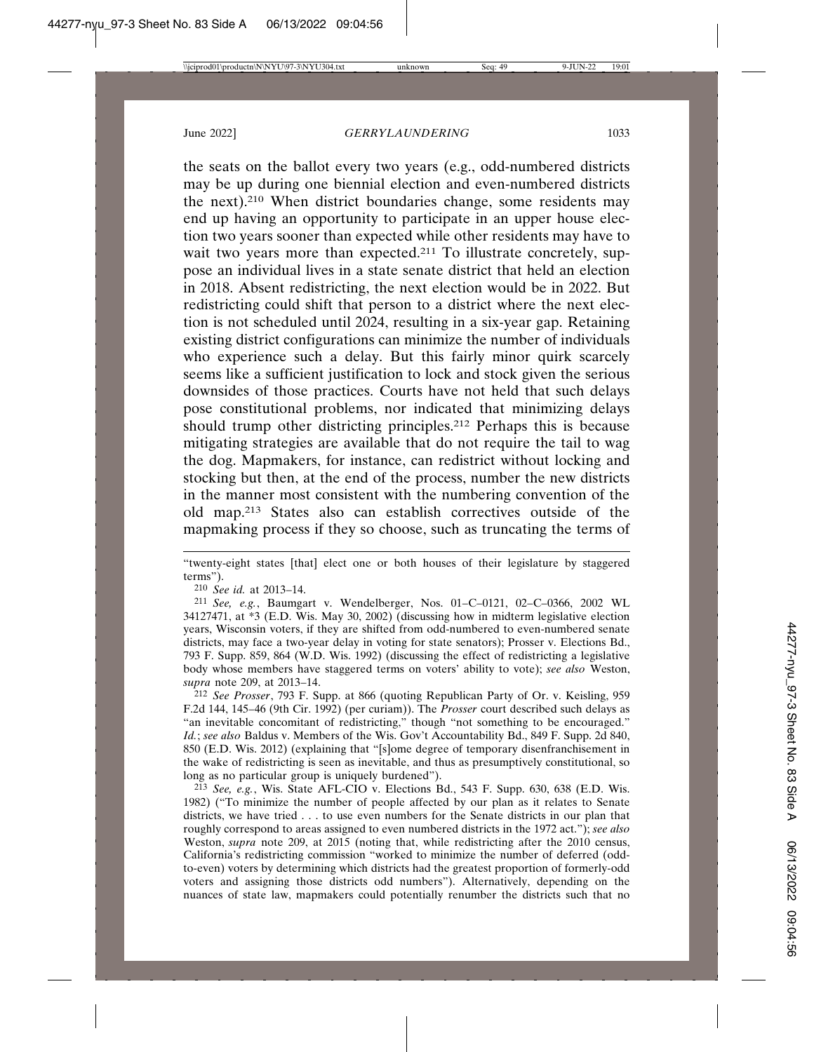the seats on the ballot every two years (e.g., odd-numbered districts may be up during one biennial election and even-numbered districts the next).[210] When district boundaries change, some residents may end up having an opportunity to participate in an upper house election two years sooner than expected while other residents may have to wait two years more than expected.[211] To illustrate concretely, suppose an individual lives in a state senate district that held an election in 2018. Absent redistricting, the next election would be in 2022. But redistricting could shift that person to a district where the next election is not scheduled until 2024, resulting in a six-year gap. Retaining existing district configurations can minimize the number of individuals who experience such a delay. But this fairly minor quirk scarcely seems like a sufficient justification to lock and stock given the serious downsides of those practices. Courts have not held that such delays pose constitutional problems, nor indicated that minimizing delays should trump other districting principles.[212] Perhaps this is because mitigating strategies are available that do not require the tail to wag the dog. Mapmakers, for instance, can redistrict without locking and stocking but then, at the end of the process, number the new districts in the manner most consistent with the numbering convention of the old map.[213] States also can establish correctives outside of the mapmaking process if they so choose, such as truncating the terms of

---

"twenty-eight states [that] elect one or both houses of their legislature by staggered terms").

[210] *See id.* at 2013–14.

[211] *See, e.g.*, Baumgart v. Wendelberger, Nos. 01–C–0121, 02–C–0366, 2002 WL 34127471, at *3 (E.D. Wis. May 30, 2002) (discussing how in midterm legislative election years, Wisconsin voters, if they are shifted from odd-numbered to even-numbered senate districts, may face a two-year delay in voting for state senators); Prosser v. Elections Bd., 793 F. Supp. 859, 864 (W.D. Wis. 1992) (discussing the effect of redistricting a legislative body whose members have staggered terms on voters' ability to vote); *see also* Weston, *supra* note 209, at 2013–14.

[212] *See Prosser*, 793 F. Supp. at 866 (quoting Republican Party of Or. v. Keisling, 959 F.2d 144, 145–46 (9th Cir. 1992) (per curiam)). The *Prosser* court described such delays as "an inevitable concomitant of redistricting," though "not something to be encouraged." *Id.*; *see also* Baldus v. Members of the Wis. Gov't Accountability Bd., 849 F. Supp. 2d 840, 850 (E.D. Wis. 2012) (explaining that "[s]ome degree of temporary disenfranchisement in the wake of redistricting is seen as inevitable, and thus as presumptively constitutional, so long as no particular group is uniquely burdened").

[213] *See, e.g.*, Wis. State AFL-CIO v. Elections Bd., 543 F. Supp. 630, 638 (E.D. Wis. 1982) ("To minimize the number of people affected by our plan as it relates to Senate districts, we have tried . . . to use even numbers for the Senate districts in our plan that roughly correspond to areas assigned to even numbered districts in the 1972 act."); *see also* Weston, *supra* note 209, at 2015 (noting that, while redistricting after the 2010 census, California's redistricting commission "worked to minimize the number of deferred (odd-to-even) voters by determining which districts had the greatest proportion of formerly-odd voters and assigning those districts odd numbers"). Alternatively, depending on the nuances of state law, mapmakers could potentially renumber the districts such that no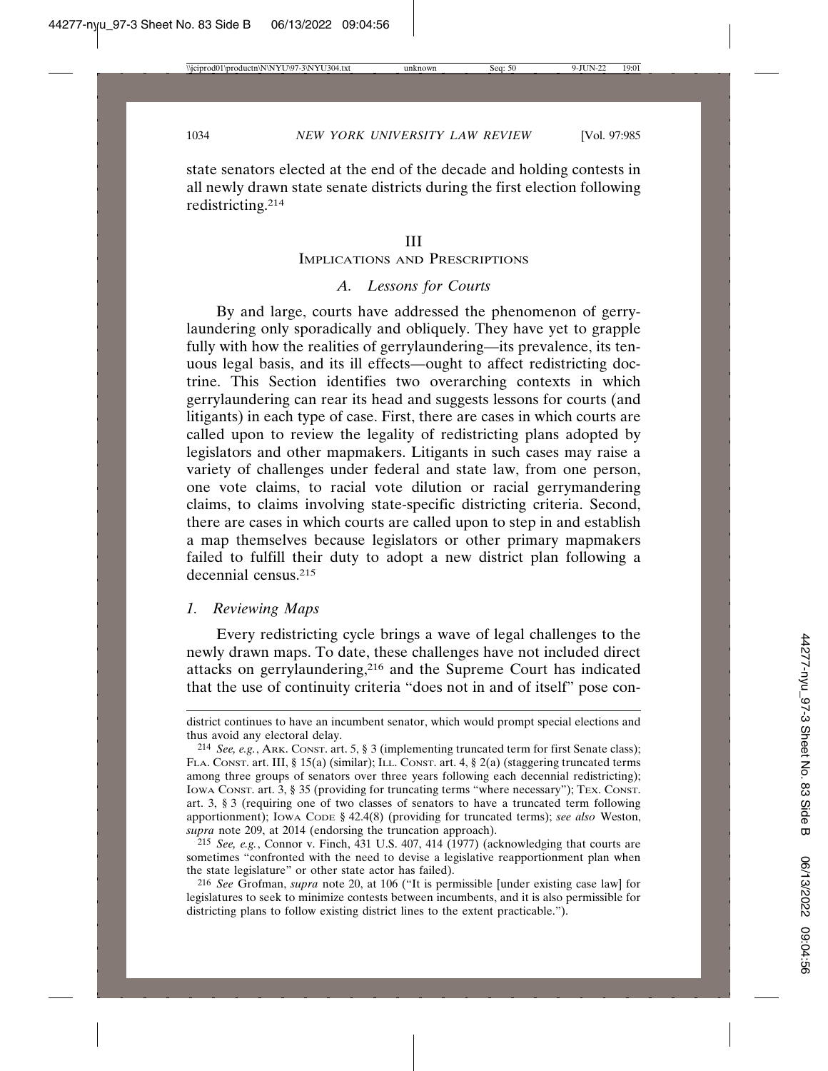state senators elected at the end of the decade and holding contests in all newly drawn state senate districts during the first election following redistricting.[214]

## III
## Implications and Prescriptions

### *A. Lessons for Courts*

By and large, courts have addressed the phenomenon of gerrylaundering only sporadically and obliquely. They have yet to grapple fully with how the realities of gerrylaundering—its prevalence, its tenuous legal basis, and its ill effects—ought to affect redistricting doctrine. This Section identifies two overarching contexts in which gerrylaundering can rear its head and suggests lessons for courts (and litigants) in each type of case. First, there are cases in which courts are called upon to review the legality of redistricting plans adopted by legislators and other mapmakers. Litigants in such cases may raise a variety of challenges under federal and state law, from one person, one vote claims, to racial vote dilution or racial gerrymandering claims, to claims involving state-specific districting criteria. Second, there are cases in which courts are called upon to step in and establish a map themselves because legislators or other primary mapmakers failed to fulfill their duty to adopt a new district plan following a decennial census.[215]

#### *1. Reviewing Maps*

Every redistricting cycle brings a wave of legal challenges to the newly drawn maps. To date, these challenges have not included direct attacks on gerrylaundering,[216] and the Supreme Court has indicated that the use of continuity criteria "does not in and of itself" pose con-

---

district continues to have an incumbent senator, which would prompt special elections and thus avoid any electoral delay.

[214] *See, e.g.*, Ark. Const. art. 5, § 3 (implementing truncated term for first Senate class); Fla. Const. art. III, § 15(a) (similar); Ill. Const. art. 4, § 2(a) (staggering truncated terms among three groups of senators over three years following each decennial redistricting); Iowa Const. art. 3, § 35 (providing for truncating terms "where necessary"); Tex. Const. art. 3, § 3 (requiring one of two classes of senators to have a truncated term following apportionment); Iowa Code § 42.4(8) (providing for truncated terms); *see also* Weston, *supra* note 209, at 2014 (endorsing the truncation approach).

[215] *See, e.g.*, Connor v. Finch, 431 U.S. 407, 414 (1977) (acknowledging that courts are sometimes "confronted with the need to devise a legislative reapportionment plan when the state legislature" or other state actor has failed).

[216] *See* Grofman, *supra* note 20, at 106 ("It is permissible [under existing case law] for legislatures to seek to minimize contests between incumbents, and it is also permissible for districting plans to follow existing district lines to the extent practicable.").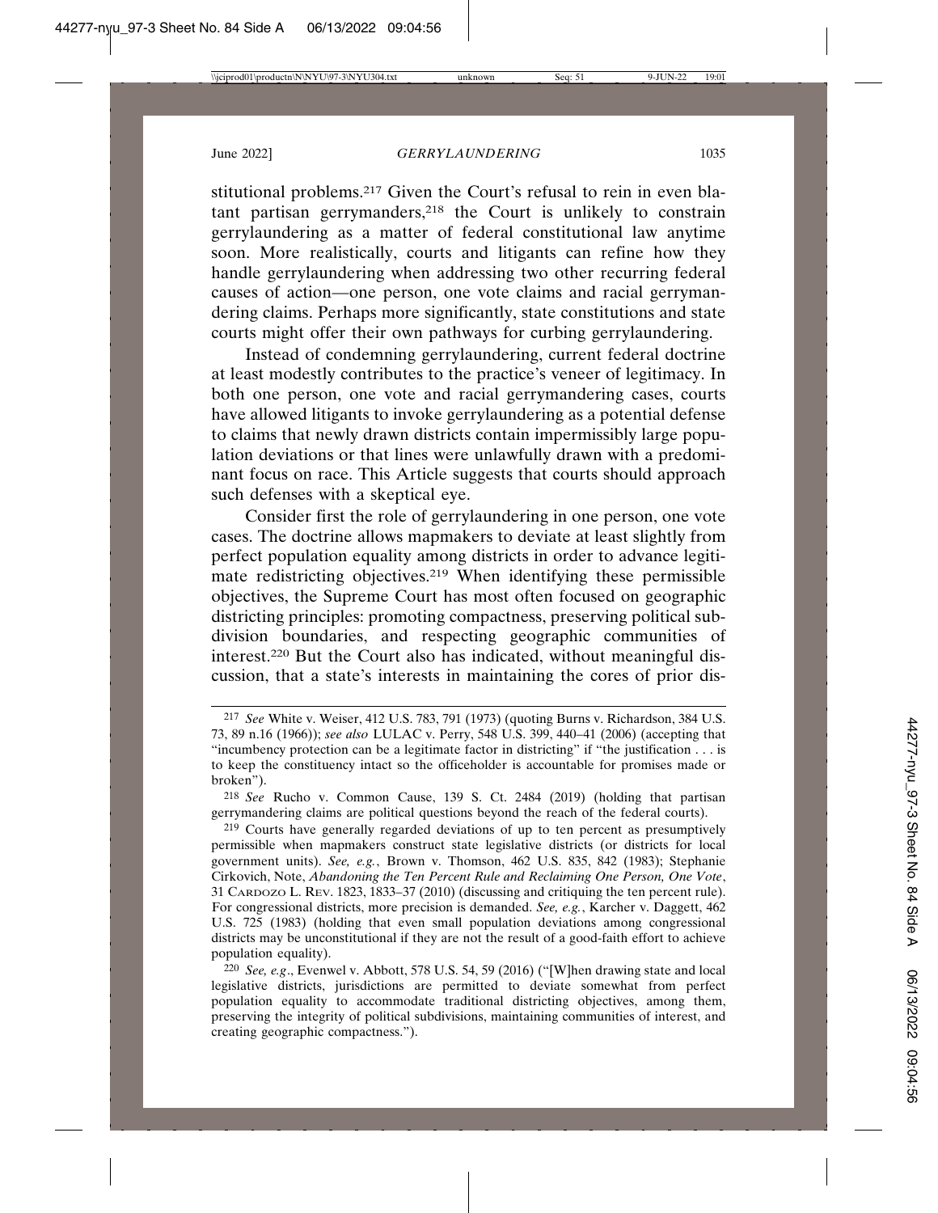stitutional problems.[217] Given the Court's refusal to rein in even blatant partisan gerrymanders,[218] the Court is unlikely to constrain gerrylaundering as a matter of federal constitutional law anytime soon. More realistically, courts and litigants can refine how they handle gerrylaundering when addressing two other recurring federal causes of action—one person, one vote claims and racial gerrymandering claims. Perhaps more significantly, state constitutions and state courts might offer their own pathways for curbing gerrylaundering.

Instead of condemning gerrylaundering, current federal doctrine at least modestly contributes to the practice's veneer of legitimacy. In both one person, one vote and racial gerrymandering cases, courts have allowed litigants to invoke gerrylaundering as a potential defense to claims that newly drawn districts contain impermissibly large population deviations or that lines were unlawfully drawn with a predominant focus on race. This Article suggests that courts should approach such defenses with a skeptical eye.

Consider first the role of gerrylaundering in one person, one vote cases. The doctrine allows mapmakers to deviate at least slightly from perfect population equality among districts in order to advance legitimate redistricting objectives.[219] When identifying these permissible objectives, the Supreme Court has most often focused on geographic districting principles: promoting compactness, preserving political subdivision boundaries, and respecting geographic communities of interest.[220] But the Court also has indicated, without meaningful discussion, that a state's interests in maintaining the cores of prior dis-

---

217 *See* White v. Weiser, 412 U.S. 783, 791 (1973) (quoting Burns v. Richardson, 384 U.S. 73, 89 n.16 (1966)); *see also* LULAC v. Perry, 548 U.S. 399, 440–41 (2006) (accepting that "incumbency protection can be a legitimate factor in districting" if "the justification . . . is to keep the constituency intact so the officeholder is accountable for promises made or broken").

218 *See* Rucho v. Common Cause, 139 S. Ct. 2484 (2019) (holding that partisan gerrymandering claims are political questions beyond the reach of the federal courts).

219 Courts have generally regarded deviations of up to ten percent as presumptively permissible when mapmakers construct state legislative districts (or districts for local government units). *See, e.g.*, Brown v. Thomson, 462 U.S. 835, 842 (1983); Stephanie Cirkovich, Note, *Abandoning the Ten Percent Rule and Reclaiming One Person, One Vote*, 31 CARDOZO L. REV. 1823, 1833–37 (2010) (discussing and critiquing the ten percent rule). For congressional districts, more precision is demanded. *See, e.g.*, Karcher v. Daggett, 462 U.S. 725 (1983) (holding that even small population deviations among congressional districts may be unconstitutional if they are not the result of a good-faith effort to achieve population equality).

220 *See, e.g*., Evenwel v. Abbott, 578 U.S. 54, 59 (2016) ("[W]hen drawing state and local legislative districts, jurisdictions are permitted to deviate somewhat from perfect population equality to accommodate traditional districting objectives, among them, preserving the integrity of political subdivisions, maintaining communities of interest, and creating geographic compactness.").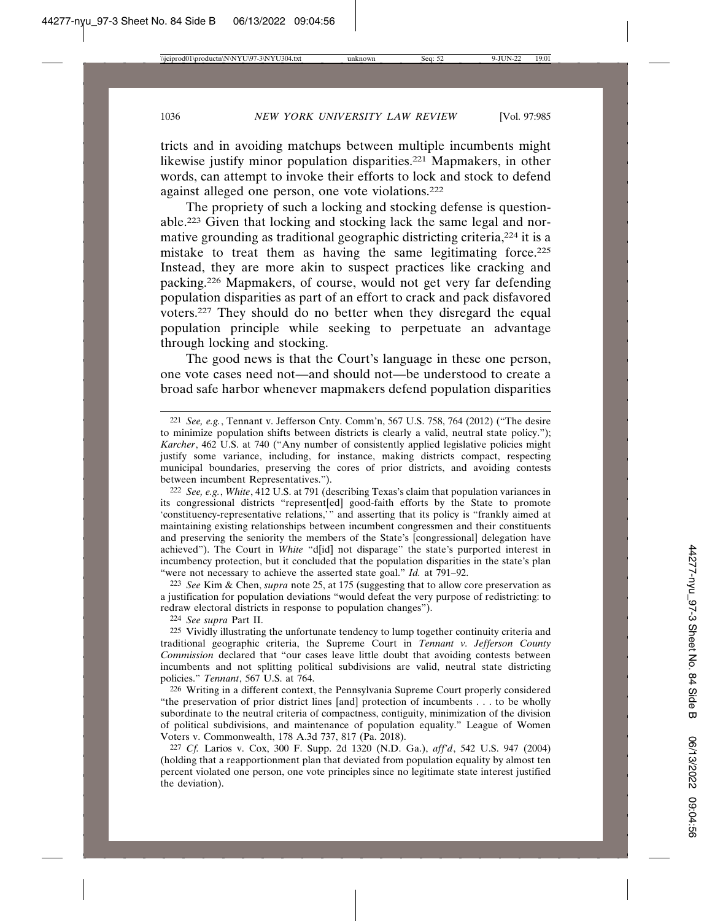tricts and in avoiding matchups between multiple incumbents might likewise justify minor population disparities.[221] Mapmakers, in other words, can attempt to invoke their efforts to lock and stock to defend against alleged one person, one vote violations.[222]

The propriety of such a locking and stocking defense is questionable.[223] Given that locking and stocking lack the same legal and normative grounding as traditional geographic districting criteria,[224] it is a mistake to treat them as having the same legitimating force.[225] Instead, they are more akin to suspect practices like cracking and packing.[226] Mapmakers, of course, would not get very far defending population disparities as part of an effort to crack and pack disfavored voters.[227] They should do no better when they disregard the equal population principle while seeking to perpetuate an advantage through locking and stocking.

The good news is that the Court's language in these one person, one vote cases need not—and should not—be understood to create a broad safe harbor whenever mapmakers defend population disparities

---

[221] *See, e.g.*, Tennant v. Jefferson Cnty. Comm'n, 567 U.S. 758, 764 (2012) ("The desire to minimize population shifts between districts is clearly a valid, neutral state policy."); *Karcher*, 462 U.S. at 740 ("Any number of consistently applied legislative policies might justify some variance, including, for instance, making districts compact, respecting municipal boundaries, preserving the cores of prior districts, and avoiding contests between incumbent Representatives.").

[222] *See, e.g.*, *White*, 412 U.S. at 791 (describing Texas's claim that population variances in its congressional districts "represent[ed] good-faith efforts by the State to promote 'constituency-representative relations,'" and asserting that its policy is "frankly aimed at maintaining existing relationships between incumbent congressmen and their constituents and preserving the seniority the members of the State's [congressional] delegation have achieved"). The Court in *White* "d[id] not disparage" the state's purported interest in incumbency protection, but it concluded that the population disparities in the state's plan "were not necessary to achieve the asserted state goal." *Id.* at 791–92.

[223] *See* Kim & Chen, *supra* note 25, at 175 (suggesting that to allow core preservation as a justification for population deviations "would defeat the very purpose of redistricting: to redraw electoral districts in response to population changes").

[224] *See supra* Part II.

[225] Vividly illustrating the unfortunate tendency to lump together continuity criteria and traditional geographic criteria, the Supreme Court in *Tennant v. Jefferson County Commission* declared that "our cases leave little doubt that avoiding contests between incumbents and not splitting political subdivisions are valid, neutral state districting policies." *Tennant*, 567 U.S. at 764.

[226] Writing in a different context, the Pennsylvania Supreme Court properly considered "the preservation of prior district lines [and] protection of incumbents . . . to be wholly subordinate to the neutral criteria of compactness, contiguity, minimization of the division of political subdivisions, and maintenance of population equality." League of Women Voters v. Commonwealth, 178 A.3d 737, 817 (Pa. 2018).

[227] *Cf.* Larios v. Cox, 300 F. Supp. 2d 1320 (N.D. Ga.), *aff'd*, 542 U.S. 947 (2004) (holding that a reapportionment plan that deviated from population equality by almost ten percent violated one person, one vote principles since no legitimate state interest justified the deviation).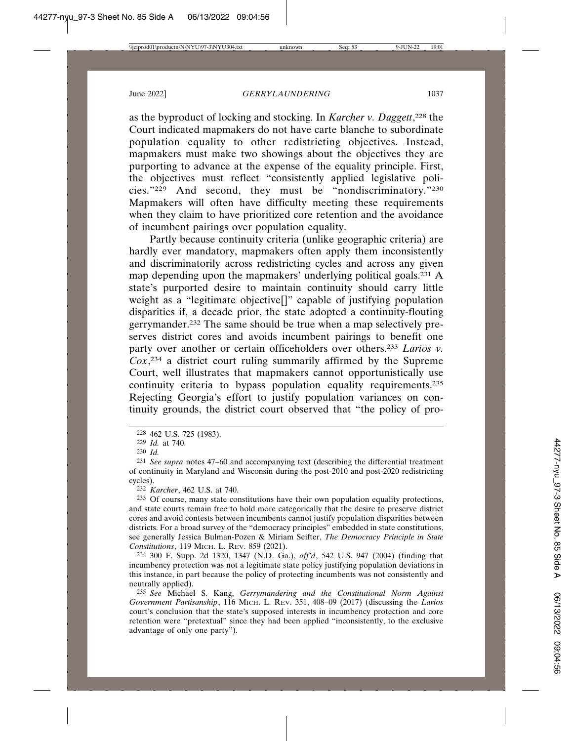as the byproduct of locking and stocking. In *Karcher v. Daggett*,[228] the Court indicated mapmakers do not have carte blanche to subordinate population equality to other redistricting objectives. Instead, mapmakers must make two showings about the objectives they are purporting to advance at the expense of the equality principle. First, the objectives must reflect "consistently applied legislative policies."[229] And second, they must be "nondiscriminatory."[230] Mapmakers will often have difficulty meeting these requirements when they claim to have prioritized core retention and the avoidance of incumbent pairings over population equality.

Partly because continuity criteria (unlike geographic criteria) are hardly ever mandatory, mapmakers often apply them inconsistently and discriminatorily across redistricting cycles and across any given map depending upon the mapmakers' underlying political goals.[231] A state's purported desire to maintain continuity should carry little weight as a "legitimate objective[]" capable of justifying population disparities if, a decade prior, the state adopted a continuity-flouting gerrymander.[232] The same should be true when a map selectively preserves district cores and avoids incumbent pairings to benefit one party over another or certain officeholders over others.[233] *Larios v. Cox*,[234] a district court ruling summarily affirmed by the Supreme Court, well illustrates that mapmakers cannot opportunistically use continuity criteria to bypass population equality requirements.[235] Rejecting Georgia's effort to justify population variances on continuity grounds, the district court observed that "the policy of pro-

---

[228] 462 U.S. 725 (1983).

[229] *Id.* at 740.

[230] *Id.*

[231] *See supra* notes 47–60 and accompanying text (describing the differential treatment of continuity in Maryland and Wisconsin during the post-2010 and post-2020 redistricting cycles).

[232] *Karcher*, 462 U.S. at 740.

[233] Of course, many state constitutions have their own population equality protections, and state courts remain free to hold more categorically that the desire to preserve district cores and avoid contests between incumbents cannot justify population disparities between districts. For a broad survey of the "democracy principles" embedded in state constitutions, see generally Jessica Bulman-Pozen & Miriam Seifter, *The Democracy Principle in State Constitutions*, 119 MICH. L. REV. 859 (2021).

[234] 300 F. Supp. 2d 1320, 1347 (N.D. Ga.), *aff'd*, 542 U.S. 947 (2004) (finding that incumbency protection was not a legitimate state policy justifying population deviations in this instance, in part because the policy of protecting incumbents was not consistently and neutrally applied).

[235] *See* Michael S. Kang, *Gerrymandering and the Constitutional Norm Against Government Partisanship*, 116 MICH. L. REV. 351, 408–09 (2017) (discussing the *Larios* court's conclusion that the state's supposed interests in incumbency protection and core retention were "pretextual" since they had been applied "inconsistently, to the exclusive advantage of only one party").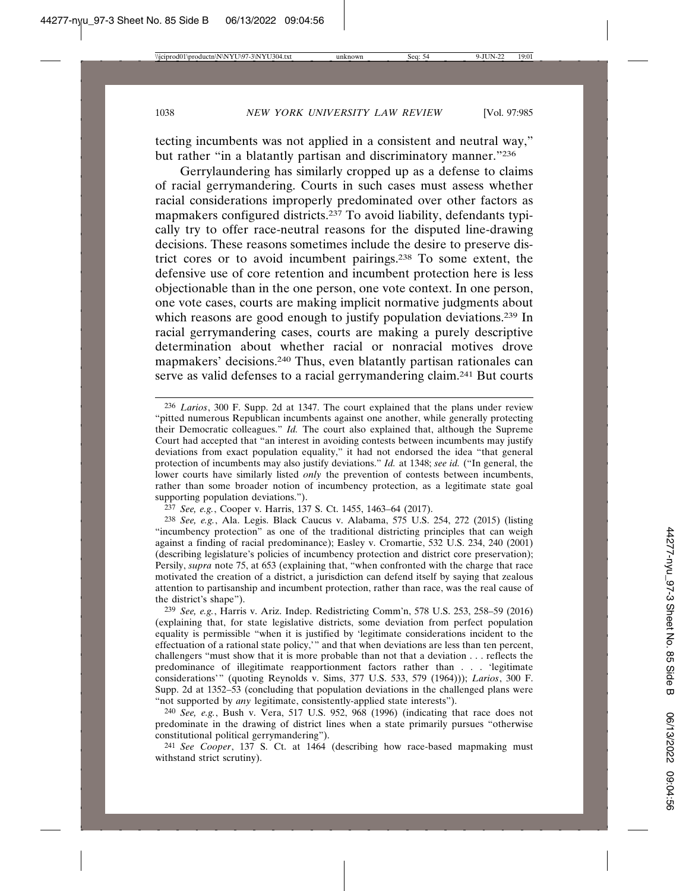tecting incumbents was not applied in a consistent and neutral way," but rather "in a blatantly partisan and discriminatory manner."[236]

Gerrylaundering has similarly cropped up as a defense to claims of racial gerrymandering. Courts in such cases must assess whether racial considerations improperly predominated over other factors as mapmakers configured districts.[237] To avoid liability, defendants typically try to offer race-neutral reasons for the disputed line-drawing decisions. These reasons sometimes include the desire to preserve district cores or to avoid incumbent pairings.[238] To some extent, the defensive use of core retention and incumbent protection here is less objectionable than in the one person, one vote context. In one person, one vote cases, courts are making implicit normative judgments about which reasons are good enough to justify population deviations.[239] In racial gerrymandering cases, courts are making a purely descriptive determination about whether racial or nonracial motives drove mapmakers' decisions.[240] Thus, even blatantly partisan rationales can serve as valid defenses to a racial gerrymandering claim.[241] But courts

---

[236] *Larios*, 300 F. Supp. 2d at 1347. The court explained that the plans under review "pitted numerous Republican incumbents against one another, while generally protecting their Democratic colleagues." *Id.* The court also explained that, although the Supreme Court had accepted that "an interest in avoiding contests between incumbents may justify deviations from exact population equality," it had not endorsed the idea "that general protection of incumbents may also justify deviations." *Id.* at 1348; *see id.* ("In general, the lower courts have similarly listed *only* the prevention of contests between incumbents, rather than some broader notion of incumbency protection, as a legitimate state goal supporting population deviations.").

[237] *See, e.g.*, Cooper v. Harris, 137 S. Ct. 1455, 1463–64 (2017).

[238] *See, e.g.*, Ala. Legis. Black Caucus v. Alabama, 575 U.S. 254, 272 (2015) (listing "incumbency protection" as one of the traditional districting principles that can weigh against a finding of racial predominance); Easley v. Cromartie, 532 U.S. 234, 240 (2001) (describing legislature's policies of incumbency protection and district core preservation); Persily, *supra* note 75, at 653 (explaining that, "when confronted with the charge that race motivated the creation of a district, a jurisdiction can defend itself by saying that zealous attention to partisanship and incumbent protection, rather than race, was the real cause of the district's shape").

[239] *See, e.g.*, Harris v. Ariz. Indep. Redistricting Comm'n, 578 U.S. 253, 258–59 (2016) (explaining that, for state legislative districts, some deviation from perfect population equality is permissible "when it is justified by 'legitimate considerations incident to the effectuation of a rational state policy,'" and that when deviations are less than ten percent, challengers "must show that it is more probable than not that a deviation . . . reflects the predominance of illegitimate reapportionment factors rather than . . . 'legitimate considerations'" (quoting Reynolds v. Sims, 377 U.S. 533, 579 (1964))); *Larios*, 300 F. Supp. 2d at 1352–53 (concluding that population deviations in the challenged plans were "not supported by *any* legitimate, consistently-applied state interests").

[240] *See, e.g.*, Bush v. Vera, 517 U.S. 952, 968 (1996) (indicating that race does not predominate in the drawing of district lines when a state primarily pursues "otherwise constitutional political gerrymandering").

[241] *See Cooper*, 137 S. Ct. at 1464 (describing how race-based mapmaking must withstand strict scrutiny).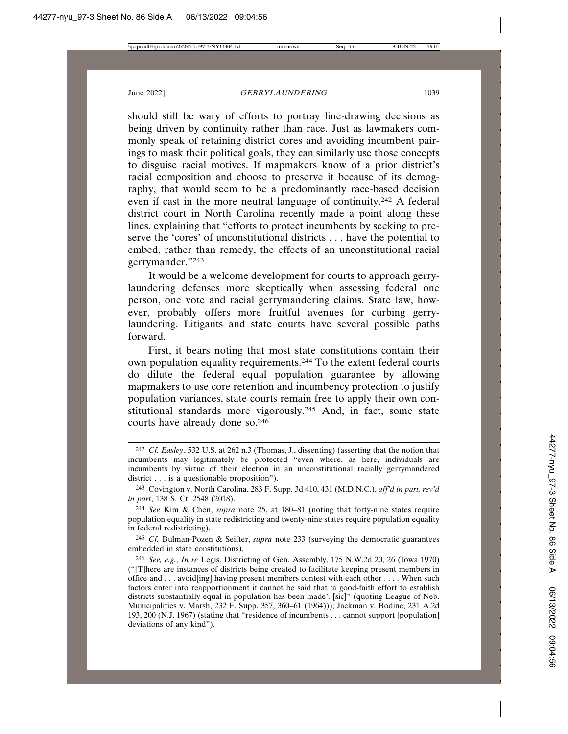should still be wary of efforts to portray line-drawing decisions as being driven by continuity rather than race. Just as lawmakers commonly speak of retaining district cores and avoiding incumbent pairings to mask their political goals, they can similarly use those concepts to disguise racial motives. If mapmakers know of a prior district's racial composition and choose to preserve it because of its demography, that would seem to be a predominantly race-based decision even if cast in the more neutral language of continuity.[242] A federal district court in North Carolina recently made a point along these lines, explaining that "efforts to protect incumbents by seeking to preserve the 'cores' of unconstitutional districts . . . have the potential to embed, rather than remedy, the effects of an unconstitutional racial gerrymander."[243]

It would be a welcome development for courts to approach gerrylaundering defenses more skeptically when assessing federal one person, one vote and racial gerrymandering claims. State law, however, probably offers more fruitful avenues for curbing gerrylaundering. Litigants and state courts have several possible paths forward.

First, it bears noting that most state constitutions contain their own population equality requirements.[244] To the extent federal courts do dilute the federal equal population guarantee by allowing mapmakers to use core retention and incumbency protection to justify population variances, state courts remain free to apply their own constitutional standards more vigorously.[245] And, in fact, some state courts have already done so.[246]

---

[242] *Cf. Easley*, 532 U.S. at 262 n.3 (Thomas, J., dissenting) (asserting that the notion that incumbents may legitimately be protected "even where, as here, individuals are incumbents by virtue of their election in an unconstitutional racially gerrymandered district . . . is a questionable proposition").

[243] Covington v. North Carolina, 283 F. Supp. 3d 410, 431 (M.D.N.C.), *aff'd in part, rev'd in part*, 138 S. Ct. 2548 (2018).

[244] *See* Kim & Chen, *supra* note 25, at 180–81 (noting that forty-nine states require population equality in state redistricting and twenty-nine states require population equality in federal redistricting).

[245] *Cf.* Bulman-Pozen & Seifter, *supra* note 233 (surveying the democratic guarantees embedded in state constitutions).

[246] *See, e.g.*, *In re* Legis. Districting of Gen. Assembly, 175 N.W.2d 20, 26 (Iowa 1970) ("[T]here are instances of districts being created to facilitate keeping present members in office and . . . avoid[ing] having present members contest with each other . . . . When such factors enter into reapportionment it cannot be said that 'a good-faith effort to establish districts substantially equal in population has been made'. [sic]" (quoting League of Neb. Municipalities v. Marsh, 232 F. Supp. 357, 360–61 (1964))); Jackman v. Bodine, 231 A.2d 193, 200 (N.J. 1967) (stating that "residence of incumbents . . . cannot support [population] deviations of any kind").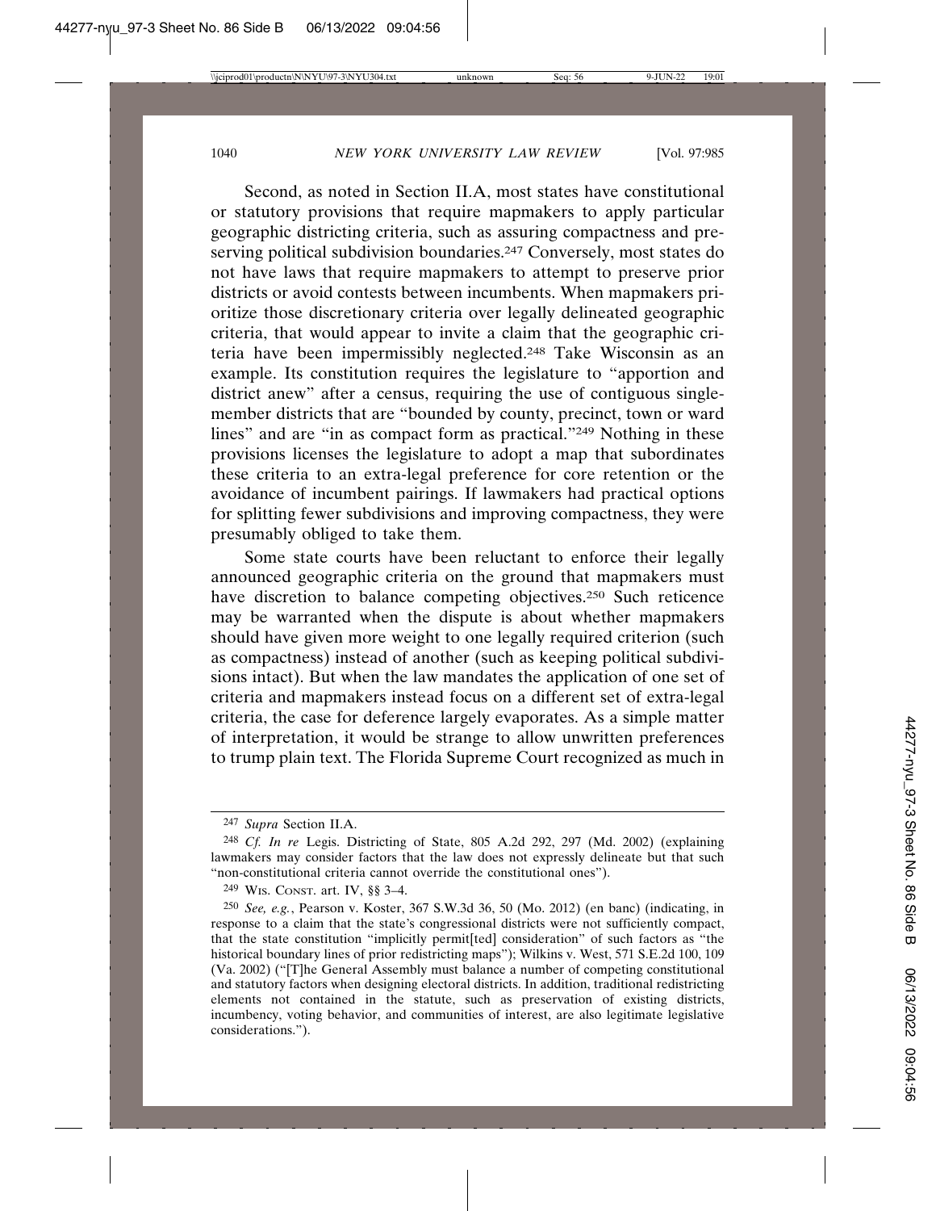Second, as noted in Section II.A, most states have constitutional or statutory provisions that require mapmakers to apply particular geographic districting criteria, such as assuring compactness and preserving political subdivision boundaries.[247] Conversely, most states do not have laws that require mapmakers to attempt to preserve prior districts or avoid contests between incumbents. When mapmakers prioritize those discretionary criteria over legally delineated geographic criteria, that would appear to invite a claim that the geographic criteria have been impermissibly neglected.[248] Take Wisconsin as an example. Its constitution requires the legislature to "apportion and district anew" after a census, requiring the use of contiguous single-member districts that are "bounded by county, precinct, town or ward lines" and are "in as compact form as practical."[249] Nothing in these provisions licenses the legislature to adopt a map that subordinates these criteria to an extra-legal preference for core retention or the avoidance of incumbent pairings. If lawmakers had practical options for splitting fewer subdivisions and improving compactness, they were presumably obliged to take them.

Some state courts have been reluctant to enforce their legally announced geographic criteria on the ground that mapmakers must have discretion to balance competing objectives.[250] Such reticence may be warranted when the dispute is about whether mapmakers should have given more weight to one legally required criterion (such as compactness) instead of another (such as keeping political subdivisions intact). But when the law mandates the application of one set of criteria and mapmakers instead focus on a different set of extra-legal criteria, the case for deference largely evaporates. As a simple matter of interpretation, it would be strange to allow unwritten preferences to trump plain text. The Florida Supreme Court recognized as much in

---

[247] *Supra* Section II.A.

[248] *Cf. In re* Legis. Districting of State, 805 A.2d 292, 297 (Md. 2002) (explaining lawmakers may consider factors that the law does not expressly delineate but that such "non-constitutional criteria cannot override the constitutional ones").

[249] WIS. CONST. art. IV, §§ 3–4.

[250] *See, e.g.*, Pearson v. Koster, 367 S.W.3d 36, 50 (Mo. 2012) (en banc) (indicating, in response to a claim that the state's congressional districts were not sufficiently compact, that the state constitution "implicitly permit[ted] consideration" of such factors as "the historical boundary lines of prior redistricting maps"); Wilkins v. West, 571 S.E.2d 100, 109 (Va. 2002) ("[T]he General Assembly must balance a number of competing constitutional and statutory factors when designing electoral districts. In addition, traditional redistricting elements not contained in the statute, such as preservation of existing districts, incumbency, voting behavior, and communities of interest, are also legitimate legislative considerations.").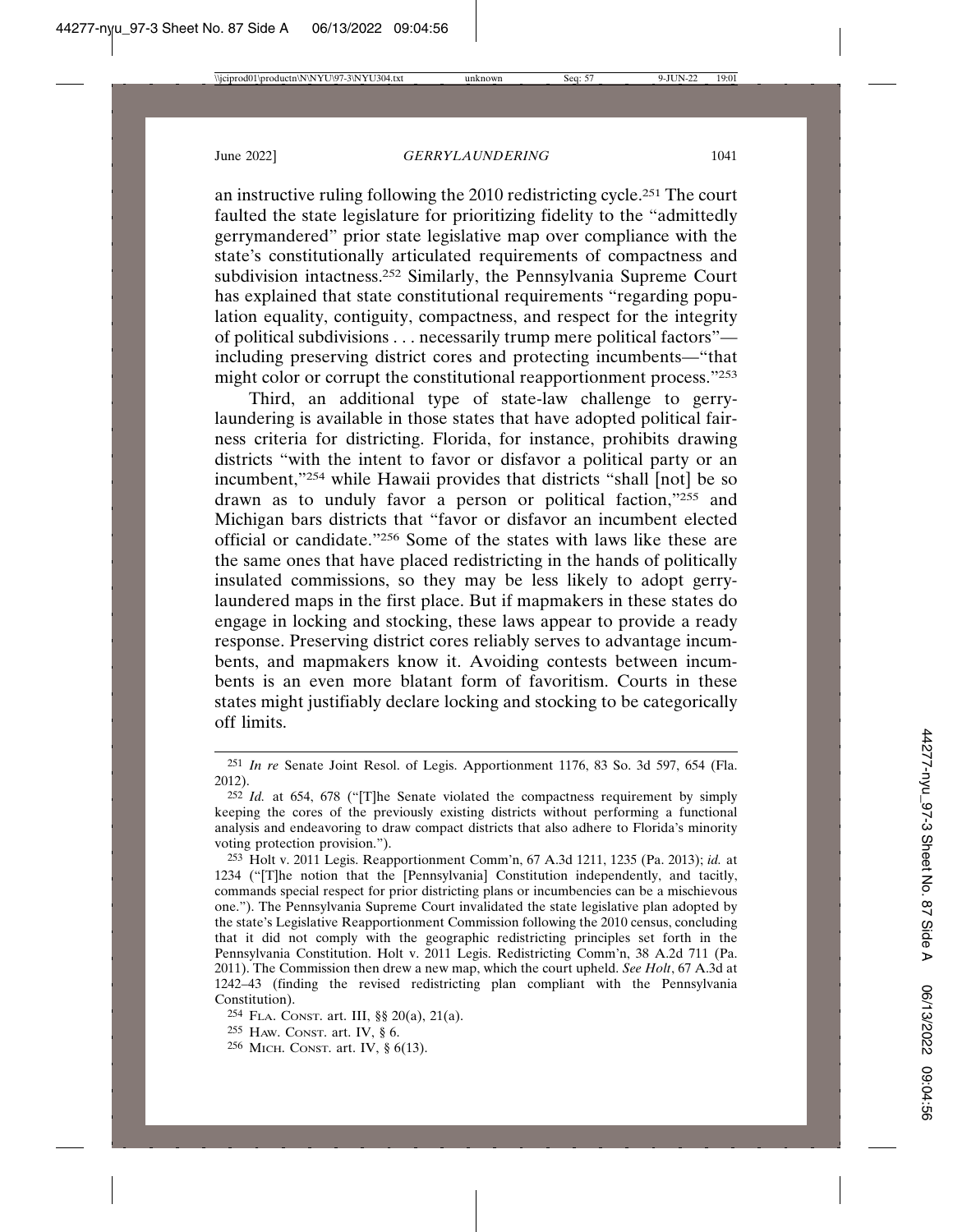an instructive ruling following the 2010 redistricting cycle.[251] The court faulted the state legislature for prioritizing fidelity to the "admittedly gerrymandered" prior state legislative map over compliance with the state's constitutionally articulated requirements of compactness and subdivision intactness.[252] Similarly, the Pennsylvania Supreme Court has explained that state constitutional requirements "regarding population equality, contiguity, compactness, and respect for the integrity of political subdivisions . . . necessarily trump mere political factors"—including preserving district cores and protecting incumbents—"that might color or corrupt the constitutional reapportionment process."[253]

Third, an additional type of state-law challenge to gerrylaundering is available in those states that have adopted political fairness criteria for districting. Florida, for instance, prohibits drawing districts "with the intent to favor or disfavor a political party or an incumbent,"[254] while Hawaii provides that districts "shall [not] be so drawn as to unduly favor a person or political faction,"[255] and Michigan bars districts that "favor or disfavor an incumbent elected official or candidate."[256] Some of the states with laws like these are the same ones that have placed redistricting in the hands of politically insulated commissions, so they may be less likely to adopt gerrylaundered maps in the first place. But if mapmakers in these states do engage in locking and stocking, these laws appear to provide a ready response. Preserving district cores reliably serves to advantage incumbents, and mapmakers know it. Avoiding contests between incumbents is an even more blatant form of favoritism. Courts in these states might justifiably declare locking and stocking to be categorically off limits.

---

[251] *In re* Senate Joint Resol. of Legis. Apportionment 1176, 83 So. 3d 597, 654 (Fla. 2012).

[252] *Id.* at 654, 678 ("[T]he Senate violated the compactness requirement by simply keeping the cores of the previously existing districts without performing a functional analysis and endeavoring to draw compact districts that also adhere to Florida's minority voting protection provision.").

[253] Holt v. 2011 Legis. Reapportionment Comm'n, 67 A.3d 1211, 1235 (Pa. 2013); *id.* at 1234 ("[T]he notion that the [Pennsylvania] Constitution independently, and tacitly, commands special respect for prior districting plans or incumbencies can be a mischievous one."). The Pennsylvania Supreme Court invalidated the state legislative plan adopted by the state's Legislative Reapportionment Commission following the 2010 census, concluding that it did not comply with the geographic redistricting principles set forth in the Pennsylvania Constitution. Holt v. 2011 Legis. Redistricting Comm'n, 38 A.2d 711 (Pa. 2011). The Commission then drew a new map, which the court upheld. *See Holt*, 67 A.3d at 1242–43 (finding the revised redistricting plan compliant with the Pennsylvania Constitution).

[254] FLA. CONST. art. III, §§ 20(a), 21(a).

[255] HAW. CONST. art. IV, § 6.

[256] MICH. CONST. art. IV, § 6(13).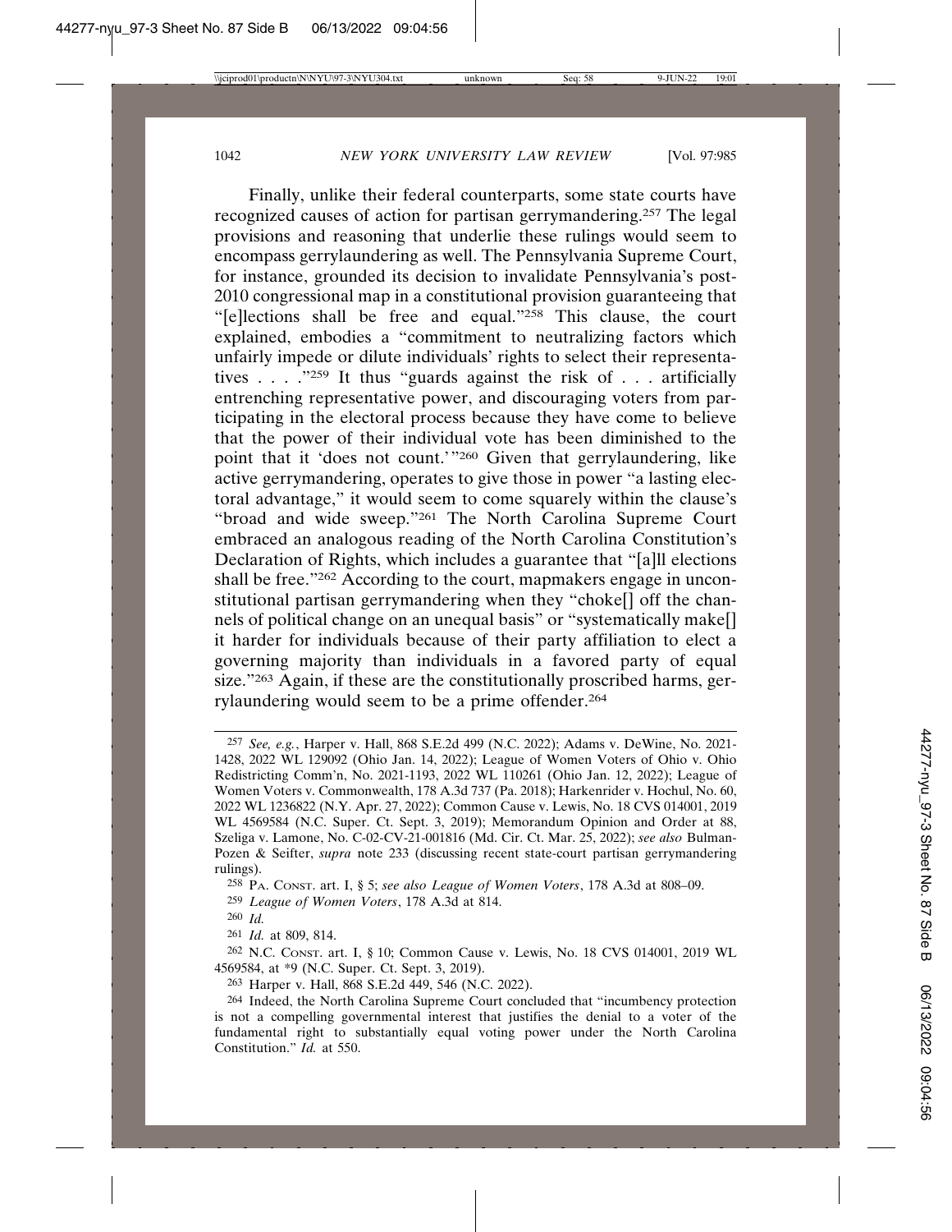Finally, unlike their federal counterparts, some state courts have recognized causes of action for partisan gerrymandering.[257] The legal provisions and reasoning that underlie these rulings would seem to encompass gerrylaundering as well. The Pennsylvania Supreme Court, for instance, grounded its decision to invalidate Pennsylvania's post-2010 congressional map in a constitutional provision guaranteeing that "[e]lections shall be free and equal."[258] This clause, the court explained, embodies a "commitment to neutralizing factors which unfairly impede or dilute individuals' rights to select their representatives . . . ."[259] It thus "guards against the risk of . . . artificially entrenching representative power, and discouraging voters from participating in the electoral process because they have come to believe that the power of their individual vote has been diminished to the point that it 'does not count.'"[260] Given that gerrylaundering, like active gerrymandering, operates to give those in power "a lasting electoral advantage," it would seem to come squarely within the clause's "broad and wide sweep."[261] The North Carolina Supreme Court embraced an analogous reading of the North Carolina Constitution's Declaration of Rights, which includes a guarantee that "[a]ll elections shall be free."[262] According to the court, mapmakers engage in unconstitutional partisan gerrymandering when they "choke[] off the channels of political change on an unequal basis" or "systematically make[] it harder for individuals because of their party affiliation to elect a governing majority than individuals in a favored party of equal size."[263] Again, if these are the constitutionally proscribed harms, gerrylaundering would seem to be a prime offender.[264]

---

[257] *See, e.g.*, Harper v. Hall, 868 S.E.2d 499 (N.C. 2022); Adams v. DeWine, No. 2021-1428, 2022 WL 129092 (Ohio Jan. 14, 2022); League of Women Voters of Ohio v. Ohio Redistricting Comm'n, No. 2021-1193, 2022 WL 110261 (Ohio Jan. 12, 2022); League of Women Voters v. Commonwealth, 178 A.3d 737 (Pa. 2018); Harkenrider v. Hochul, No. 60, 2022 WL 1236822 (N.Y. Apr. 27, 2022); Common Cause v. Lewis, No. 18 CVS 014001, 2019 WL 4569584 (N.C. Super. Ct. Sept. 3, 2019); Memorandum Opinion and Order at 88, Szeliga v. Lamone, No. C-02-CV-21-001816 (Md. Cir. Ct. Mar. 25, 2022); *see also* Bulman-Pozen & Seifter, *supra* note 233 (discussing recent state-court partisan gerrymandering rulings).

[258] PA. CONST. art. I, § 5; *see also League of Women Voters*, 178 A.3d at 808–09.

[259] *League of Women Voters*, 178 A.3d at 814.

[260] *Id.*

[261] *Id.* at 809, 814.

[262] N.C. CONST. art. I, § 10; Common Cause v. Lewis, No. 18 CVS 014001, 2019 WL 4569584, at *9 (N.C. Super. Ct. Sept. 3, 2019).

[263] Harper v. Hall, 868 S.E.2d 449, 546 (N.C. 2022).

[264] Indeed, the North Carolina Supreme Court concluded that "incumbency protection is not a compelling governmental interest that justifies the denial to a voter of the fundamental right to substantially equal voting power under the North Carolina Constitution." *Id.* at 550.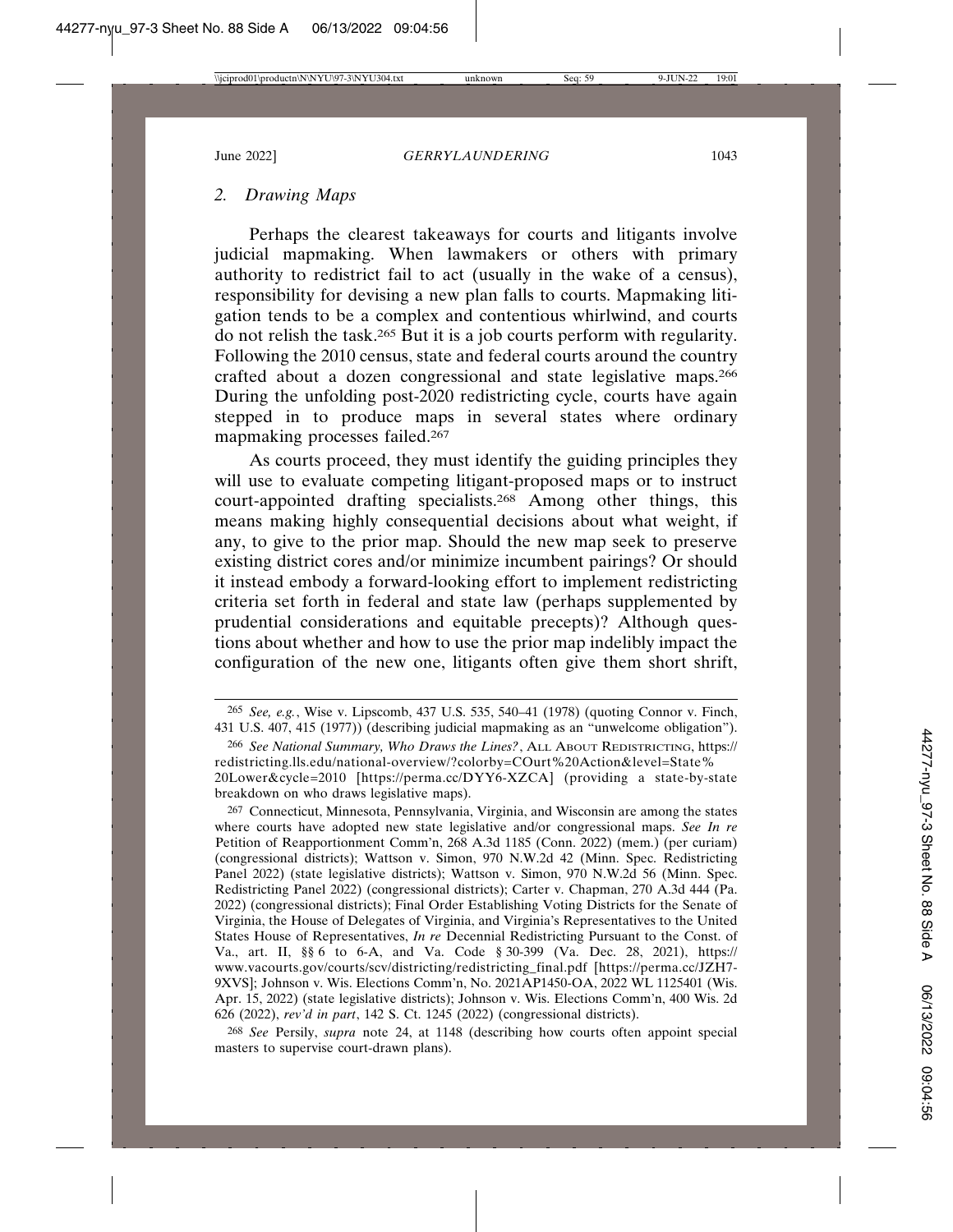### *2. Drawing Maps*

Perhaps the clearest takeaways for courts and litigants involve judicial mapmaking. When lawmakers or others with primary authority to redistrict fail to act (usually in the wake of a census), responsibility for devising a new plan falls to courts. Mapmaking litigation tends to be a complex and contentious whirlwind, and courts do not relish the task.[265] But it is a job courts perform with regularity. Following the 2010 census, state and federal courts around the country crafted about a dozen congressional and state legislative maps.[266] During the unfolding post-2020 redistricting cycle, courts have again stepped in to produce maps in several states where ordinary mapmaking processes failed.[267]

As courts proceed, they must identify the guiding principles they will use to evaluate competing litigant-proposed maps or to instruct court-appointed drafting specialists.[268] Among other things, this means making highly consequential decisions about what weight, if any, to give to the prior map. Should the new map seek to preserve existing district cores and/or minimize incumbent pairings? Or should it instead embody a forward-looking effort to implement redistricting criteria set forth in federal and state law (perhaps supplemented by prudential considerations and equitable precepts)? Although questions about whether and how to use the prior map indelibly impact the configuration of the new one, litigants often give them short shrift,

---

[265] *See, e.g.*, Wise v. Lipscomb, 437 U.S. 535, 540–41 (1978) (quoting Connor v. Finch, 431 U.S. 407, 415 (1977)) (describing judicial mapmaking as an "unwelcome obligation").

[266] *See National Summary, Who Draws the Lines?*, ALL ABOUT REDISTRICTING, https://redistricting.lls.edu/national-overview/?colorby=COurt%20Action&level=State%20Lower&cycle=2010 [https://perma.cc/DYY6-XZCA] (providing a state-by-state breakdown on who draws legislative maps).

[267] Connecticut, Minnesota, Pennsylvania, Virginia, and Wisconsin are among the states where courts have adopted new state legislative and/or congressional maps. *See In re* Petition of Reapportionment Comm'n, 268 A.3d 1185 (Conn. 2022) (mem.) (per curiam) (congressional districts); Wattson v. Simon, 970 N.W.2d 42 (Minn. Spec. Redistricting Panel 2022) (state legislative districts); Wattson v. Simon, 970 N.W.2d 56 (Minn. Spec. Redistricting Panel 2022) (congressional districts); Carter v. Chapman, 270 A.3d 444 (Pa. 2022) (congressional districts); Final Order Establishing Voting Districts for the Senate of Virginia, the House of Delegates of Virginia, and Virginia's Representatives to the United States House of Representatives, *In re* Decennial Redistricting Pursuant to the Const. of Va., art. II, §§ 6 to 6-A, and Va. Code § 30-399 (Va. Dec. 28, 2021), https://www.vacourts.gov/courts/scv/districting/redistricting_final.pdf [https://perma.cc/JZH7-9XVS]; Johnson v. Wis. Elections Comm'n, No. 2021AP1450-OA, 2022 WL 1125401 (Wis. Apr. 15, 2022) (state legislative districts); Johnson v. Wis. Elections Comm'n, 400 Wis. 2d 626 (2022), *rev'd in part*, 142 S. Ct. 1245 (2022) (congressional districts).

[268] *See* Persily, *supra* note 24, at 1148 (describing how courts often appoint special masters to supervise court-drawn plans).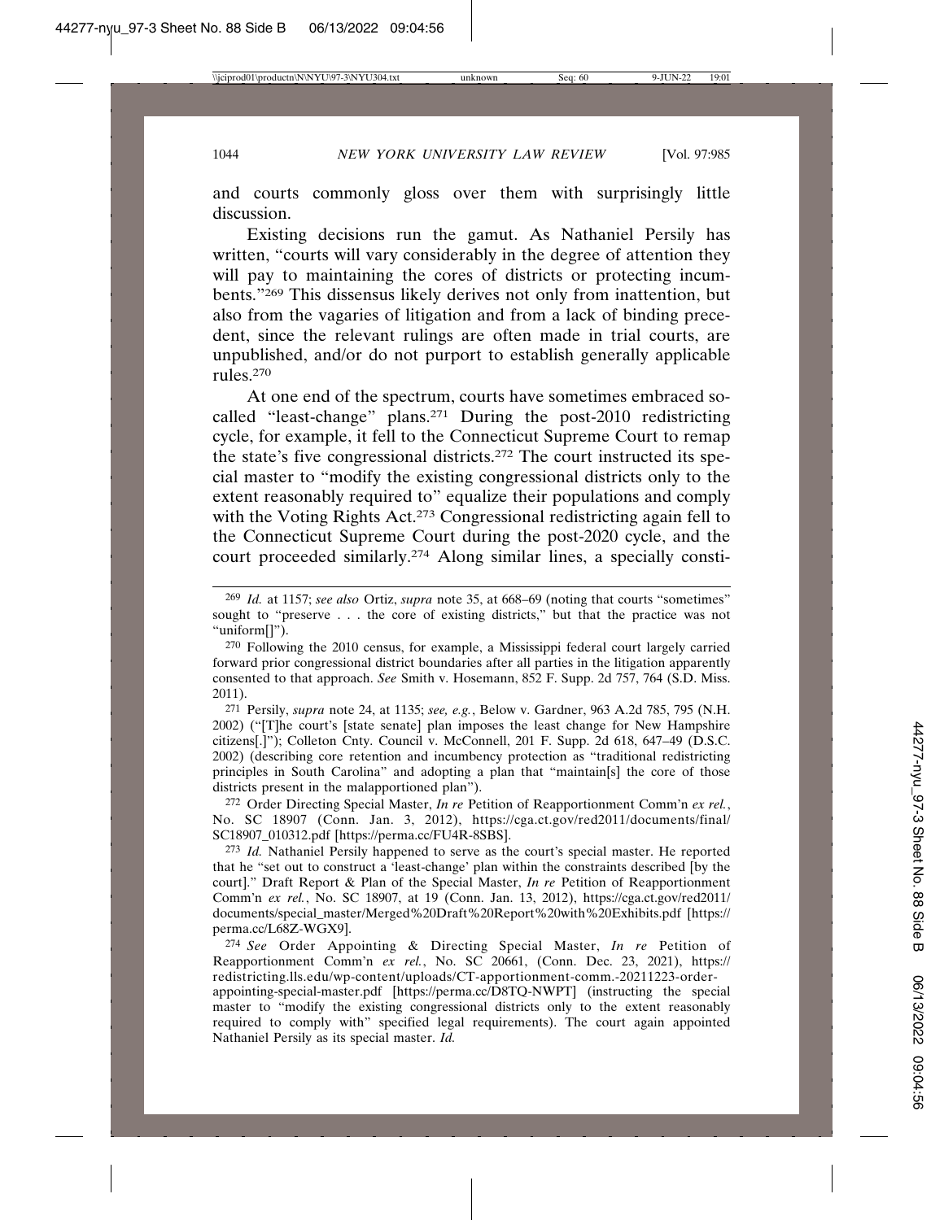and courts commonly gloss over them with surprisingly little discussion.

Existing decisions run the gamut. As Nathaniel Persily has written, "courts will vary considerably in the degree of attention they will pay to maintaining the cores of districts or protecting incumbents."[269] This dissensus likely derives not only from inattention, but also from the vagaries of litigation and from a lack of binding precedent, since the relevant rulings are often made in trial courts, are unpublished, and/or do not purport to establish generally applicable rules.[270]

At one end of the spectrum, courts have sometimes embraced so-called "least-change" plans.[271] During the post-2010 redistricting cycle, for example, it fell to the Connecticut Supreme Court to remap the state's five congressional districts.[272] The court instructed its special master to "modify the existing congressional districts only to the extent reasonably required to" equalize their populations and comply with the Voting Rights Act.[273] Congressional redistricting again fell to the Connecticut Supreme Court during the post-2020 cycle, and the court proceeded similarly.[274] Along similar lines, a specially consti-

---

[269] *Id.* at 1157; *see also* Ortiz, *supra* note 35, at 668–69 (noting that courts "sometimes" sought to "preserve . . . the core of existing districts," but that the practice was not "uniform[]").

[270] Following the 2010 census, for example, a Mississippi federal court largely carried forward prior congressional district boundaries after all parties in the litigation apparently consented to that approach. *See* Smith v. Hosemann, 852 F. Supp. 2d 757, 764 (S.D. Miss. 2011).

[271] Persily, *supra* note 24, at 1135; *see, e.g.*, Below v. Gardner, 963 A.2d 785, 795 (N.H. 2002) ("[T]he court's [state senate] plan imposes the least change for New Hampshire citizens[.]"); Colleton Cnty. Council v. McConnell, 201 F. Supp. 2d 618, 647–49 (D.S.C. 2002) (describing core retention and incumbency protection as "traditional redistricting principles in South Carolina" and adopting a plan that "maintain[s] the core of those districts present in the malapportioned plan").

[272] Order Directing Special Master, *In re* Petition of Reapportionment Comm'n *ex rel.*, No. SC 18907 (Conn. Jan. 3, 2012), https://cga.ct.gov/red2011/documents/final/SC18907_010312.pdf [https://perma.cc/FU4R-8SBS].

[273] *Id.* Nathaniel Persily happened to serve as the court's special master. He reported that he "set out to construct a 'least-change' plan within the constraints described [by the court]." Draft Report & Plan of the Special Master, *In re* Petition of Reapportionment Comm'n *ex rel.*, No. SC 18907, at 19 (Conn. Jan. 13, 2012), https://cga.ct.gov/red2011/documents/special_master/Merged%20Draft%20Report%20with%20Exhibits.pdf [https://perma.cc/L68Z-WGX9].

[274] *See* Order Appointing & Directing Special Master, *In re* Petition of Reapportionment Comm'n *ex rel.*, No. SC 20661, (Conn. Dec. 23, 2021), https://redistricting.lls.edu/wp-content/uploads/CT-apportionment-comm.-20211223-order-appointing-special-master.pdf [https://perma.cc/D8TQ-NWPT] (instructing the special master to "modify the existing congressional districts only to the extent reasonably required to comply with" specified legal requirements). The court again appointed Nathaniel Persily as its special master. *Id.*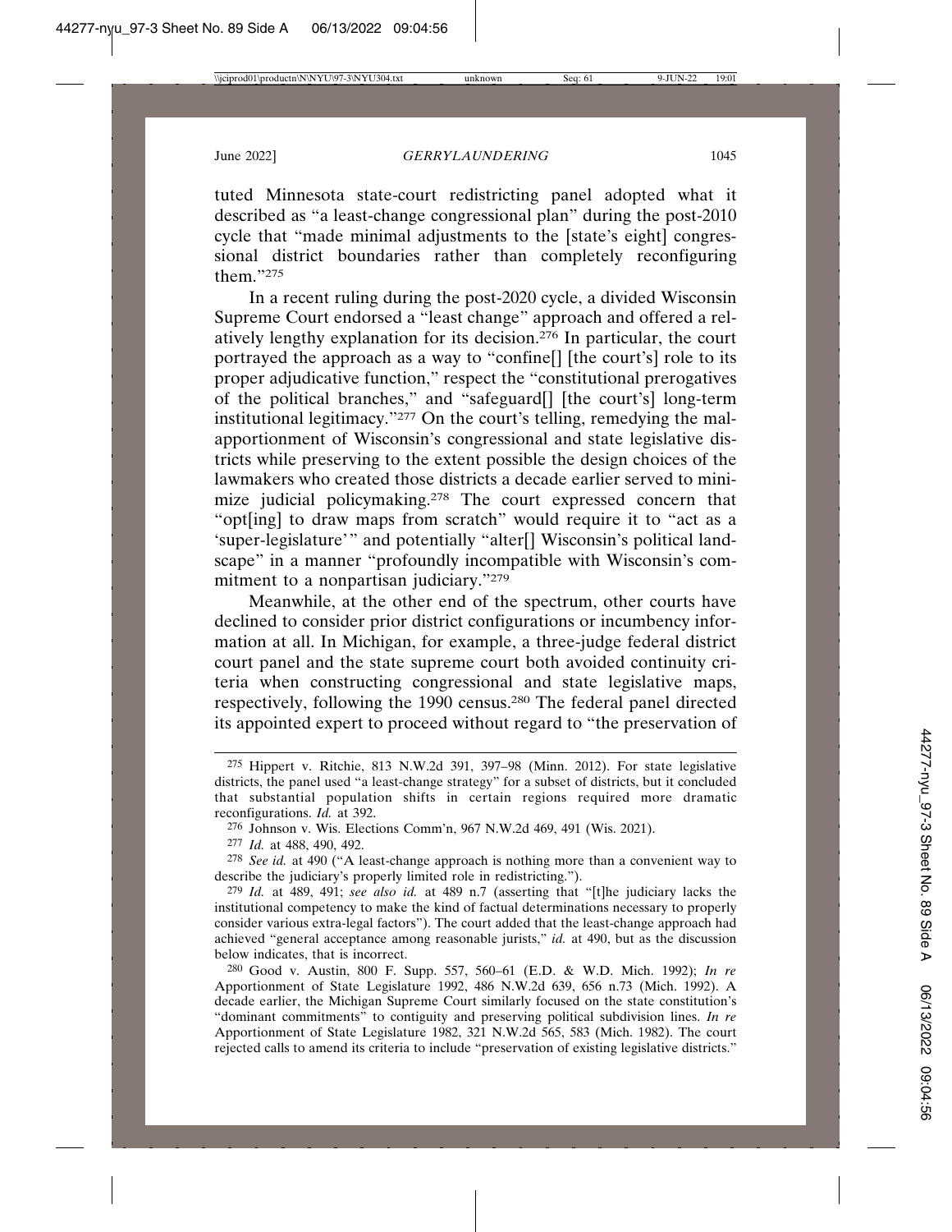tuted Minnesota state-court redistricting panel adopted what it described as "a least-change congressional plan" during the post-2010 cycle that "made minimal adjustments to the [state's eight] congressional district boundaries rather than completely reconfiguring them."[275]

In a recent ruling during the post-2020 cycle, a divided Wisconsin Supreme Court endorsed a "least change" approach and offered a relatively lengthy explanation for its decision.[276] In particular, the court portrayed the approach as a way to "confine[] [the court's] role to its proper adjudicative function," respect the "constitutional prerogatives of the political branches," and "safeguard[] [the court's] long-term institutional legitimacy."[277] On the court's telling, remedying the malapportionment of Wisconsin's congressional and state legislative districts while preserving to the extent possible the design choices of the lawmakers who created those districts a decade earlier served to minimize judicial policymaking.[278] The court expressed concern that "opt[ing] to draw maps from scratch" would require it to "act as a 'super-legislature'" and potentially "alter[] Wisconsin's political landscape" in a manner "profoundly incompatible with Wisconsin's commitment to a nonpartisan judiciary."[279]

Meanwhile, at the other end of the spectrum, other courts have declined to consider prior district configurations or incumbency information at all. In Michigan, for example, a three-judge federal district court panel and the state supreme court both avoided continuity criteria when constructing congressional and state legislative maps, respectively, following the 1990 census.[280] The federal panel directed its appointed expert to proceed without regard to "the preservation of

---

[275] Hippert v. Ritchie, 813 N.W.2d 391, 397–98 (Minn. 2012). For state legislative districts, the panel used "a least-change strategy" for a subset of districts, but it concluded that substantial population shifts in certain regions required more dramatic reconfigurations. *Id.* at 392.

[276] Johnson v. Wis. Elections Comm'n, 967 N.W.2d 469, 491 (Wis. 2021).

[277] *Id.* at 488, 490, 492.

[278] *See id.* at 490 ("A least-change approach is nothing more than a convenient way to describe the judiciary's properly limited role in redistricting.").

[279] *Id.* at 489, 491; *see also id.* at 489 n.7 (asserting that "[t]he judiciary lacks the institutional competency to make the kind of factual determinations necessary to properly consider various extra-legal factors"). The court added that the least-change approach had achieved "general acceptance among reasonable jurists," *id.* at 490, but as the discussion below indicates, that is incorrect.

[280] Good v. Austin, 800 F. Supp. 557, 560–61 (E.D. & W.D. Mich. 1992); *In re* Apportionment of State Legislature 1992, 486 N.W.2d 639, 656 n.73 (Mich. 1992). A decade earlier, the Michigan Supreme Court similarly focused on the state constitution's "dominant commitments" to contiguity and preserving political subdivision lines. *In re* Apportionment of State Legislature 1982, 321 N.W.2d 565, 583 (Mich. 1982). The court rejected calls to amend its criteria to include "preservation of existing legislative districts."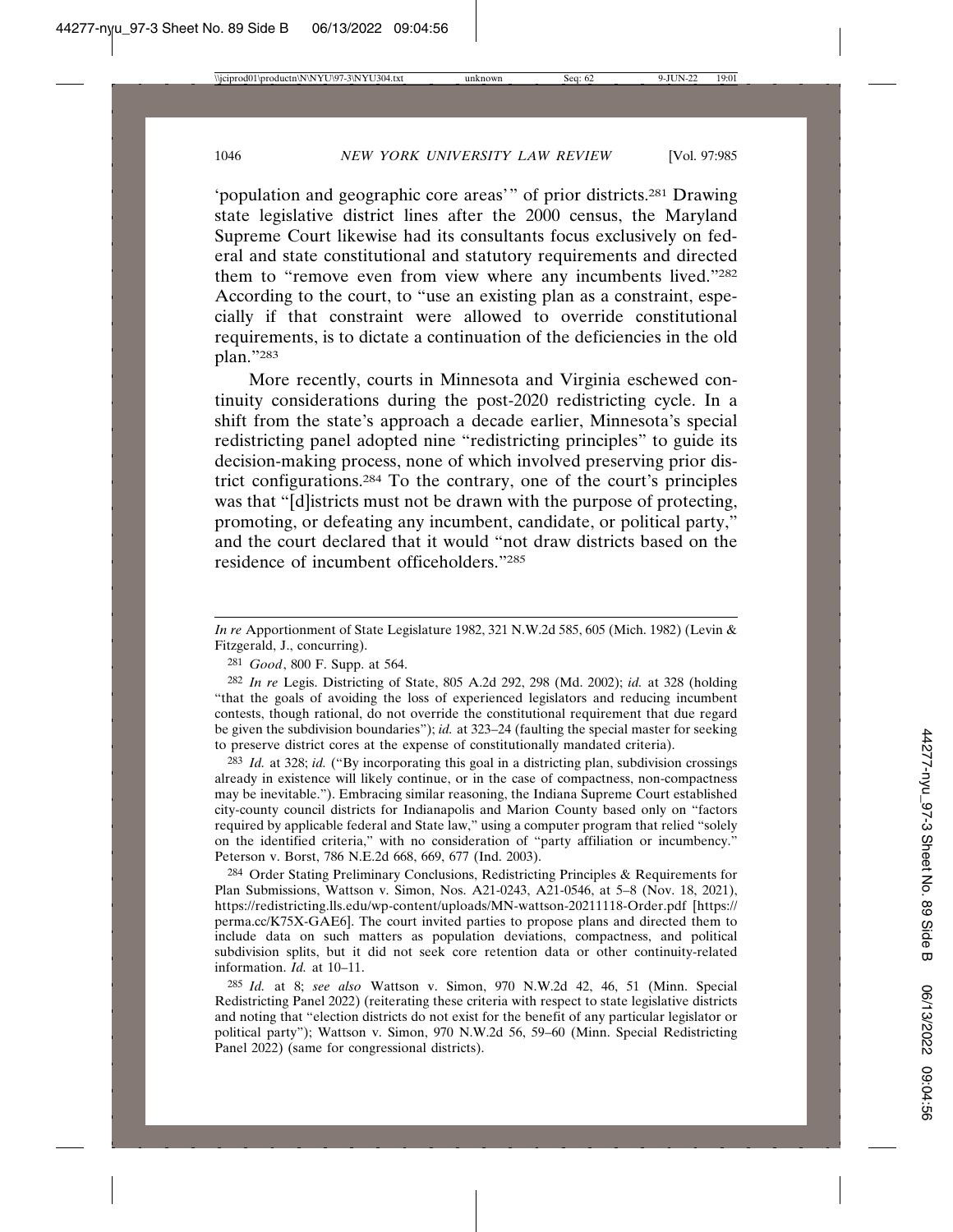'population and geographic core areas'" of prior districts.[281] Drawing state legislative district lines after the 2000 census, the Maryland Supreme Court likewise had its consultants focus exclusively on federal and state constitutional and statutory requirements and directed them to "remove even from view where any incumbents lived."[282] According to the court, to "use an existing plan as a constraint, especially if that constraint were allowed to override constitutional requirements, is to dictate a continuation of the deficiencies in the old plan."[283]

More recently, courts in Minnesota and Virginia eschewed continuity considerations during the post-2020 redistricting cycle. In a shift from the state's approach a decade earlier, Minnesota's special redistricting panel adopted nine "redistricting principles" to guide its decision-making process, none of which involved preserving prior district configurations.[284] To the contrary, one of the court's principles was that "[d]istricts must not be drawn with the purpose of protecting, promoting, or defeating any incumbent, candidate, or political party," and the court declared that it would "not draw districts based on the residence of incumbent officeholders."[285]

---

*In re* Apportionment of State Legislature 1982, 321 N.W.2d 585, 605 (Mich. 1982) (Levin & Fitzgerald, J., concurring).

[281] *Good*, 800 F. Supp. at 564.

[282] *In re* Legis. Districting of State, 805 A.2d 292, 298 (Md. 2002); *id.* at 328 (holding "that the goals of avoiding the loss of experienced legislators and reducing incumbent contests, though rational, do not override the constitutional requirement that due regard be given the subdivision boundaries"); *id.* at 323–24 (faulting the special master for seeking to preserve district cores at the expense of constitutionally mandated criteria).

[283] *Id.* at 328; *id.* ("By incorporating this goal in a districting plan, subdivision crossings already in existence will likely continue, or in the case of compactness, non-compactness may be inevitable."). Embracing similar reasoning, the Indiana Supreme Court established city-county council districts for Indianapolis and Marion County based only on "factors required by applicable federal and State law," using a computer program that relied "solely on the identified criteria," with no consideration of "party affiliation or incumbency." Peterson v. Borst, 786 N.E.2d 668, 669, 677 (Ind. 2003).

[284] Order Stating Preliminary Conclusions, Redistricting Principles & Requirements for Plan Submissions, Wattson v. Simon, Nos. A21-0243, A21-0546, at 5–8 (Nov. 18, 2021), https://redistricting.lls.edu/wp-content/uploads/MN-wattson-20211118-Order.pdf [https://perma.cc/K75X-GAE6]. The court invited parties to propose plans and directed them to include data on such matters as population deviations, compactness, and political subdivision splits, but it did not seek core retention data or other continuity-related information. *Id.* at 10–11.

[285] *Id.* at 8; *see also* Wattson v. Simon, 970 N.W.2d 42, 46, 51 (Minn. Special Redistricting Panel 2022) (reiterating these criteria with respect to state legislative districts and noting that "election districts do not exist for the benefit of any particular legislator or political party"); Wattson v. Simon, 970 N.W.2d 56, 59–60 (Minn. Special Redistricting Panel 2022) (same for congressional districts).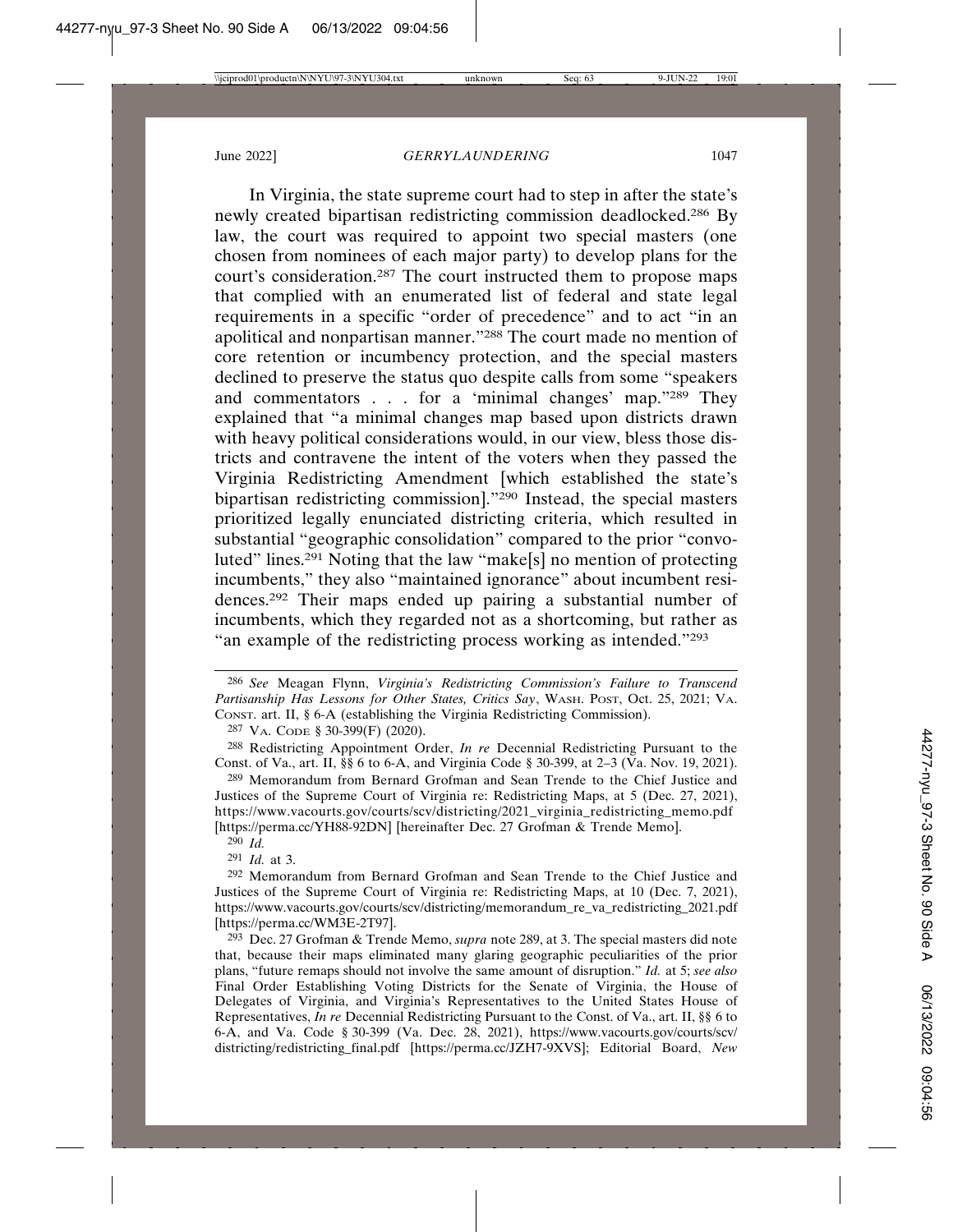In Virginia, the state supreme court had to step in after the state's newly created bipartisan redistricting commission deadlocked.[286] By law, the court was required to appoint two special masters (one chosen from nominees of each major party) to develop plans for the court's consideration.[287] The court instructed them to propose maps that complied with an enumerated list of federal and state legal requirements in a specific "order of precedence" and to act "in an apolitical and nonpartisan manner."[288] The court made no mention of core retention or incumbency protection, and the special masters declined to preserve the status quo despite calls from some "speakers and commentators . . . for a 'minimal changes' map."[289] They explained that "a minimal changes map based upon districts drawn with heavy political considerations would, in our view, bless those districts and contravene the intent of the voters when they passed the Virginia Redistricting Amendment [which established the state's bipartisan redistricting commission]."[290] Instead, the special masters prioritized legally enunciated districting criteria, which resulted in substantial "geographic consolidation" compared to the prior "convoluted" lines.[291] Noting that the law "make[s] no mention of protecting incumbents," they also "maintained ignorance" about incumbent residences.[292] Their maps ended up pairing a substantial number of incumbents, which they regarded not as a shortcoming, but rather as "an example of the redistricting process working as intended."[293]

---

[286] *See* Meagan Flynn, *Virginia's Redistricting Commission's Failure to Transcend Partisanship Has Lessons for Other States, Critics Say*, WASH. POST, Oct. 25, 2021; VA. CONST. art. II, § 6-A (establishing the Virginia Redistricting Commission).

[287] VA. CODE § 30-399(F) (2020).

[288] Redistricting Appointment Order, *In re* Decennial Redistricting Pursuant to the Const. of Va., art. II, §§ 6 to 6-A, and Virginia Code § 30-399, at 2–3 (Va. Nov. 19, 2021).

[289] Memorandum from Bernard Grofman and Sean Trende to the Chief Justice and Justices of the Supreme Court of Virginia re: Redistricting Maps, at 5 (Dec. 27, 2021), https://www.vacourts.gov/courts/scv/districting/2021_virginia_redistricting_memo.pdf [https://perma.cc/YH88-92DN] [hereinafter Dec. 27 Grofman & Trende Memo].

[290] *Id.*

[291] *Id.* at 3.

[292] Memorandum from Bernard Grofman and Sean Trende to the Chief Justice and Justices of the Supreme Court of Virginia re: Redistricting Maps, at 10 (Dec. 7, 2021), https://www.vacourts.gov/courts/scv/districting/memorandum_re_va_redistricting_2021.pdf [https://perma.cc/WM3E-2T97].

[293] Dec. 27 Grofman & Trende Memo, *supra* note 289, at 3. The special masters did note that, because their maps eliminated many glaring geographic peculiarities of the prior plans, "future remaps should not involve the same amount of disruption." *Id.* at 5; *see also* Final Order Establishing Voting Districts for the Senate of Virginia, the House of Delegates of Virginia, and Virginia's Representatives to the United States House of Representatives, *In re* Decennial Redistricting Pursuant to the Const. of Va., art. II, §§ 6 to 6-A, and Va. Code § 30-399 (Va. Dec. 28, 2021), https://www.vacourts.gov/courts/scv/districting/redistricting_final.pdf [https://perma.cc/JZH7-9XVS]; Editorial Board, *New*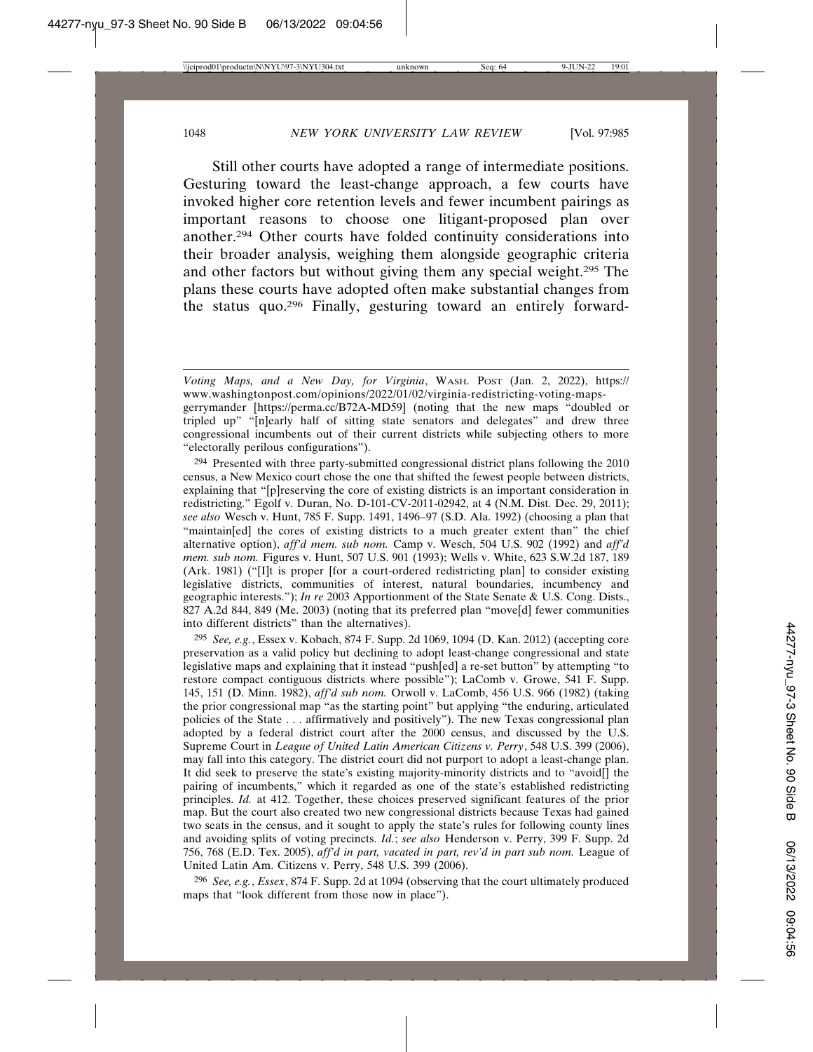Still other courts have adopted a range of intermediate positions. Gesturing toward the least-change approach, a few courts have invoked higher core retention levels and fewer incumbent pairings as important reasons to choose one litigant-proposed plan over another.[294] Other courts have folded continuity considerations into their broader analysis, weighing them alongside geographic criteria and other factors but without giving them any special weight.[295] The plans these courts have adopted often make substantial changes from the status quo.[296] Finally, gesturing toward an entirely forward-

---

*Voting Maps, and a New Day, for Virginia*, WASH. POST (Jan. 2, 2022), https://www.washingtonpost.com/opinions/2022/01/02/virginia-redistricting-voting-maps-gerrymander [https://perma.cc/B72A-MD59] (noting that the new maps "doubled or tripled up" "[n]early half of sitting state senators and delegates" and drew three congressional incumbents out of their current districts while subjecting others to more "electorally perilous configurations").

[294] Presented with three party-submitted congressional district plans following the 2010 census, a New Mexico court chose the one that shifted the fewest people between districts, explaining that "[p]reserving the core of existing districts is an important consideration in redistricting." Egolf v. Duran, No. D-101-CV-2011-02942, at 4 (N.M. Dist. Dec. 29, 2011); *see also* Wesch v. Hunt, 785 F. Supp. 1491, 1496–97 (S.D. Ala. 1992) (choosing a plan that "maintain[ed] the cores of existing districts to a much greater extent than" the chief alternative option), *aff'd mem. sub nom.* Camp v. Wesch, 504 U.S. 902 (1992) and *aff'd mem. sub nom.* Figures v. Hunt, 507 U.S. 901 (1993); Wells v. White, 623 S.W.2d 187, 189 (Ark. 1981) ("[I]t is proper [for a court-ordered redistricting plan] to consider existing legislative districts, communities of interest, natural boundaries, incumbency and geographic interests."); *In re* 2003 Apportionment of the State Senate & U.S. Cong. Dists., 827 A.2d 844, 849 (Me. 2003) (noting that its preferred plan "move[d] fewer communities into different districts" than the alternatives).

[295] *See, e.g.*, Essex v. Kobach, 874 F. Supp. 2d 1069, 1094 (D. Kan. 2012) (accepting core preservation as a valid policy but declining to adopt least-change congressional and state legislative maps and explaining that it instead "push[ed] a re-set button" by attempting "to restore compact contiguous districts where possible"); LaComb v. Growe, 541 F. Supp. 145, 151 (D. Minn. 1982), *aff'd sub nom.* Orwoll v. LaComb, 456 U.S. 966 (1982) (taking the prior congressional map "as the starting point" but applying "the enduring, articulated policies of the State . . . affirmatively and positively"). The new Texas congressional plan adopted by a federal district court after the 2000 census, and discussed by the U.S. Supreme Court in *League of United Latin American Citizens v. Perry*, 548 U.S. 399 (2006), may fall into this category. The district court did not purport to adopt a least-change plan. It did seek to preserve the state's existing majority-minority districts and to "avoid[] the pairing of incumbents," which it regarded as one of the state's established redistricting principles. *Id.* at 412. Together, these choices preserved significant features of the prior map. But the court also created two new congressional districts because Texas had gained two seats in the census, and it sought to apply the state's rules for following county lines and avoiding splits of voting precincts. *Id.*; *see also* Henderson v. Perry, 399 F. Supp. 2d 756, 768 (E.D. Tex. 2005), *aff'd in part, vacated in part, rev'd in part sub nom.* League of United Latin Am. Citizens v. Perry, 548 U.S. 399 (2006).

[296] *See, e.g.*, *Essex*, 874 F. Supp. 2d at 1094 (observing that the court ultimately produced maps that "look different from those now in place").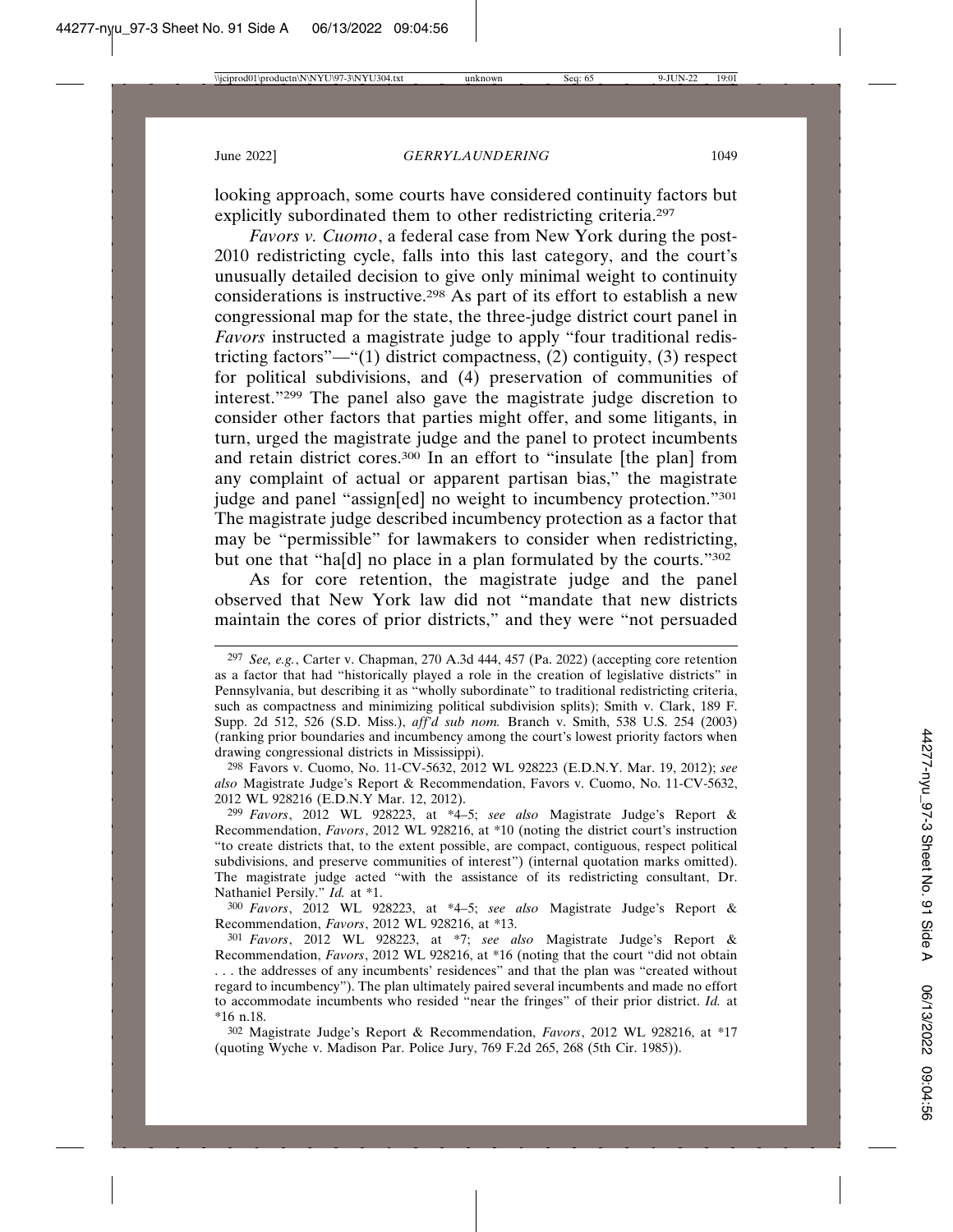looking approach, some courts have considered continuity factors but explicitly subordinated them to other redistricting criteria.[297]

*Favors v. Cuomo*, a federal case from New York during the post-2010 redistricting cycle, falls into this last category, and the court's unusually detailed decision to give only minimal weight to continuity considerations is instructive.[298] As part of its effort to establish a new congressional map for the state, the three-judge district court panel in *Favors* instructed a magistrate judge to apply "four traditional redistricting factors"—"(1) district compactness, (2) contiguity, (3) respect for political subdivisions, and (4) preservation of communities of interest."[299] The panel also gave the magistrate judge discretion to consider other factors that parties might offer, and some litigants, in turn, urged the magistrate judge and the panel to protect incumbents and retain district cores.[300] In an effort to "insulate [the plan] from any complaint of actual or apparent partisan bias," the magistrate judge and panel "assign[ed] no weight to incumbency protection."[301] The magistrate judge described incumbency protection as a factor that may be "permissible" for lawmakers to consider when redistricting, but one that "ha[d] no place in a plan formulated by the courts."[302]

As for core retention, the magistrate judge and the panel observed that New York law did not "mandate that new districts maintain the cores of prior districts," and they were "not persuaded

---

[297] *See, e.g.*, Carter v. Chapman, 270 A.3d 444, 457 (Pa. 2022) (accepting core retention as a factor that had "historically played a role in the creation of legislative districts" in Pennsylvania, but describing it as "wholly subordinate" to traditional redistricting criteria, such as compactness and minimizing political subdivision splits); Smith v. Clark, 189 F. Supp. 2d 512, 526 (S.D. Miss.), *aff'd sub nom.* Branch v. Smith, 538 U.S. 254 (2003) (ranking prior boundaries and incumbency among the court's lowest priority factors when drawing congressional districts in Mississippi).

[298] Favors v. Cuomo, No. 11-CV-5632, 2012 WL 928223 (E.D.N.Y. Mar. 19, 2012); *see also* Magistrate Judge's Report & Recommendation, Favors v. Cuomo, No. 11-CV-5632, 2012 WL 928216 (E.D.N.Y Mar. 12, 2012).

[299] *Favors*, 2012 WL 928223, at *4–5; *see also* Magistrate Judge's Report & Recommendation, *Favors*, 2012 WL 928216, at *10 (noting the district court's instruction "to create districts that, to the extent possible, are compact, contiguous, respect political subdivisions, and preserve communities of interest") (internal quotation marks omitted). The magistrate judge acted "with the assistance of its redistricting consultant, Dr. Nathaniel Persily." *Id.* at *1.

[300] *Favors*, 2012 WL 928223, at *4–5; *see also* Magistrate Judge's Report & Recommendation, *Favors*, 2012 WL 928216, at *13.

[301] *Favors*, 2012 WL 928223, at *7; *see also* Magistrate Judge's Report & Recommendation, *Favors*, 2012 WL 928216, at *16 (noting that the court "did not obtain . . . the addresses of any incumbents' residences" and that the plan was "created without regard to incumbency"). The plan ultimately paired several incumbents and made no effort to accommodate incumbents who resided "near the fringes" of their prior district. *Id.* at *16 n.18.

[302] Magistrate Judge's Report & Recommendation, *Favors*, 2012 WL 928216, at *17 (quoting Wyche v. Madison Par. Police Jury, 769 F.2d 265, 268 (5th Cir. 1985)).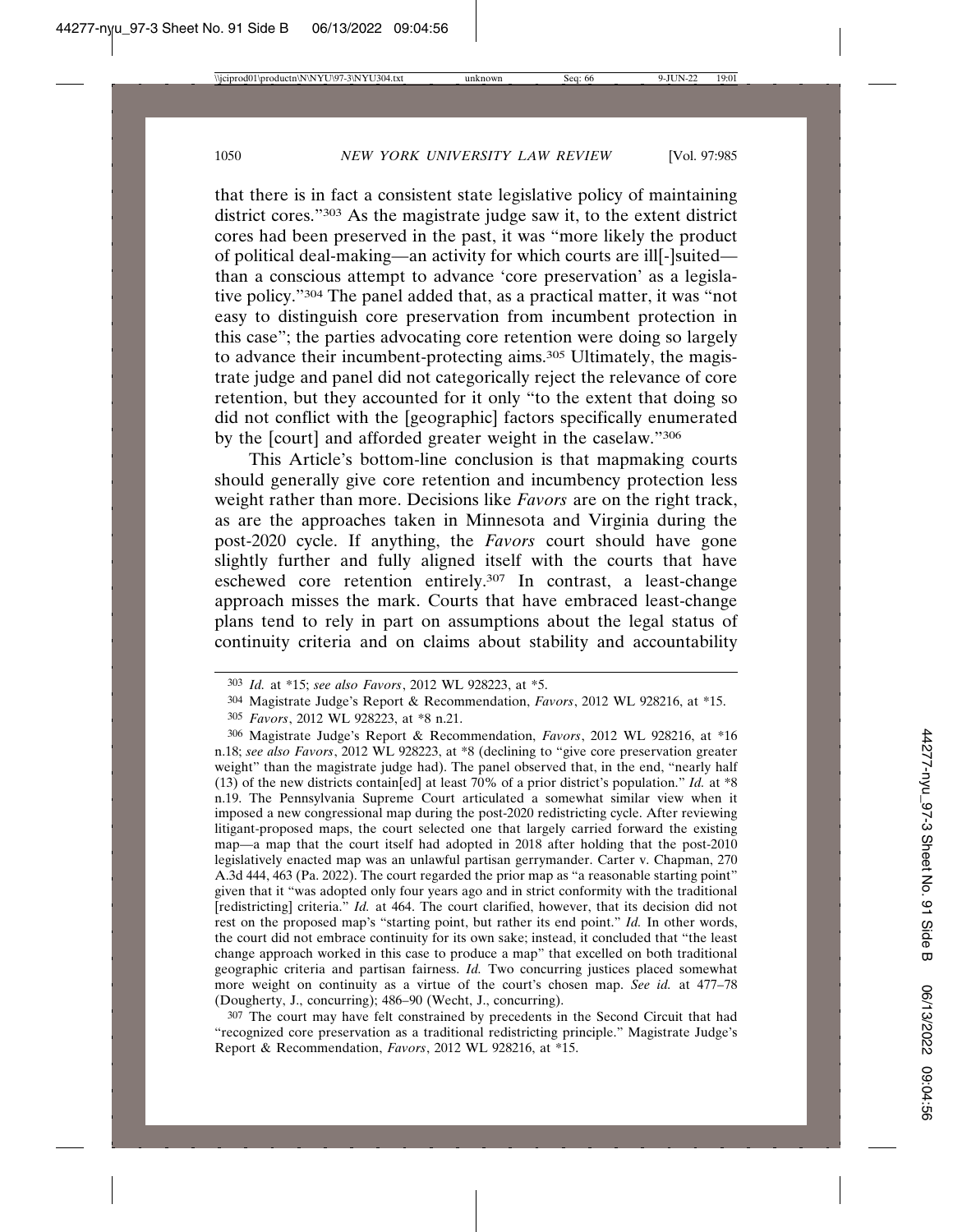that there is in fact a consistent state legislative policy of maintaining district cores."[303] As the magistrate judge saw it, to the extent district cores had been preserved in the past, it was "more likely the product of political deal-making—an activity for which courts are ill[-]suited—than a conscious attempt to advance 'core preservation' as a legislative policy."[304] The panel added that, as a practical matter, it was "not easy to distinguish core preservation from incumbent protection in this case"; the parties advocating core retention were doing so largely to advance their incumbent-protecting aims.[305] Ultimately, the magistrate judge and panel did not categorically reject the relevance of core retention, but they accounted for it only "to the extent that doing so did not conflict with the [geographic] factors specifically enumerated by the [court] and afforded greater weight in the caselaw."[306]

This Article's bottom-line conclusion is that mapmaking courts should generally give core retention and incumbency protection less weight rather than more. Decisions like *Favors* are on the right track, as are the approaches taken in Minnesota and Virginia during the post-2020 cycle. If anything, the *Favors* court should have gone slightly further and fully aligned itself with the courts that have eschewed core retention entirely.[307] In contrast, a least-change approach misses the mark. Courts that have embraced least-change plans tend to rely in part on assumptions about the legal status of continuity criteria and on claims about stability and accountability

---

303 *Id.* at *15; *see also Favors*, 2012 WL 928223, at *5.

304 Magistrate Judge's Report & Recommendation, *Favors*, 2012 WL 928216, at *15.

305 *Favors*, 2012 WL 928223, at *8 n.21.

306 Magistrate Judge's Report & Recommendation, *Favors*, 2012 WL 928216, at *16 n.18; *see also Favors*, 2012 WL 928223, at *8 (declining to "give core preservation greater weight" than the magistrate judge had). The panel observed that, in the end, "nearly half (13) of the new districts contain[ed] at least 70% of a prior district's population." *Id.* at *8 n.19. The Pennsylvania Supreme Court articulated a somewhat similar view when it imposed a new congressional map during the post-2020 redistricting cycle. After reviewing litigant-proposed maps, the court selected one that largely carried forward the existing map—a map that the court itself had adopted in 2018 after holding that the post-2010 legislatively enacted map was an unlawful partisan gerrymander. Carter v. Chapman, 270 A.3d 444, 463 (Pa. 2022). The court regarded the prior map as "a reasonable starting point" given that it "was adopted only four years ago and in strict conformity with the traditional [redistricting] criteria." *Id.* at 464. The court clarified, however, that its decision did not rest on the proposed map's "starting point, but rather its end point." *Id.* In other words, the court did not embrace continuity for its own sake; instead, it concluded that "the least change approach worked in this case to produce a map" that excelled on both traditional geographic criteria and partisan fairness. *Id.* Two concurring justices placed somewhat more weight on continuity as a virtue of the court's chosen map. *See id.* at 477–78 (Dougherty, J., concurring); 486–90 (Wecht, J., concurring).

307 The court may have felt constrained by precedents in the Second Circuit that had "recognized core preservation as a traditional redistricting principle." Magistrate Judge's Report & Recommendation, *Favors*, 2012 WL 928216, at *15.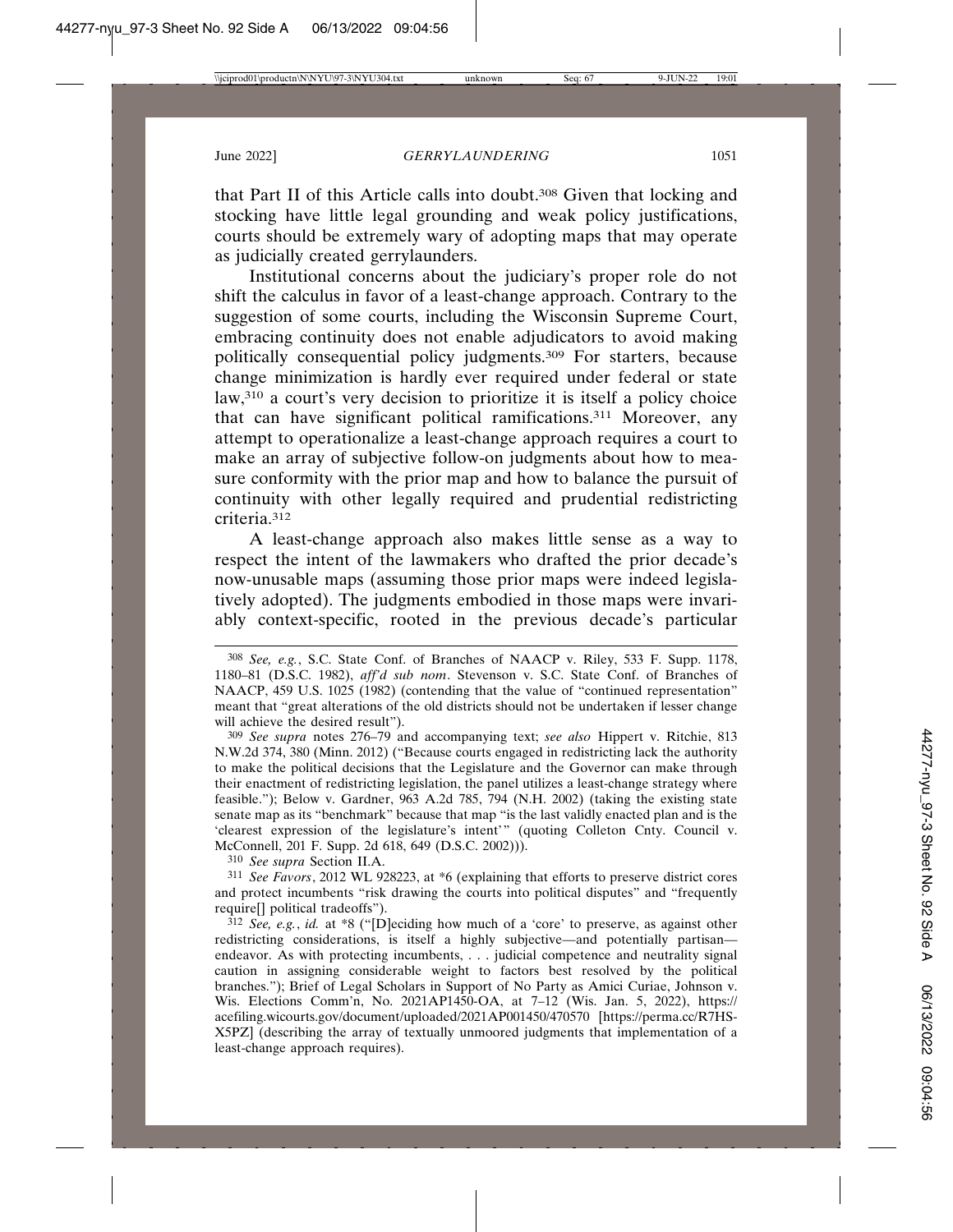that Part II of this Article calls into doubt.[308] Given that locking and stocking have little legal grounding and weak policy justifications, courts should be extremely wary of adopting maps that may operate as judicially created gerrylaunders.

Institutional concerns about the judiciary's proper role do not shift the calculus in favor of a least-change approach. Contrary to the suggestion of some courts, including the Wisconsin Supreme Court, embracing continuity does not enable adjudicators to avoid making politically consequential policy judgments.[309] For starters, because change minimization is hardly ever required under federal or state law,[310] a court's very decision to prioritize it is itself a policy choice that can have significant political ramifications.[311] Moreover, any attempt to operationalize a least-change approach requires a court to make an array of subjective follow-on judgments about how to measure conformity with the prior map and how to balance the pursuit of continuity with other legally required and prudential redistricting criteria.[312]

A least-change approach also makes little sense as a way to respect the intent of the lawmakers who drafted the prior decade's now-unusable maps (assuming those prior maps were indeed legislatively adopted). The judgments embodied in those maps were invariably context-specific, rooted in the previous decade's particular

---

[308] *See, e.g.*, S.C. State Conf. of Branches of NAACP v. Riley, 533 F. Supp. 1178, 1180–81 (D.S.C. 1982), *aff'd sub nom*. Stevenson v. S.C. State Conf. of Branches of NAACP, 459 U.S. 1025 (1982) (contending that the value of "continued representation" meant that "great alterations of the old districts should not be undertaken if lesser change will achieve the desired result").

[309] *See supra* notes 276–79 and accompanying text; *see also* Hippert v. Ritchie, 813 N.W.2d 374, 380 (Minn. 2012) ("Because courts engaged in redistricting lack the authority to make the political decisions that the Legislature and the Governor can make through their enactment of redistricting legislation, the panel utilizes a least-change strategy where feasible."); Below v. Gardner, 963 A.2d 785, 794 (N.H. 2002) (taking the existing state senate map as its "benchmark" because that map "is the last validly enacted plan and is the 'clearest expression of the legislature's intent'" (quoting Colleton Cnty. Council v. McConnell, 201 F. Supp. 2d 618, 649 (D.S.C. 2002))).

[310] *See supra* Section II.A.

[311] *See Favors*, 2012 WL 928223, at *6 (explaining that efforts to preserve district cores and protect incumbents "risk drawing the courts into political disputes" and "frequently require[] political tradeoffs").

[312] *See, e.g.*, *id.* at *8 ("[D]eciding how much of a 'core' to preserve, as against other redistricting considerations, is itself a highly subjective—and potentially partisan—endeavor. As with protecting incumbents, . . . judicial competence and neutrality signal caution in assigning considerable weight to factors best resolved by the political branches."); Brief of Legal Scholars in Support of No Party as Amici Curiae, Johnson v. Wis. Elections Comm'n, No. 2021AP1450-OA, at 7–12 (Wis. Jan. 5, 2022), https://acefiling.wicourts.gov/document/uploaded/2021AP001450/470570 [https://perma.cc/R7HS-X5PZ] (describing the array of textually unmoored judgments that implementation of a least-change approach requires).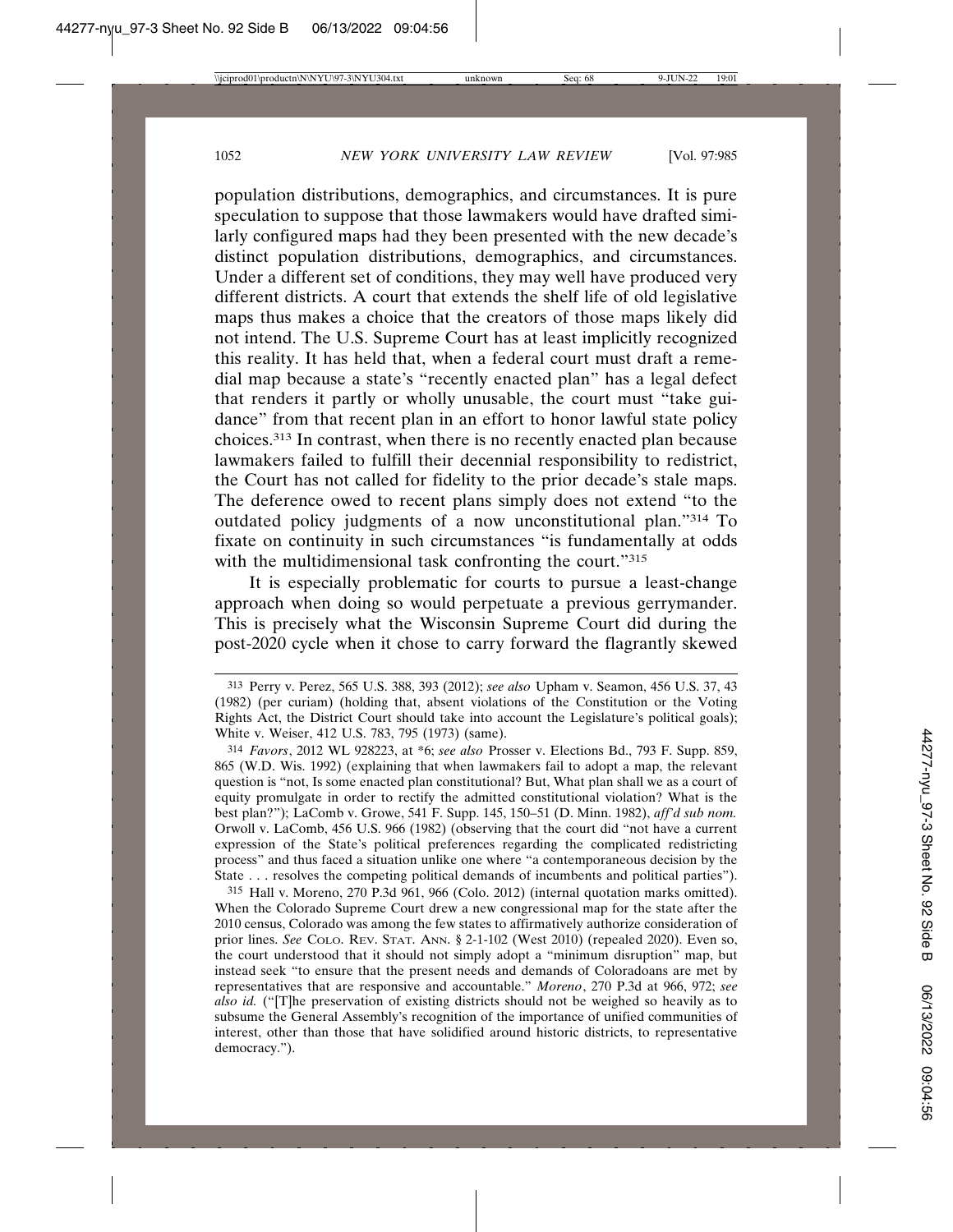population distributions, demographics, and circumstances. It is pure speculation to suppose that those lawmakers would have drafted similarly configured maps had they been presented with the new decade's distinct population distributions, demographics, and circumstances. Under a different set of conditions, they may well have produced very different districts. A court that extends the shelf life of old legislative maps thus makes a choice that the creators of those maps likely did not intend. The U.S. Supreme Court has at least implicitly recognized this reality. It has held that, when a federal court must draft a remedial map because a state's "recently enacted plan" has a legal defect that renders it partly or wholly unusable, the court must "take guidance" from that recent plan in an effort to honor lawful state policy choices.[313] In contrast, when there is no recently enacted plan because lawmakers failed to fulfill their decennial responsibility to redistrict, the Court has not called for fidelity to the prior decade's stale maps. The deference owed to recent plans simply does not extend "to the outdated policy judgments of a now unconstitutional plan."[314] To fixate on continuity in such circumstances "is fundamentally at odds with the multidimensional task confronting the court."[315]

It is especially problematic for courts to pursue a least-change approach when doing so would perpetuate a previous gerrymander. This is precisely what the Wisconsin Supreme Court did during the post-2020 cycle when it chose to carry forward the flagrantly skewed

---

[313] Perry v. Perez, 565 U.S. 388, 393 (2012); *see also* Upham v. Seamon, 456 U.S. 37, 43 (1982) (per curiam) (holding that, absent violations of the Constitution or the Voting Rights Act, the District Court should take into account the Legislature's political goals); White v. Weiser, 412 U.S. 783, 795 (1973) (same).

[314] *Favors*, 2012 WL 928223, at *6; *see also* Prosser v. Elections Bd., 793 F. Supp. 859, 865 (W.D. Wis. 1992) (explaining that when lawmakers fail to adopt a map, the relevant question is "not, Is some enacted plan constitutional? But, What plan shall we as a court of equity promulgate in order to rectify the admitted constitutional violation? What is the best plan?"); LaComb v. Growe, 541 F. Supp. 145, 150–51 (D. Minn. 1982), *aff'd sub nom.* Orwoll v. LaComb, 456 U.S. 966 (1982) (observing that the court did "not have a current expression of the State's political preferences regarding the complicated redistricting process" and thus faced a situation unlike one where "a contemporaneous decision by the State . . . resolves the competing political demands of incumbents and political parties").

[315] Hall v. Moreno, 270 P.3d 961, 966 (Colo. 2012) (internal quotation marks omitted). When the Colorado Supreme Court drew a new congressional map for the state after the 2010 census, Colorado was among the few states to affirmatively authorize consideration of prior lines. *See* COLO. REV. STAT. ANN. § 2-1-102 (West 2010) (repealed 2020). Even so, the court understood that it should not simply adopt a "minimum disruption" map, but instead seek "to ensure that the present needs and demands of Coloradoans are met by representatives that are responsive and accountable." *Moreno*, 270 P.3d at 966, 972; *see also id.* ("[T]he preservation of existing districts should not be weighed so heavily as to subsume the General Assembly's recognition of the importance of unified communities of interest, other than those that have solidified around historic districts, to representative democracy.").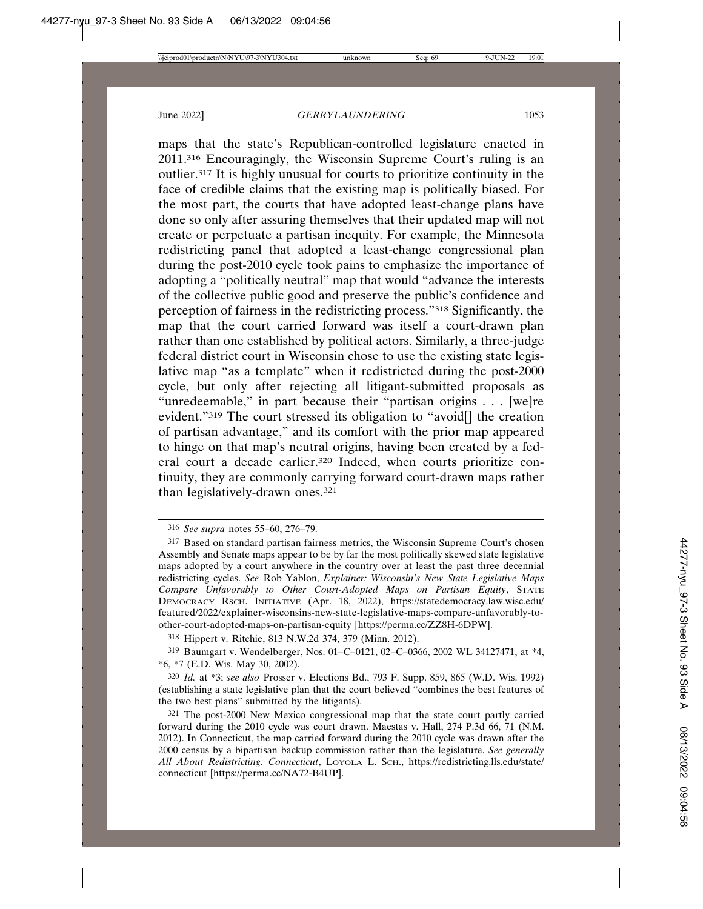maps that the state's Republican-controlled legislature enacted in 2011.[316] Encouragingly, the Wisconsin Supreme Court's ruling is an outlier.[317] It is highly unusual for courts to prioritize continuity in the face of credible claims that the existing map is politically biased. For the most part, the courts that have adopted least-change plans have done so only after assuring themselves that their updated map will not create or perpetuate a partisan inequity. For example, the Minnesota redistricting panel that adopted a least-change congressional plan during the post-2010 cycle took pains to emphasize the importance of adopting a "politically neutral" map that would "advance the interests of the collective public good and preserve the public's confidence and perception of fairness in the redistricting process."[318] Significantly, the map that the court carried forward was itself a court-drawn plan rather than one established by political actors. Similarly, a three-judge federal district court in Wisconsin chose to use the existing state legislative map "as a template" when it redistricted during the post-2000 cycle, but only after rejecting all litigant-submitted proposals as "unredeemable," in part because their "partisan origins . . . [we]re evident."[319] The court stressed its obligation to "avoid[] the creation of partisan advantage," and its comfort with the prior map appeared to hinge on that map's neutral origins, having been created by a federal court a decade earlier.[320] Indeed, when courts prioritize continuity, they are commonly carrying forward court-drawn maps rather than legislatively-drawn ones.[321]

---

[316] *See supra* notes 55–60, 276–79.

[317] Based on standard partisan fairness metrics, the Wisconsin Supreme Court's chosen Assembly and Senate maps appear to be by far the most politically skewed state legislative maps adopted by a court anywhere in the country over at least the past three decennial redistricting cycles. *See* Rob Yablon, *Explainer: Wisconsin's New State Legislative Maps Compare Unfavorably to Other Court-Adopted Maps on Partisan Equity*, STATE DEMOCRACY RSCH. INITIATIVE (Apr. 18, 2022), https://statedemocracy.law.wisc.edu/featured/2022/explainer-wisconsins-new-state-legislative-maps-compare-unfavorably-to-other-court-adopted-maps-on-partisan-equity [https://perma.cc/ZZ8H-6DPW].

[318] Hippert v. Ritchie, 813 N.W.2d 374, 379 (Minn. 2012).

[319] Baumgart v. Wendelberger, Nos. 01–C–0121, 02–C–0366, 2002 WL 34127471, at *4, *6, *7 (E.D. Wis. May 30, 2002).

[320] *Id.* at *3; *see also* Prosser v. Elections Bd., 793 F. Supp. 859, 865 (W.D. Wis. 1992) (establishing a state legislative plan that the court believed "combines the best features of the two best plans" submitted by the litigants).

[321] The post-2000 New Mexico congressional map that the state court partly carried forward during the 2010 cycle was court drawn. Maestas v. Hall, 274 P.3d 66, 71 (N.M. 2012). In Connecticut, the map carried forward during the 2010 cycle was drawn after the 2000 census by a bipartisan backup commission rather than the legislature. *See generally All About Redistricting: Connecticut*, LOYOLA L. SCH., https://redistricting.lls.edu/state/connecticut [https://perma.cc/NA72-B4UP].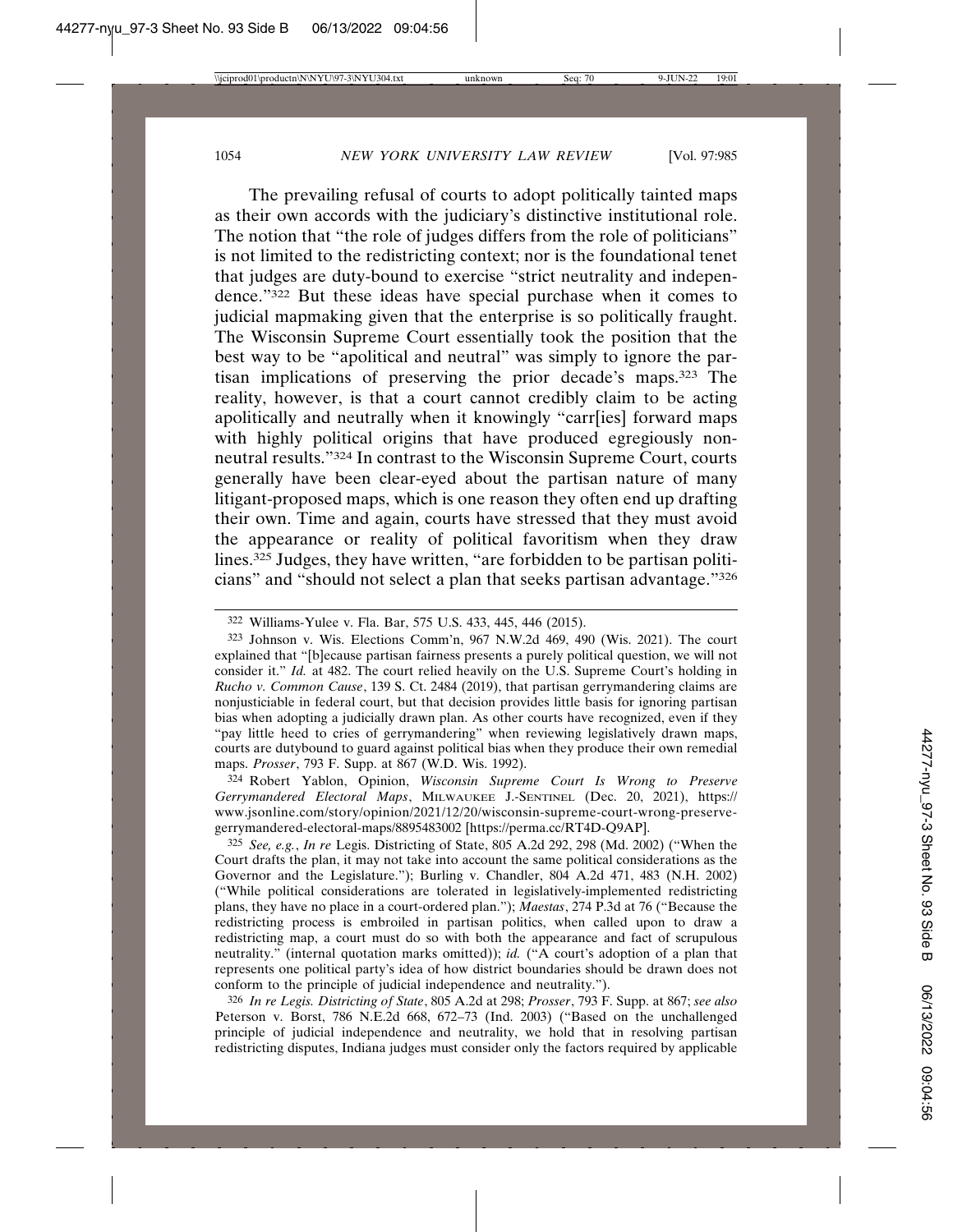The prevailing refusal of courts to adopt politically tainted maps as their own accords with the judiciary's distinctive institutional role. The notion that "the role of judges differs from the role of politicians" is not limited to the redistricting context; nor is the foundational tenet that judges are duty-bound to exercise "strict neutrality and independence."[322] But these ideas have special purchase when it comes to judicial mapmaking given that the enterprise is so politically fraught. The Wisconsin Supreme Court essentially took the position that the best way to be "apolitical and neutral" was simply to ignore the partisan implications of preserving the prior decade's maps.[323] The reality, however, is that a court cannot credibly claim to be acting apolitically and neutrally when it knowingly "carr[ies] forward maps with highly political origins that have produced egregiously nonneutral results."[324] In contrast to the Wisconsin Supreme Court, courts generally have been clear-eyed about the partisan nature of many litigant-proposed maps, which is one reason they often end up drafting their own. Time and again, courts have stressed that they must avoid the appearance or reality of political favoritism when they draw lines.[325] Judges, they have written, "are forbidden to be partisan politicians" and "should not select a plan that seeks partisan advantage."[326]

---

[322] Williams-Yulee v. Fla. Bar, 575 U.S. 433, 445, 446 (2015).

[323] Johnson v. Wis. Elections Comm'n, 967 N.W.2d 469, 490 (Wis. 2021). The court explained that "[b]ecause partisan fairness presents a purely political question, we will not consider it." *Id.* at 482. The court relied heavily on the U.S. Supreme Court's holding in *Rucho v. Common Cause*, 139 S. Ct. 2484 (2019), that partisan gerrymandering claims are nonjusticiable in federal court, but that decision provides little basis for ignoring partisan bias when adopting a judicially drawn plan. As other courts have recognized, even if they "pay little heed to cries of gerrymandering" when reviewing legislatively drawn maps, courts are dutybound to guard against political bias when they produce their own remedial maps. *Prosser*, 793 F. Supp. at 867 (W.D. Wis. 1992).

[324] Robert Yablon, Opinion, *Wisconsin Supreme Court Is Wrong to Preserve Gerrymandered Electoral Maps*, MILWAUKEE J.-SENTINEL (Dec. 20, 2021), https://www.jsonline.com/story/opinion/2021/12/20/wisconsin-supreme-court-wrong-preserve-gerrymandered-electoral-maps/8895483002 [https://perma.cc/RT4D-Q9AP].

[325] *See, e.g.*, *In re* Legis. Districting of State, 805 A.2d 292, 298 (Md. 2002) ("When the Court drafts the plan, it may not take into account the same political considerations as the Governor and the Legislature."); Burling v. Chandler, 804 A.2d 471, 483 (N.H. 2002) ("While political considerations are tolerated in legislatively-implemented redistricting plans, they have no place in a court-ordered plan."); *Maestas*, 274 P.3d at 76 ("Because the redistricting process is embroiled in partisan politics, when called upon to draw a redistricting map, a court must do so with both the appearance and fact of scrupulous neutrality." (internal quotation marks omitted)); *id.* ("A court's adoption of a plan that represents one political party's idea of how district boundaries should be drawn does not conform to the principle of judicial independence and neutrality.").

[326] *In re Legis. Districting of State*, 805 A.2d at 298; *Prosser*, 793 F. Supp. at 867; *see also* Peterson v. Borst, 786 N.E.2d 668, 672–73 (Ind. 2003) ("Based on the unchallenged principle of judicial independence and neutrality, we hold that in resolving partisan redistricting disputes, Indiana judges must consider only the factors required by applicable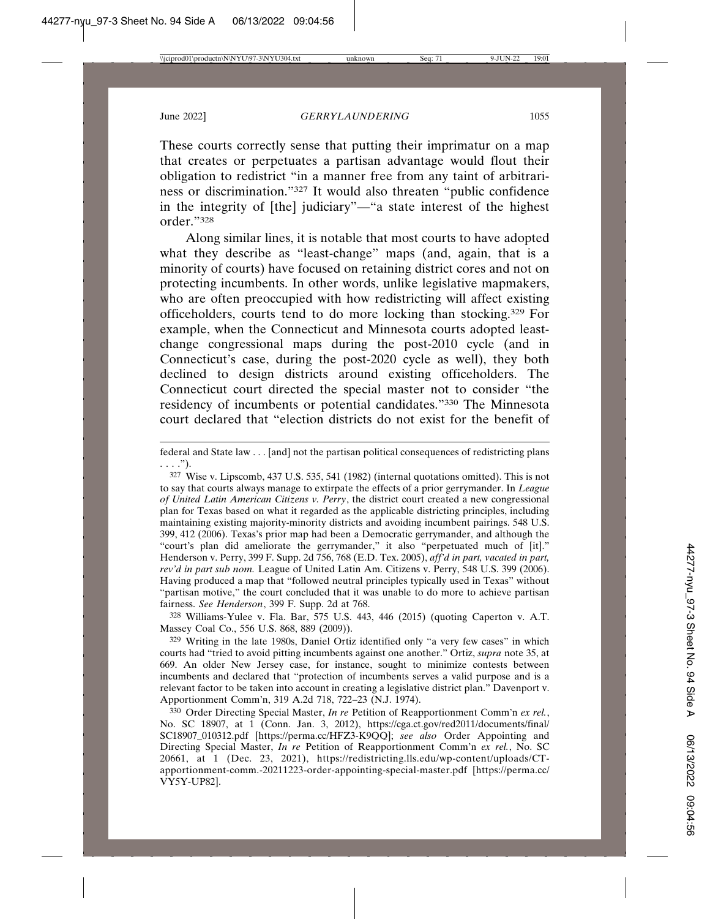These courts correctly sense that putting their imprimatur on a map that creates or perpetuates a partisan advantage would flout their obligation to redistrict "in a manner free from any taint of arbitrariness or discrimination."[327] It would also threaten "public confidence in the integrity of [the] judiciary"—"a state interest of the highest order."[328]

Along similar lines, it is notable that most courts to have adopted what they describe as "least-change" maps (and, again, that is a minority of courts) have focused on retaining district cores and not on protecting incumbents. In other words, unlike legislative mapmakers, who are often preoccupied with how redistricting will affect existing officeholders, courts tend to do more locking than stocking.[329] For example, when the Connecticut and Minnesota courts adopted least-change congressional maps during the post-2010 cycle (and in Connecticut's case, during the post-2020 cycle as well), they both declined to design districts around existing officeholders. The Connecticut court directed the special master not to consider "the residency of incumbents or potential candidates."[330] The Minnesota court declared that "election districts do not exist for the benefit of

---

federal and State law . . . [and] not the partisan political consequences of redistricting plans . . . .").

[327] Wise v. Lipscomb, 437 U.S. 535, 541 (1982) (internal quotations omitted). This is not to say that courts always manage to extirpate the effects of a prior gerrymander. In *League of United Latin American Citizens v. Perry*, the district court created a new congressional plan for Texas based on what it regarded as the applicable districting principles, including maintaining existing majority-minority districts and avoiding incumbent pairings. 548 U.S. 399, 412 (2006). Texas's prior map had been a Democratic gerrymander, and although the "court's plan did ameliorate the gerrymander," it also "perpetuated much of [it]." Henderson v. Perry, 399 F. Supp. 2d 756, 768 (E.D. Tex. 2005), *aff'd in part, vacated in part, rev'd in part sub nom.* League of United Latin Am. Citizens v. Perry, 548 U.S. 399 (2006). Having produced a map that "followed neutral principles typically used in Texas" without "partisan motive," the court concluded that it was unable to do more to achieve partisan fairness. *See Henderson*, 399 F. Supp. 2d at 768.

[328] Williams-Yulee v. Fla. Bar, 575 U.S. 443, 446 (2015) (quoting Caperton v. A.T. Massey Coal Co., 556 U.S. 868, 889 (2009)).

[329] Writing in the late 1980s, Daniel Ortiz identified only "a very few cases" in which courts had "tried to avoid pitting incumbents against one another." Ortiz, *supra* note 35, at 669. An older New Jersey case, for instance, sought to minimize contests between incumbents and declared that "protection of incumbents serves a valid purpose and is a relevant factor to be taken into account in creating a legislative district plan." Davenport v. Apportionment Comm'n, 319 A.2d 718, 722–23 (N.J. 1974).

[330] Order Directing Special Master, *In re* Petition of Reapportionment Comm'n *ex rel.*, No. SC 18907, at 1 (Conn. Jan. 3, 2012), https://cga.ct.gov/red2011/documents/final/SC18907_010312.pdf [https://perma.cc/HFZ3-K9QQ]; *see also* Order Appointing and Directing Special Master, *In re* Petition of Reapportionment Comm'n *ex rel.*, No. SC 20661, at 1 (Dec. 23, 2021), https://redistricting.lls.edu/wp-content/uploads/CT-apportionment-comm.-20211223-order-appointing-special-master.pdf [https://perma.cc/VY5Y-UP82].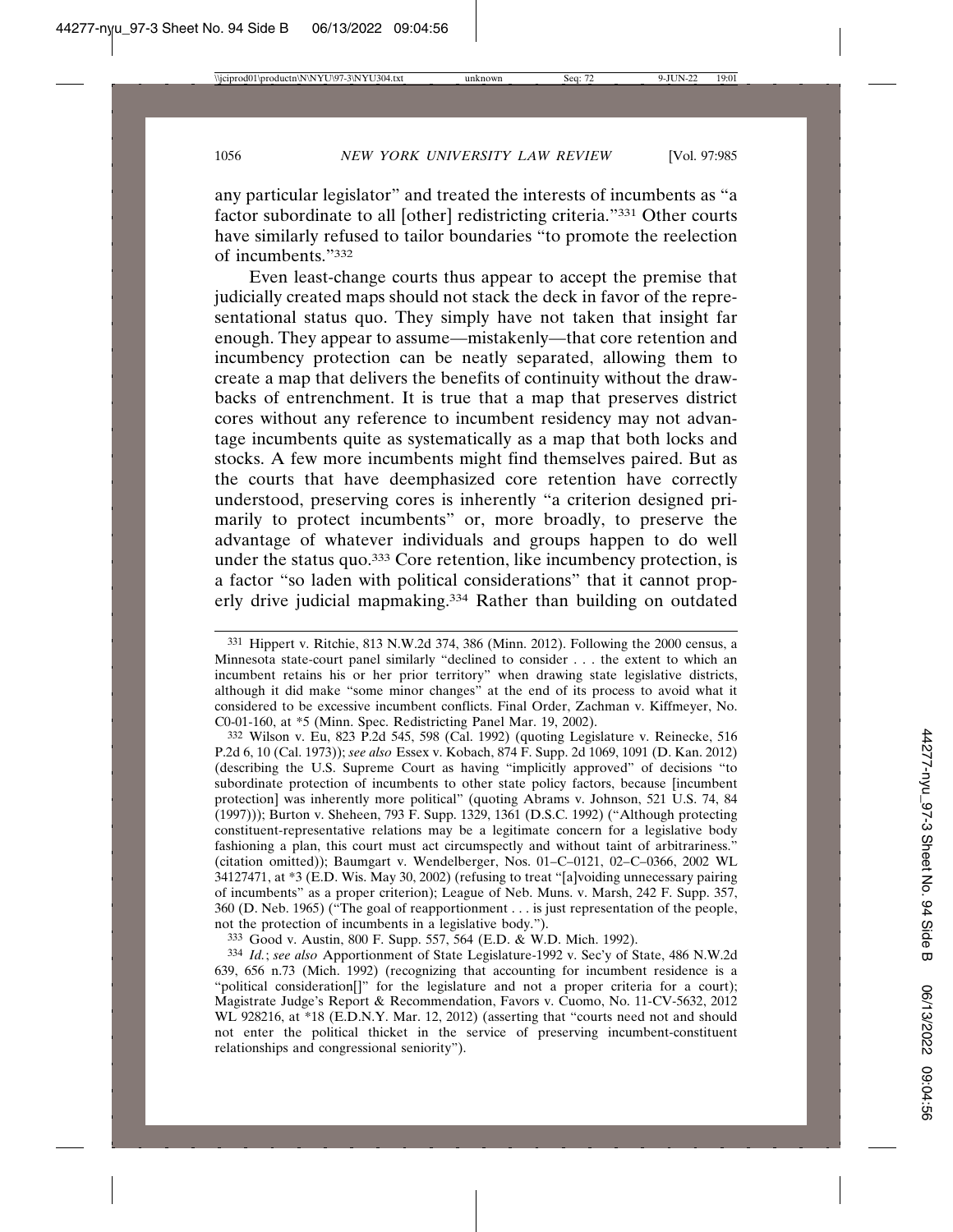any particular legislator" and treated the interests of incumbents as "a factor subordinate to all [other] redistricting criteria."[331] Other courts have similarly refused to tailor boundaries "to promote the reelection of incumbents."[332]

Even least-change courts thus appear to accept the premise that judicially created maps should not stack the deck in favor of the representational status quo. They simply have not taken that insight far enough. They appear to assume—mistakenly—that core retention and incumbency protection can be neatly separated, allowing them to create a map that delivers the benefits of continuity without the drawbacks of entrenchment. It is true that a map that preserves district cores without any reference to incumbent residency may not advantage incumbents quite as systematically as a map that both locks and stocks. A few more incumbents might find themselves paired. But as the courts that have deemphasized core retention have correctly understood, preserving cores is inherently "a criterion designed primarily to protect incumbents" or, more broadly, to preserve the advantage of whatever individuals and groups happen to do well under the status quo.[333] Core retention, like incumbency protection, is a factor "so laden with political considerations" that it cannot properly drive judicial mapmaking.[334] Rather than building on outdated

---

331 Hippert v. Ritchie, 813 N.W.2d 374, 386 (Minn. 2012). Following the 2000 census, a Minnesota state-court panel similarly "declined to consider . . . the extent to which an incumbent retains his or her prior territory" when drawing state legislative districts, although it did make "some minor changes" at the end of its process to avoid what it considered to be excessive incumbent conflicts. Final Order, Zachman v. Kiffmeyer, No. C0-01-160, at *5 (Minn. Spec. Redistricting Panel Mar. 19, 2002).

332 Wilson v. Eu, 823 P.2d 545, 598 (Cal. 1992) (quoting Legislature v. Reinecke, 516 P.2d 6, 10 (Cal. 1973)); *see also* Essex v. Kobach, 874 F. Supp. 2d 1069, 1091 (D. Kan. 2012) (describing the U.S. Supreme Court as having "implicitly approved" of decisions "to subordinate protection of incumbents to other state policy factors, because [incumbent protection] was inherently more political" (quoting Abrams v. Johnson, 521 U.S. 74, 84 (1997))); Burton v. Sheheen, 793 F. Supp. 1329, 1361 (D.S.C. 1992) ("Although protecting constituent-representative relations may be a legitimate concern for a legislative body fashioning a plan, this court must act circumspectly and without taint of arbitrariness." (citation omitted)); Baumgart v. Wendelberger, Nos. 01–C–0121, 02–C–0366, 2002 WL 34127471, at *3 (E.D. Wis. May 30, 2002) (refusing to treat "[a]voiding unnecessary pairing of incumbents" as a proper criterion); League of Neb. Muns. v. Marsh, 242 F. Supp. 357, 360 (D. Neb. 1965) ("The goal of reapportionment . . . is just representation of the people, not the protection of incumbents in a legislative body.").

333 Good v. Austin, 800 F. Supp. 557, 564 (E.D. & W.D. Mich. 1992).

334 *Id.*; *see also* Apportionment of State Legislature-1992 v. Sec'y of State, 486 N.W.2d 639, 656 n.73 (Mich. 1992) (recognizing that accounting for incumbent residence is a "political consideration[]" for the legislature and not a proper criteria for a court); Magistrate Judge's Report & Recommendation, Favors v. Cuomo, No. 11-CV-5632, 2012 WL 928216, at *18 (E.D.N.Y. Mar. 12, 2012) (asserting that "courts need not and should not enter the political thicket in the service of preserving incumbent-constituent relationships and congressional seniority").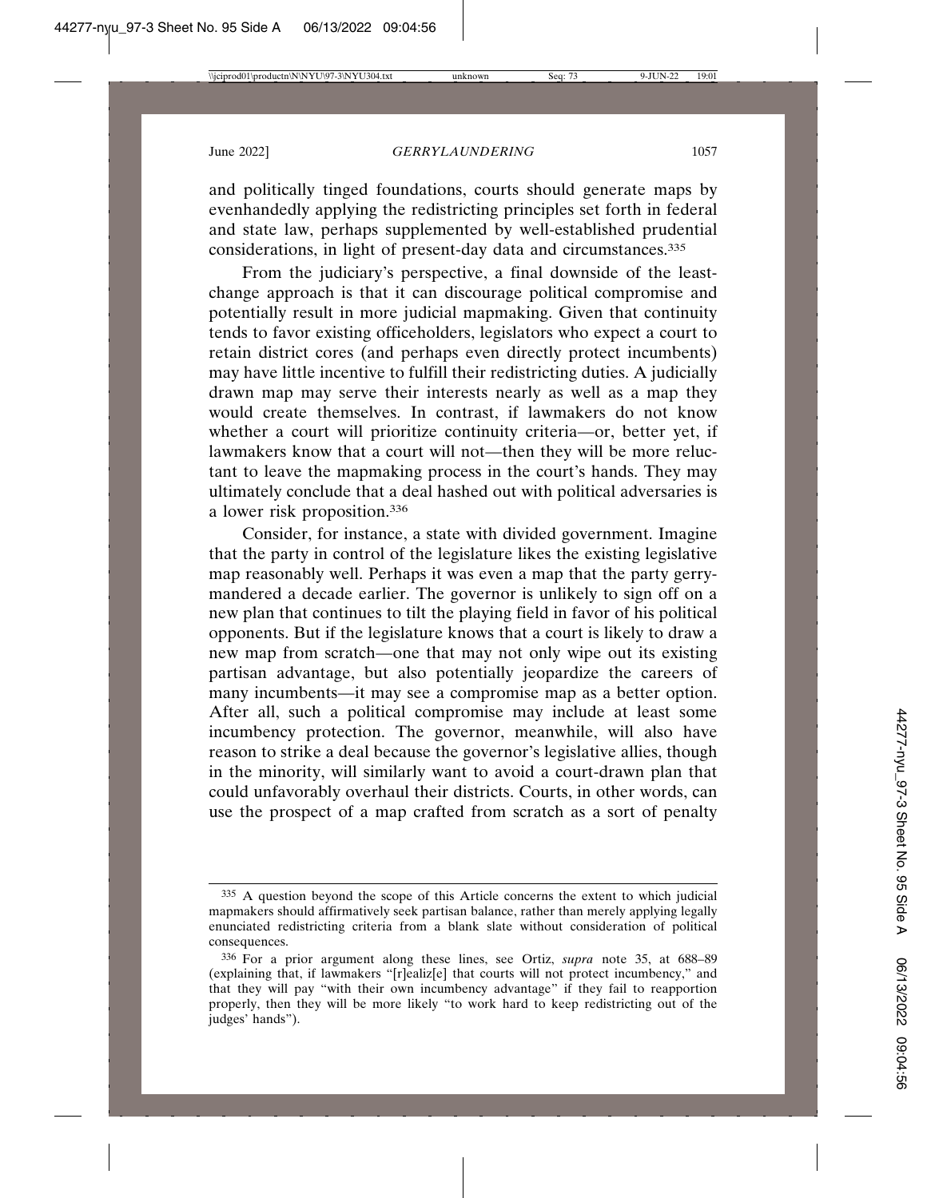and politically tinged foundations, courts should generate maps by evenhandedly applying the redistricting principles set forth in federal and state law, perhaps supplemented by well-established prudential considerations, in light of present-day data and circumstances.[335]

From the judiciary's perspective, a final downside of the least-change approach is that it can discourage political compromise and potentially result in more judicial mapmaking. Given that continuity tends to favor existing officeholders, legislators who expect a court to retain district cores (and perhaps even directly protect incumbents) may have little incentive to fulfill their redistricting duties. A judicially drawn map may serve their interests nearly as well as a map they would create themselves. In contrast, if lawmakers do not know whether a court will prioritize continuity criteria—or, better yet, if lawmakers know that a court will not—then they will be more reluctant to leave the mapmaking process in the court's hands. They may ultimately conclude that a deal hashed out with political adversaries is a lower risk proposition.[336]

Consider, for instance, a state with divided government. Imagine that the party in control of the legislature likes the existing legislative map reasonably well. Perhaps it was even a map that the party gerrymandered a decade earlier. The governor is unlikely to sign off on a new plan that continues to tilt the playing field in favor of his political opponents. But if the legislature knows that a court is likely to draw a new map from scratch—one that may not only wipe out its existing partisan advantage, but also potentially jeopardize the careers of many incumbents—it may see a compromise map as a better option. After all, such a political compromise may include at least some incumbency protection. The governor, meanwhile, will also have reason to strike a deal because the governor's legislative allies, though in the minority, will similarly want to avoid a court-drawn plan that could unfavorably overhaul their districts. Courts, in other words, can use the prospect of a map crafted from scratch as a sort of penalty

---

[335] A question beyond the scope of this Article concerns the extent to which judicial mapmakers should affirmatively seek partisan balance, rather than merely applying legally enunciated redistricting criteria from a blank slate without consideration of political consequences.

[336] For a prior argument along these lines, see Ortiz, *supra* note 35, at 688–89 (explaining that, if lawmakers "[r]ealiz[e] that courts will not protect incumbency," and that they will pay "with their own incumbency advantage" if they fail to reapportion properly, then they will be more likely "to work hard to keep redistricting out of the judges' hands").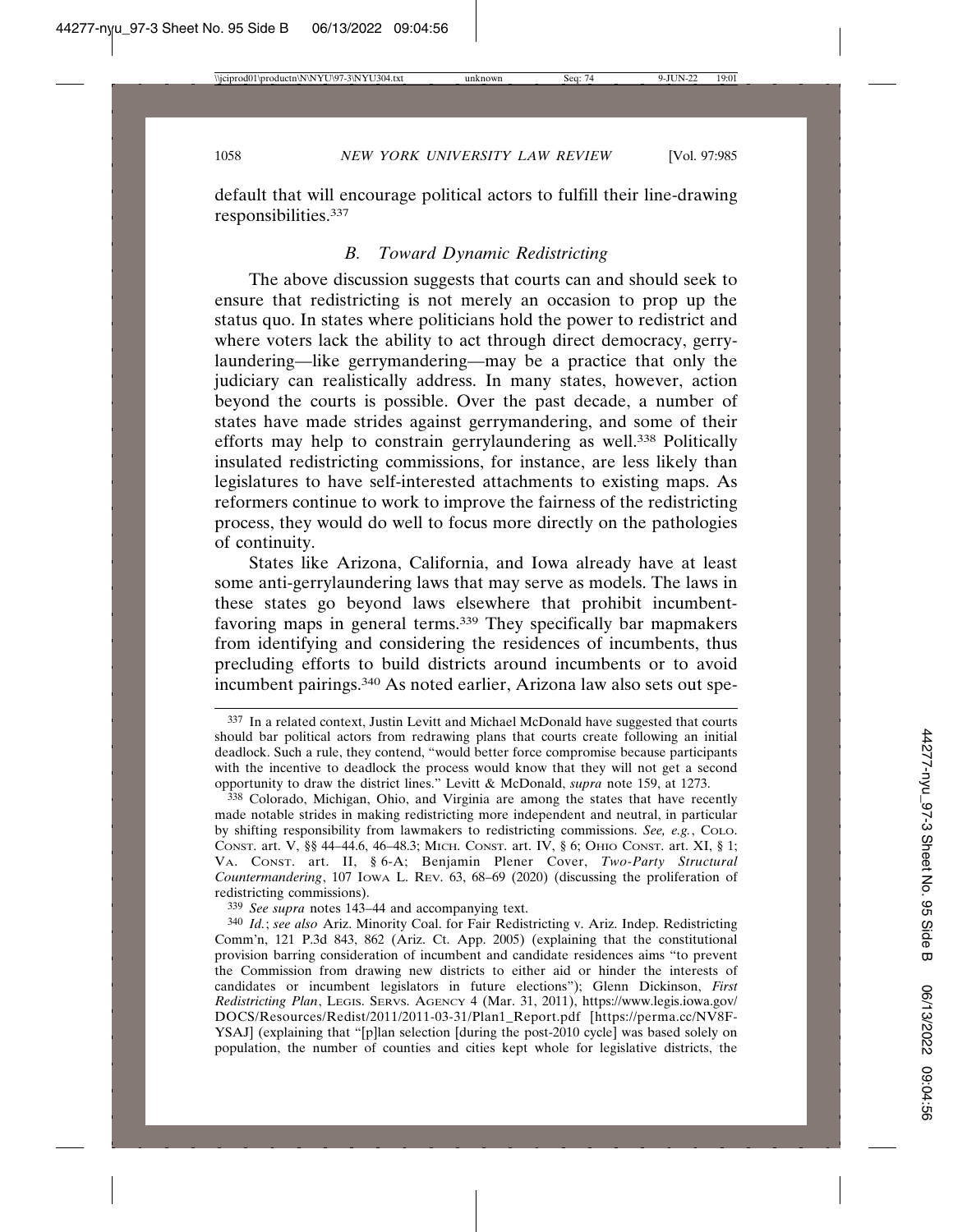default that will encourage political actors to fulfill their line-drawing responsibilities.[337]

### B. *Toward Dynamic Redistricting*

The above discussion suggests that courts can and should seek to ensure that redistricting is not merely an occasion to prop up the status quo. In states where politicians hold the power to redistrict and where voters lack the ability to act through direct democracy, gerrylaundering—like gerrymandering—may be a practice that only the judiciary can realistically address. In many states, however, action beyond the courts is possible. Over the past decade, a number of states have made strides against gerrymandering, and some of their efforts may help to constrain gerrylaundering as well.[338] Politically insulated redistricting commissions, for instance, are less likely than legislatures to have self-interested attachments to existing maps. As reformers continue to work to improve the fairness of the redistricting process, they would do well to focus more directly on the pathologies of continuity.

States like Arizona, California, and Iowa already have at least some anti-gerrylaundering laws that may serve as models. The laws in these states go beyond laws elsewhere that prohibit incumbent-favoring maps in general terms.[339] They specifically bar mapmakers from identifying and considering the residences of incumbents, thus precluding efforts to build districts around incumbents or to avoid incumbent pairings.[340] As noted earlier, Arizona law also sets out spe-

---

[337] In a related context, Justin Levitt and Michael McDonald have suggested that courts should bar political actors from redrawing plans that courts create following an initial deadlock. Such a rule, they contend, "would better force compromise because participants with the incentive to deadlock the process would know that they will not get a second opportunity to draw the district lines." Levitt & McDonald, *supra* note 159, at 1273.

[338] Colorado, Michigan, Ohio, and Virginia are among the states that have recently made notable strides in making redistricting more independent and neutral, in particular by shifting responsibility from lawmakers to redistricting commissions. *See, e.g.*, COLO. CONST. art. V, §§ 44–44.6, 46–48.3; MICH. CONST. art. IV, § 6; OHIO CONST. art. XI, § 1; VA. CONST. art. II, § 6-A; Benjamin Plener Cover, *Two-Party Structural Countermandering*, 107 IOWA L. REV. 63, 68–69 (2020) (discussing the proliferation of redistricting commissions).

[339] *See supra* notes 143–44 and accompanying text.

[340] *Id.*; *see also* Ariz. Minority Coal. for Fair Redistricting v. Ariz. Indep. Redistricting Comm'n, 121 P.3d 843, 862 (Ariz. Ct. App. 2005) (explaining that the constitutional provision barring consideration of incumbent and candidate residences aims "to prevent the Commission from drawing new districts to either aid or hinder the interests of candidates or incumbent legislators in future elections"); Glenn Dickinson, *First Redistricting Plan*, LEGIS. SERVS. AGENCY 4 (Mar. 31, 2011), https://www.legis.iowa.gov/DOCS/Resources/Redist/2011/2011-03-31/Plan1_Report.pdf [https://perma.cc/NV8F-YSAJ] (explaining that "[p]lan selection [during the post-2010 cycle] was based solely on population, the number of counties and cities kept whole for legislative districts, the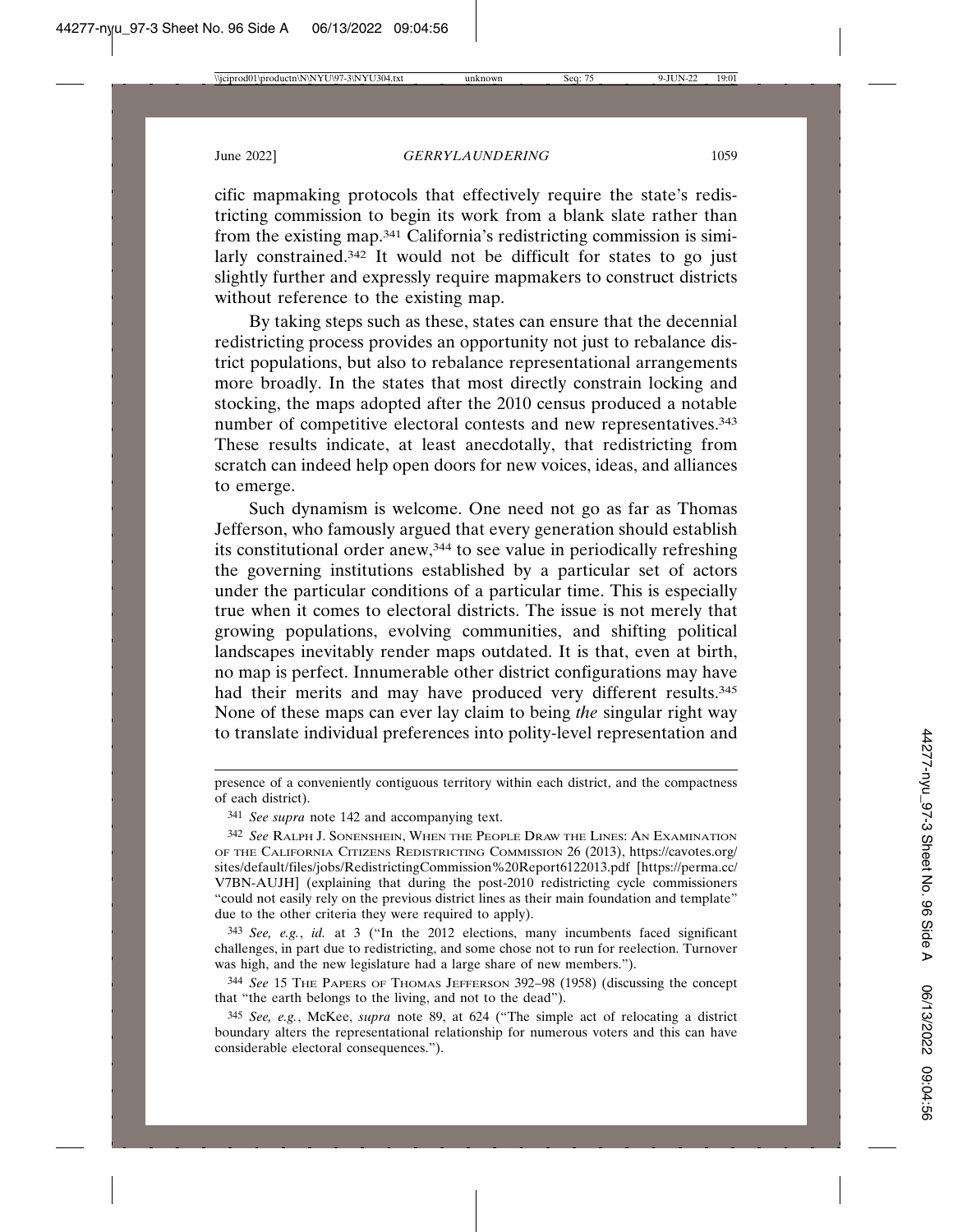cific mapmaking protocols that effectively require the state's redistricting commission to begin its work from a blank slate rather than from the existing map.[341] California's redistricting commission is similarly constrained.[342] It would not be difficult for states to go just slightly further and expressly require mapmakers to construct districts without reference to the existing map.

By taking steps such as these, states can ensure that the decennial redistricting process provides an opportunity not just to rebalance district populations, but also to rebalance representational arrangements more broadly. In the states that most directly constrain locking and stocking, the maps adopted after the 2010 census produced a notable number of competitive electoral contests and new representatives.[343] These results indicate, at least anecdotally, that redistricting from scratch can indeed help open doors for new voices, ideas, and alliances to emerge.

Such dynamism is welcome. One need not go as far as Thomas Jefferson, who famously argued that every generation should establish its constitutional order anew,[344] to see value in periodically refreshing the governing institutions established by a particular set of actors under the particular conditions of a particular time. This is especially true when it comes to electoral districts. The issue is not merely that growing populations, evolving communities, and shifting political landscapes inevitably render maps outdated. It is that, even at birth, no map is perfect. Innumerable other district configurations may have had their merits and may have produced very different results.[345] None of these maps can ever lay claim to being *the* singular right way to translate individual preferences into polity-level representation and

---

presence of a conveniently contiguous territory within each district, and the compactness of each district).

[341] *See supra* note 142 and accompanying text.

[342] *See* RALPH J. SONENSHEIN, WHEN THE PEOPLE DRAW THE LINES: AN EXAMINATION OF THE CALIFORNIA CITIZENS REDISTRICTING COMMISSION 26 (2013), https://cavotes.org/sites/default/files/jobs/RedistrictingCommission%20Report6122013.pdf [https://perma.cc/V7BN-AUJH] (explaining that during the post-2010 redistricting cycle commissioners "could not easily rely on the previous district lines as their main foundation and template" due to the other criteria they were required to apply).

[343] *See, e.g.*, *id.* at 3 ("In the 2012 elections, many incumbents faced significant challenges, in part due to redistricting, and some chose not to run for reelection. Turnover was high, and the new legislature had a large share of new members.").

[344] *See* 15 THE PAPERS OF THOMAS JEFFERSON 392–98 (1958) (discussing the concept that "the earth belongs to the living, and not to the dead").

[345] *See, e.g.*, McKee, *supra* note 89, at 624 ("The simple act of relocating a district boundary alters the representational relationship for numerous voters and this can have considerable electoral consequences.").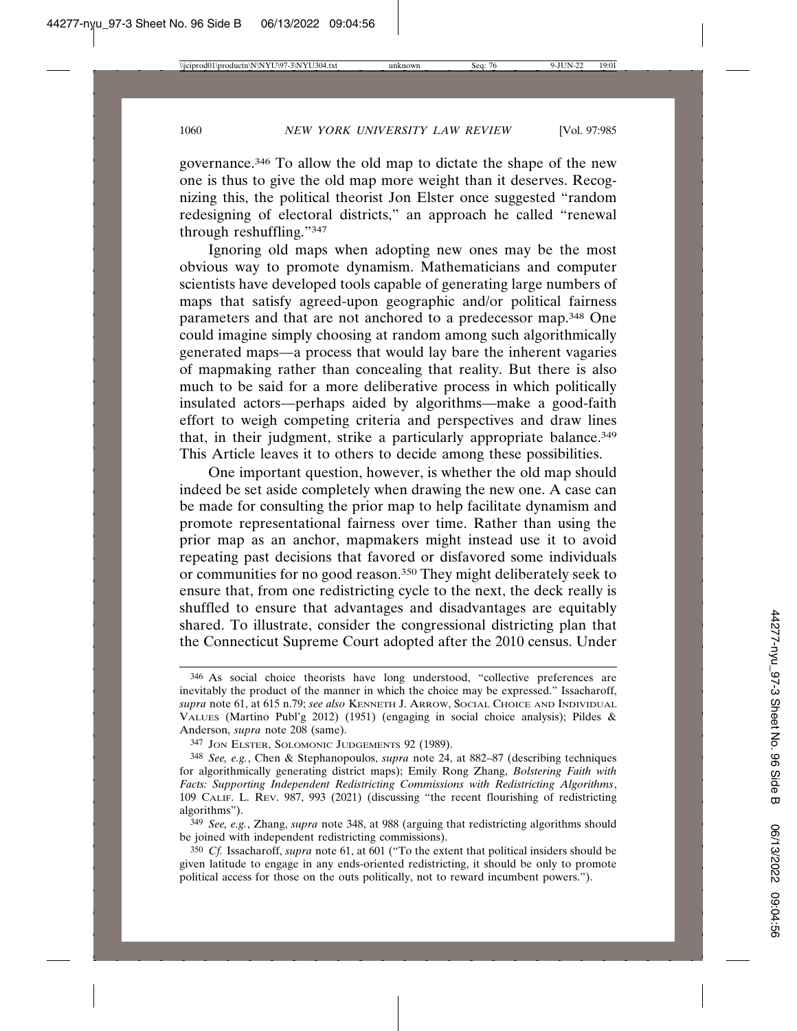governance.[346] To allow the old map to dictate the shape of the new one is thus to give the old map more weight than it deserves. Recognizing this, the political theorist Jon Elster once suggested "random redesigning of electoral districts," an approach he called "renewal through reshuffling."[347]

Ignoring old maps when adopting new ones may be the most obvious way to promote dynamism. Mathematicians and computer scientists have developed tools capable of generating large numbers of maps that satisfy agreed-upon geographic and/or political fairness parameters and that are not anchored to a predecessor map.[348] One could imagine simply choosing at random among such algorithmically generated maps—a process that would lay bare the inherent vagaries of mapmaking rather than concealing that reality. But there is also much to be said for a more deliberative process in which politically insulated actors—perhaps aided by algorithms—make a good-faith effort to weigh competing criteria and perspectives and draw lines that, in their judgment, strike a particularly appropriate balance.[349] This Article leaves it to others to decide among these possibilities.

One important question, however, is whether the old map should indeed be set aside completely when drawing the new one. A case can be made for consulting the prior map to help facilitate dynamism and promote representational fairness over time. Rather than using the prior map as an anchor, mapmakers might instead use it to avoid repeating past decisions that favored or disfavored some individuals or communities for no good reason.[350] They might deliberately seek to ensure that, from one redistricting cycle to the next, the deck really is shuffled to ensure that advantages and disadvantages are equitably shared. To illustrate, consider the congressional districting plan that the Connecticut Supreme Court adopted after the 2010 census. Under

---

[346] As social choice theorists have long understood, "collective preferences are inevitably the product of the manner in which the choice may be expressed." Issacharoff, *supra* note 61, at 615 n.79; *see also* KENNETH J. ARROW, SOCIAL CHOICE AND INDIVIDUAL VALUES (Martino Publ'g 2012) (1951) (engaging in social choice analysis); Pildes & Anderson, *supra* note 208 (same).

[347] JON ELSTER, SOLOMONIC JUDGEMENTS 92 (1989).

[348] *See, e.g.*, Chen & Stephanopoulos, *supra* note 24, at 882–87 (describing techniques for algorithmically generating district maps); Emily Rong Zhang, *Bolstering Faith with Facts: Supporting Independent Redistricting Commissions with Redistricting Algorithms*, 109 CALIF. L. REV. 987, 993 (2021) (discussing "the recent flourishing of redistricting algorithms").

[349] *See, e.g.*, Zhang, *supra* note 348, at 988 (arguing that redistricting algorithms should be joined with independent redistricting commissions).

[350] *Cf.* Issacharoff, *supra* note 61, at 601 ("To the extent that political insiders should be given latitude to engage in any ends-oriented redistricting, it should be only to promote political access for those on the outs politically, not to reward incumbent powers.").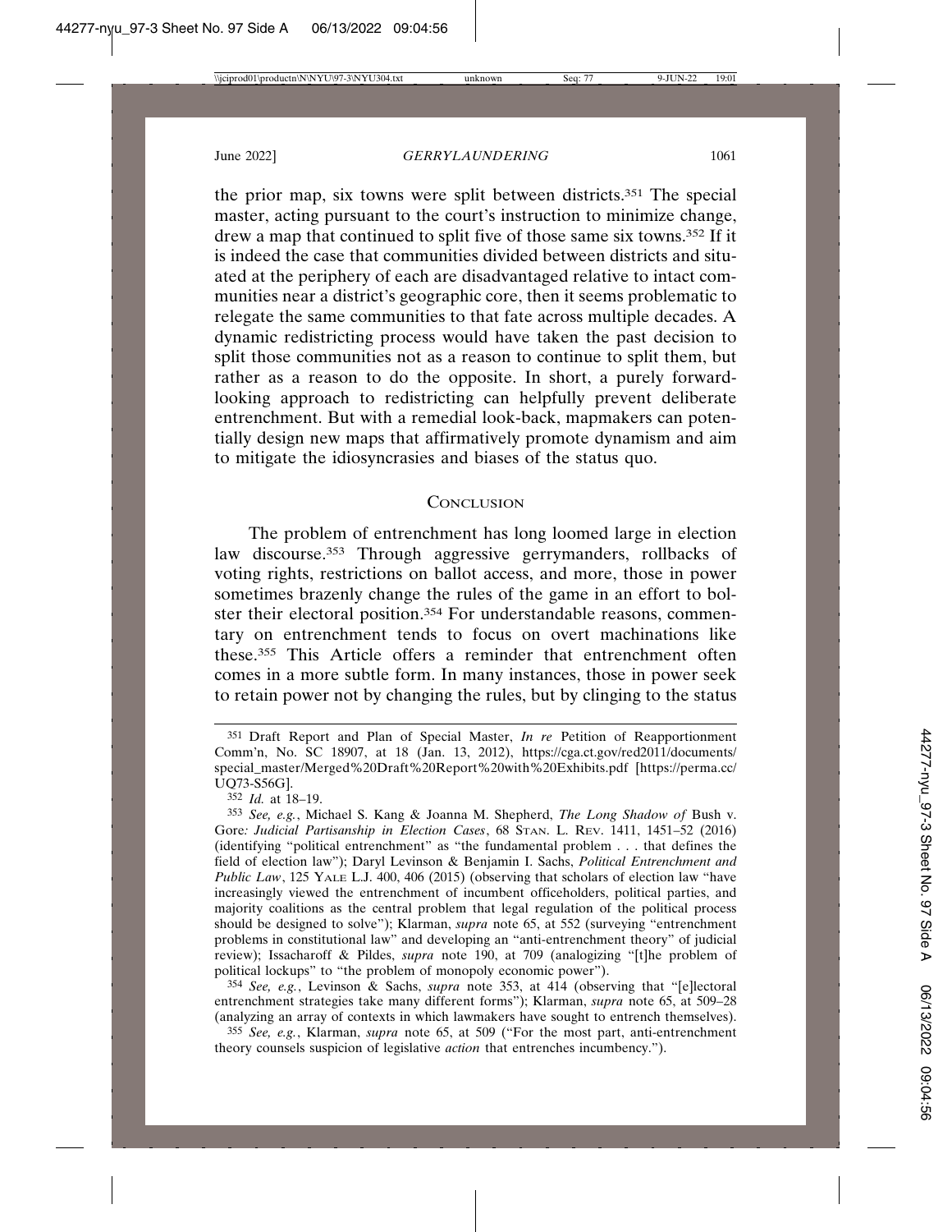the prior map, six towns were split between districts.[351] The special master, acting pursuant to the court's instruction to minimize change, drew a map that continued to split five of those same six towns.[352] If it is indeed the case that communities divided between districts and situated at the periphery of each are disadvantaged relative to intact communities near a district's geographic core, then it seems problematic to relegate the same communities to that fate across multiple decades. A dynamic redistricting process would have taken the past decision to split those communities not as a reason to continue to split them, but rather as a reason to do the opposite. In short, a purely forward-looking approach to redistricting can helpfully prevent deliberate entrenchment. But with a remedial look-back, mapmakers can potentially design new maps that affirmatively promote dynamism and aim to mitigate the idiosyncrasies and biases of the status quo.

## Conclusion

The problem of entrenchment has long loomed large in election law discourse.[353] Through aggressive gerrymanders, rollbacks of voting rights, restrictions on ballot access, and more, those in power sometimes brazenly change the rules of the game in an effort to bolster their electoral position.[354] For understandable reasons, commentary on entrenchment tends to focus on overt machinations like these.[355] This Article offers a reminder that entrenchment often comes in a more subtle form. In many instances, those in power seek to retain power not by changing the rules, but by clinging to the status

---

[351] Draft Report and Plan of Special Master, *In re* Petition of Reapportionment Comm'n, No. SC 18907, at 18 (Jan. 13, 2012), https://cga.ct.gov/red2011/documents/special_master/Merged%20Draft%20Report%20with%20Exhibits.pdf [https://perma.cc/UQ73-S56G].

[352] *Id.* at 18–19.

[353] *See, e.g.*, Michael S. Kang & Joanna M. Shepherd, *The Long Shadow of* Bush v. Gore*: Judicial Partisanship in Election Cases*, 68 STAN. L. REV. 1411, 1451–52 (2016) (identifying "political entrenchment" as "the fundamental problem . . . that defines the field of election law"); Daryl Levinson & Benjamin I. Sachs, *Political Entrenchment and Public Law*, 125 YALE L.J. 400, 406 (2015) (observing that scholars of election law "have increasingly viewed the entrenchment of incumbent officeholders, political parties, and majority coalitions as the central problem that legal regulation of the political process should be designed to solve"); Klarman, *supra* note 65, at 552 (surveying "entrenchment problems in constitutional law" and developing an "anti-entrenchment theory" of judicial review); Issacharoff & Pildes, *supra* note 190, at 709 (analogizing "[t]he problem of political lockups" to "the problem of monopoly economic power").

[354] *See, e.g.*, Levinson & Sachs, *supra* note 353, at 414 (observing that "[e]lectoral entrenchment strategies take many different forms"); Klarman, *supra* note 65, at 509–28 (analyzing an array of contexts in which lawmakers have sought to entrench themselves).

[355] *See, e.g.*, Klarman, *supra* note 65, at 509 ("For the most part, anti-entrenchment theory counsels suspicion of legislative *action* that entrenches incumbency.").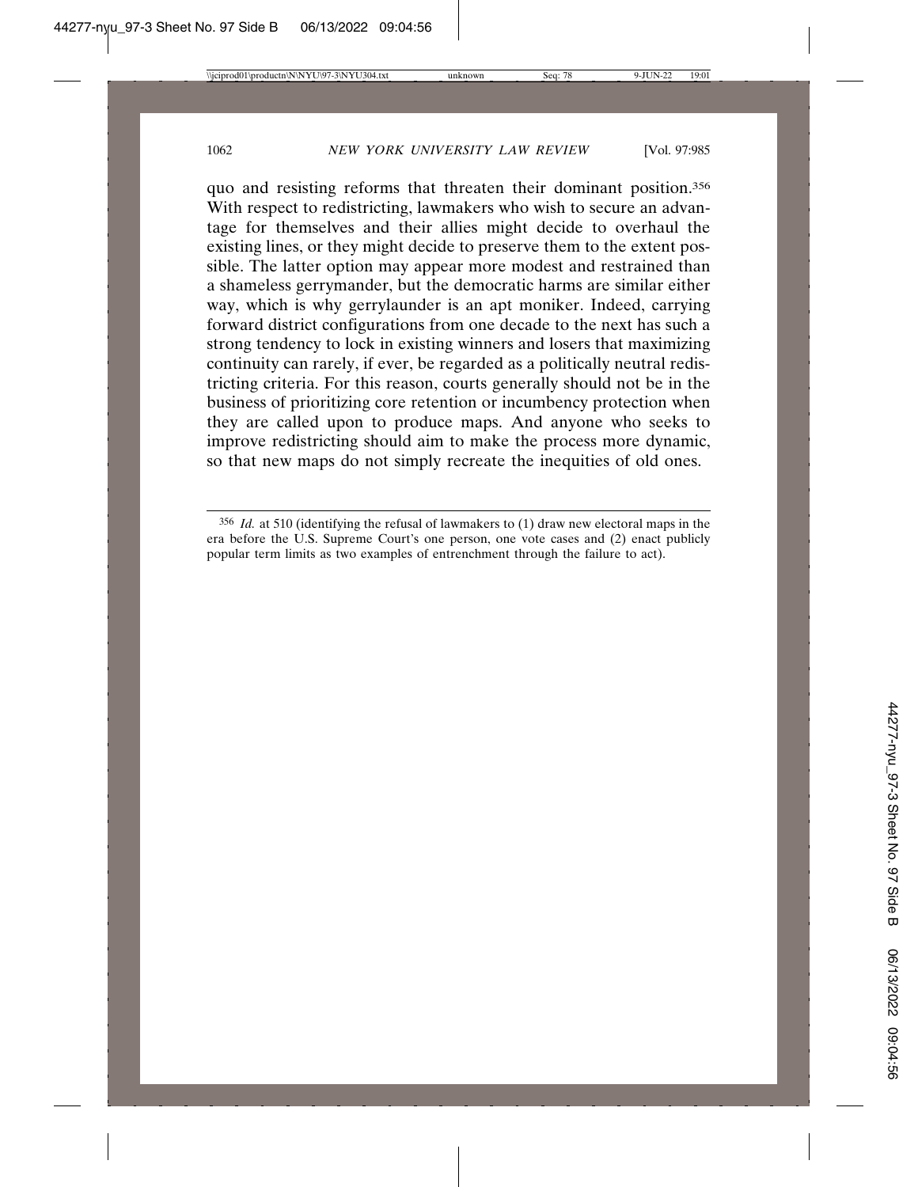quo and resisting reforms that threaten their dominant position.[356] With respect to redistricting, lawmakers who wish to secure an advantage for themselves and their allies might decide to overhaul the existing lines, or they might decide to preserve them to the extent possible. The latter option may appear more modest and restrained than a shameless gerrymander, but the democratic harms are similar either way, which is why gerrylaunder is an apt moniker. Indeed, carrying forward district configurations from one decade to the next has such a strong tendency to lock in existing winners and losers that maximizing continuity can rarely, if ever, be regarded as a politically neutral redistricting criteria. For this reason, courts generally should not be in the business of prioritizing core retention or incumbency protection when they are called upon to produce maps. And anyone who seeks to improve redistricting should aim to make the process more dynamic, so that new maps do not simply recreate the inequities of old ones.

---

356 *Id.* at 510 (identifying the refusal of lawmakers to (1) draw new electoral maps in the era before the U.S. Supreme Court's one person, one vote cases and (2) enact publicly popular term limits as two examples of entrenchment through the failure to act).